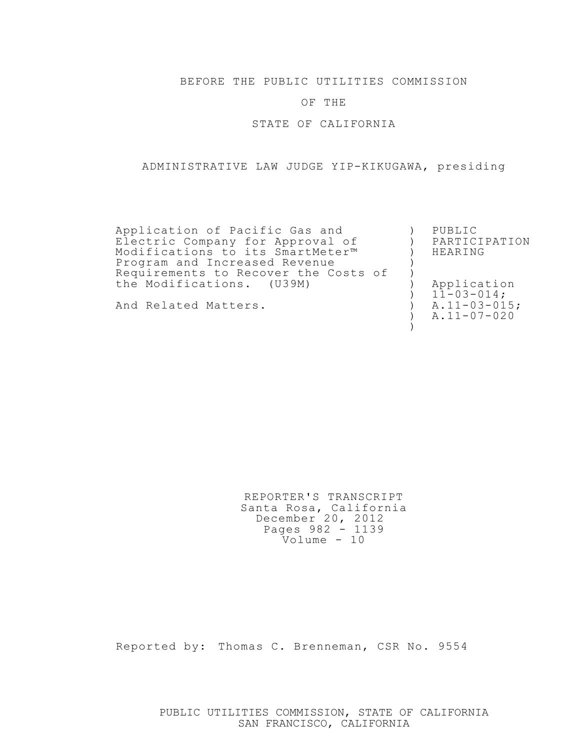BEFORE THE PUBLIC UTILITIES COMMISSION

OF THE

STATE OF CALIFORNIA

ADMINISTRATIVE LAW JUDGE YIP-KIKUGAWA, presiding

| | | |
|---|---|---|
| Application of Pacific Gas and Electric Company for Approval of Modifications to its SmartMeter™ Program and Increased Revenue Requirements to Recover the Costs of the Modifications. (U39M) | ) | PUBLIC PARTICIPATION HEARING |
| And Related Matters. | ) | Application 11-03-014; A.11-03-015; A.11-07-020 |

REPORTER'S TRANSCRIPT
Santa Rosa, California
December 20, 2012
Pages 982 - 1139
Volume - 10

Reported by: Thomas C. Brenneman, CSR No. 9554

PUBLIC UTILITIES COMMISSION, STATE OF CALIFORNIA
SAN FRANCISCO, CALIFORNIA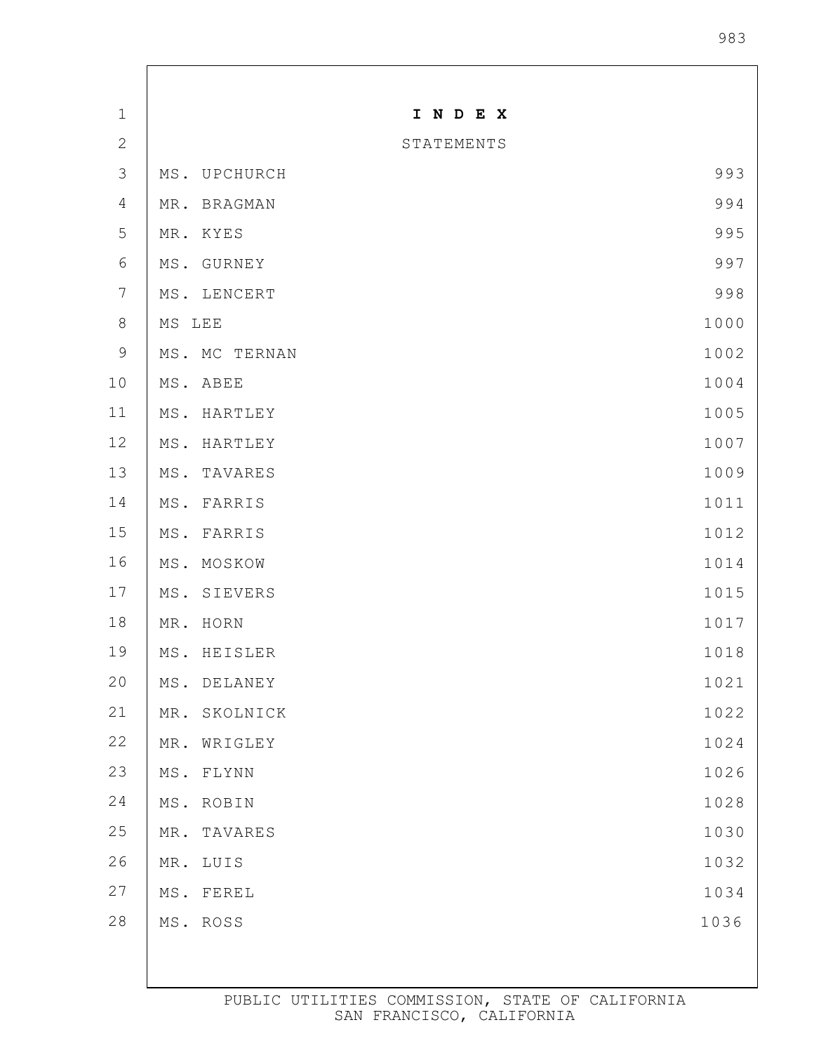# I N D E X

## STATEMENTS

| | |
|---|---|
| MS. UPCHURCH | 993 |
| MR. BRAGMAN | 994 |
| MR. KYES | 995 |
| MS. GURNEY | 997 |
| MS. LENCERT | 998 |
| MS LEE | 1000 |
| MS. MC TERNAN | 1002 |
| MS. ABEE | 1004 |
| MS. HARTLEY | 1005 |
| MS. HARTLEY | 1007 |
| MS. TAVARES | 1009 |
| MS. FARRIS | 1011 |
| MS. FARRIS | 1012 |
| MS. MOSKOW | 1014 |
| MS. SIEVERS | 1015 |
| MR. HORN | 1017 |
| MS. HEISLER | 1018 |
| MS. DELANEY | 1021 |
| MR. SKOLNICK | 1022 |
| MR. WRIGLEY | 1024 |
| MS. FLYNN | 1026 |
| MS. ROBIN | 1028 |
| MR. TAVARES | 1030 |
| MR. LUIS | 1032 |
| MS. FEREL | 1034 |
| MS. ROSS | 1036 |

PUBLIC UTILITIES COMMISSION, STATE OF CALIFORNIA
SAN FRANCISCO, CALIFORNIA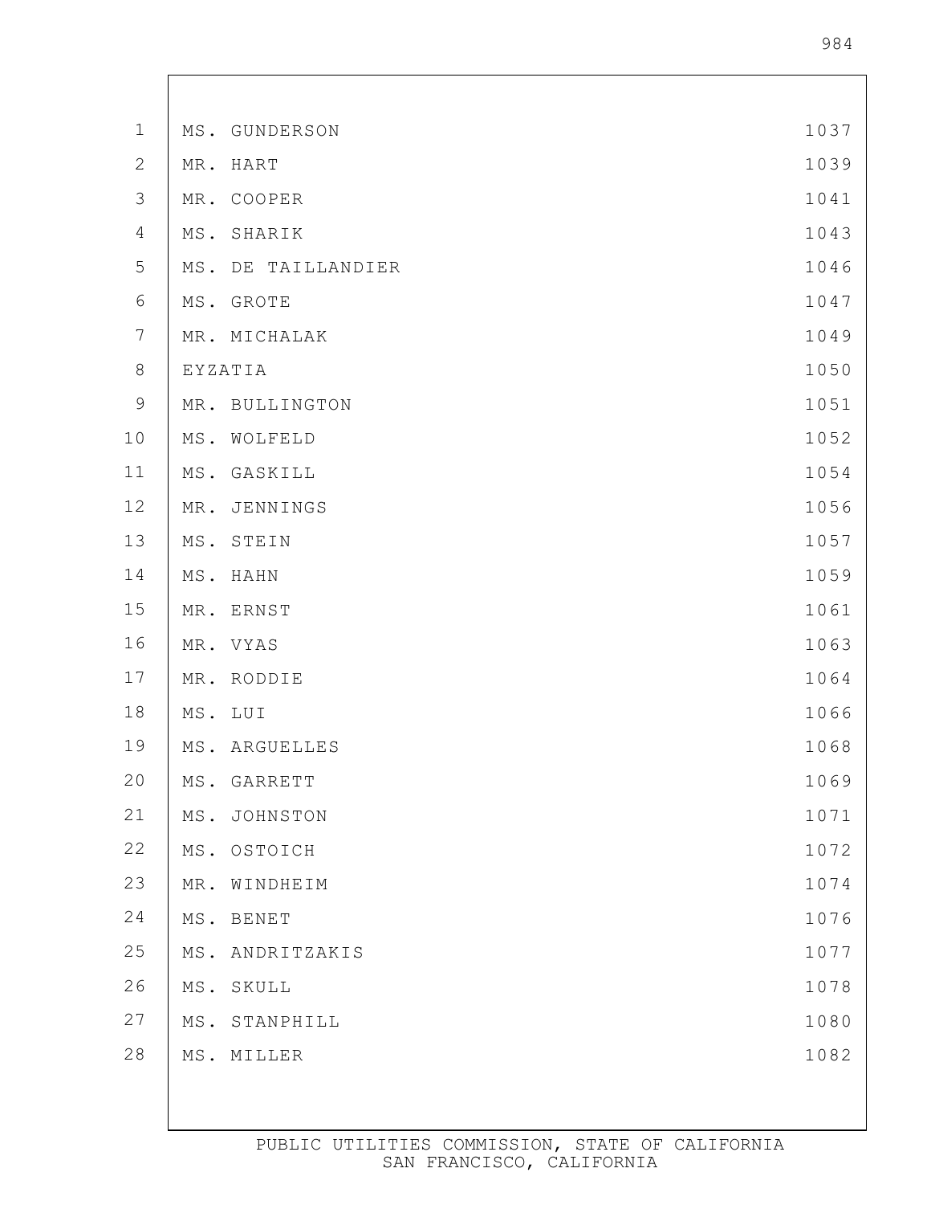| | |
|---|---|
| MS. GUNDERSON | 1037 |
| MR. HART | 1039 |
| MR. COOPER | 1041 |
| MS. SHARIK | 1043 |
| MS. DE TAILLANDIER | 1046 |
| MS. GROTE | 1047 |
| MR. MICHALAK | 1049 |
| EYZATIA | 1050 |
| MR. BULLINGTON | 1051 |
| MS. WOLFELD | 1052 |
| MS. GASKILL | 1054 |
| MR. JENNINGS | 1056 |
| MS. STEIN | 1057 |
| MS. HAHN | 1059 |
| MR. ERNST | 1061 |
| MR. VYAS | 1063 |
| MR. RODDIE | 1064 |
| MS. LUI | 1066 |
| MS. ARGUELLES | 1068 |
| MS. GARRETT | 1069 |
| MS. JOHNSTON | 1071 |
| MS. OSTOICH | 1072 |
| MR. WINDHEIM | 1074 |
| MS. BENET | 1076 |
| MS. ANDRITZAKIS | 1077 |
| MS. SKULL | 1078 |
| MS. STANPHILL | 1080 |
| MS. MILLER | 1082 |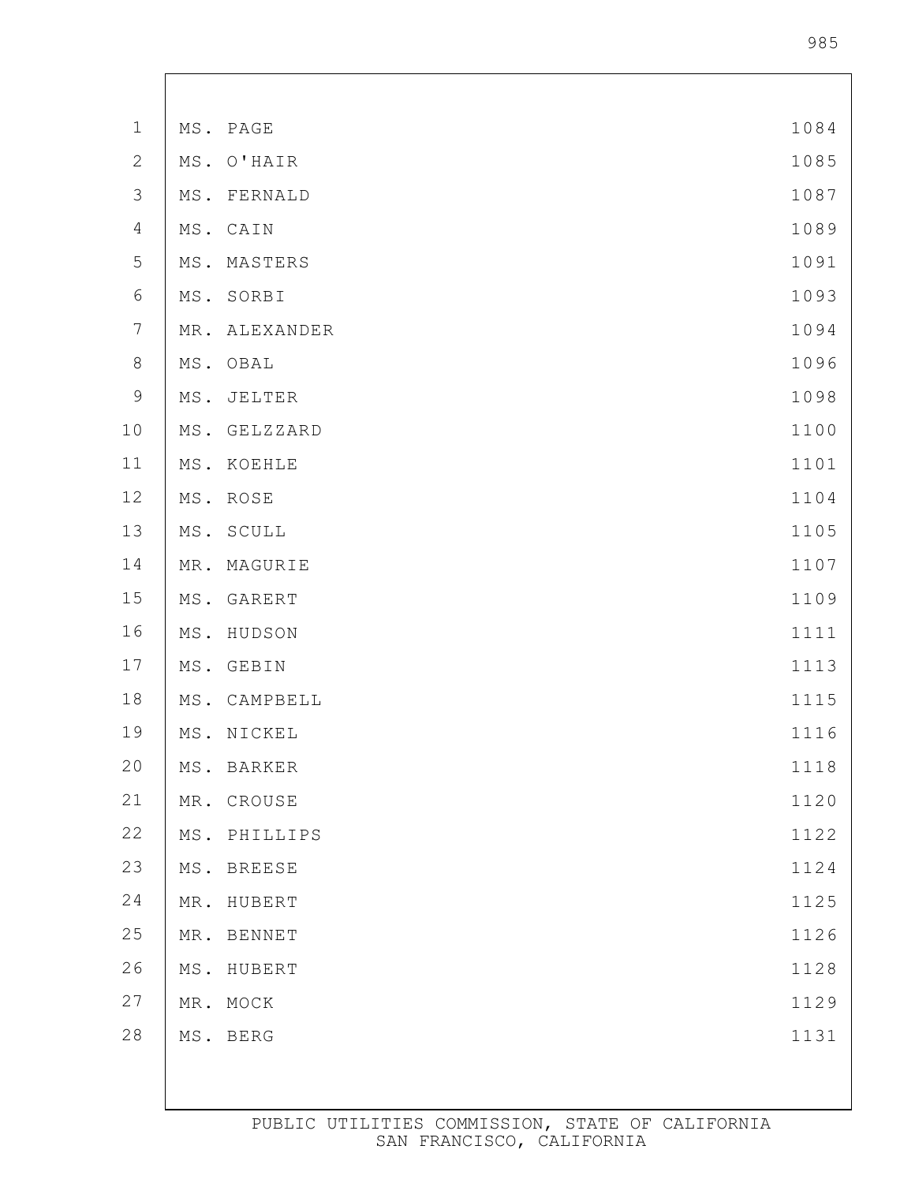| | |
|---|---|
| MS. PAGE | 1084 |
| MS. O'HAIR | 1085 |
| MS. FERNALD | 1087 |
| MS. CAIN | 1089 |
| MS. MASTERS | 1091 |
| MS. SORBI | 1093 |
| MR. ALEXANDER | 1094 |
| MS. OBAL | 1096 |
| MS. JELTER | 1098 |
| MS. GELZZARD | 1100 |
| MS. KOEHLE | 1101 |
| MS. ROSE | 1104 |
| MS. SCULL | 1105 |
| MR. MAGURIE | 1107 |
| MS. GARERT | 1109 |
| MS. HUDSON | 1111 |
| MS. GEBIN | 1113 |
| MS. CAMPBELL | 1115 |
| MS. NICKEL | 1116 |
| MS. BARKER | 1118 |
| MR. CROUSE | 1120 |
| MS. PHILLIPS | 1122 |
| MS. BREESE | 1124 |
| MR. HUBERT | 1125 |
| MR. BENNET | 1126 |
| MS. HUBERT | 1128 |
| MR. MOCK | 1129 |
| MS. BERG | 1131 |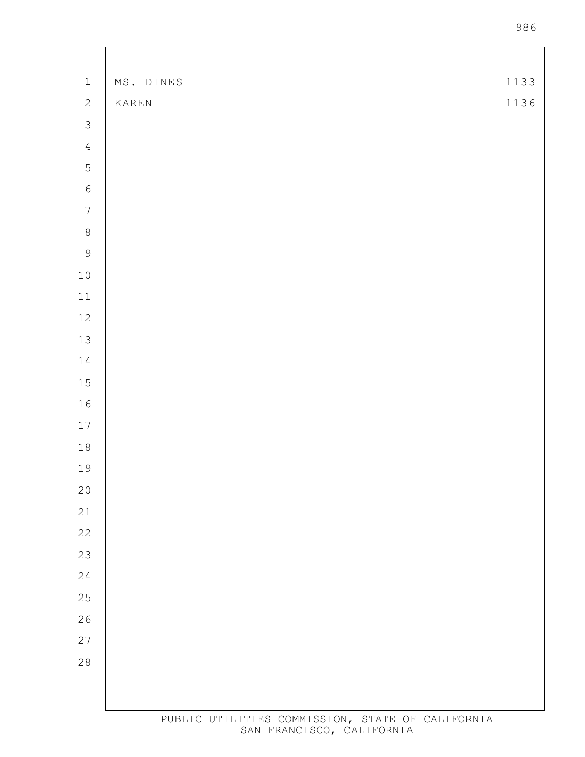| | |
|---|---|
| MS. DINES | 1133 |
| KAREN | 1136 |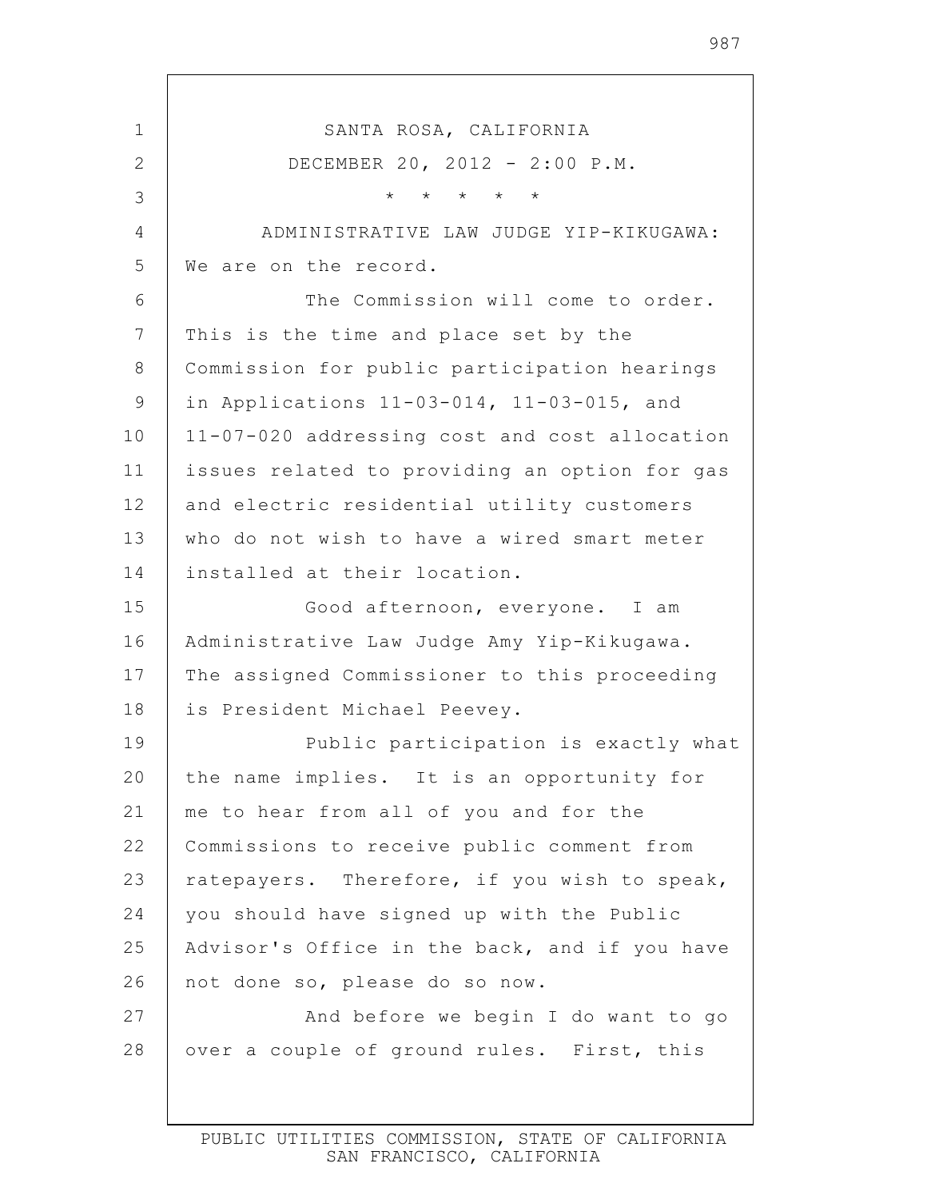SANTA ROSA, CALIFORNIA

DECEMBER 20, 2012 - 2:00 P.M.

\* \* \* \* \*

ADMINISTRATIVE LAW JUDGE YIP-KIKUGAWA: We are on the record.

The Commission will come to order. This is the time and place set by the Commission for public participation hearings in Applications 11-03-014, 11-03-015, and 11-07-020 addressing cost and cost allocation issues related to providing an option for gas and electric residential utility customers who do not wish to have a wired smart meter installed at their location.

Good afternoon, everyone. I am Administrative Law Judge Amy Yip-Kikugawa. The assigned Commissioner to this proceeding is President Michael Peevey.

Public participation is exactly what the name implies. It is an opportunity for me to hear from all of you and for the Commissions to receive public comment from ratepayers. Therefore, if you wish to speak, you should have signed up with the Public Advisor's Office in the back, and if you have not done so, please do so now.

And before we begin I do want to go over a couple of ground rules. First, this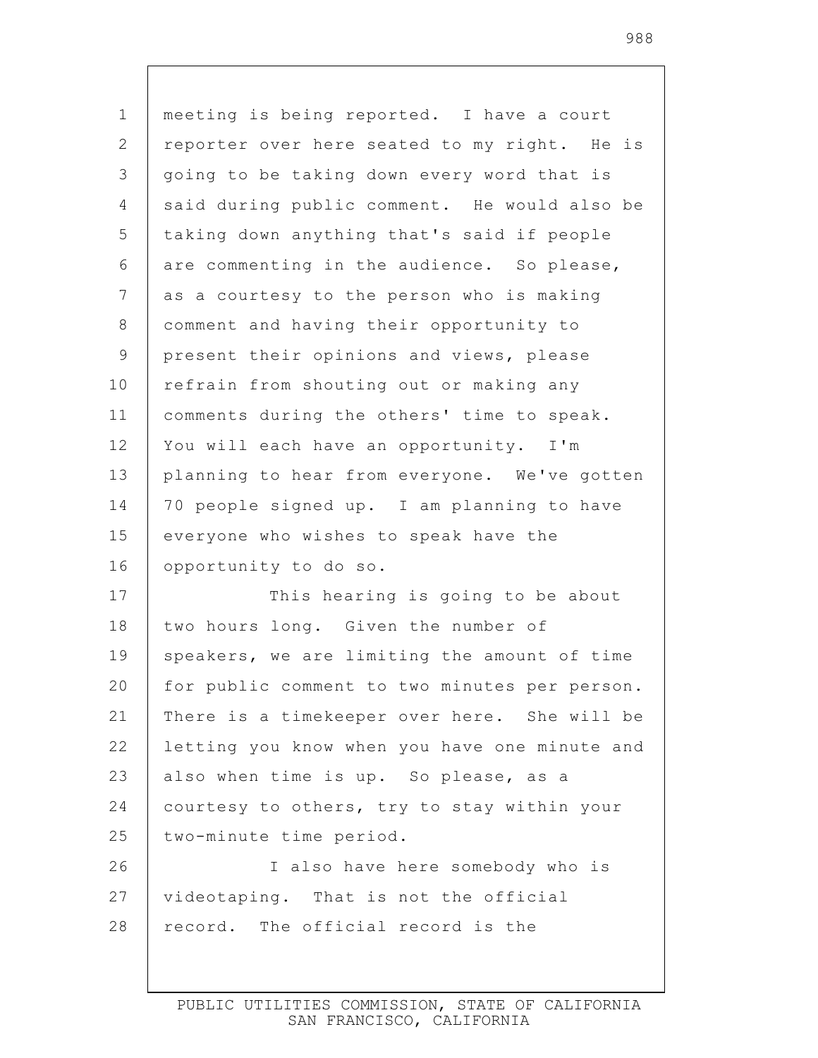meeting is being reported. I have a court reporter over here seated to my right. He is going to be taking down every word that is said during public comment. He would also be taking down anything that's said if people are commenting in the audience. So please, as a courtesy to the person who is making comment and having their opportunity to present their opinions and views, please refrain from shouting out or making any comments during the others' time to speak. You will each have an opportunity. I'm planning to hear from everyone. We've gotten 70 people signed up. I am planning to have everyone who wishes to speak have the opportunity to do so.

This hearing is going to be about two hours long. Given the number of speakers, we are limiting the amount of time for public comment to two minutes per person. There is a timekeeper over here. She will be letting you know when you have one minute and also when time is up. So please, as a courtesy to others, try to stay within your two-minute time period.

I also have here somebody who is videotaping. That is not the official record. The official record is the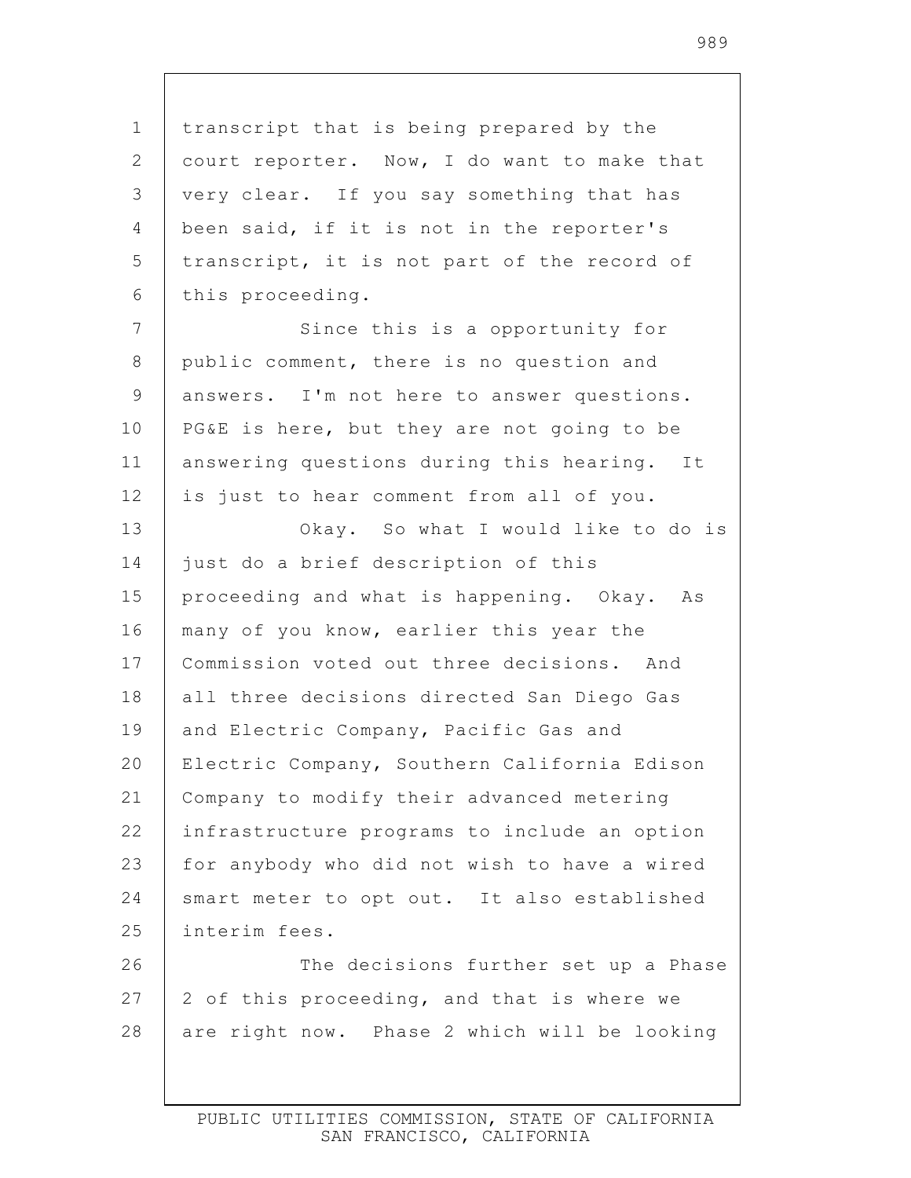transcript that is being prepared by the court reporter. Now, I do want to make that very clear. If you say something that has been said, if it is not in the reporter's transcript, it is not part of the record of this proceeding.

Since this is a opportunity for public comment, there is no question and answers. I'm not here to answer questions. PG&E is here, but they are not going to be answering questions during this hearing. It is just to hear comment from all of you.

Okay. So what I would like to do is just do a brief description of this proceeding and what is happening. Okay. As many of you know, earlier this year the Commission voted out three decisions. And all three decisions directed San Diego Gas and Electric Company, Pacific Gas and Electric Company, Southern California Edison Company to modify their advanced metering infrastructure programs to include an option for anybody who did not wish to have a wired smart meter to opt out. It also established interim fees.

The decisions further set up a Phase 2 of this proceeding, and that is where we are right now. Phase 2 which will be looking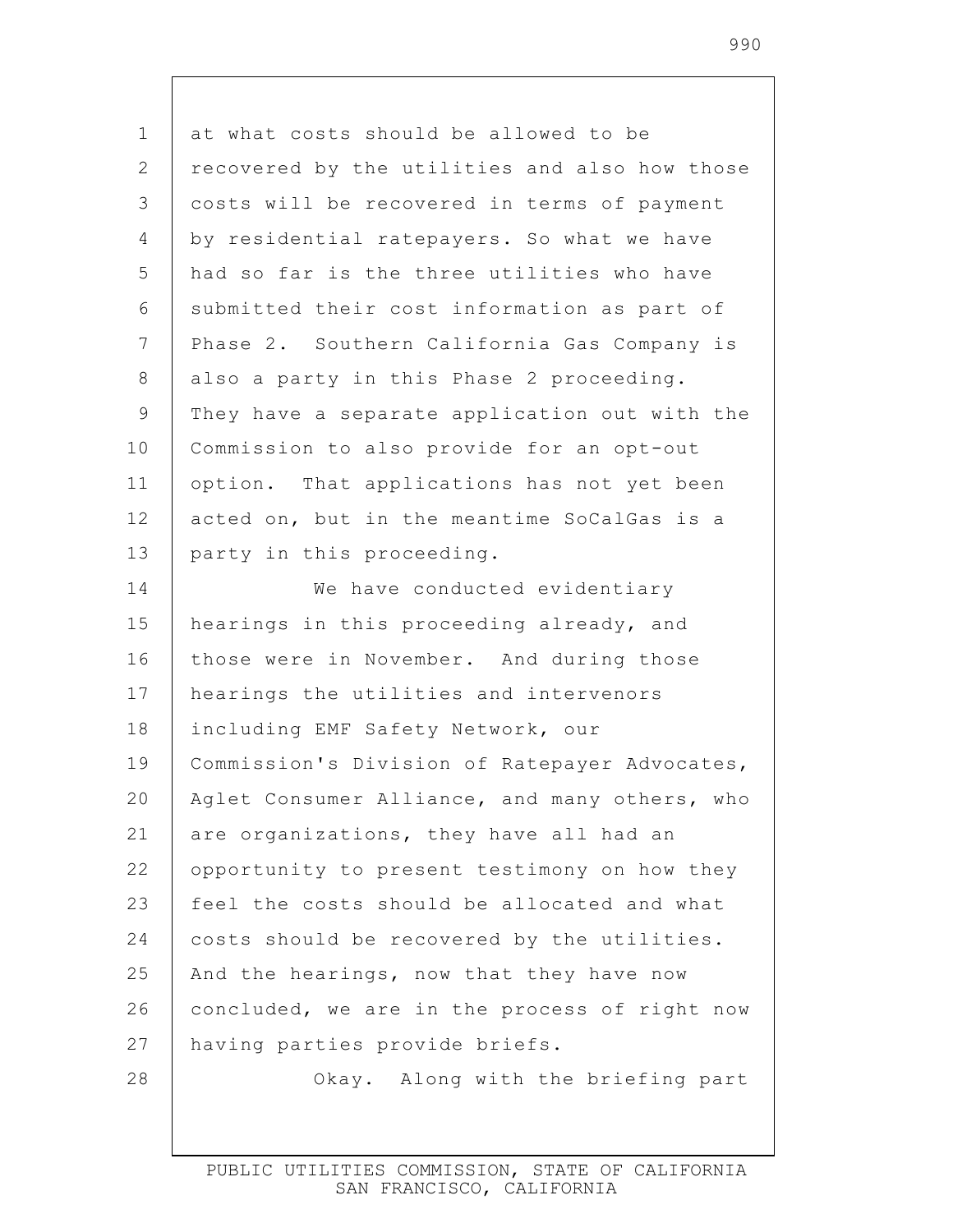at what costs should be allowed to be recovered by the utilities and also how those costs will be recovered in terms of payment by residential ratepayers. So what we have had so far is the three utilities who have submitted their cost information as part of Phase 2. Southern California Gas Company is also a party in this Phase 2 proceeding. They have a separate application out with the Commission to also provide for an opt-out option. That applications has not yet been acted on, but in the meantime SoCalGas is a party in this proceeding.

We have conducted evidentiary hearings in this proceeding already, and those were in November. And during those hearings the utilities and intervenors including EMF Safety Network, our Commission's Division of Ratepayer Advocates, Aglet Consumer Alliance, and many others, who are organizations, they have all had an opportunity to present testimony on how they feel the costs should be allocated and what costs should be recovered by the utilities. And the hearings, now that they have now concluded, we are in the process of right now having parties provide briefs.

Okay. Along with the briefing part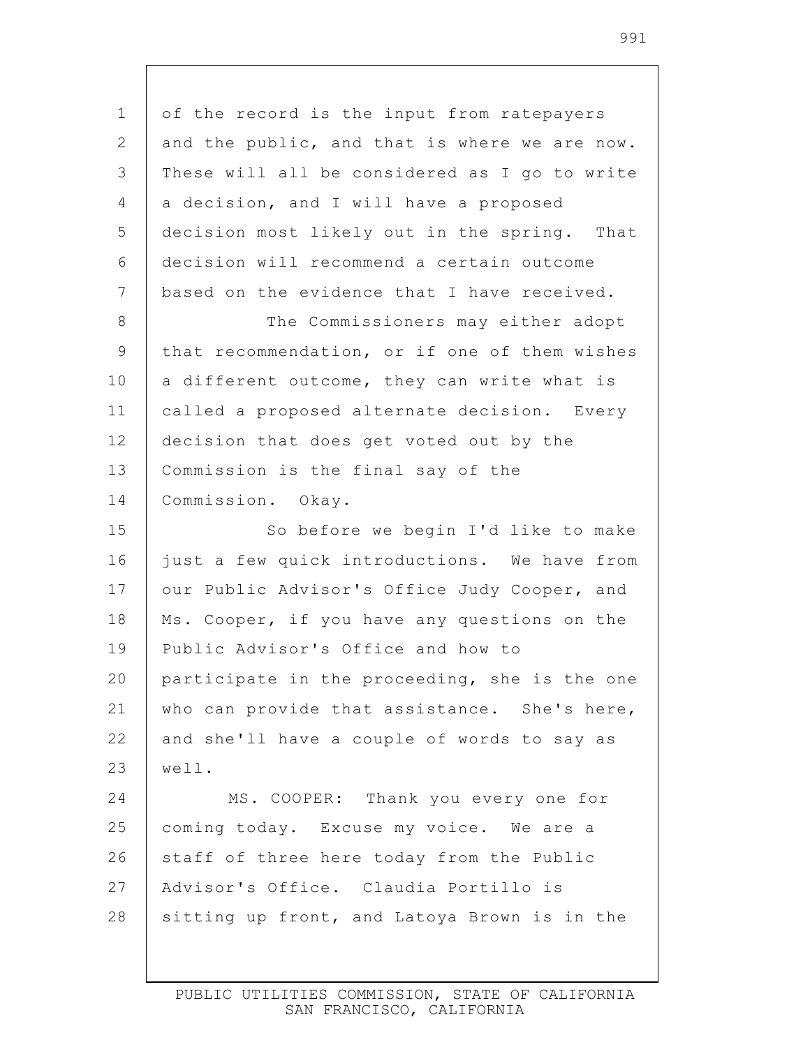of the record is the input from ratepayers and the public, and that is where we are now. These will all be considered as I go to write a decision, and I will have a proposed decision most likely out in the spring. That decision will recommend a certain outcome based on the evidence that I have received.

The Commissioners may either adopt that recommendation, or if one of them wishes a different outcome, they can write what is called a proposed alternate decision. Every decision that does get voted out by the Commission is the final say of the Commission. Okay.

So before we begin I'd like to make just a few quick introductions. We have from our Public Advisor's Office Judy Cooper, and Ms. Cooper, if you have any questions on the Public Advisor's Office and how to participate in the proceeding, she is the one who can provide that assistance. She's here, and she'll have a couple of words to say as well.

MS. COOPER: Thank you every one for coming today. Excuse my voice. We are a staff of three here today from the Public Advisor's Office. Claudia Portillo is sitting up front, and Latoya Brown is in the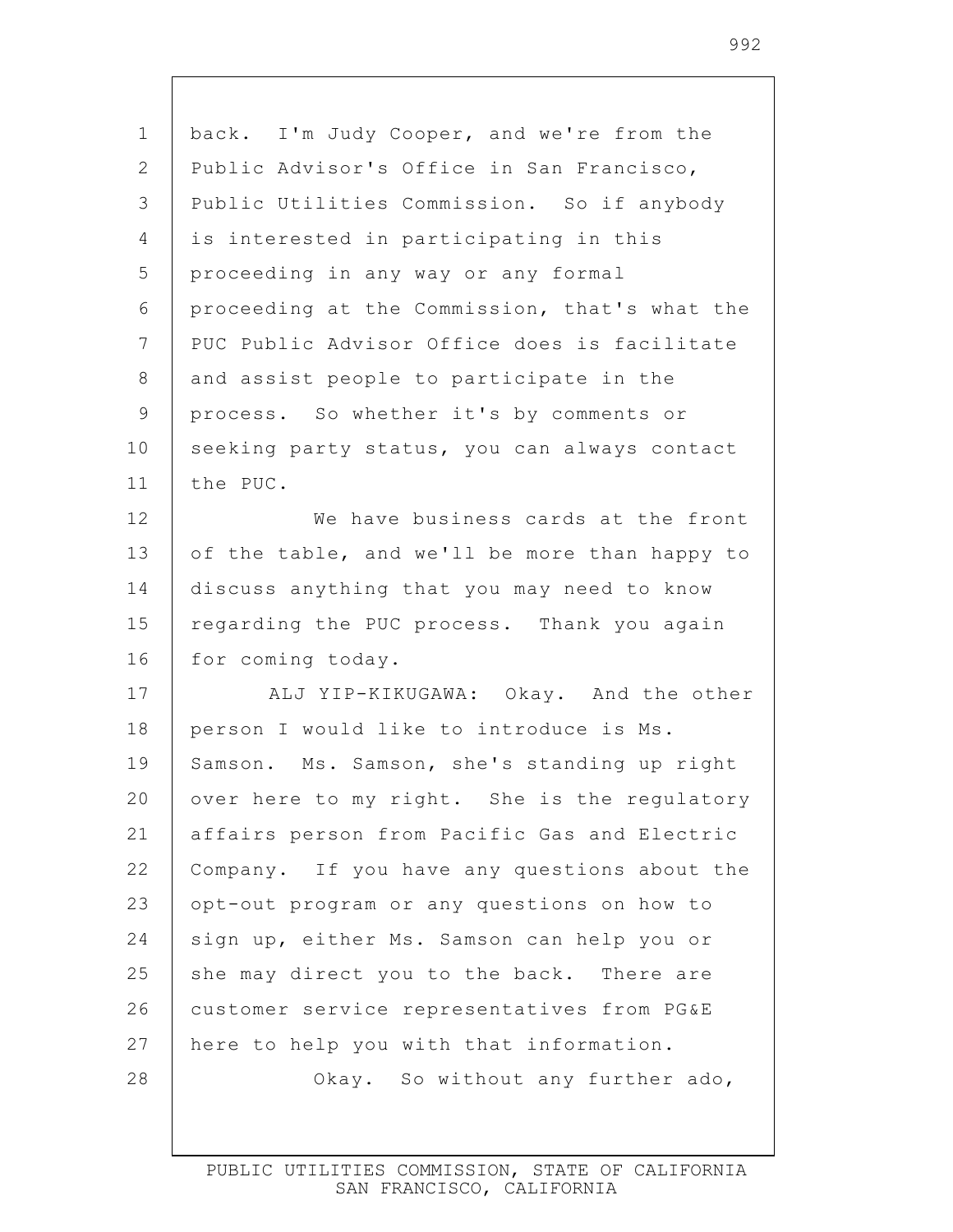back. I'm Judy Cooper, and we're from the Public Advisor's Office in San Francisco, Public Utilities Commission. So if anybody is interested in participating in this proceeding in any way or any formal proceeding at the Commission, that's what the PUC Public Advisor Office does is facilitate and assist people to participate in the process. So whether it's by comments or seeking party status, you can always contact the PUC.

We have business cards at the front of the table, and we'll be more than happy to discuss anything that you may need to know regarding the PUC process. Thank you again for coming today.

ALJ YIP-KIKUGAWA: Okay. And the other person I would like to introduce is Ms. Samson. Ms. Samson, she's standing up right over here to my right. She is the regulatory affairs person from Pacific Gas and Electric Company. If you have any questions about the opt-out program or any questions on how to sign up, either Ms. Samson can help you or she may direct you to the back. There are customer service representatives from PG&E here to help you with that information.

Okay. So without any further ado,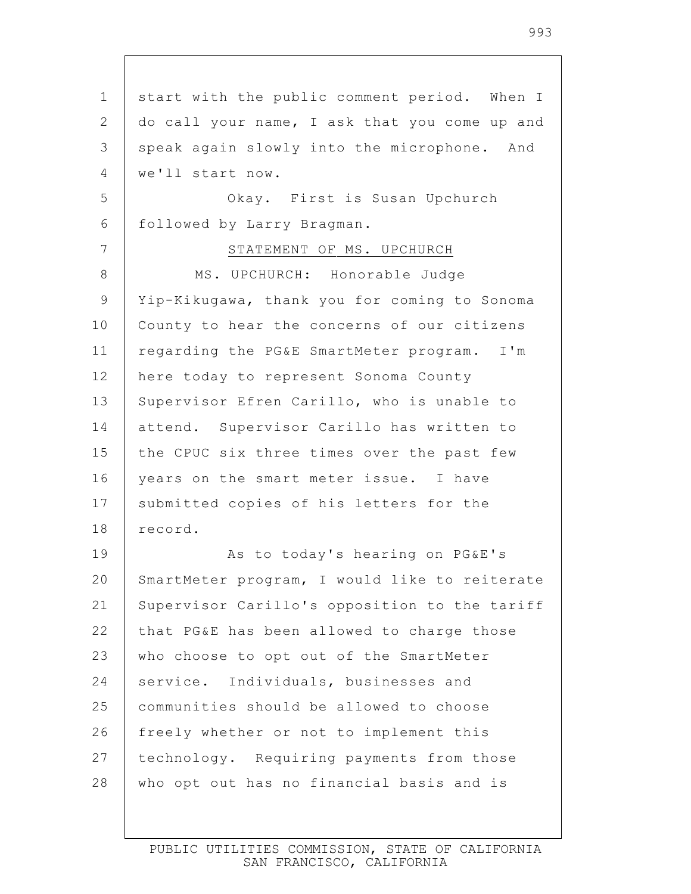start with the public comment period. When I do call your name, I ask that you come up and speak again slowly into the microphone. And we'll start now.

Okay. First is Susan Upchurch followed by Larry Bragman.

STATEMENT OF MS. UPCHURCH

MS. UPCHURCH: Honorable Judge Yip-Kikugawa, thank you for coming to Sonoma County to hear the concerns of our citizens regarding the PG&E SmartMeter program. I'm here today to represent Sonoma County Supervisor Efren Carillo, who is unable to attend. Supervisor Carillo has written to the CPUC six three times over the past few years on the smart meter issue. I have submitted copies of his letters for the record.

As to today's hearing on PG&E's SmartMeter program, I would like to reiterate Supervisor Carillo's opposition to the tariff that PG&E has been allowed to charge those who choose to opt out of the SmartMeter service. Individuals, businesses and communities should be allowed to choose freely whether or not to implement this technology. Requiring payments from those who opt out has no financial basis and is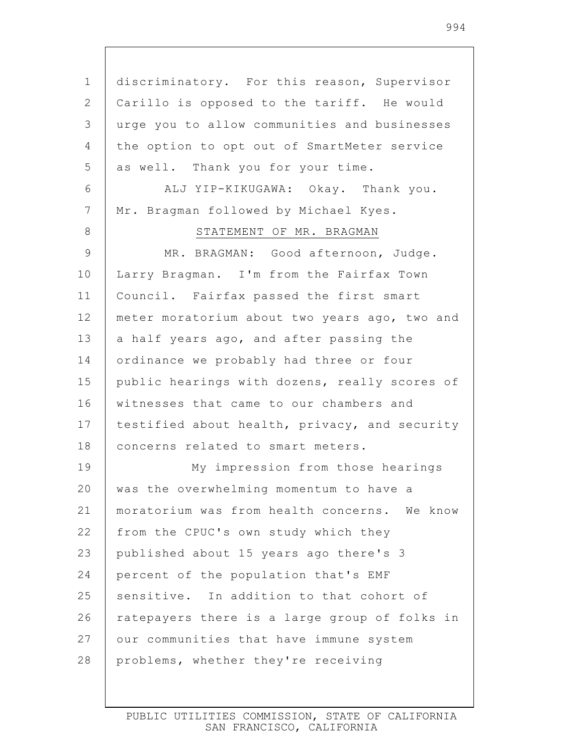discriminatory. For this reason, Supervisor Carillo is opposed to the tariff. He would urge you to allow communities and businesses the option to opt out of SmartMeter service as well. Thank you for your time.

ALJ YIP-KIKUGAWA: Okay. Thank you. Mr. Bragman followed by Michael Kyes.

STATEMENT OF MR. BRAGMAN

MR. BRAGMAN: Good afternoon, Judge. Larry Bragman. I'm from the Fairfax Town Council. Fairfax passed the first smart meter moratorium about two years ago, two and a half years ago, and after passing the ordinance we probably had three or four public hearings with dozens, really scores of witnesses that came to our chambers and testified about health, privacy, and security concerns related to smart meters.

My impression from those hearings was the overwhelming momentum to have a moratorium was from health concerns. We know from the CPUC's own study which they published about 15 years ago there's 3 percent of the population that's EMF sensitive. In addition to that cohort of ratepayers there is a large group of folks in our communities that have immune system problems, whether they're receiving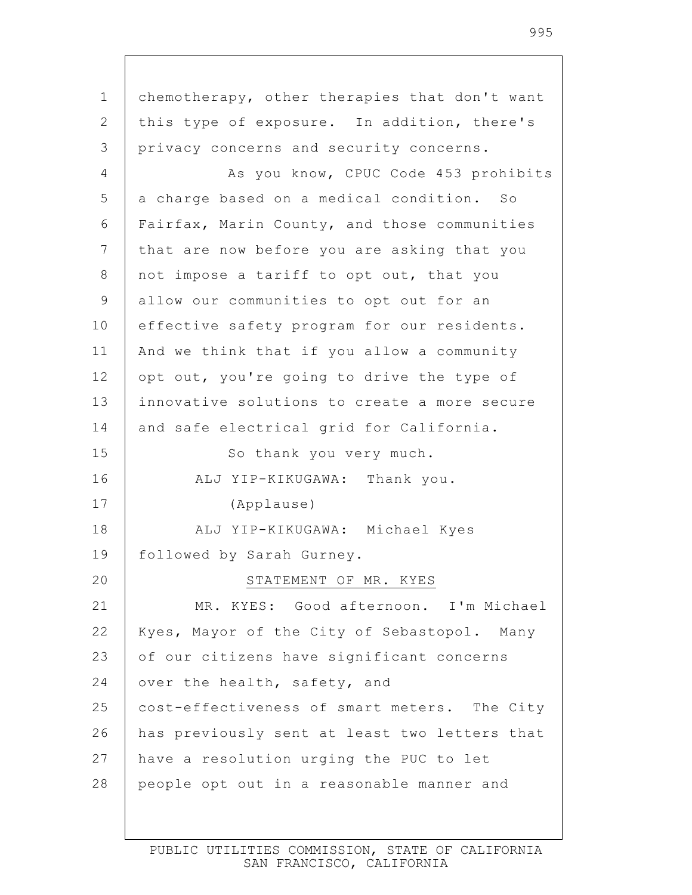chemotherapy, other therapies that don't want this type of exposure. In addition, there's privacy concerns and security concerns.

As you know, CPUC Code 453 prohibits a charge based on a medical condition. So Fairfax, Marin County, and those communities that are now before you are asking that you not impose a tariff to opt out, that you allow our communities to opt out for an effective safety program for our residents. And we think that if you allow a community opt out, you're going to drive the type of innovative solutions to create a more secure and safe electrical grid for California.

So thank you very much.

ALJ YIP-KIKUGAWA: Thank you.

(Applause)

ALJ YIP-KIKUGAWA: Michael Kyes followed by Sarah Gurney.

STATEMENT OF MR. KYES

MR. KYES: Good afternoon. I'm Michael Kyes, Mayor of the City of Sebastopol. Many of our citizens have significant concerns over the health, safety, and cost-effectiveness of smart meters. The City has previously sent at least two letters that have a resolution urging the PUC to let people opt out in a reasonable manner and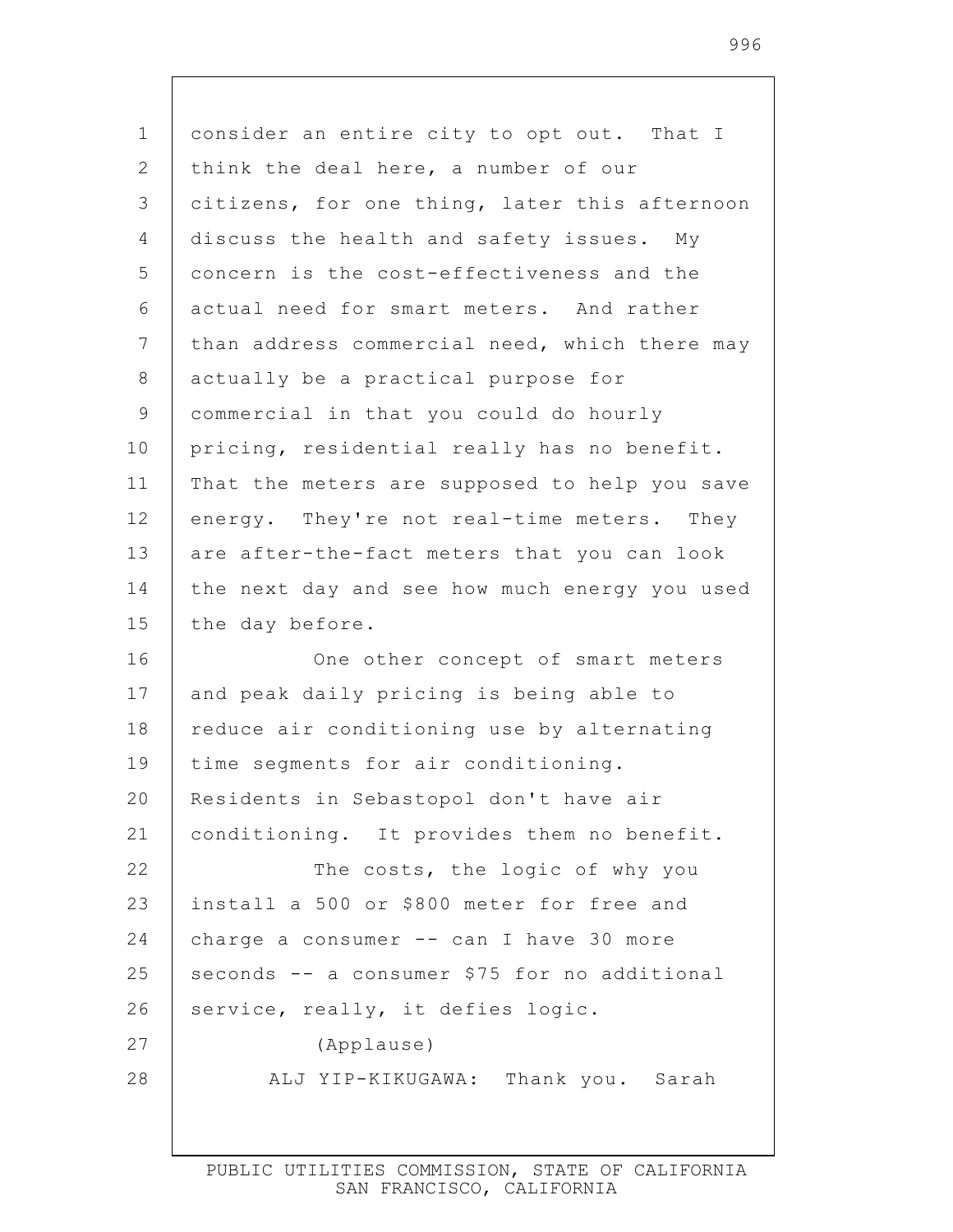consider an entire city to opt out. That I think the deal here, a number of our citizens, for one thing, later this afternoon discuss the health and safety issues. My concern is the cost-effectiveness and the actual need for smart meters. And rather than address commercial need, which there may actually be a practical purpose for commercial in that you could do hourly pricing, residential really has no benefit. That the meters are supposed to help you save energy. They're not real-time meters. They are after-the-fact meters that you can look the next day and see how much energy you used the day before.

One other concept of smart meters and peak daily pricing is being able to reduce air conditioning use by alternating time segments for air conditioning. Residents in Sebastopol don't have air conditioning. It provides them no benefit.

The costs, the logic of why you install a 500 or $800 meter for free and charge a consumer -- can I have 30 more seconds -- a consumer $75 for no additional service, really, it defies logic.

(Applause)

ALJ YIP-KIKUGAWA: Thank you. Sarah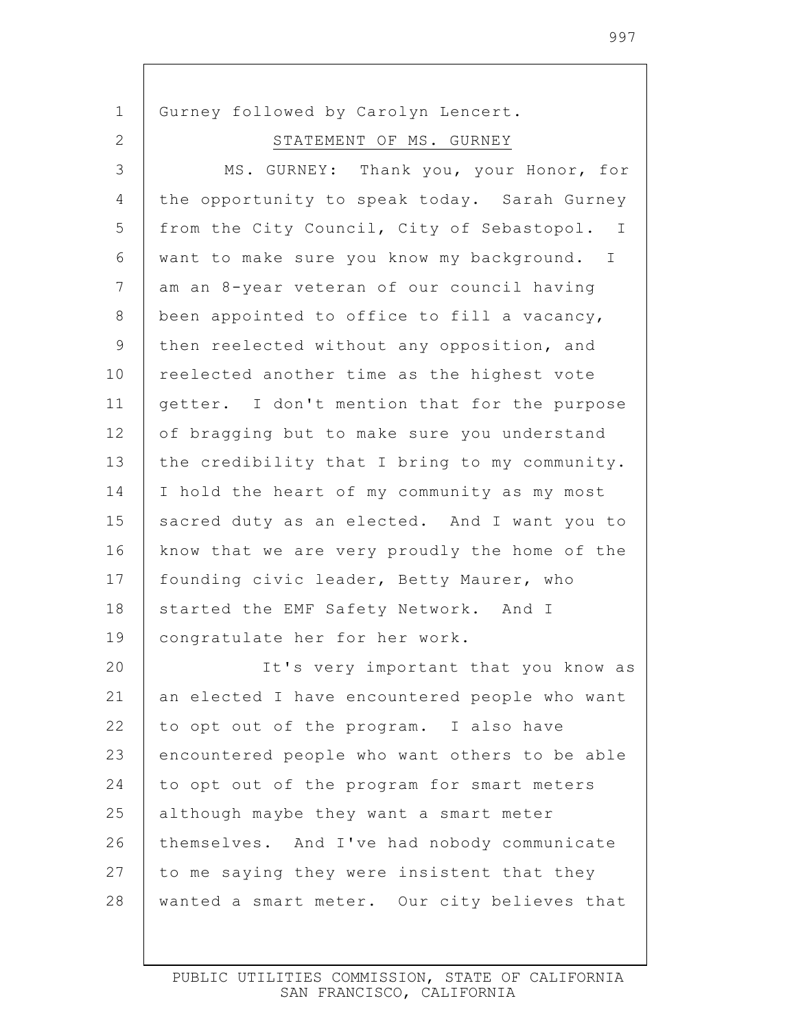Gurney followed by Carolyn Lencert.

STATEMENT OF MS. GURNEY

MS. GURNEY: Thank you, your Honor, for the opportunity to speak today. Sarah Gurney from the City Council, City of Sebastopol. I want to make sure you know my background. I am an 8-year veteran of our council having been appointed to office to fill a vacancy, then reelected without any opposition, and reelected another time as the highest vote getter. I don't mention that for the purpose of bragging but to make sure you understand the credibility that I bring to my community. I hold the heart of my community as my most sacred duty as an elected. And I want you to know that we are very proudly the home of the founding civic leader, Betty Maurer, who started the EMF Safety Network. And I congratulate her for her work.

It's very important that you know as an elected I have encountered people who want to opt out of the program. I also have encountered people who want others to be able to opt out of the program for smart meters although maybe they want a smart meter themselves. And I've had nobody communicate to me saying they were insistent that they wanted a smart meter. Our city believes that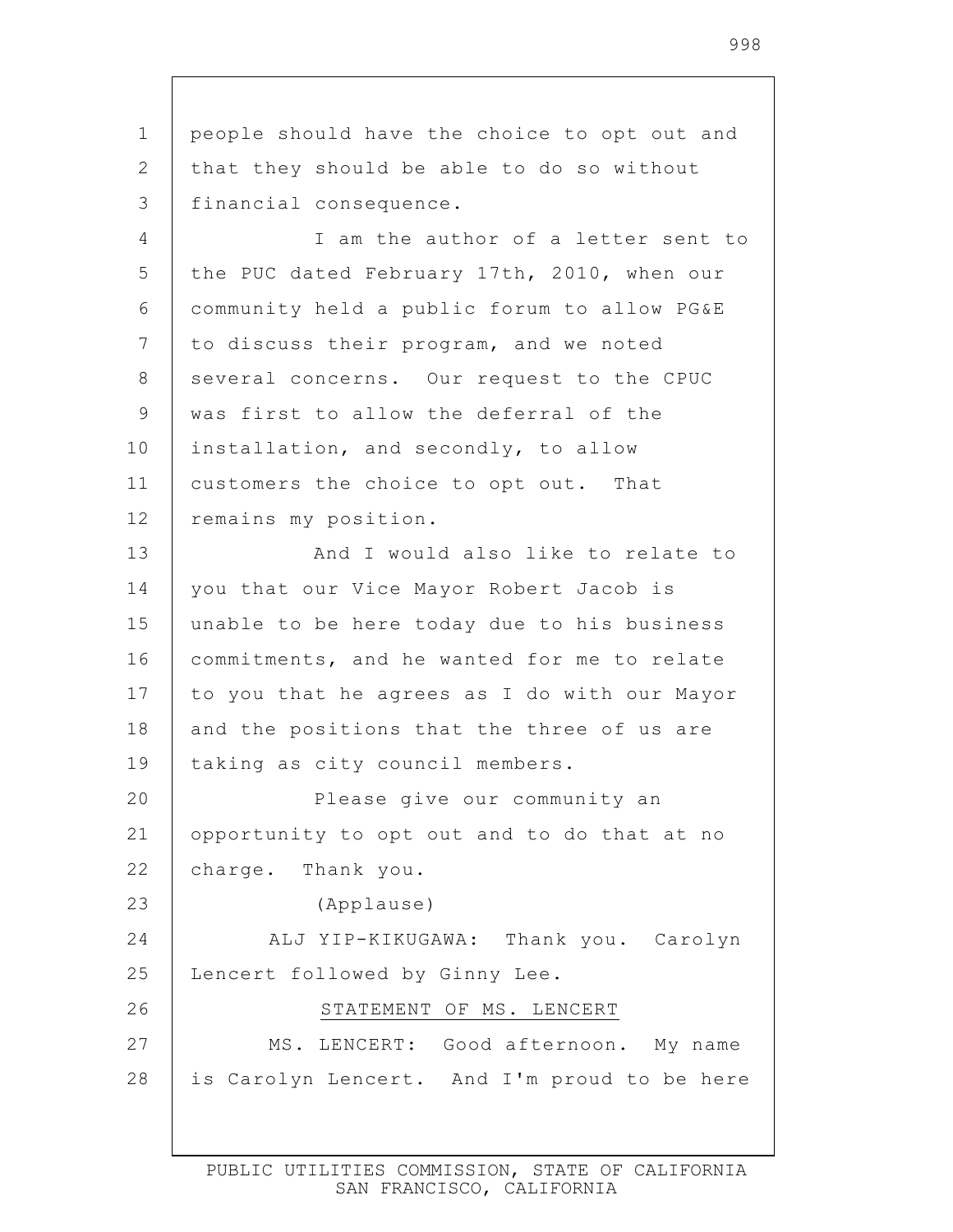people should have the choice to opt out and that they should be able to do so without financial consequence.

I am the author of a letter sent to the PUC dated February 17th, 2010, when our community held a public forum to allow PG&E to discuss their program, and we noted several concerns. Our request to the CPUC was first to allow the deferral of the installation, and secondly, to allow customers the choice to opt out. That remains my position.

And I would also like to relate to you that our Vice Mayor Robert Jacob is unable to be here today due to his business commitments, and he wanted for me to relate to you that he agrees as I do with our Mayor and the positions that the three of us are taking as city council members.

Please give our community an opportunity to opt out and to do that at no charge. Thank you.

(Applause)

ALJ YIP-KIKUGAWA: Thank you. Carolyn Lencert followed by Ginny Lee.

STATEMENT OF MS. LENCERT

MS. LENCERT: Good afternoon. My name is Carolyn Lencert. And I'm proud to be here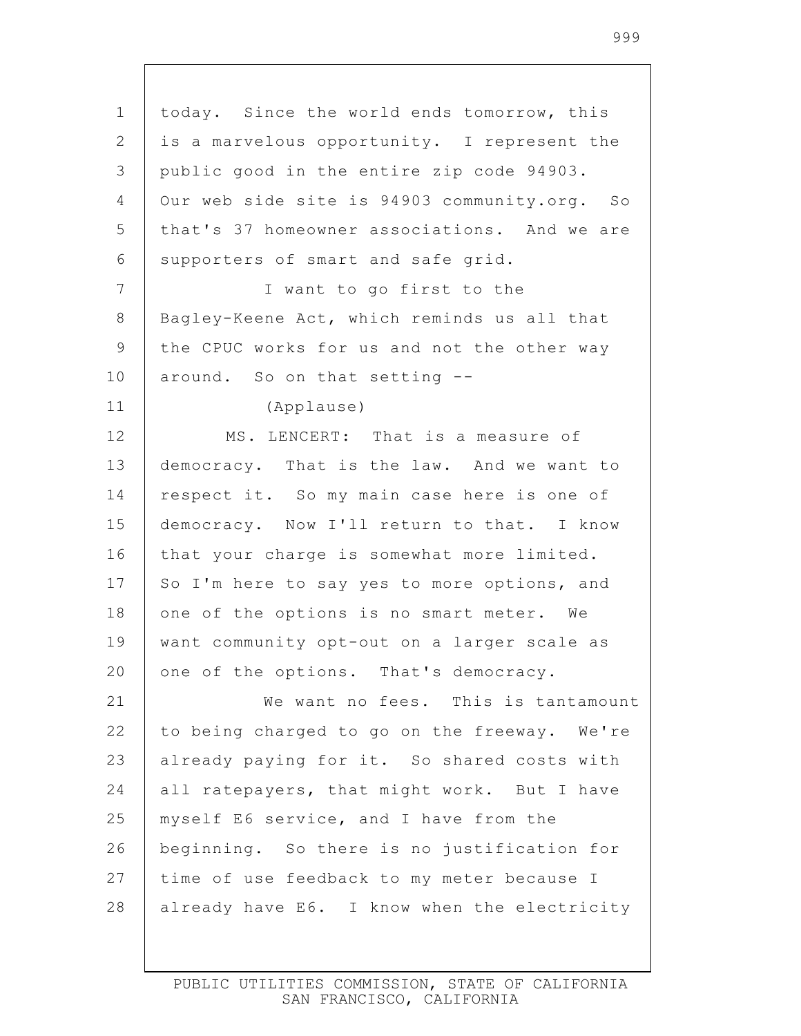today. Since the world ends tomorrow, this is a marvelous opportunity. I represent the public good in the entire zip code 94903. Our web side site is 94903 community.org. So that's 37 homeowner associations. And we are supporters of smart and safe grid.

I want to go first to the Bagley-Keene Act, which reminds us all that the CPUC works for us and not the other way around. So on that setting --

(Applause)

MS. LENCERT: That is a measure of democracy. That is the law. And we want to respect it. So my main case here is one of democracy. Now I'll return to that. I know that your charge is somewhat more limited. So I'm here to say yes to more options, and one of the options is no smart meter. We want community opt-out on a larger scale as one of the options. That's democracy.

We want no fees. This is tantamount to being charged to go on the freeway. We're already paying for it. So shared costs with all ratepayers, that might work. But I have myself E6 service, and I have from the beginning. So there is no justification for time of use feedback to my meter because I already have E6. I know when the electricity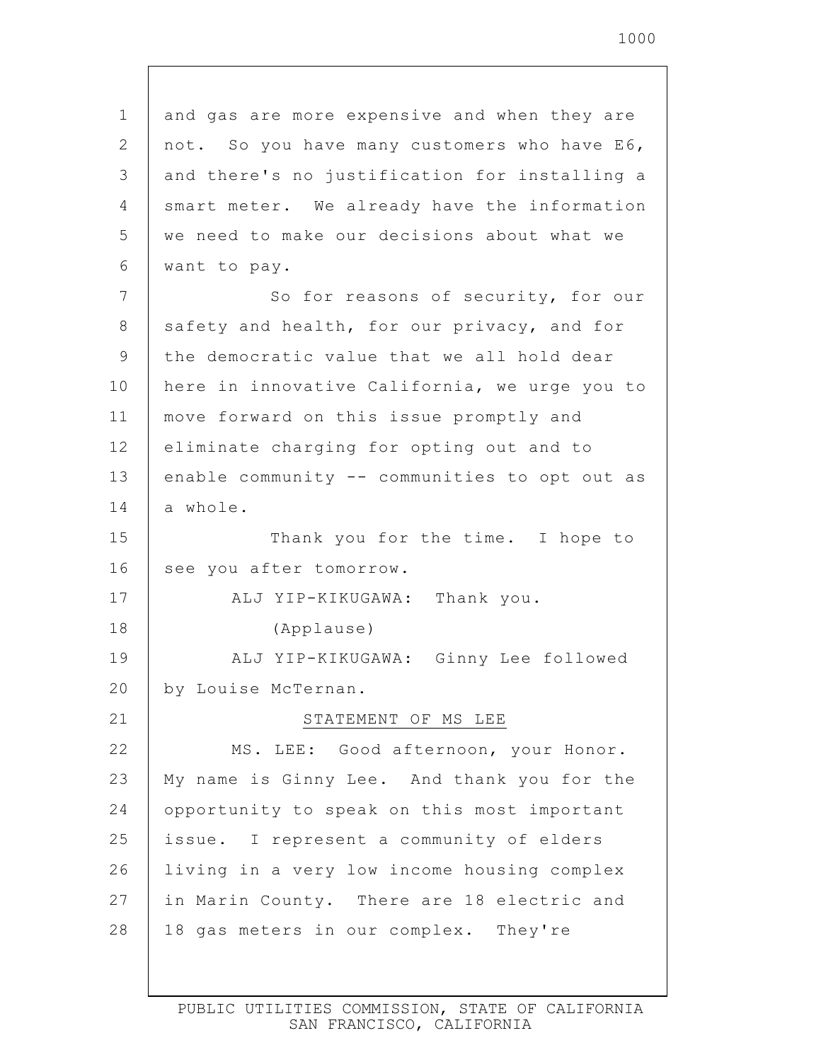and gas are more expensive and when they are not. So you have many customers who have E6, and there's no justification for installing a smart meter. We already have the information we need to make our decisions about what we want to pay.

So for reasons of security, for our safety and health, for our privacy, and for the democratic value that we all hold dear here in innovative California, we urge you to move forward on this issue promptly and eliminate charging for opting out and to enable community -- communities to opt out as a whole.

Thank you for the time. I hope to see you after tomorrow.

ALJ YIP-KIKUGAWA: Thank you.

(Applause)

ALJ YIP-KIKUGAWA: Ginny Lee followed by Louise McTernan.

STATEMENT OF MS LEE

MS. LEE: Good afternoon, your Honor. My name is Ginny Lee. And thank you for the opportunity to speak on this most important issue. I represent a community of elders living in a very low income housing complex in Marin County. There are 18 electric and 18 gas meters in our complex. They're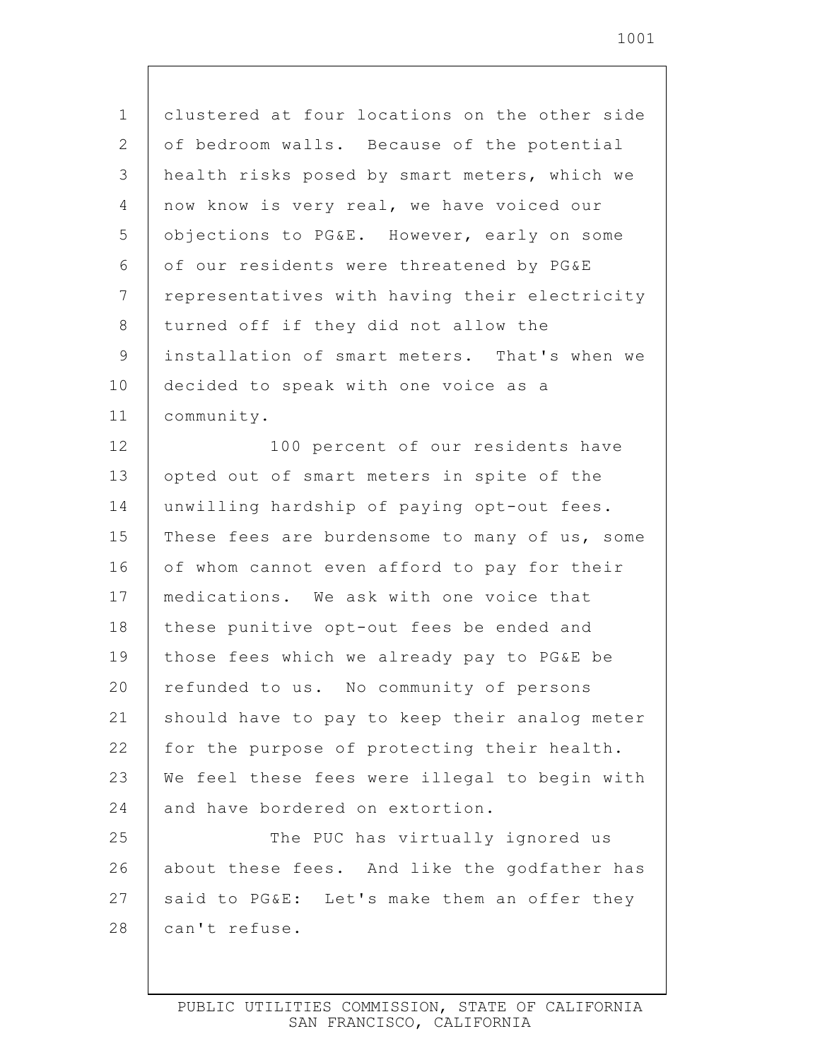clustered at four locations on the other side of bedroom walls. Because of the potential health risks posed by smart meters, which we now know is very real, we have voiced our objections to PG&E. However, early on some of our residents were threatened by PG&E representatives with having their electricity turned off if they did not allow the installation of smart meters. That's when we decided to speak with one voice as a community.

100 percent of our residents have opted out of smart meters in spite of the unwilling hardship of paying opt-out fees. These fees are burdensome to many of us, some of whom cannot even afford to pay for their medications. We ask with one voice that these punitive opt-out fees be ended and those fees which we already pay to PG&E be refunded to us. No community of persons should have to pay to keep their analog meter for the purpose of protecting their health. We feel these fees were illegal to begin with and have bordered on extortion.

The PUC has virtually ignored us about these fees. And like the godfather has said to PG&E: Let's make them an offer they can't refuse.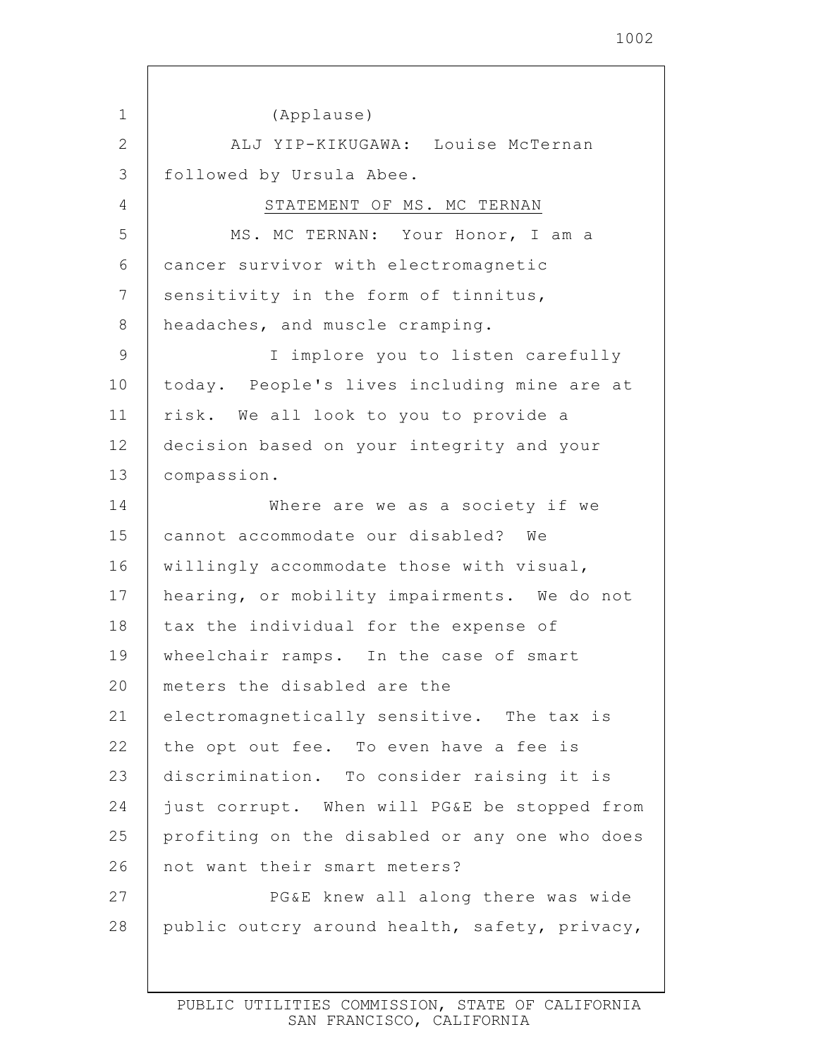(Applause)

ALJ YIP-KIKUGAWA: Louise McTernan followed by Ursula Abee.

STATEMENT OF MS. MC TERNAN

MS. MC TERNAN: Your Honor, I am a cancer survivor with electromagnetic sensitivity in the form of tinnitus, headaches, and muscle cramping.

I implore you to listen carefully today. People's lives including mine are at risk. We all look to you to provide a decision based on your integrity and your compassion.

Where are we as a society if we cannot accommodate our disabled? We willingly accommodate those with visual, hearing, or mobility impairments. We do not tax the individual for the expense of wheelchair ramps. In the case of smart meters the disabled are the electromagnetically sensitive. The tax is the opt out fee. To even have a fee is discrimination. To consider raising it is just corrupt. When will PG&E be stopped from profiting on the disabled or any one who does not want their smart meters?

PG&E knew all along there was wide public outcry around health, safety, privacy,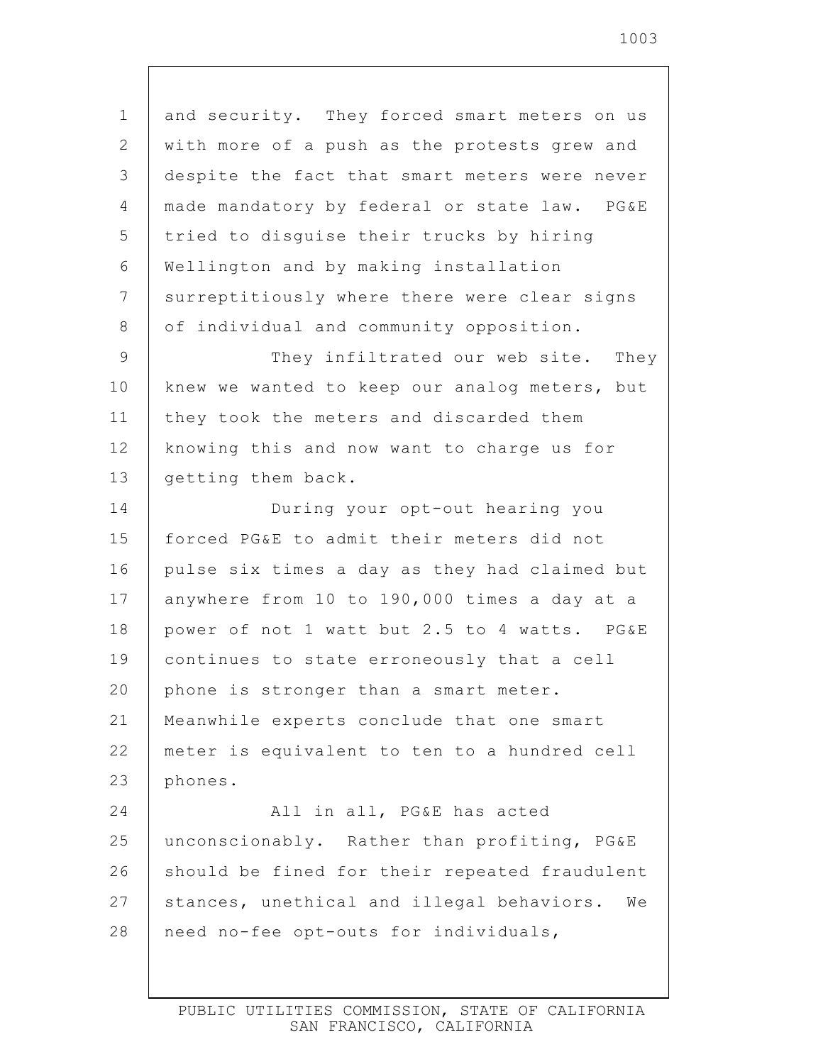and security. They forced smart meters on us with more of a push as the protests grew and despite the fact that smart meters were never made mandatory by federal or state law. PG&E tried to disguise their trucks by hiring Wellington and by making installation surreptitiously where there were clear signs of individual and community opposition.

They infiltrated our web site. They knew we wanted to keep our analog meters, but they took the meters and discarded them knowing this and now want to charge us for getting them back.

During your opt-out hearing you forced PG&E to admit their meters did not pulse six times a day as they had claimed but anywhere from 10 to 190,000 times a day at a power of not 1 watt but 2.5 to 4 watts. PG&E continues to state erroneously that a cell phone is stronger than a smart meter. Meanwhile experts conclude that one smart meter is equivalent to ten to a hundred cell phones.

All in all, PG&E has acted unconscionably. Rather than profiting, PG&E should be fined for their repeated fraudulent stances, unethical and illegal behaviors. We need no-fee opt-outs for individuals,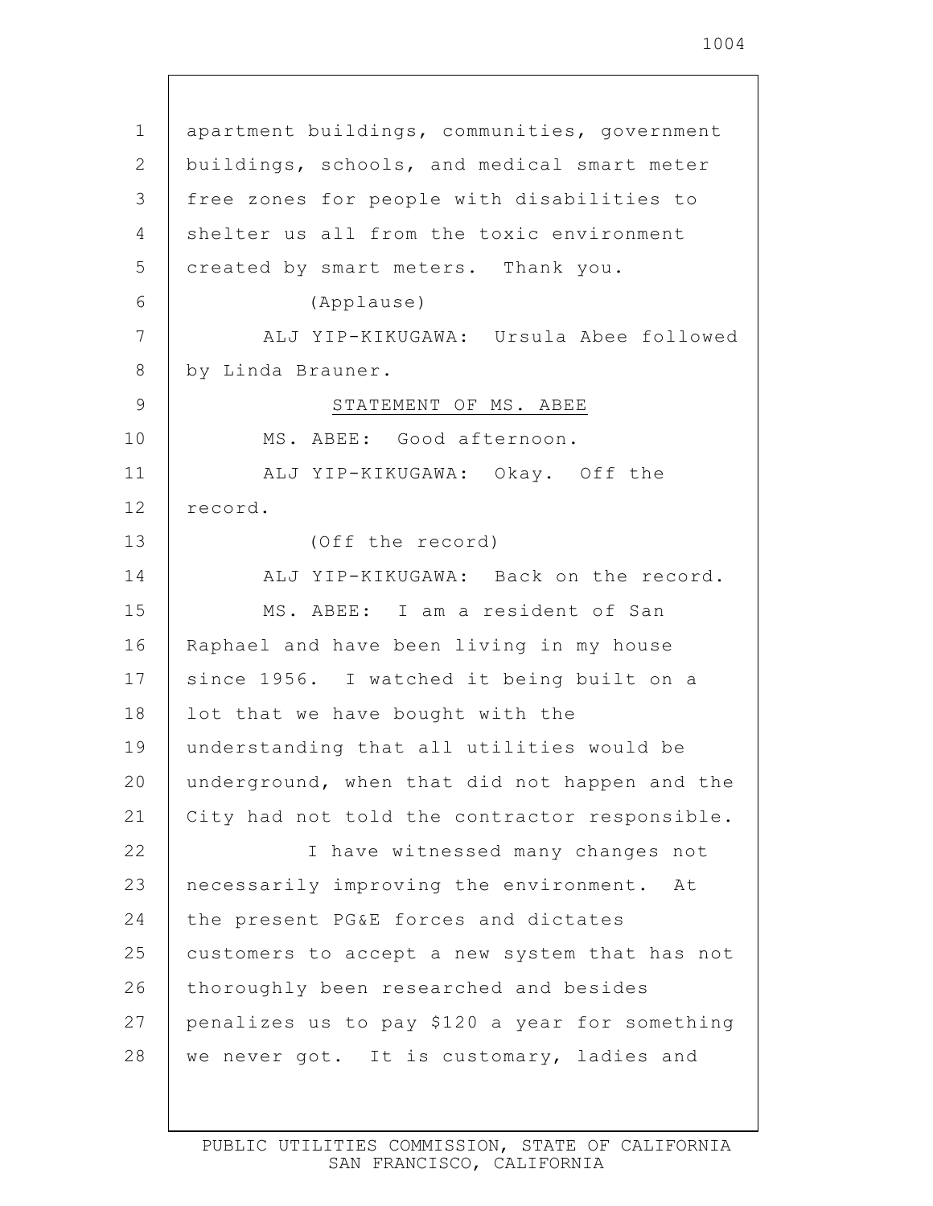apartment buildings, communities, government buildings, schools, and medical smart meter free zones for people with disabilities to shelter us all from the toxic environment created by smart meters. Thank you.

(Applause)

ALJ YIP-KIKUGAWA: Ursula Abee followed by Linda Brauner.

STATEMENT OF MS. ABEE

MS. ABEE: Good afternoon.

ALJ YIP-KIKUGAWA: Okay. Off the record.

(Off the record)

ALJ YIP-KIKUGAWA: Back on the record.

MS. ABEE: I am a resident of San Raphael and have been living in my house since 1956. I watched it being built on a lot that we have bought with the understanding that all utilities would be underground, when that did not happen and the City had not told the contractor responsible.

I have witnessed many changes not necessarily improving the environment. At the present PG&E forces and dictates customers to accept a new system that has not thoroughly been researched and besides penalizes us to pay $120 a year for something we never got. It is customary, ladies and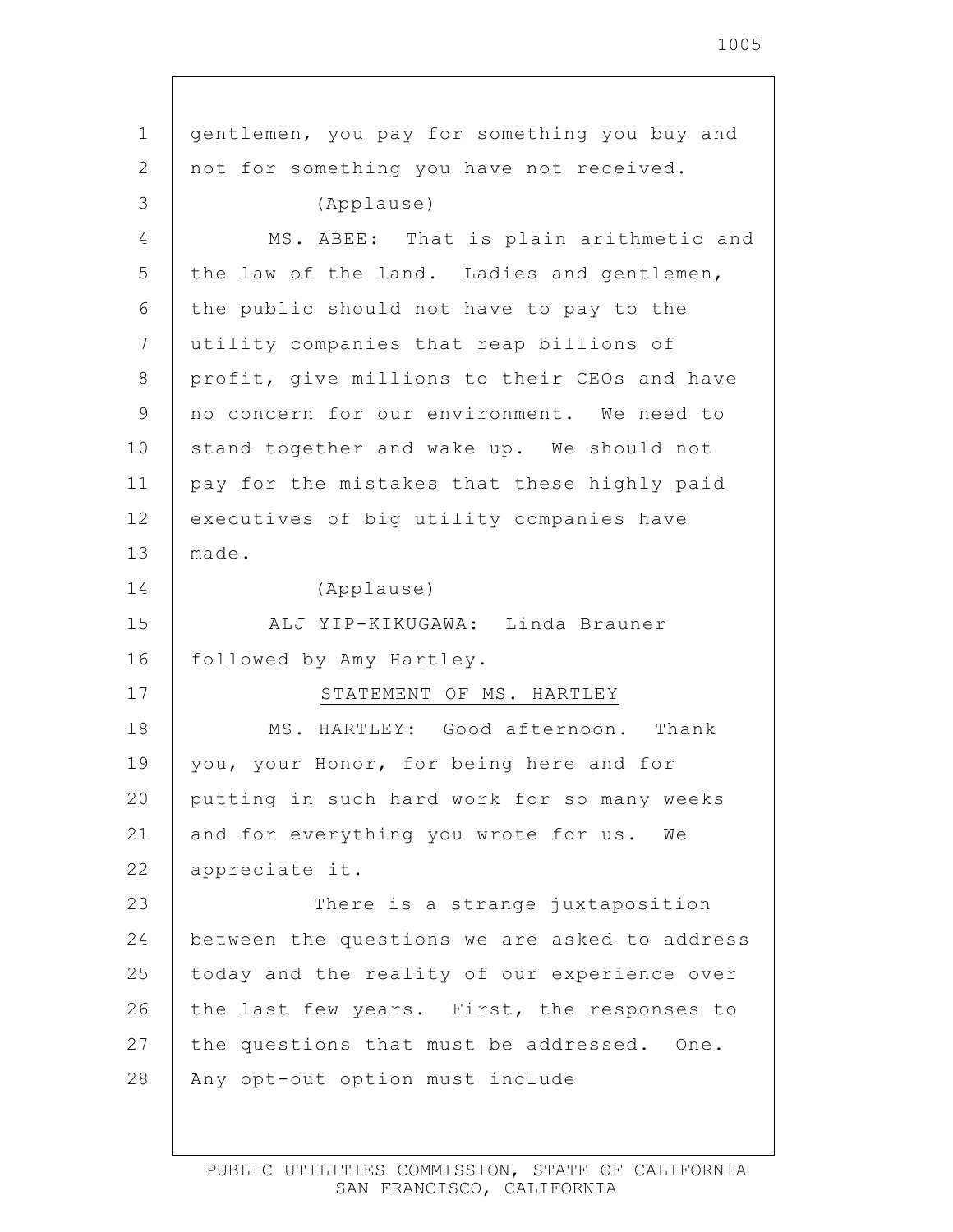gentlemen, you pay for something you buy and not for something you have not received.

(Applause)

MS. ABEE: That is plain arithmetic and the law of the land. Ladies and gentlemen, the public should not have to pay to the utility companies that reap billions of profit, give millions to their CEOs and have no concern for our environment. We need to stand together and wake up. We should not pay for the mistakes that these highly paid executives of big utility companies have made.

(Applause)

ALJ YIP-KIKUGAWA: Linda Brauner followed by Amy Hartley.

STATEMENT OF MS. HARTLEY

MS. HARTLEY: Good afternoon. Thank you, your Honor, for being here and for putting in such hard work for so many weeks and for everything you wrote for us. We appreciate it.

There is a strange juxtaposition between the questions we are asked to address today and the reality of our experience over the last few years. First, the responses to the questions that must be addressed. One. Any opt-out option must include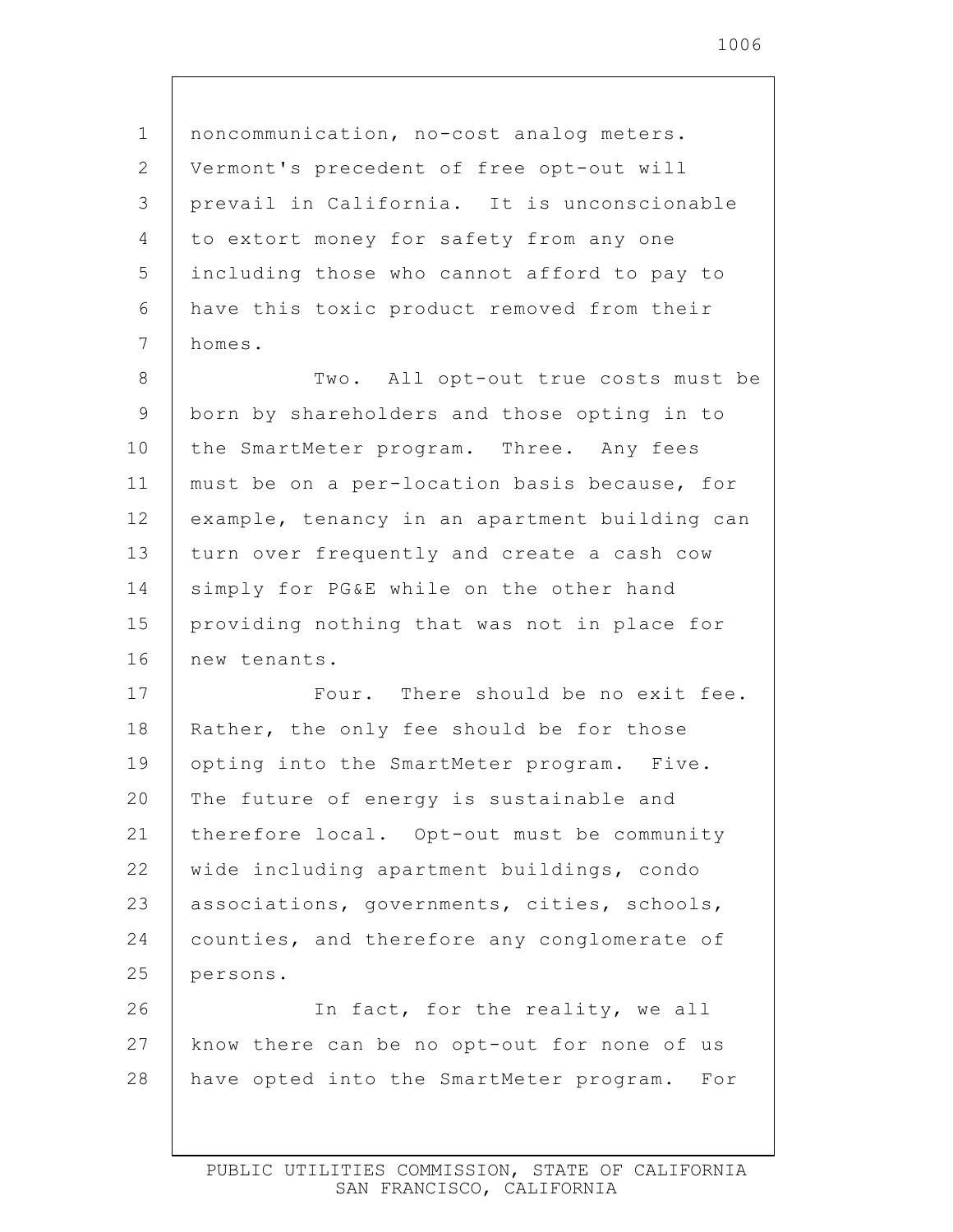noncommunication, no-cost analog meters. Vermont's precedent of free opt-out will prevail in California. It is unconscionable to extort money for safety from any one including those who cannot afford to pay to have this toxic product removed from their homes.

Two. All opt-out true costs must be born by shareholders and those opting in to the SmartMeter program. Three. Any fees must be on a per-location basis because, for example, tenancy in an apartment building can turn over frequently and create a cash cow simply for PG&E while on the other hand providing nothing that was not in place for new tenants.

Four. There should be no exit fee. Rather, the only fee should be for those opting into the SmartMeter program. Five. The future of energy is sustainable and therefore local. Opt-out must be community wide including apartment buildings, condo associations, governments, cities, schools, counties, and therefore any conglomerate of persons.

In fact, for the reality, we all know there can be no opt-out for none of us have opted into the SmartMeter program. For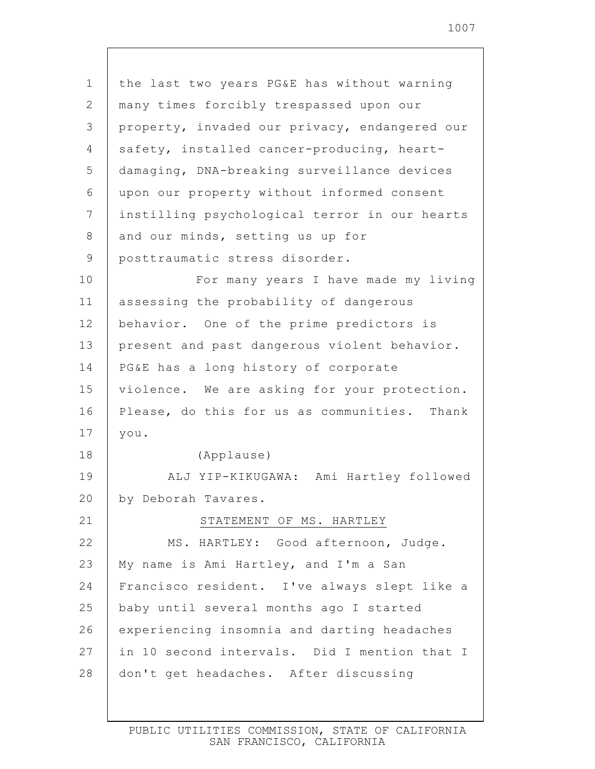the last two years PG&E has without warning many times forcibly trespassed upon our property, invaded our privacy, endangered our safety, installed cancer-producing, heart-damaging, DNA-breaking surveillance devices upon our property without informed consent instilling psychological terror in our hearts and our minds, setting us up for posttraumatic stress disorder.

For many years I have made my living assessing the probability of dangerous behavior. One of the prime predictors is present and past dangerous violent behavior. PG&E has a long history of corporate violence. We are asking for your protection. Please, do this for us as communities. Thank you.

(Applause)

ALJ YIP-KIKUGAWA: Ami Hartley followed by Deborah Tavares.

STATEMENT OF MS. HARTLEY

MS. HARTLEY: Good afternoon, Judge. My name is Ami Hartley, and I'm a San Francisco resident. I've always slept like a baby until several months ago I started experiencing insomnia and darting headaches in 10 second intervals. Did I mention that I don't get headaches. After discussing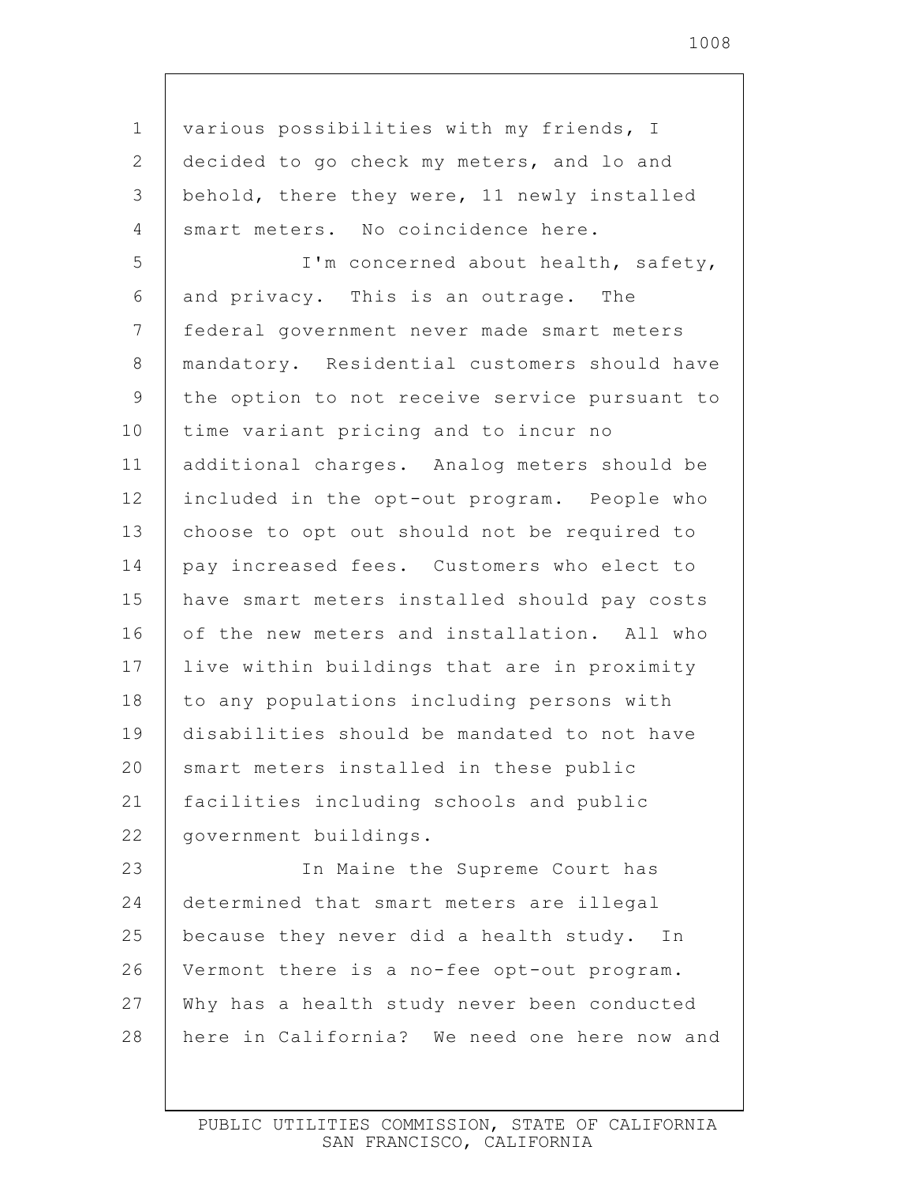various possibilities with my friends, I decided to go check my meters, and lo and behold, there they were, 11 newly installed smart meters. No coincidence here.

I'm concerned about health, safety, and privacy. This is an outrage. The federal government never made smart meters mandatory. Residential customers should have the option to not receive service pursuant to time variant pricing and to incur no additional charges. Analog meters should be included in the opt-out program. People who choose to opt out should not be required to pay increased fees. Customers who elect to have smart meters installed should pay costs of the new meters and installation. All who live within buildings that are in proximity to any populations including persons with disabilities should be mandated to not have smart meters installed in these public facilities including schools and public government buildings.

In Maine the Supreme Court has determined that smart meters are illegal because they never did a health study. In Vermont there is a no-fee opt-out program. Why has a health study never been conducted here in California? We need one here now and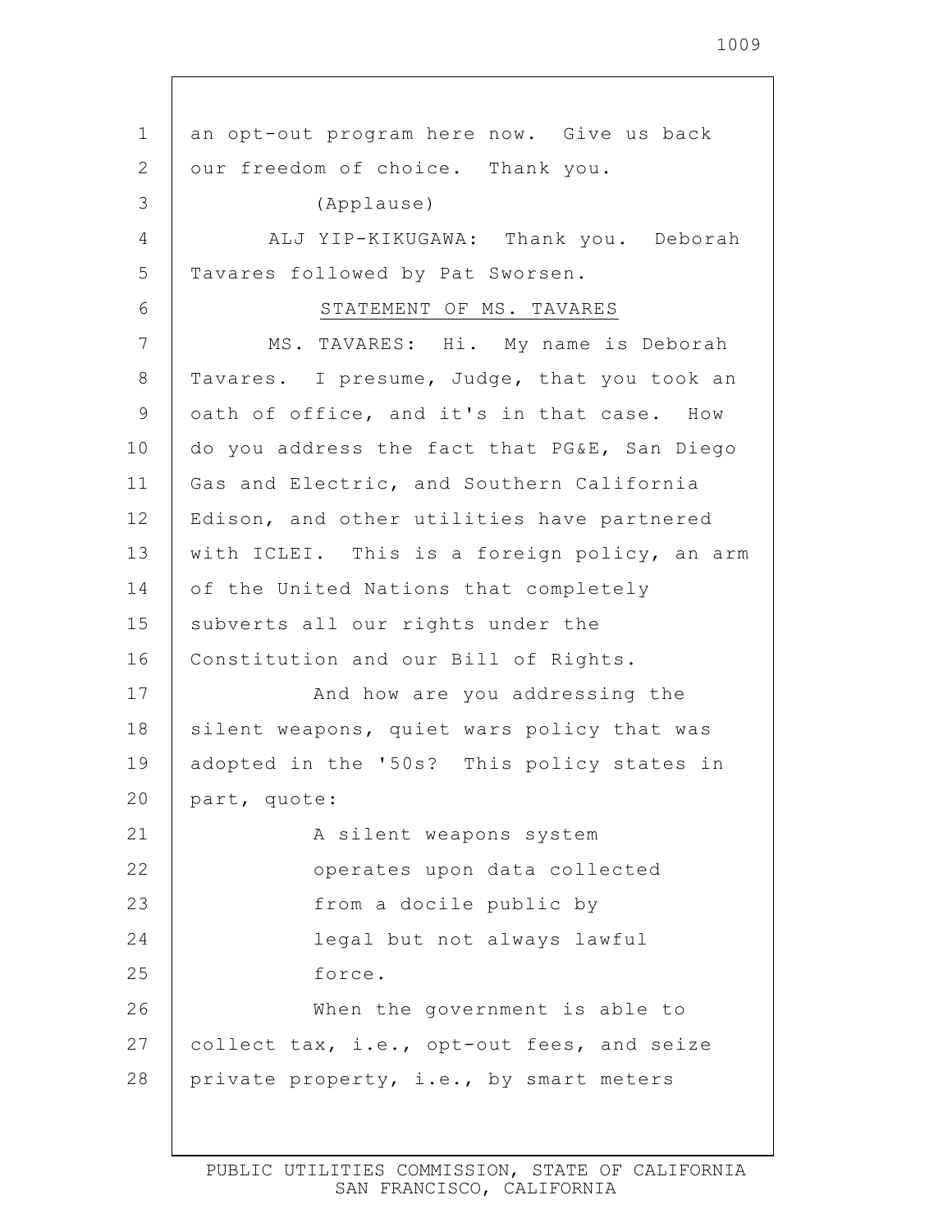an opt-out program here now. Give us back our freedom of choice. Thank you.

(Applause)

ALJ YIP-KIKUGAWA: Thank you. Deborah Tavares followed by Pat Sworsen.

STATEMENT OF MS. TAVARES

MS. TAVARES: Hi. My name is Deborah Tavares. I presume, Judge, that you took an oath of office, and it's in that case. How do you address the fact that PG&E, San Diego Gas and Electric, and Southern California Edison, and other utilities have partnered with ICLEI. This is a foreign policy, an arm of the United Nations that completely subverts all our rights under the Constitution and our Bill of Rights.

And how are you addressing the silent weapons, quiet wars policy that was adopted in the '50s? This policy states in part, quote:

> A silent weapons system operates upon data collected from a docile public by legal but not always lawful force.

When the government is able to collect tax, i.e., opt-out fees, and seize private property, i.e., by smart meters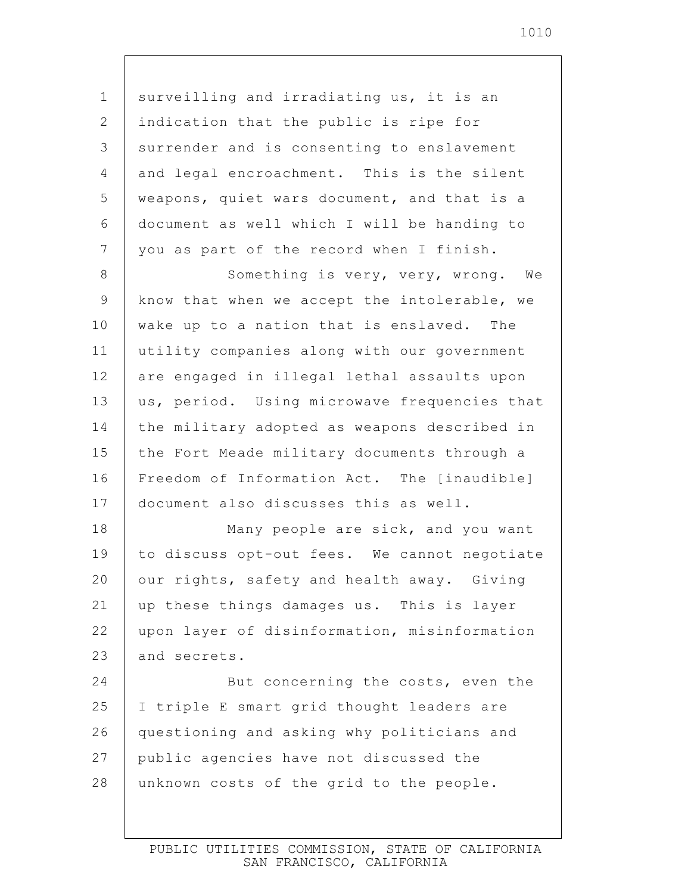surveilling and irradiating us, it is an indication that the public is ripe for surrender and is consenting to enslavement and legal encroachment. This is the silent weapons, quiet wars document, and that is a document as well which I will be handing to you as part of the record when I finish.

Something is very, very, wrong. We know that when we accept the intolerable, we wake up to a nation that is enslaved. The utility companies along with our government are engaged in illegal lethal assaults upon us, period. Using microwave frequencies that the military adopted as weapons described in the Fort Meade military documents through a Freedom of Information Act. The [inaudible] document also discusses this as well.

Many people are sick, and you want to discuss opt-out fees. We cannot negotiate our rights, safety and health away. Giving up these things damages us. This is layer upon layer of disinformation, misinformation and secrets.

But concerning the costs, even the I triple E smart grid thought leaders are questioning and asking why politicians and public agencies have not discussed the unknown costs of the grid to the people.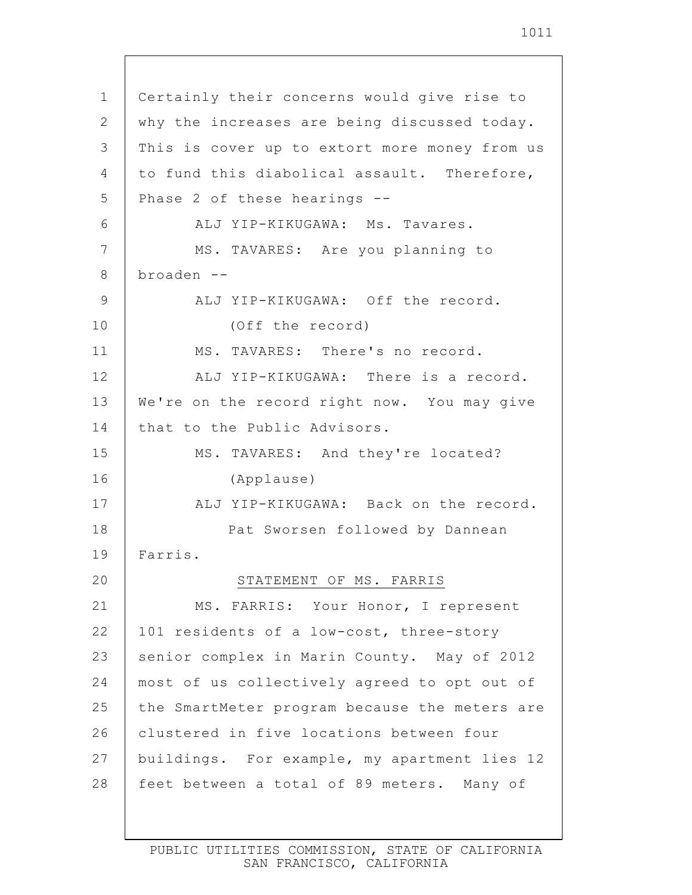Certainly their concerns would give rise to why the increases are being discussed today. This is cover up to extort more money from us to fund this diabolical assault. Therefore, Phase 2 of these hearings --

ALJ YIP-KIKUGAWA: Ms. Tavares.

MS. TAVARES: Are you planning to broaden --

ALJ YIP-KIKUGAWA: Off the record.

(Off the record)

MS. TAVARES: There's no record.

ALJ YIP-KIKUGAWA: There is a record. We're on the record right now. You may give that to the Public Advisors.

MS. TAVARES: And they're located?

(Applause)

ALJ YIP-KIKUGAWA: Back on the record.

Pat Sworsen followed by Dannean Farris.

## STATEMENT OF MS. FARRIS

MS. FARRIS: Your Honor, I represent 101 residents of a low-cost, three-story senior complex in Marin County. May of 2012 most of us collectively agreed to opt out of the SmartMeter program because the meters are clustered in five locations between four buildings. For example, my apartment lies 12 feet between a total of 89 meters. Many of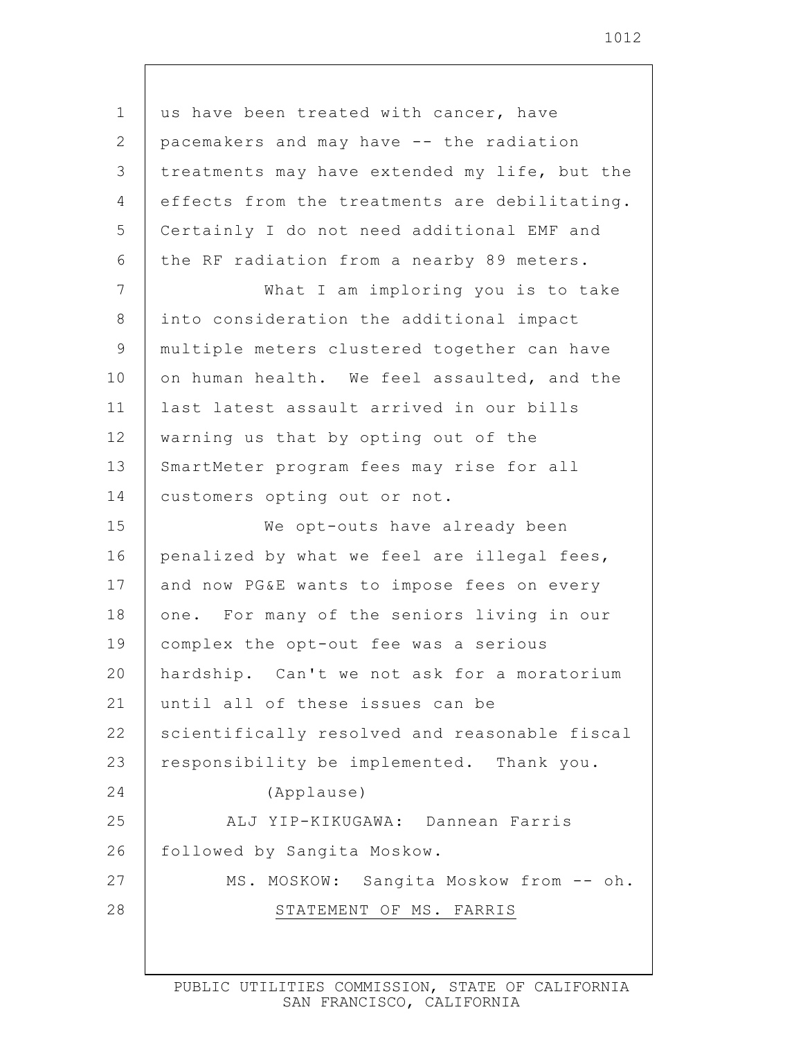us have been treated with cancer, have pacemakers and may have -- the radiation treatments may have extended my life, but the effects from the treatments are debilitating. Certainly I do not need additional EMF and the RF radiation from a nearby 89 meters.

What I am imploring you is to take into consideration the additional impact multiple meters clustered together can have on human health. We feel assaulted, and the last latest assault arrived in our bills warning us that by opting out of the SmartMeter program fees may rise for all customers opting out or not.

We opt-outs have already been penalized by what we feel are illegal fees, and now PG&E wants to impose fees on every one. For many of the seniors living in our complex the opt-out fee was a serious hardship. Can't we not ask for a moratorium until all of these issues can be scientifically resolved and reasonable fiscal responsibility be implemented. Thank you.

(Applause)

ALJ YIP-KIKUGAWA: Dannean Farris followed by Sangita Moskow.

MS. MOSKOW: Sangita Moskow from -- oh.

STATEMENT OF MS. FARRIS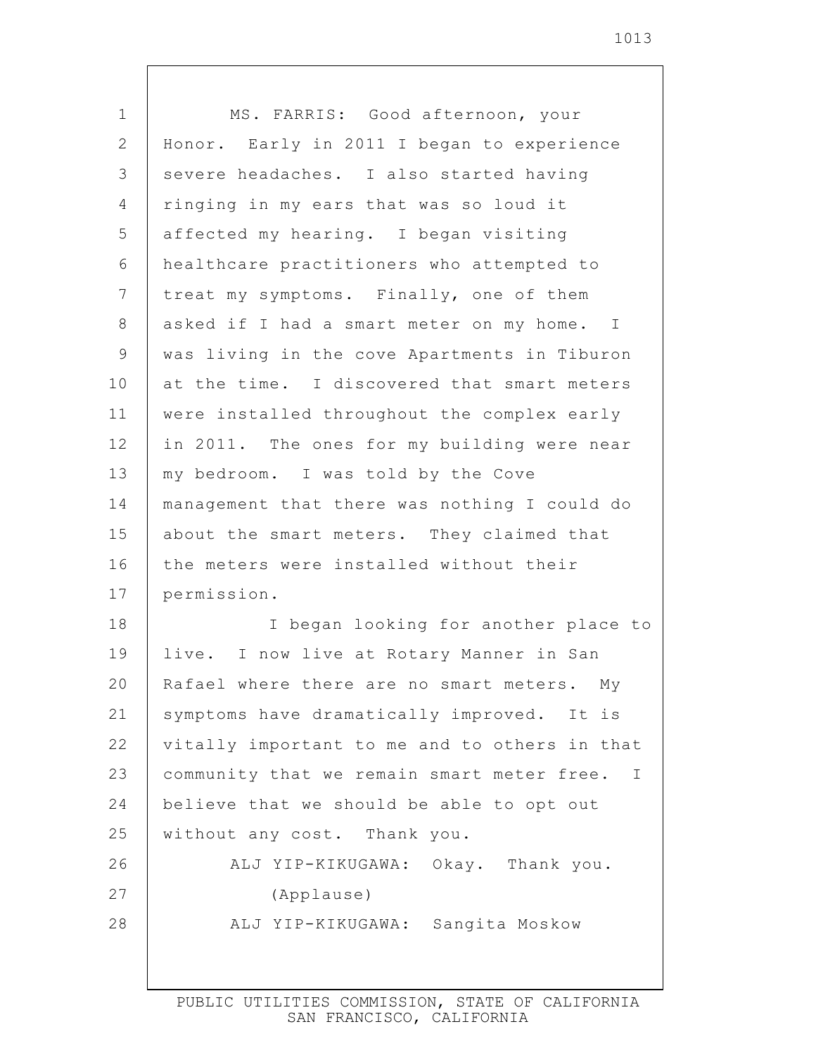MS. FARRIS: Good afternoon, your Honor. Early in 2011 I began to experience severe headaches. I also started having ringing in my ears that was so loud it affected my hearing. I began visiting healthcare practitioners who attempted to treat my symptoms. Finally, one of them asked if I had a smart meter on my home. I was living in the cove Apartments in Tiburon at the time. I discovered that smart meters were installed throughout the complex early in 2011. The ones for my building were near my bedroom. I was told by the Cove management that there was nothing I could do about the smart meters. They claimed that the meters were installed without their permission.

I began looking for another place to live. I now live at Rotary Manner in San Rafael where there are no smart meters. My symptoms have dramatically improved. It is vitally important to me and to others in that community that we remain smart meter free. I believe that we should be able to opt out without any cost. Thank you.

ALJ YIP-KIKUGAWA: Okay. Thank you.

(Applause)

ALJ YIP-KIKUGAWA: Sangita Moskow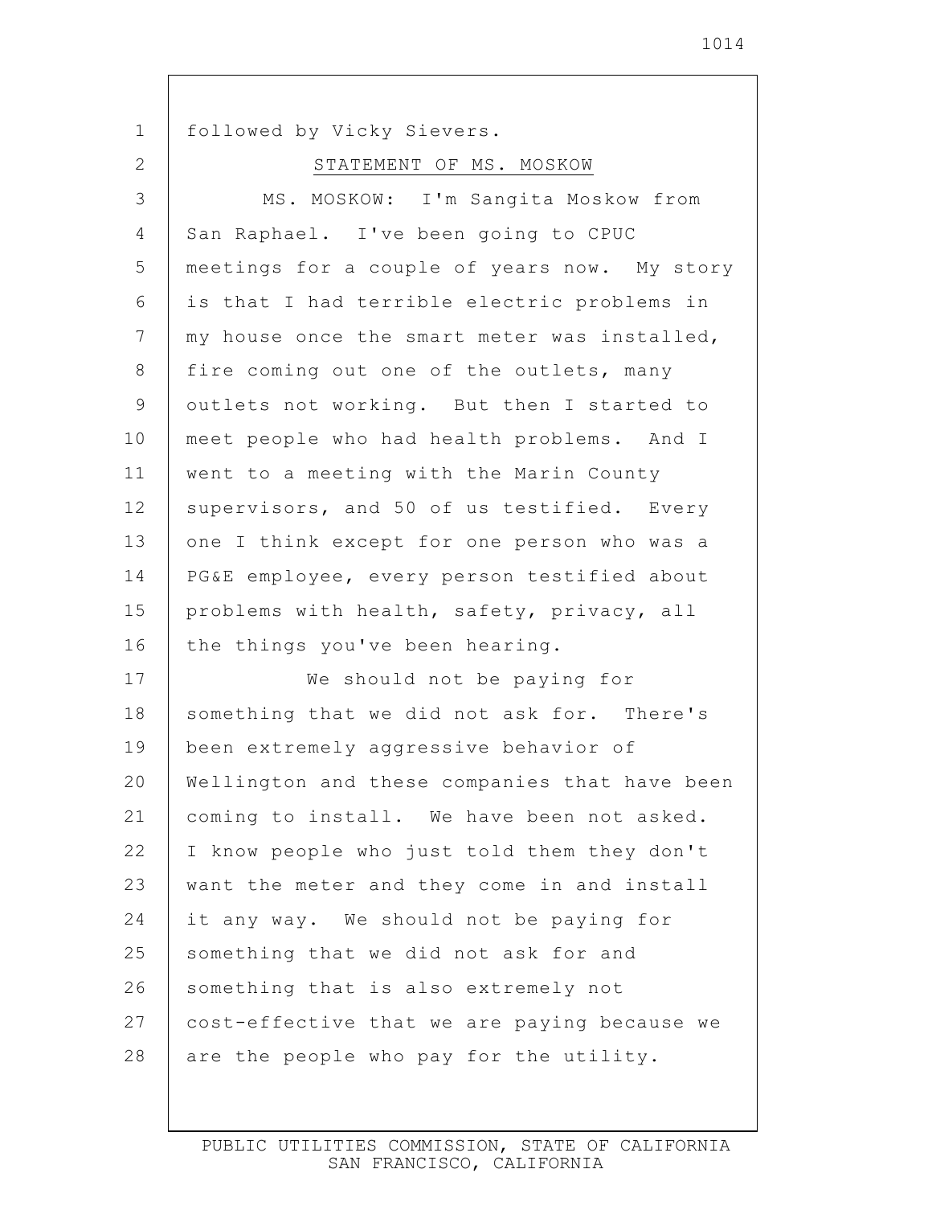followed by Vicky Sievers.

STATEMENT OF MS. MOSKOW

MS. MOSKOW: I'm Sangita Moskow from San Raphael. I've been going to CPUC meetings for a couple of years now. My story is that I had terrible electric problems in my house once the smart meter was installed, fire coming out one of the outlets, many outlets not working. But then I started to meet people who had health problems. And I went to a meeting with the Marin County supervisors, and 50 of us testified. Every one I think except for one person who was a PG&E employee, every person testified about problems with health, safety, privacy, all the things you've been hearing.

We should not be paying for something that we did not ask for. There's been extremely aggressive behavior of Wellington and these companies that have been coming to install. We have been not asked. I know people who just told them they don't want the meter and they come in and install it any way. We should not be paying for something that we did not ask for and something that is also extremely not cost-effective that we are paying because we are the people who pay for the utility.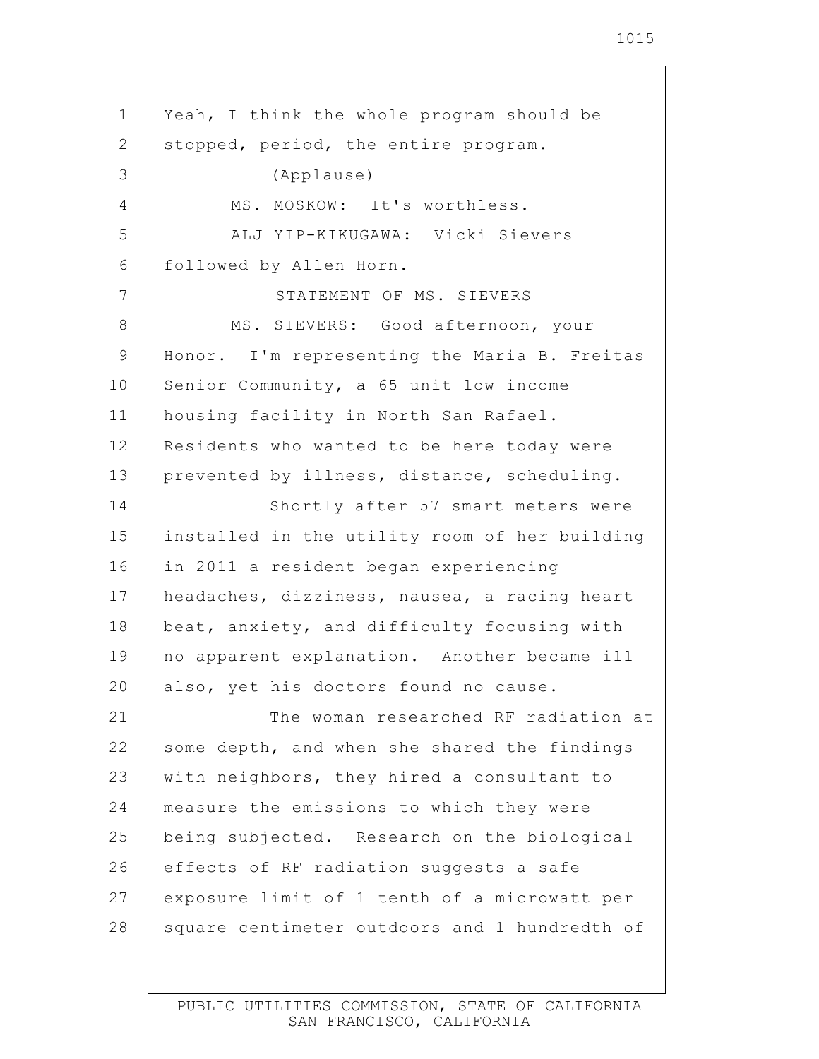Yeah, I think the whole program should be stopped, period, the entire program.

(Applause)

MS. MOSKOW: It's worthless.

ALJ YIP-KIKUGAWA: Vicki Sievers followed by Allen Horn.

STATEMENT OF MS. SIEVERS

MS. SIEVERS: Good afternoon, your Honor. I'm representing the Maria B. Freitas Senior Community, a 65 unit low income housing facility in North San Rafael. Residents who wanted to be here today were prevented by illness, distance, scheduling.

Shortly after 57 smart meters were installed in the utility room of her building in 2011 a resident began experiencing headaches, dizziness, nausea, a racing heart beat, anxiety, and difficulty focusing with no apparent explanation. Another became ill also, yet his doctors found no cause.

The woman researched RF radiation at some depth, and when she shared the findings with neighbors, they hired a consultant to measure the emissions to which they were being subjected. Research on the biological effects of RF radiation suggests a safe exposure limit of 1 tenth of a microwatt per square centimeter outdoors and 1 hundredth of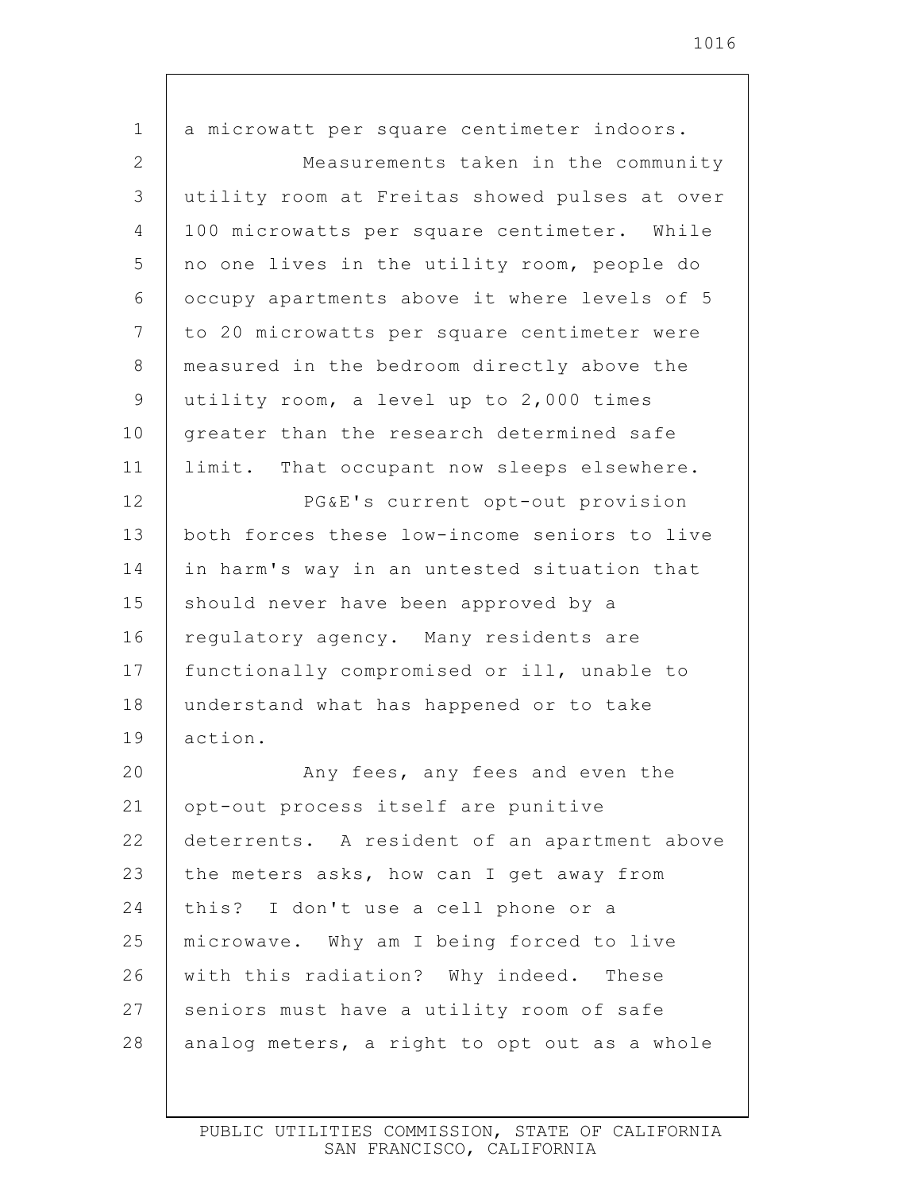a microwatt per square centimeter indoors.

Measurements taken in the community utility room at Freitas showed pulses at over 100 microwatts per square centimeter. While no one lives in the utility room, people do occupy apartments above it where levels of 5 to 20 microwatts per square centimeter were measured in the bedroom directly above the utility room, a level up to 2,000 times greater than the research determined safe limit. That occupant now sleeps elsewhere.

PG&E's current opt-out provision both forces these low-income seniors to live in harm's way in an untested situation that should never have been approved by a regulatory agency. Many residents are functionally compromised or ill, unable to understand what has happened or to take action.

Any fees, any fees and even the opt-out process itself are punitive deterrents. A resident of an apartment above the meters asks, how can I get away from this? I don't use a cell phone or a microwave. Why am I being forced to live with this radiation? Why indeed. These seniors must have a utility room of safe analog meters, a right to opt out as a whole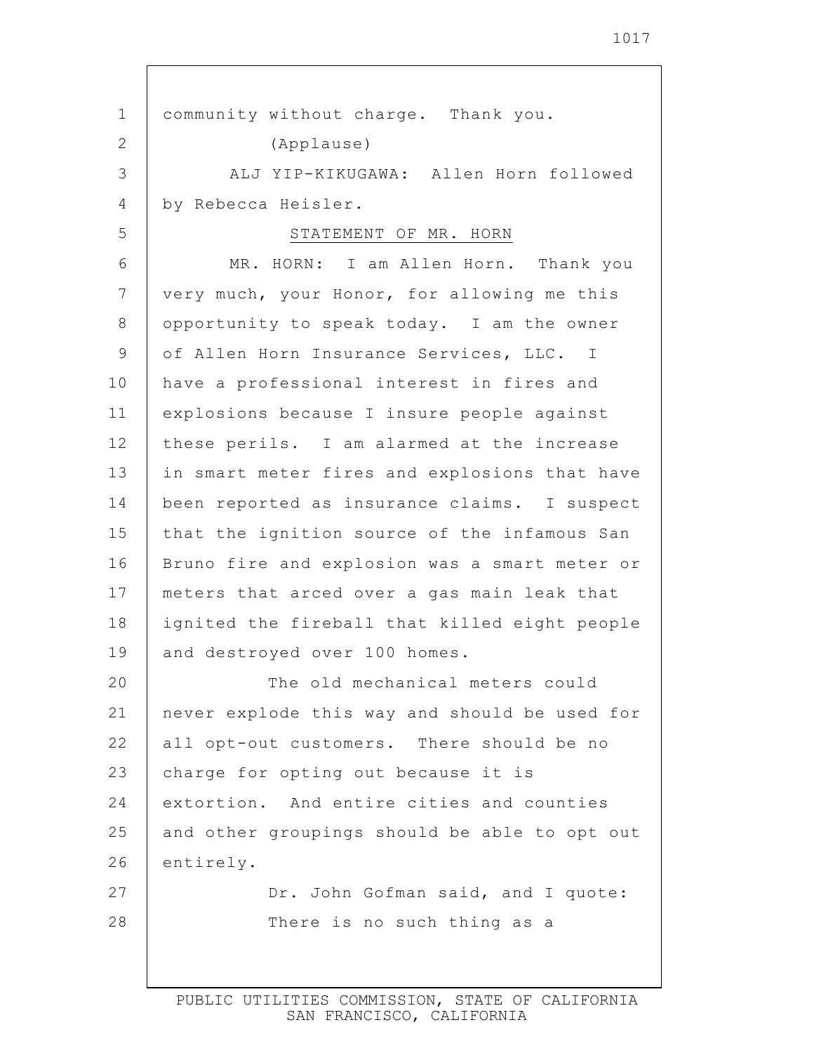community without charge. Thank you.

(Applause)

ALJ YIP-KIKUGAWA: Allen Horn followed by Rebecca Heisler.

STATEMENT OF MR. HORN

MR. HORN: I am Allen Horn. Thank you very much, your Honor, for allowing me this opportunity to speak today. I am the owner of Allen Horn Insurance Services, LLC. I have a professional interest in fires and explosions because I insure people against these perils. I am alarmed at the increase in smart meter fires and explosions that have been reported as insurance claims. I suspect that the ignition source of the infamous San Bruno fire and explosion was a smart meter or meters that arced over a gas main leak that ignited the fireball that killed eight people and destroyed over 100 homes.

The old mechanical meters could never explode this way and should be used for all opt-out customers. There should be no charge for opting out because it is extortion. And entire cities and counties and other groupings should be able to opt out entirely.

Dr. John Gofman said, and I quote:

There is no such thing as a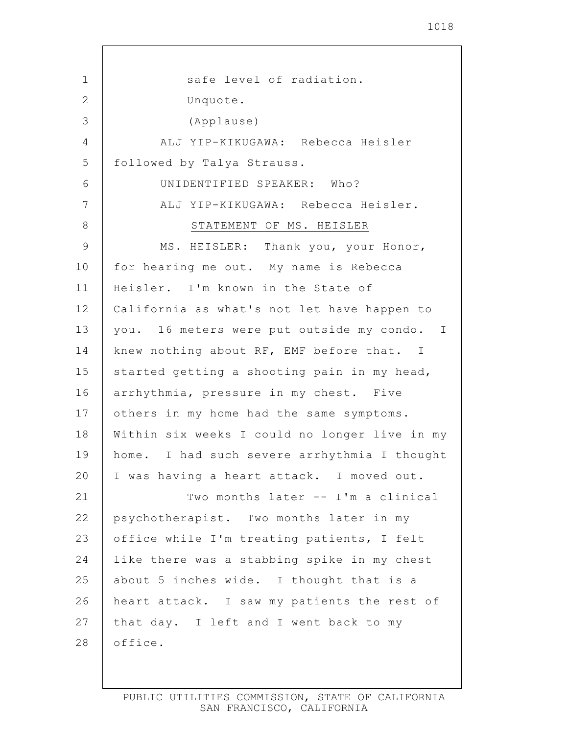safe level of radiation.

Unquote.

(Applause)

ALJ YIP-KIKUGAWA: Rebecca Heisler followed by Talya Strauss.

UNIDENTIFIED SPEAKER: Who?

ALJ YIP-KIKUGAWA: Rebecca Heisler.

STATEMENT OF MS. HEISLER

MS. HEISLER: Thank you, your Honor, for hearing me out. My name is Rebecca Heisler. I'm known in the State of California as what's not let have happen to you. 16 meters were put outside my condo. I knew nothing about RF, EMF before that. I started getting a shooting pain in my head, arrhythmia, pressure in my chest. Five others in my home had the same symptoms. Within six weeks I could no longer live in my home. I had such severe arrhythmia I thought I was having a heart attack. I moved out.

Two months later -- I'm a clinical psychotherapist. Two months later in my office while I'm treating patients, I felt like there was a stabbing spike in my chest about 5 inches wide. I thought that is a heart attack. I saw my patients the rest of that day. I left and I went back to my office.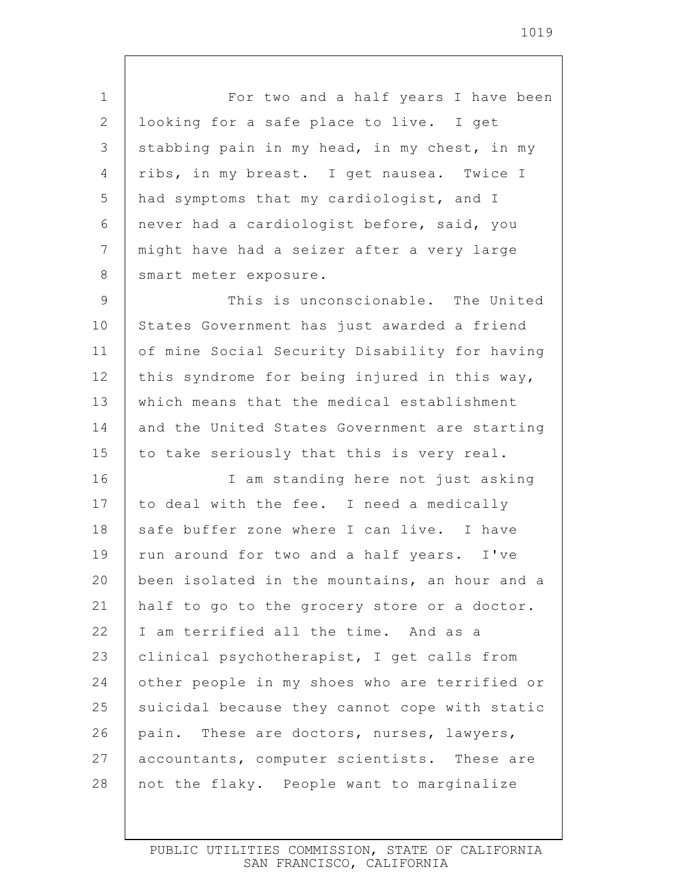For two and a half years I have been looking for a safe place to live. I get stabbing pain in my head, in my chest, in my ribs, in my breast. I get nausea. Twice I had symptoms that my cardiologist, and I never had a cardiologist before, said, you might have had a seizer after a very large smart meter exposure.

This is unconscionable. The United States Government has just awarded a friend of mine Social Security Disability for having this syndrome for being injured in this way, which means that the medical establishment and the United States Government are starting to take seriously that this is very real.

I am standing here not just asking to deal with the fee. I need a medically safe buffer zone where I can live. I have run around for two and a half years. I've been isolated in the mountains, an hour and a half to go to the grocery store or a doctor. I am terrified all the time. And as a clinical psychotherapist, I get calls from other people in my shoes who are terrified or suicidal because they cannot cope with static pain. These are doctors, nurses, lawyers, accountants, computer scientists. These are not the flaky. People want to marginalize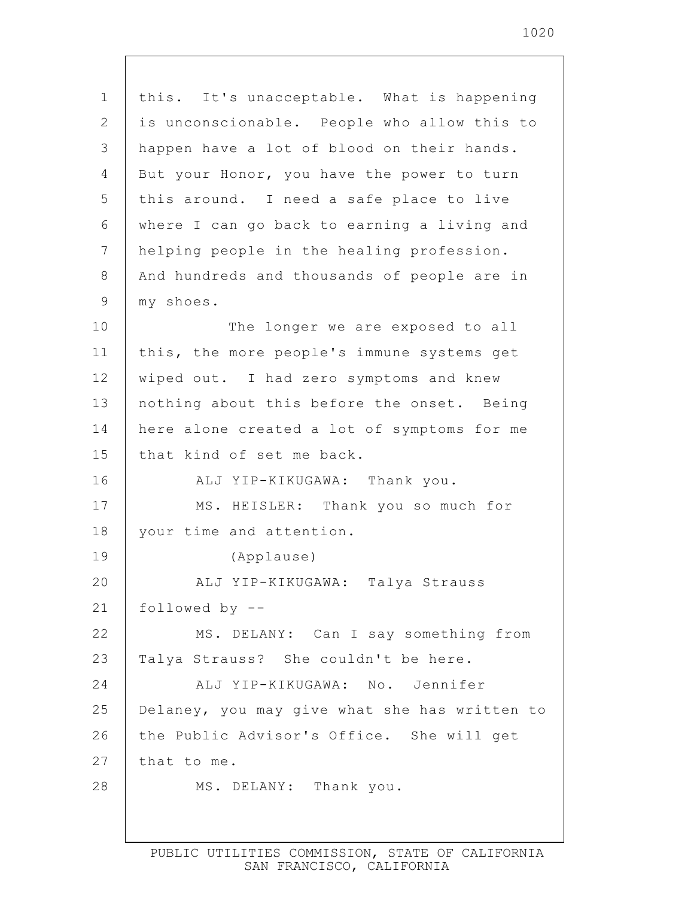this. It's unacceptable. What is happening is unconscionable. People who allow this to happen have a lot of blood on their hands. But your Honor, you have the power to turn this around. I need a safe place to live where I can go back to earning a living and helping people in the healing profession. And hundreds and thousands of people are in my shoes.

The longer we are exposed to all this, the more people's immune systems get wiped out. I had zero symptoms and knew nothing about this before the onset. Being here alone created a lot of symptoms for me that kind of set me back.

ALJ YIP-KIKUGAWA: Thank you.

MS. HEISLER: Thank you so much for your time and attention.

(Applause)

ALJ YIP-KIKUGAWA: Talya Strauss followed by --

MS. DELANY: Can I say something from Talya Strauss? She couldn't be here.

ALJ YIP-KIKUGAWA: No. Jennifer Delaney, you may give what she has written to the Public Advisor's Office. She will get that to me.

MS. DELANY: Thank you.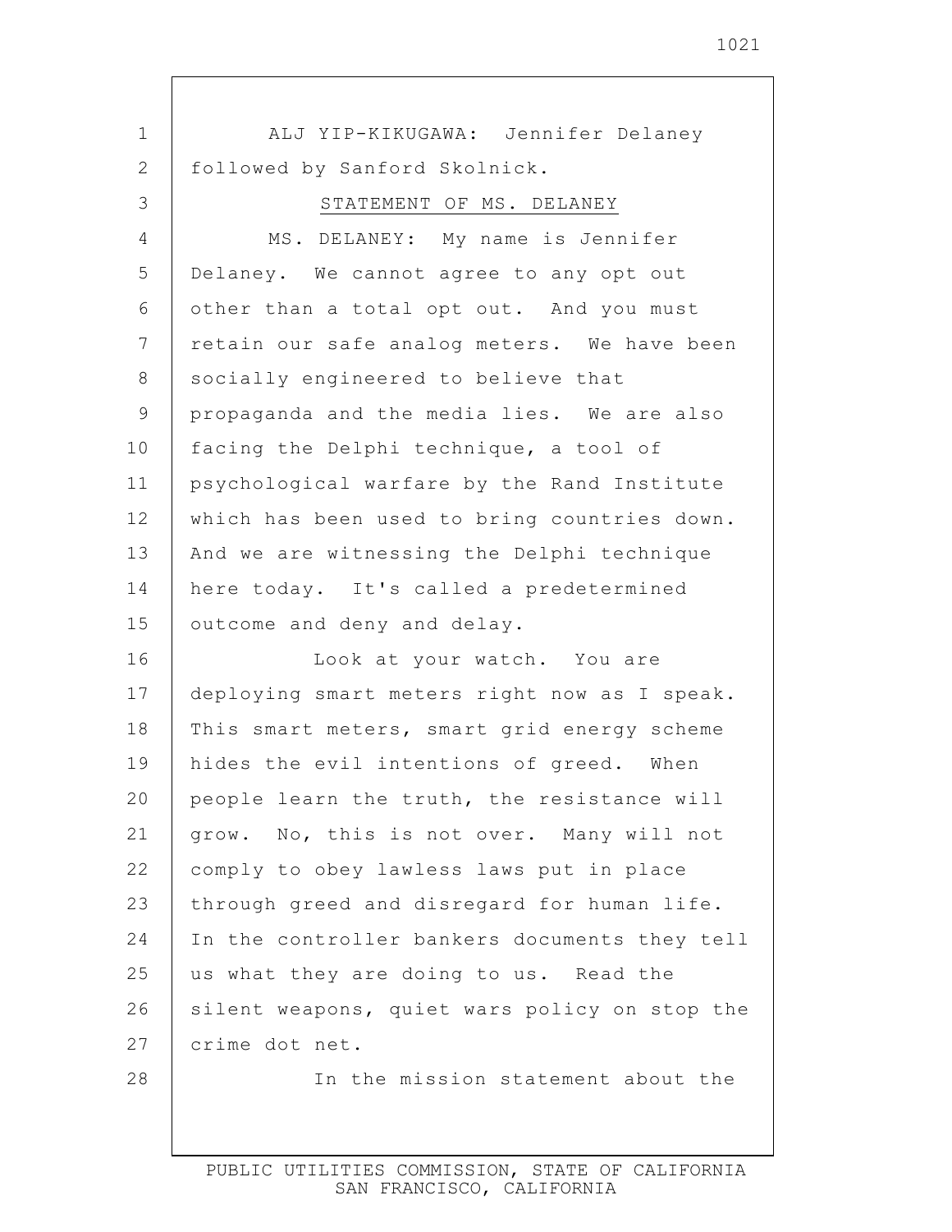ALJ YIP-KIKUGAWA: Jennifer Delaney followed by Sanford Skolnick.

STATEMENT OF MS. DELANEY

MS. DELANEY: My name is Jennifer Delaney. We cannot agree to any opt out other than a total opt out. And you must retain our safe analog meters. We have been socially engineered to believe that propaganda and the media lies. We are also facing the Delphi technique, a tool of psychological warfare by the Rand Institute which has been used to bring countries down. And we are witnessing the Delphi technique here today. It's called a predetermined outcome and deny and delay.

Look at your watch. You are deploying smart meters right now as I speak. This smart meters, smart grid energy scheme hides the evil intentions of greed. When people learn the truth, the resistance will grow. No, this is not over. Many will not comply to obey lawless laws put in place through greed and disregard for human life. In the controller bankers documents they tell us what they are doing to us. Read the silent weapons, quiet wars policy on stop the crime dot net.

In the mission statement about the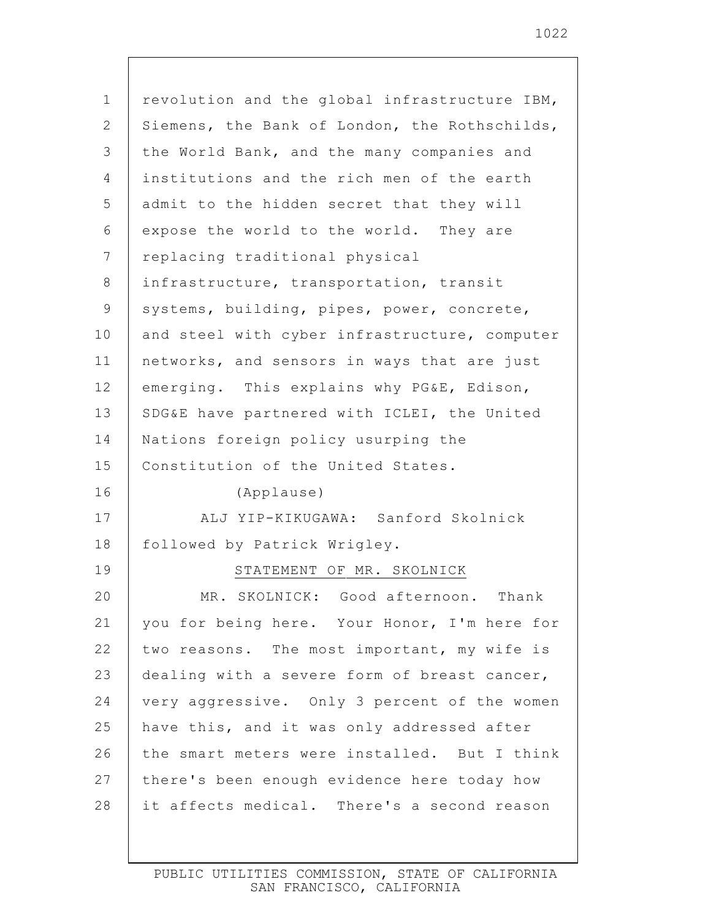revolution and the global infrastructure IBM, Siemens, the Bank of London, the Rothschilds, the World Bank, and the many companies and institutions and the rich men of the earth admit to the hidden secret that they will expose the world to the world. They are replacing traditional physical infrastructure, transportation, transit systems, building, pipes, power, concrete, and steel with cyber infrastructure, computer networks, and sensors in ways that are just emerging. This explains why PG&E, Edison, SDG&E have partnered with ICLEI, the United Nations foreign policy usurping the Constitution of the United States.

(Applause)

ALJ YIP-KIKUGAWA: Sanford Skolnick followed by Patrick Wrigley.

STATEMENT OF MR. SKOLNICK

MR. SKOLNICK: Good afternoon. Thank you for being here. Your Honor, I'm here for two reasons. The most important, my wife is dealing with a severe form of breast cancer, very aggressive. Only 3 percent of the women have this, and it was only addressed after the smart meters were installed. But I think there's been enough evidence here today how it affects medical. There's a second reason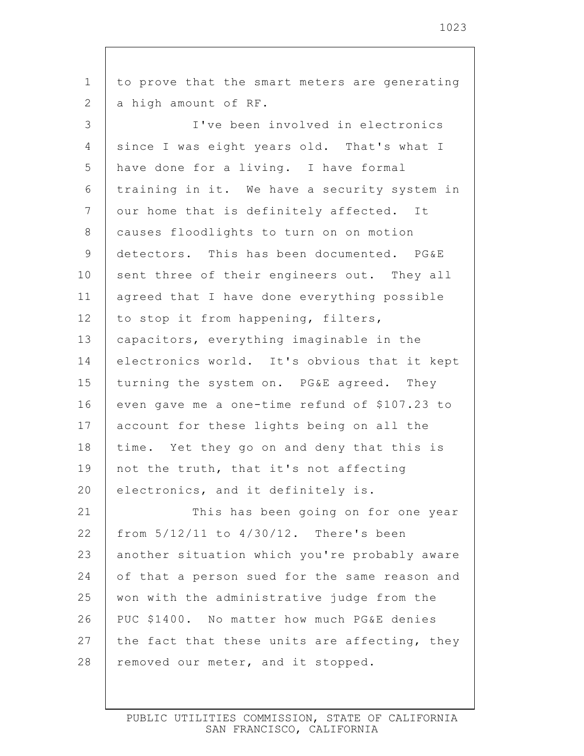to prove that the smart meters are generating a high amount of RF.

I've been involved in electronics since I was eight years old. That's what I have done for a living. I have formal training in it. We have a security system in our home that is definitely affected. It causes floodlights to turn on on motion detectors. This has been documented. PG&E sent three of their engineers out. They all agreed that I have done everything possible to stop it from happening, filters, capacitors, everything imaginable in the electronics world. It's obvious that it kept turning the system on. PG&E agreed. They even gave me a one-time refund of $107.23 to account for these lights being on all the time. Yet they go on and deny that this is not the truth, that it's not affecting electronics, and it definitely is.

This has been going on for one year from 5/12/11 to 4/30/12. There's been another situation which you're probably aware of that a person sued for the same reason and won with the administrative judge from the PUC $1400. No matter how much PG&E denies the fact that these units are affecting, they removed our meter, and it stopped.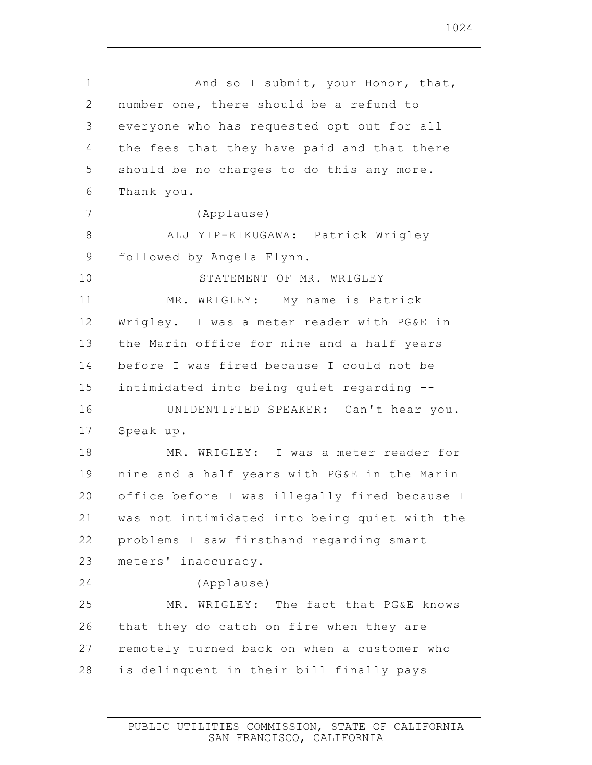And so I submit, your Honor, that, number one, there should be a refund to everyone who has requested opt out for all the fees that they have paid and that there should be no charges to do this any more. Thank you.

(Applause)

ALJ YIP-KIKUGAWA: Patrick Wrigley followed by Angela Flynn.

STATEMENT OF MR. WRIGLEY

MR. WRIGLEY: My name is Patrick Wrigley. I was a meter reader with PG&E in the Marin office for nine and a half years before I was fired because I could not be intimidated into being quiet regarding --

UNIDENTIFIED SPEAKER: Can't hear you. Speak up.

MR. WRIGLEY: I was a meter reader for nine and a half years with PG&E in the Marin office before I was illegally fired because I was not intimidated into being quiet with the problems I saw firsthand regarding smart meters' inaccuracy.

(Applause)

MR. WRIGLEY: The fact that PG&E knows that they do catch on fire when they are remotely turned back on when a customer who is delinquent in their bill finally pays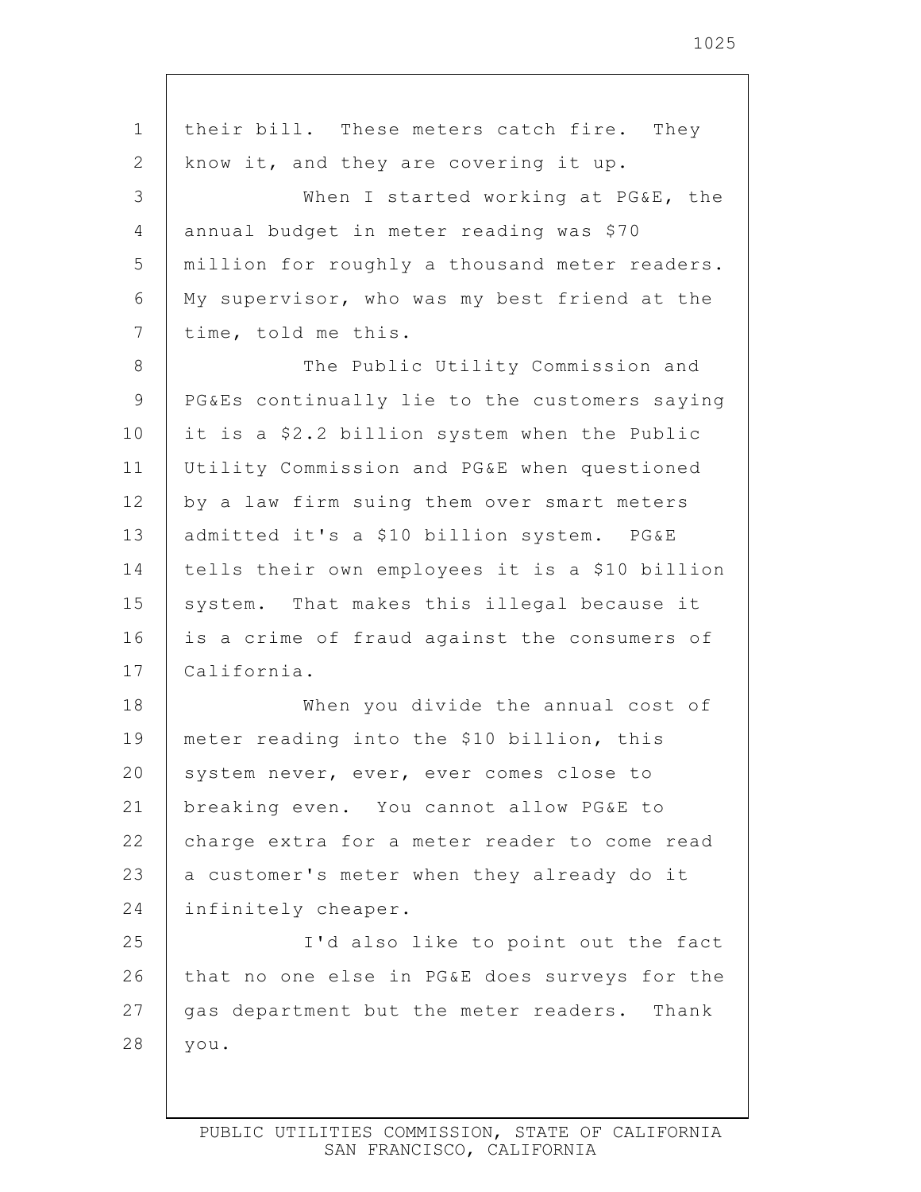their bill. These meters catch fire. They know it, and they are covering it up.

When I started working at PG&E, the annual budget in meter reading was $70 million for roughly a thousand meter readers. My supervisor, who was my best friend at the time, told me this.

The Public Utility Commission and PG&Es continually lie to the customers saying it is a $2.2 billion system when the Public Utility Commission and PG&E when questioned by a law firm suing them over smart meters admitted it's a $10 billion system. PG&E tells their own employees it is a $10 billion system. That makes this illegal because it is a crime of fraud against the consumers of California.

When you divide the annual cost of meter reading into the $10 billion, this system never, ever, ever comes close to breaking even. You cannot allow PG&E to charge extra for a meter reader to come read a customer's meter when they already do it infinitely cheaper.

I'd also like to point out the fact that no one else in PG&E does surveys for the gas department but the meter readers. Thank you.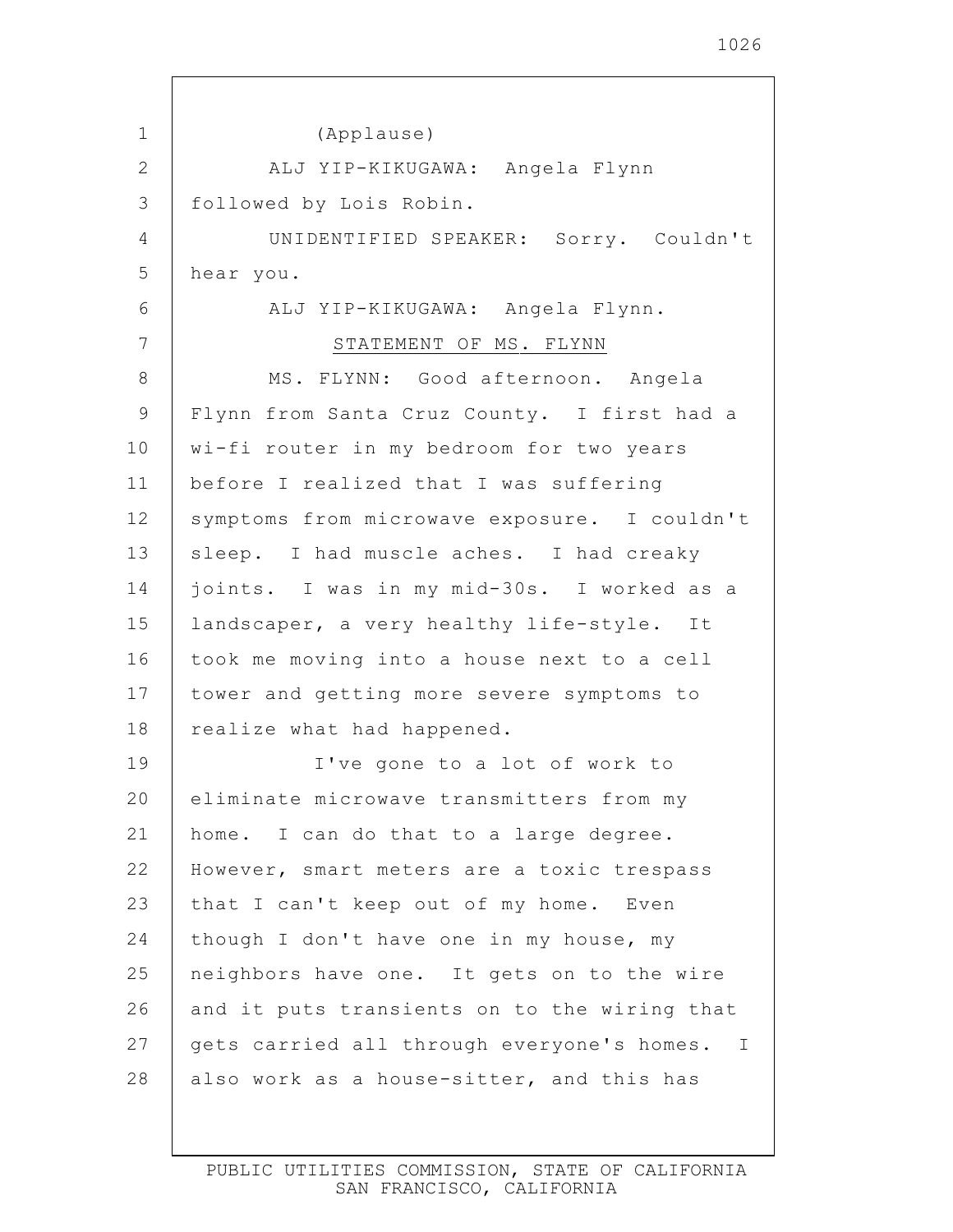(Applause)

ALJ YIP-KIKUGAWA: Angela Flynn followed by Lois Robin.

UNIDENTIFIED SPEAKER: Sorry. Couldn't hear you.

ALJ YIP-KIKUGAWA: Angela Flynn.

STATEMENT OF MS. FLYNN

MS. FLYNN: Good afternoon. Angela Flynn from Santa Cruz County. I first had a wi-fi router in my bedroom for two years before I realized that I was suffering symptoms from microwave exposure. I couldn't sleep. I had muscle aches. I had creaky joints. I was in my mid-30s. I worked as a landscaper, a very healthy life-style. It took me moving into a house next to a cell tower and getting more severe symptoms to realize what had happened.

I've gone to a lot of work to eliminate microwave transmitters from my home. I can do that to a large degree. However, smart meters are a toxic trespass that I can't keep out of my home. Even though I don't have one in my house, my neighbors have one. It gets on to the wire and it puts transients on to the wiring that gets carried all through everyone's homes. I also work as a house-sitter, and this has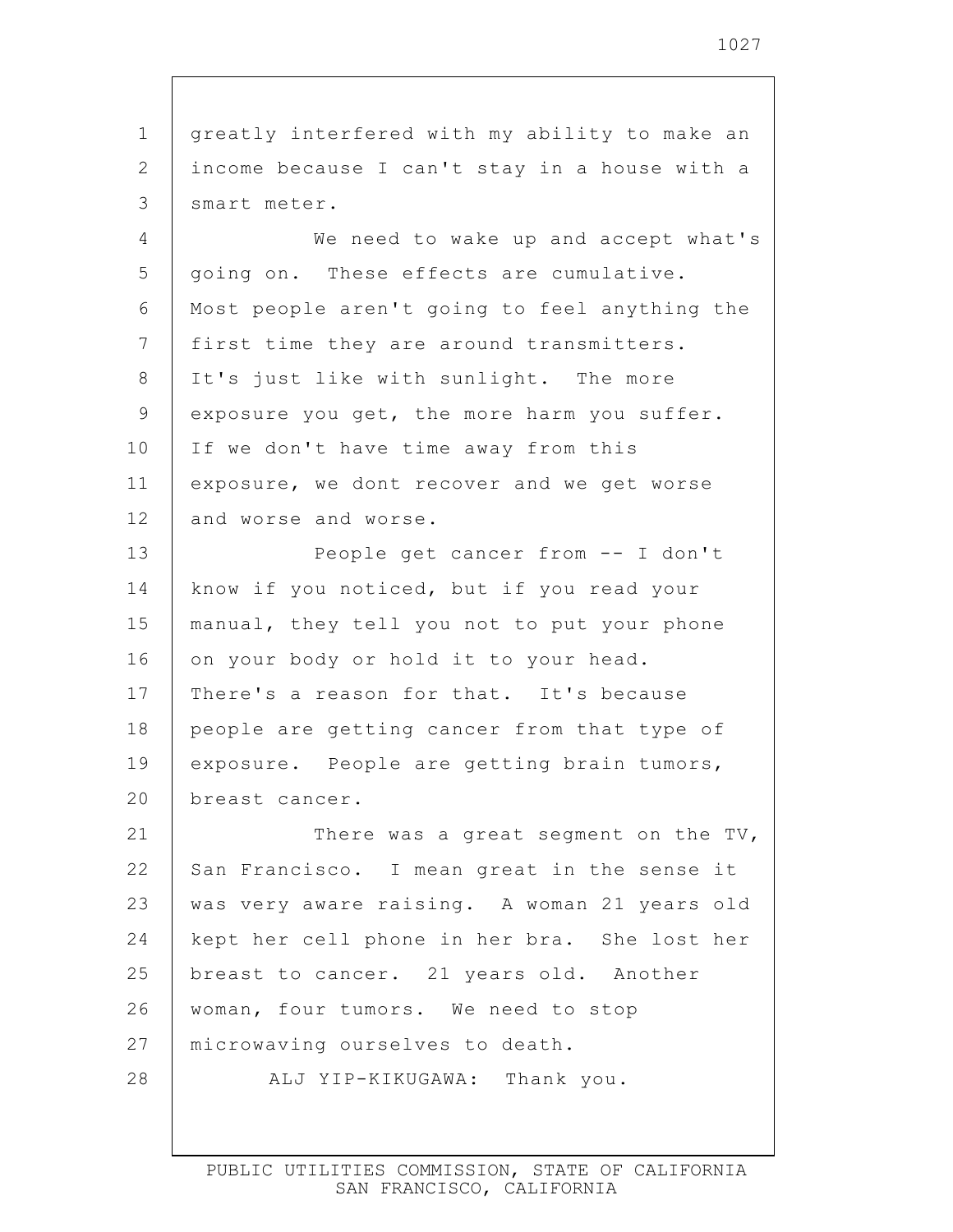greatly interfered with my ability to make an income because I can't stay in a house with a smart meter.

We need to wake up and accept what's going on. These effects are cumulative. Most people aren't going to feel anything the first time they are around transmitters. It's just like with sunlight. The more exposure you get, the more harm you suffer. If we don't have time away from this exposure, we dont recover and we get worse and worse and worse.

People get cancer from -- I don't know if you noticed, but if you read your manual, they tell you not to put your phone on your body or hold it to your head. There's a reason for that. It's because people are getting cancer from that type of exposure. People are getting brain tumors, breast cancer.

There was a great segment on the TV, San Francisco. I mean great in the sense it was very aware raising. A woman 21 years old kept her cell phone in her bra. She lost her breast to cancer. 21 years old. Another woman, four tumors. We need to stop microwaving ourselves to death.

ALJ YIP-KIKUGAWA: Thank you.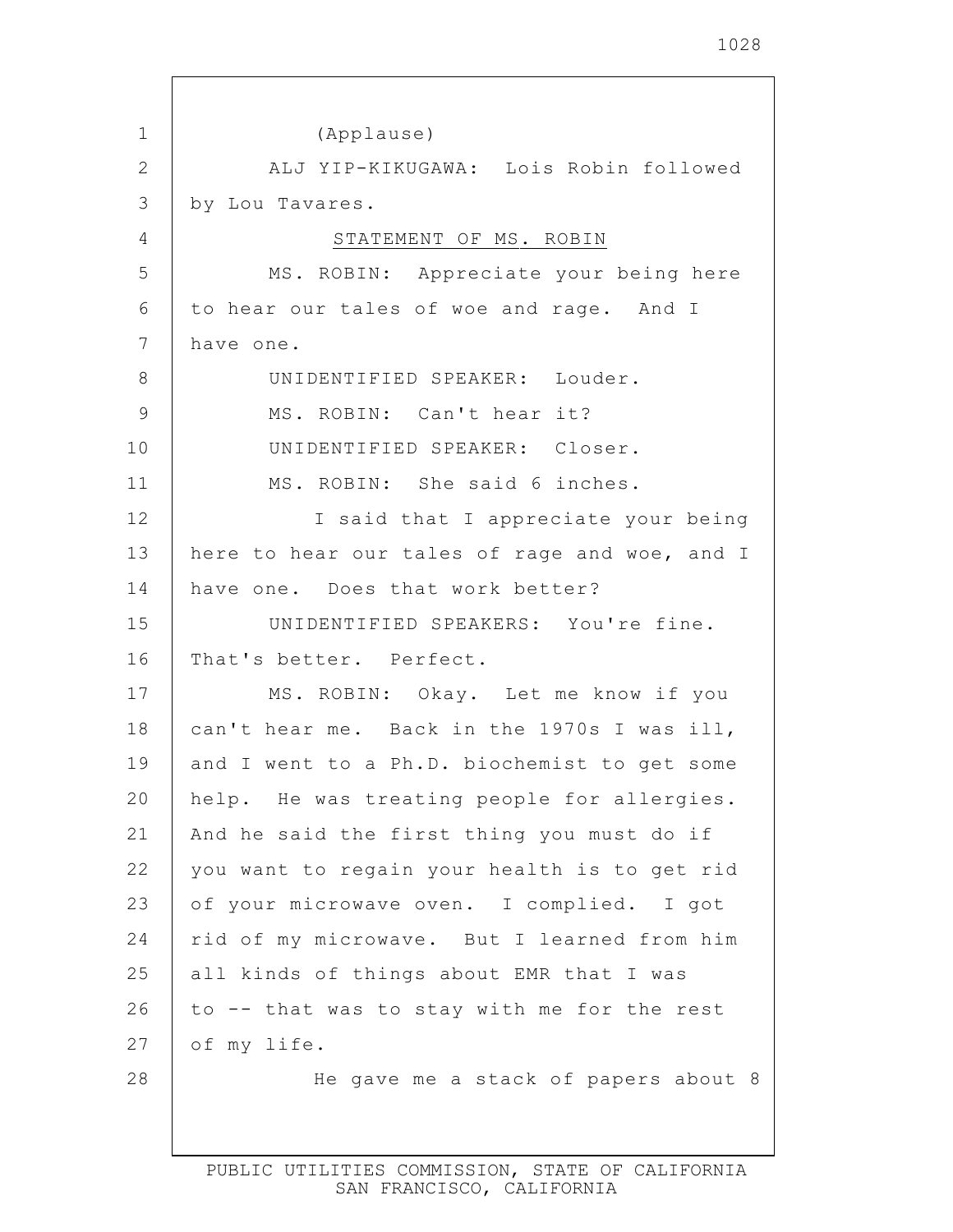(Applause)

ALJ YIP-KIKUGAWA: Lois Robin followed by Lou Tavares.

STATEMENT OF MS. ROBIN

MS. ROBIN: Appreciate your being here to hear our tales of woe and rage. And I have one.

UNIDENTIFIED SPEAKER: Louder.

MS. ROBIN: Can't hear it?

UNIDENTIFIED SPEAKER: Closer.

MS. ROBIN: She said 6 inches.

I said that I appreciate your being here to hear our tales of rage and woe, and I have one. Does that work better?

UNIDENTIFIED SPEAKERS: You're fine. That's better. Perfect.

MS. ROBIN: Okay. Let me know if you can't hear me. Back in the 1970s I was ill, and I went to a Ph.D. biochemist to get some help. He was treating people for allergies. And he said the first thing you must do if you want to regain your health is to get rid of your microwave oven. I complied. I got rid of my microwave. But I learned from him all kinds of things about EMR that I was to -- that was to stay with me for the rest of my life.

He gave me a stack of papers about 8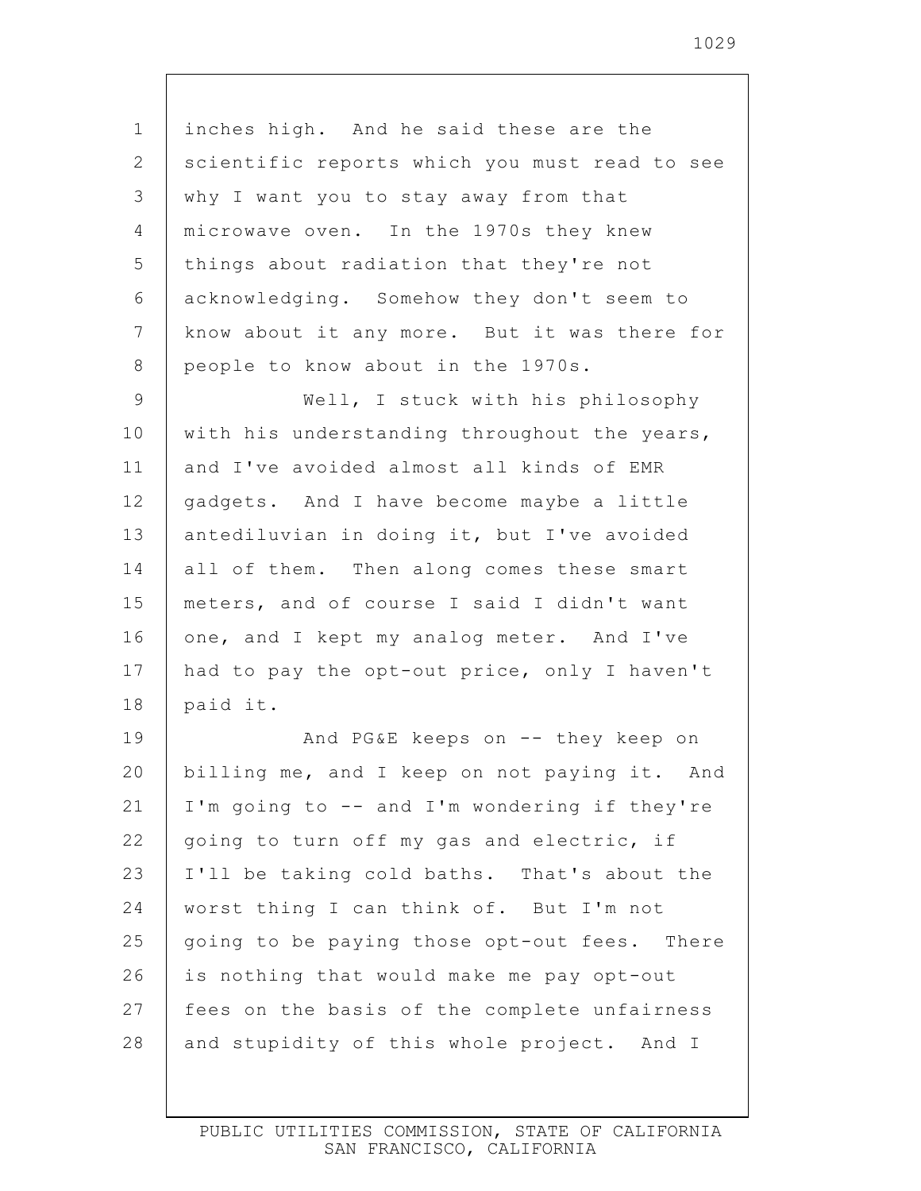inches high. And he said these are the scientific reports which you must read to see why I want you to stay away from that microwave oven. In the 1970s they knew things about radiation that they're not acknowledging. Somehow they don't seem to know about it any more. But it was there for people to know about in the 1970s.

Well, I stuck with his philosophy with his understanding throughout the years, and I've avoided almost all kinds of EMR gadgets. And I have become maybe a little antediluvian in doing it, but I've avoided all of them. Then along comes these smart meters, and of course I said I didn't want one, and I kept my analog meter. And I've had to pay the opt-out price, only I haven't paid it.

And PG&E keeps on -- they keep on billing me, and I keep on not paying it. And I'm going to -- and I'm wondering if they're going to turn off my gas and electric, if I'll be taking cold baths. That's about the worst thing I can think of. But I'm not going to be paying those opt-out fees. There is nothing that would make me pay opt-out fees on the basis of the complete unfairness and stupidity of this whole project. And I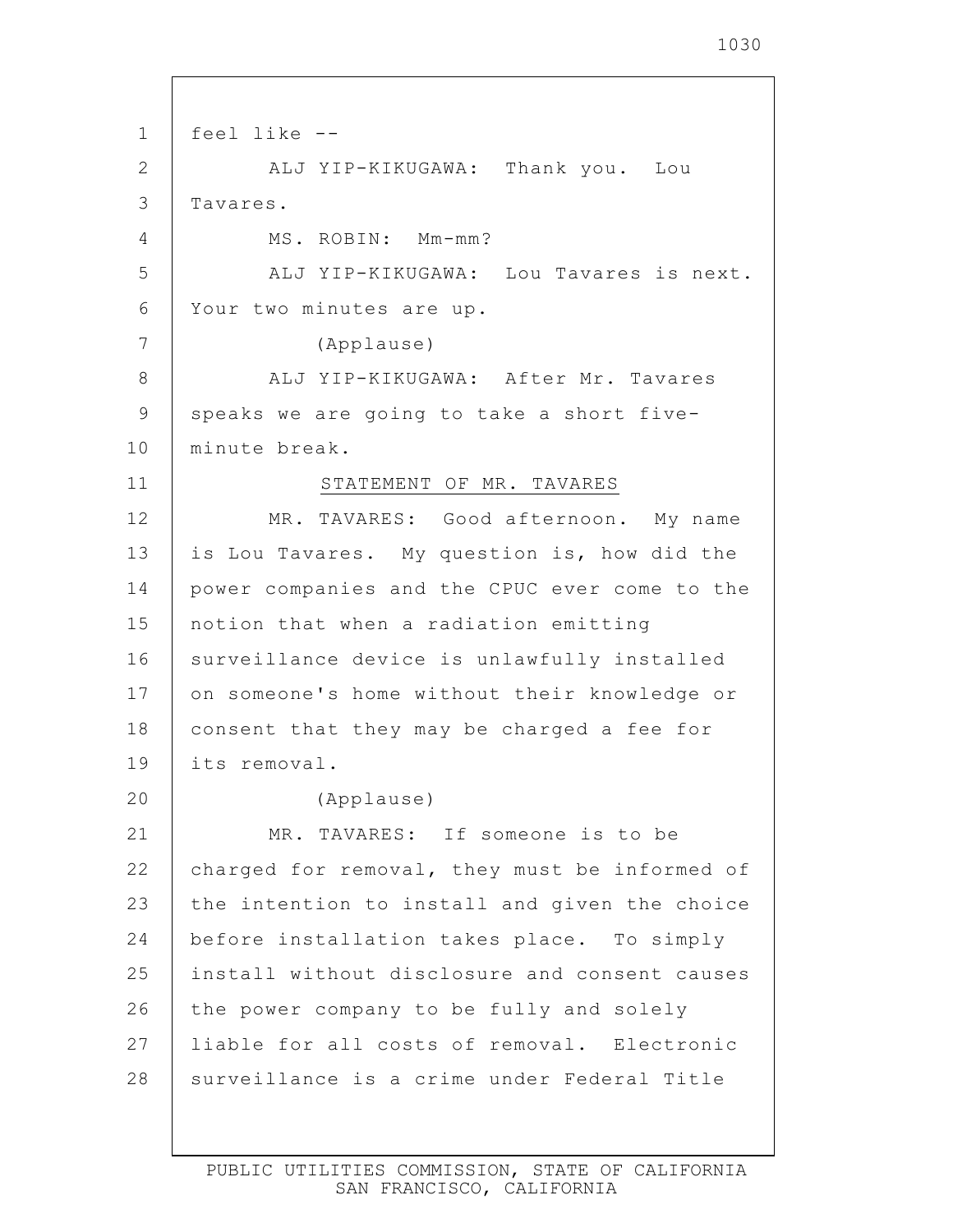feel like --

ALJ YIP-KIKUGAWA: Thank you. Lou Tavares.

MS. ROBIN: Mm-mm?

ALJ YIP-KIKUGAWA: Lou Tavares is next. Your two minutes are up.

(Applause)

ALJ YIP-KIKUGAWA: After Mr. Tavares speaks we are going to take a short five-minute break.

STATEMENT OF MR. TAVARES

MR. TAVARES: Good afternoon. My name is Lou Tavares. My question is, how did the power companies and the CPUC ever come to the notion that when a radiation emitting surveillance device is unlawfully installed on someone's home without their knowledge or consent that they may be charged a fee for its removal.

(Applause)

MR. TAVARES: If someone is to be charged for removal, they must be informed of the intention to install and given the choice before installation takes place. To simply install without disclosure and consent causes the power company to be fully and solely liable for all costs of removal. Electronic surveillance is a crime under Federal Title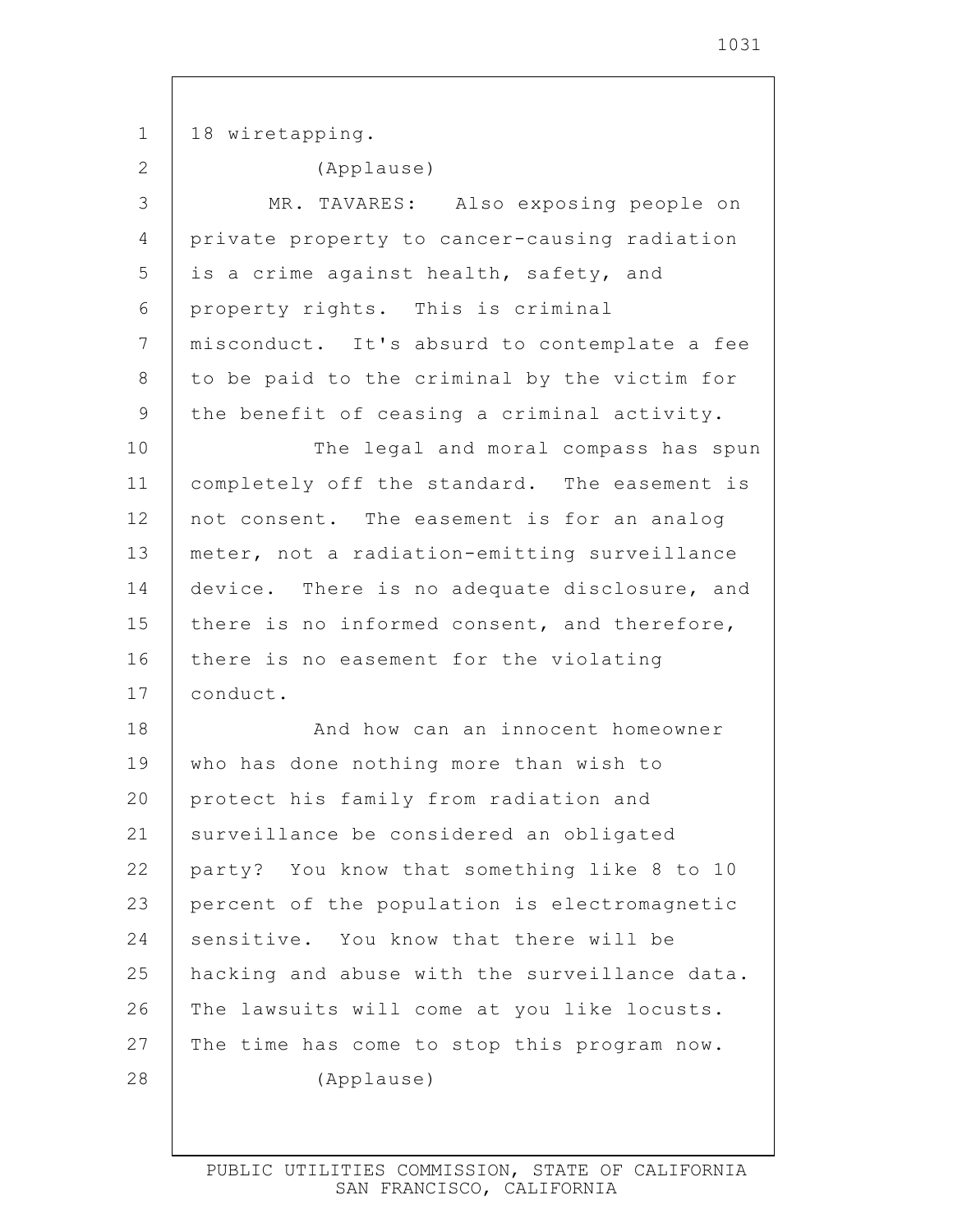18 wiretapping.

(Applause)

MR. TAVARES: Also exposing people on private property to cancer-causing radiation is a crime against health, safety, and property rights. This is criminal misconduct. It's absurd to contemplate a fee to be paid to the criminal by the victim for the benefit of ceasing a criminal activity.

The legal and moral compass has spun completely off the standard. The easement is not consent. The easement is for an analog meter, not a radiation-emitting surveillance device. There is no adequate disclosure, and there is no informed consent, and therefore, there is no easement for the violating conduct.

And how can an innocent homeowner who has done nothing more than wish to protect his family from radiation and surveillance be considered an obligated party? You know that something like 8 to 10 percent of the population is electromagnetic sensitive. You know that there will be hacking and abuse with the surveillance data. The lawsuits will come at you like locusts. The time has come to stop this program now.

(Applause)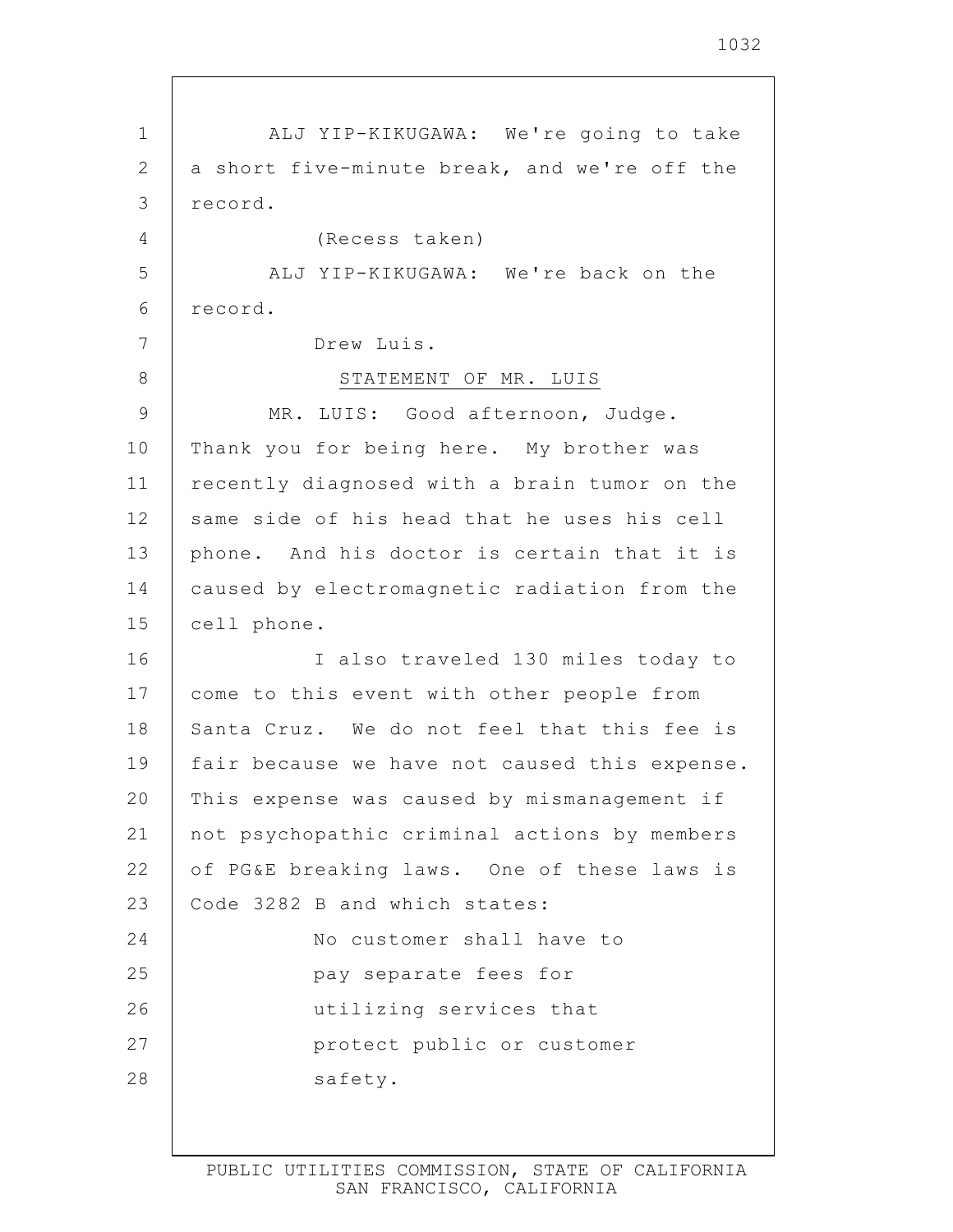ALJ YIP-KIKUGAWA: We're going to take a short five-minute break, and we're off the record.

(Recess taken)

ALJ YIP-KIKUGAWA: We're back on the record.

Drew Luis.

STATEMENT OF MR. LUIS

MR. LUIS: Good afternoon, Judge. Thank you for being here. My brother was recently diagnosed with a brain tumor on the same side of his head that he uses his cell phone. And his doctor is certain that it is caused by electromagnetic radiation from the cell phone.

I also traveled 130 miles today to come to this event with other people from Santa Cruz. We do not feel that this fee is fair because we have not caused this expense. This expense was caused by mismanagement if not psychopathic criminal actions by members of PG&E breaking laws. One of these laws is Code 3282 B and which states:

> No customer shall have to pay separate fees for utilizing services that protect public or customer safety.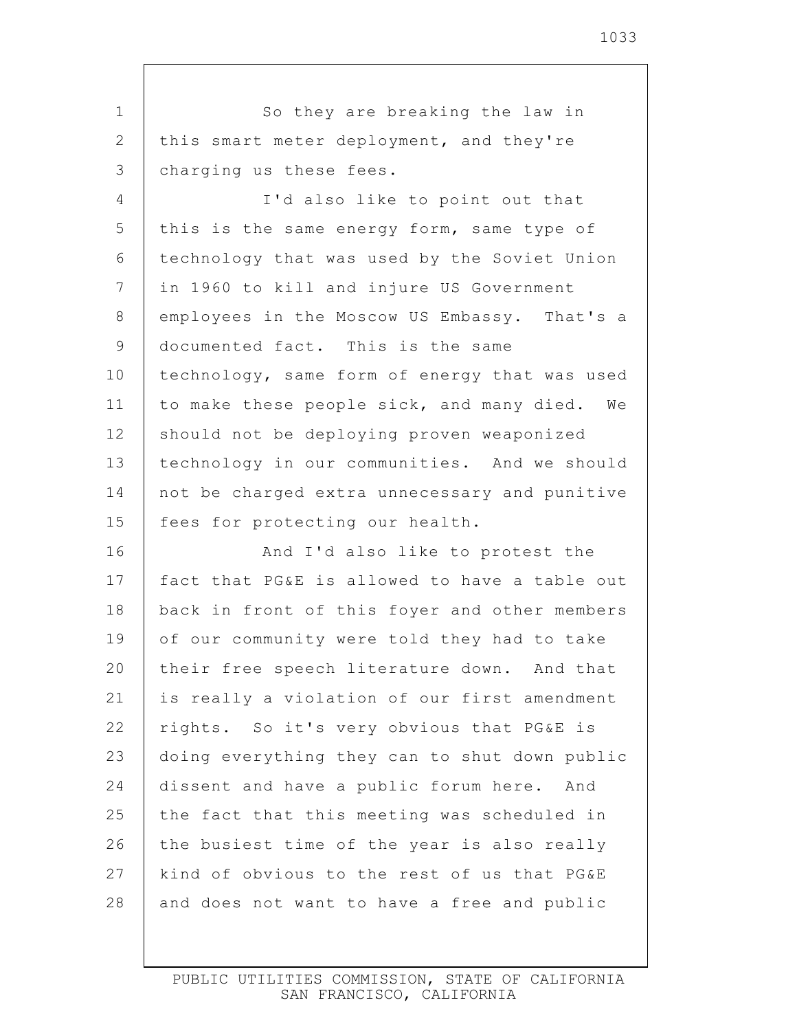So they are breaking the law in this smart meter deployment, and they're charging us these fees.

I'd also like to point out that this is the same energy form, same type of technology that was used by the Soviet Union in 1960 to kill and injure US Government employees in the Moscow US Embassy. That's a documented fact. This is the same technology, same form of energy that was used to make these people sick, and many died. We should not be deploying proven weaponized technology in our communities. And we should not be charged extra unnecessary and punitive fees for protecting our health.

And I'd also like to protest the fact that PG&E is allowed to have a table out back in front of this foyer and other members of our community were told they had to take their free speech literature down. And that is really a violation of our first amendment rights. So it's very obvious that PG&E is doing everything they can to shut down public dissent and have a public forum here. And the fact that this meeting was scheduled in the busiest time of the year is also really kind of obvious to the rest of us that PG&E and does not want to have a free and public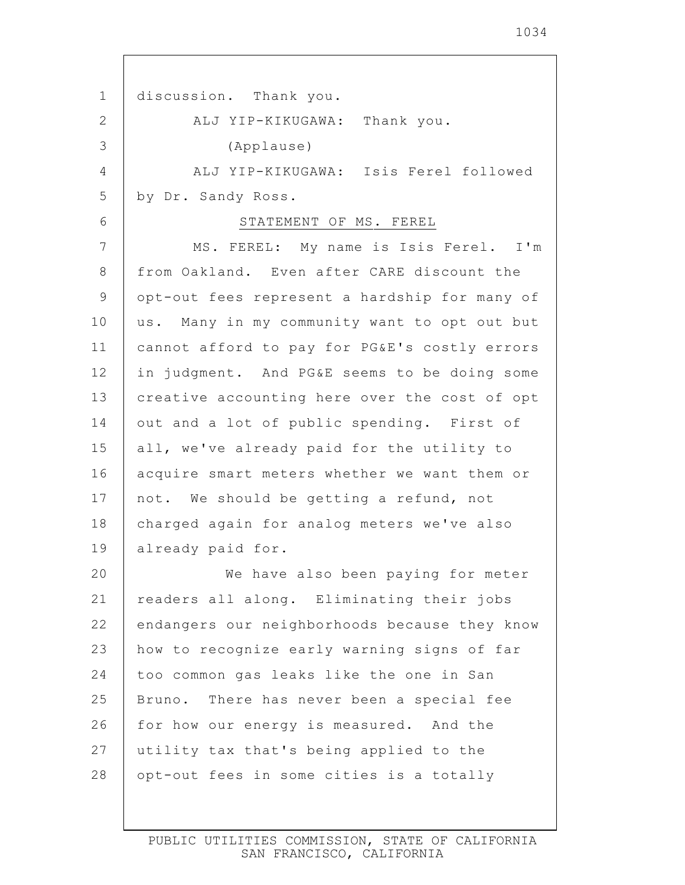discussion. Thank you.

ALJ YIP-KIKUGAWA: Thank you.

(Applause)

ALJ YIP-KIKUGAWA: Isis Ferel followed by Dr. Sandy Ross.

STATEMENT OF MS. FEREL

MS. FEREL: My name is Isis Ferel. I'm from Oakland. Even after CARE discount the opt-out fees represent a hardship for many of us. Many in my community want to opt out but cannot afford to pay for PG&E's costly errors in judgment. And PG&E seems to be doing some creative accounting here over the cost of opt out and a lot of public spending. First of all, we've already paid for the utility to acquire smart meters whether we want them or not. We should be getting a refund, not charged again for analog meters we've also already paid for.

We have also been paying for meter readers all along. Eliminating their jobs endangers our neighborhoods because they know how to recognize early warning signs of far too common gas leaks like the one in San Bruno. There has never been a special fee for how our energy is measured. And the utility tax that's being applied to the opt-out fees in some cities is a totally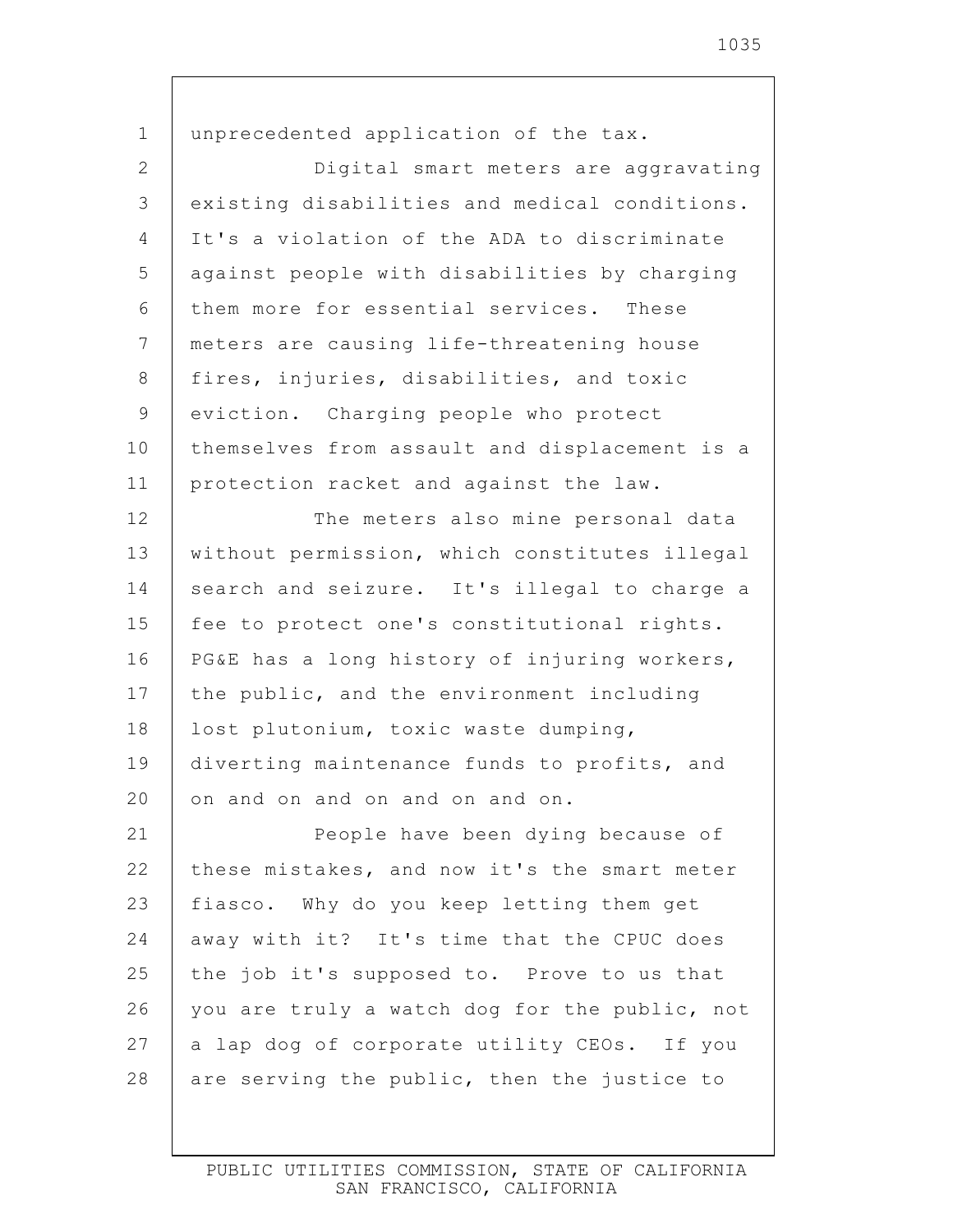unprecedented application of the tax.

Digital smart meters are aggravating existing disabilities and medical conditions. It's a violation of the ADA to discriminate against people with disabilities by charging them more for essential services. These meters are causing life-threatening house fires, injuries, disabilities, and toxic eviction. Charging people who protect themselves from assault and displacement is a protection racket and against the law.

The meters also mine personal data without permission, which constitutes illegal search and seizure. It's illegal to charge a fee to protect one's constitutional rights. PG&E has a long history of injuring workers, the public, and the environment including lost plutonium, toxic waste dumping, diverting maintenance funds to profits, and on and on and on and on and on.

People have been dying because of these mistakes, and now it's the smart meter fiasco. Why do you keep letting them get away with it? It's time that the CPUC does the job it's supposed to. Prove to us that you are truly a watch dog for the public, not a lap dog of corporate utility CEOs. If you are serving the public, then the justice to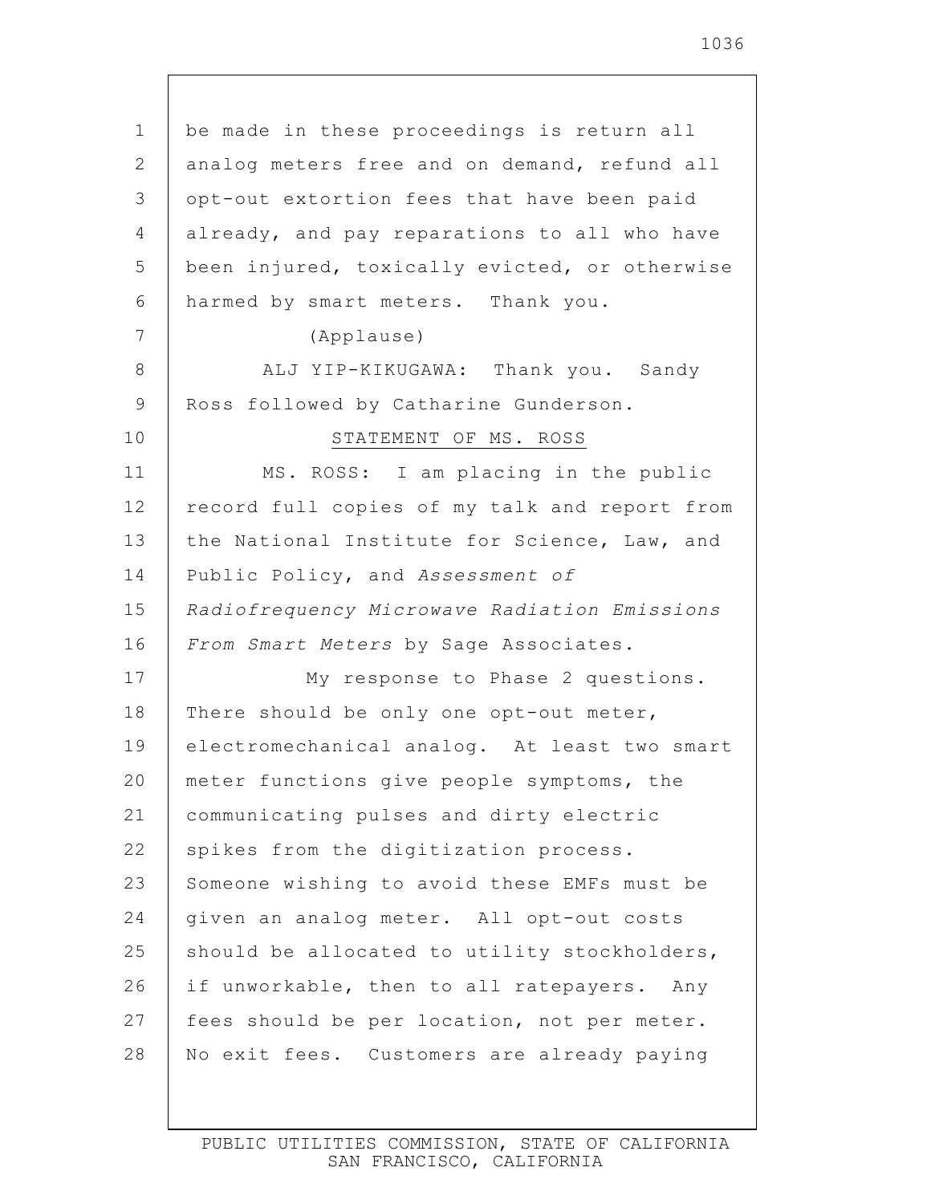be made in these proceedings is return all analog meters free and on demand, refund all opt-out extortion fees that have been paid already, and pay reparations to all who have been injured, toxically evicted, or otherwise harmed by smart meters. Thank you.

(Applause)

ALJ YIP-KIKUGAWA: Thank you. Sandy Ross followed by Catharine Gunderson.

STATEMENT OF MS. ROSS

MS. ROSS: I am placing in the public record full copies of my talk and report from the National Institute for Science, Law, and Public Policy, and *Assessment of Radiofrequency Microwave Radiation Emissions From Smart Meters* by Sage Associates.

My response to Phase 2 questions. There should be only one opt-out meter, electromechanical analog. At least two smart meter functions give people symptoms, the communicating pulses and dirty electric spikes from the digitization process. Someone wishing to avoid these EMFs must be given an analog meter. All opt-out costs should be allocated to utility stockholders, if unworkable, then to all ratepayers. Any fees should be per location, not per meter. No exit fees. Customers are already paying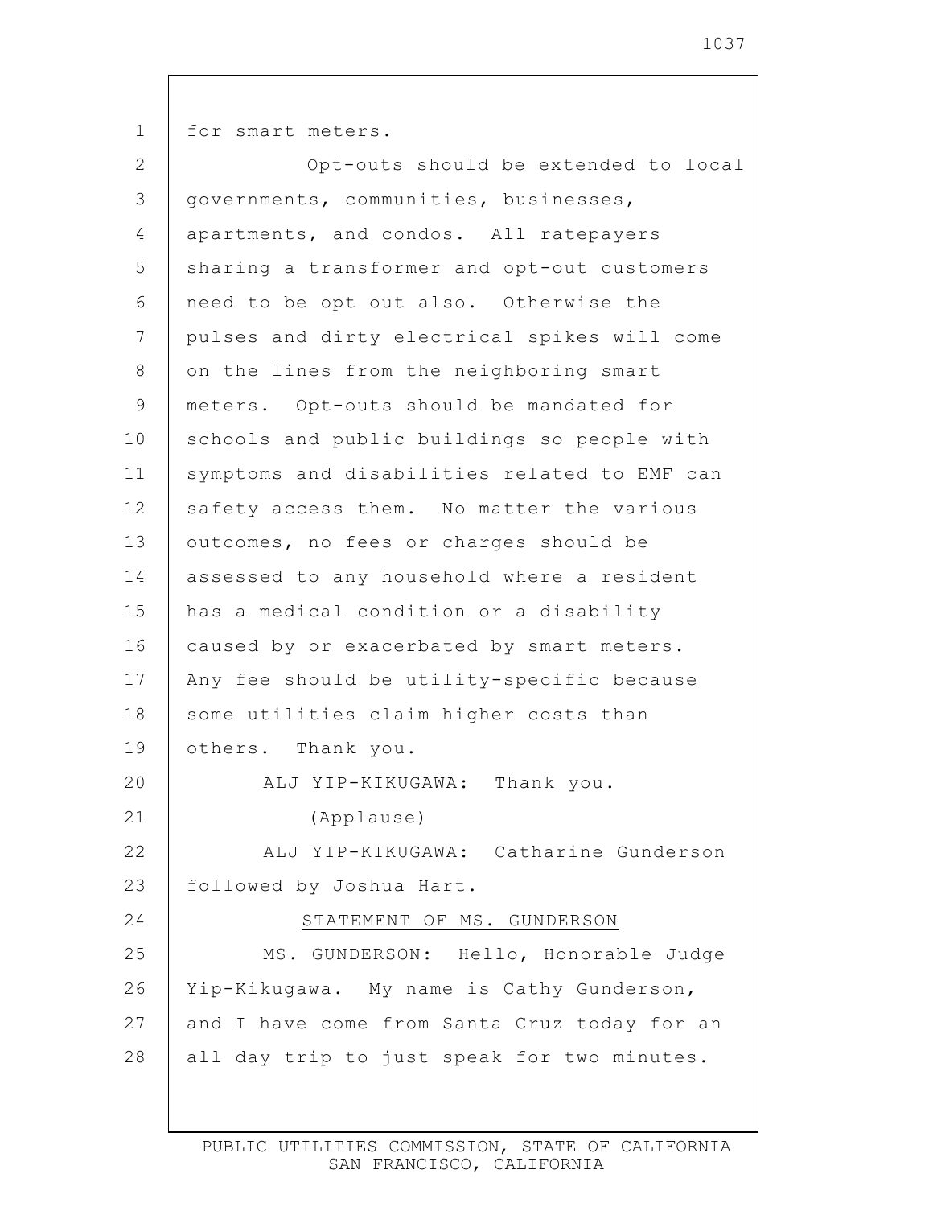for smart meters.

Opt-outs should be extended to local governments, communities, businesses, apartments, and condos. All ratepayers sharing a transformer and opt-out customers need to be opt out also. Otherwise the pulses and dirty electrical spikes will come on the lines from the neighboring smart meters. Opt-outs should be mandated for schools and public buildings so people with symptoms and disabilities related to EMF can safety access them. No matter the various outcomes, no fees or charges should be assessed to any household where a resident has a medical condition or a disability caused by or exacerbated by smart meters. Any fee should be utility-specific because some utilities claim higher costs than others. Thank you.

ALJ YIP-KIKUGAWA: Thank you.

(Applause)

ALJ YIP-KIKUGAWA: Catharine Gunderson followed by Joshua Hart.

STATEMENT OF MS. GUNDERSON

MS. GUNDERSON: Hello, Honorable Judge Yip-Kikugawa. My name is Cathy Gunderson, and I have come from Santa Cruz today for an all day trip to just speak for two minutes.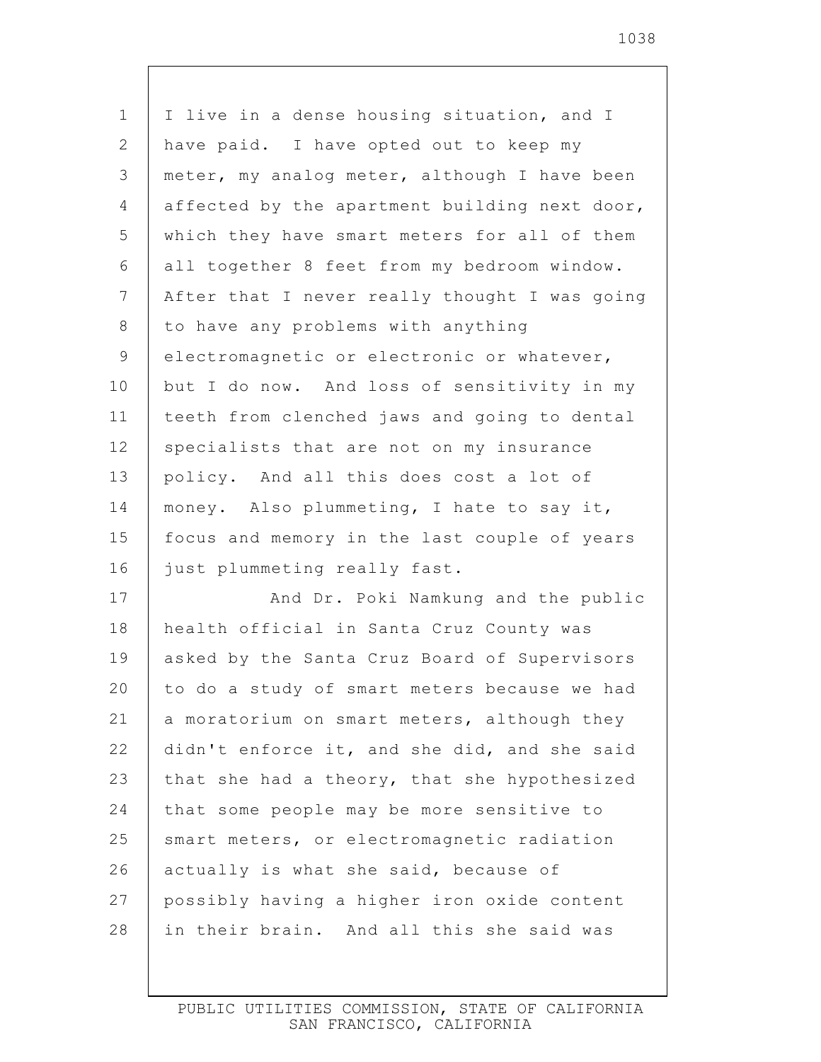I live in a dense housing situation, and I have paid. I have opted out to keep my meter, my analog meter, although I have been affected by the apartment building next door, which they have smart meters for all of them all together 8 feet from my bedroom window. After that I never really thought I was going to have any problems with anything electromagnetic or electronic or whatever, but I do now. And loss of sensitivity in my teeth from clenched jaws and going to dental specialists that are not on my insurance policy. And all this does cost a lot of money. Also plummeting, I hate to say it, focus and memory in the last couple of years just plummeting really fast.

And Dr. Poki Namkung and the public health official in Santa Cruz County was asked by the Santa Cruz Board of Supervisors to do a study of smart meters because we had a moratorium on smart meters, although they didn't enforce it, and she did, and she said that she had a theory, that she hypothesized that some people may be more sensitive to smart meters, or electromagnetic radiation actually is what she said, because of possibly having a higher iron oxide content in their brain. And all this she said was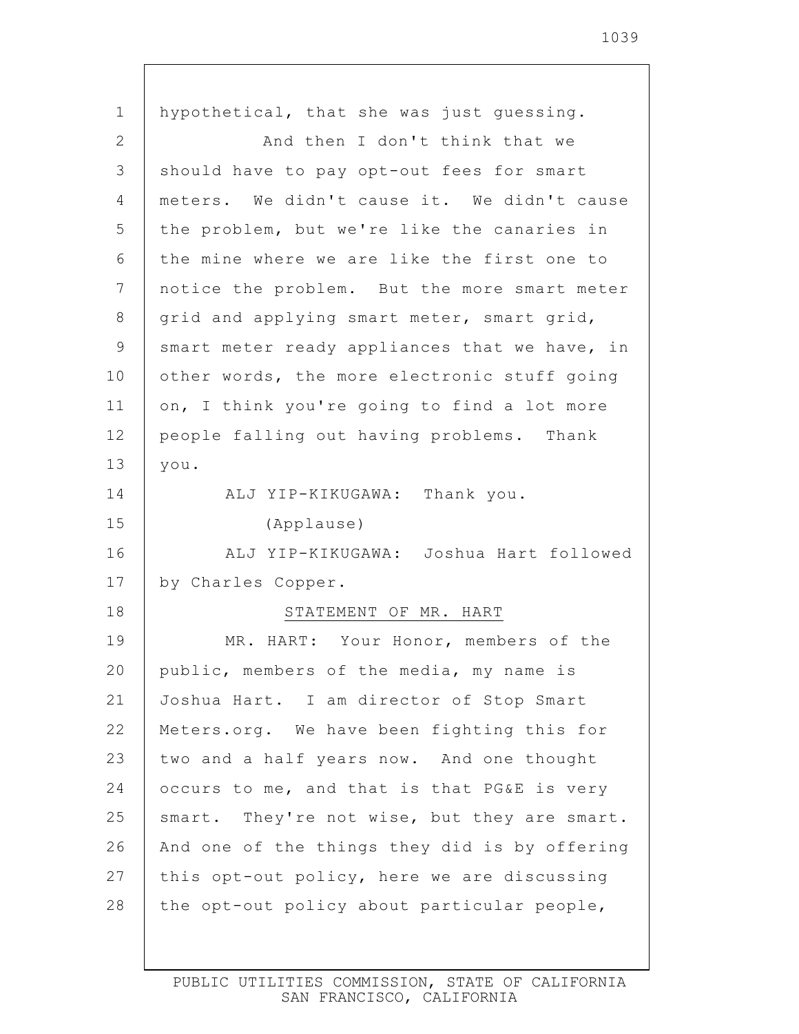hypothetical, that she was just guessing.

And then I don't think that we should have to pay opt-out fees for smart meters. We didn't cause it. We didn't cause the problem, but we're like the canaries in the mine where we are like the first one to notice the problem. But the more smart meter grid and applying smart meter, smart grid, smart meter ready appliances that we have, in other words, the more electronic stuff going on, I think you're going to find a lot more people falling out having problems. Thank you.

ALJ YIP-KIKUGAWA: Thank you.

(Applause)

ALJ YIP-KIKUGAWA: Joshua Hart followed by Charles Copper.

STATEMENT OF MR. HART

MR. HART: Your Honor, members of the public, members of the media, my name is Joshua Hart. I am director of Stop Smart Meters.org. We have been fighting this for two and a half years now. And one thought occurs to me, and that is that PG&E is very smart. They're not wise, but they are smart. And one of the things they did is by offering this opt-out policy, here we are discussing the opt-out policy about particular people,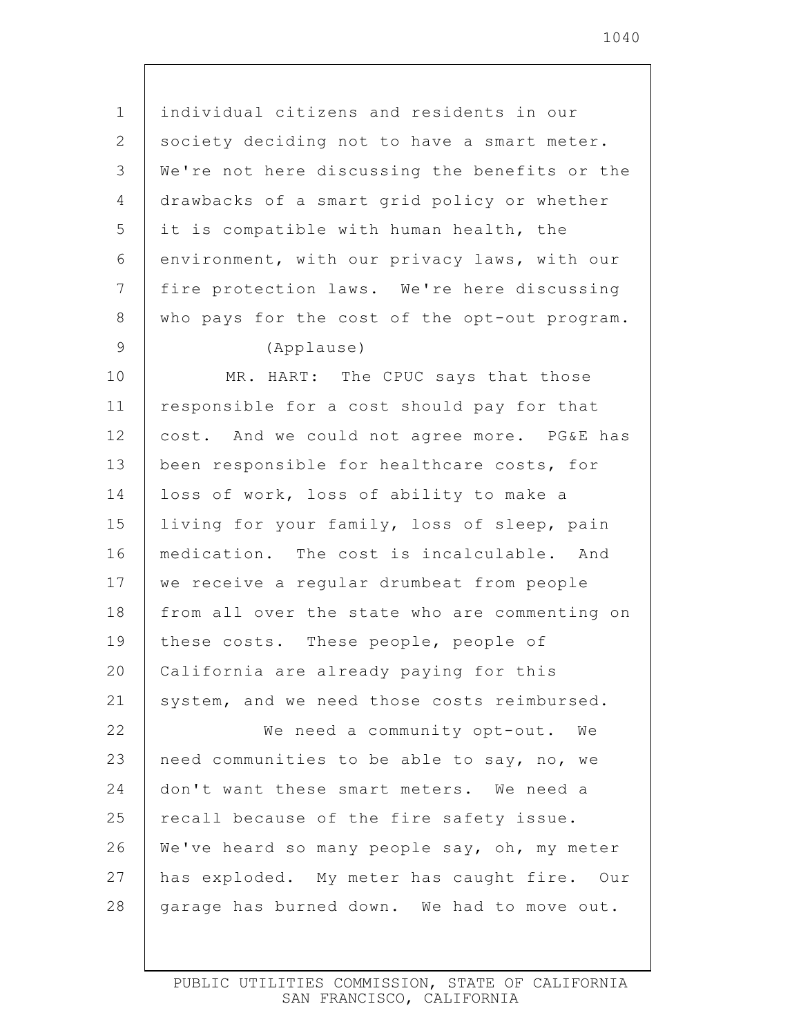individual citizens and residents in our society deciding not to have a smart meter. We're not here discussing the benefits or the drawbacks of a smart grid policy or whether it is compatible with human health, the environment, with our privacy laws, with our fire protection laws. We're here discussing who pays for the cost of the opt-out program.

(Applause)

MR. HART: The CPUC says that those responsible for a cost should pay for that cost. And we could not agree more. PG&E has been responsible for healthcare costs, for loss of work, loss of ability to make a living for your family, loss of sleep, pain medication. The cost is incalculable. And we receive a regular drumbeat from people from all over the state who are commenting on these costs. These people, people of California are already paying for this system, and we need those costs reimbursed.

We need a community opt-out. We need communities to be able to say, no, we don't want these smart meters. We need a recall because of the fire safety issue. We've heard so many people say, oh, my meter has exploded. My meter has caught fire. Our garage has burned down. We had to move out.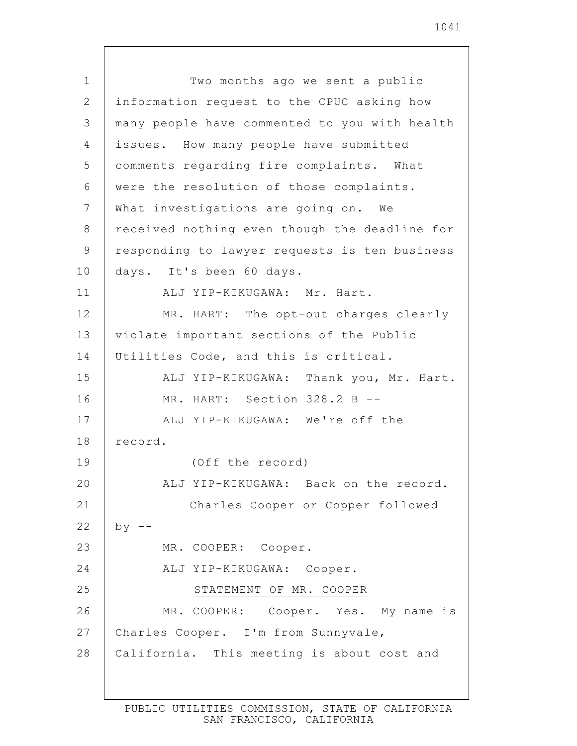Two months ago we sent a public information request to the CPUC asking how many people have commented to you with health issues. How many people have submitted comments regarding fire complaints. What were the resolution of those complaints. What investigations are going on. We received nothing even though the deadline for responding to lawyer requests is ten business days. It's been 60 days.

ALJ YIP-KIKUGAWA: Mr. Hart.

MR. HART: The opt-out charges clearly violate important sections of the Public Utilities Code, and this is critical.

ALJ YIP-KIKUGAWA: Thank you, Mr. Hart.

MR. HART: Section 328.2 B --

ALJ YIP-KIKUGAWA: We're off the record.

(Off the record)

ALJ YIP-KIKUGAWA: Back on the record.

Charles Cooper or Copper followed by --

MR. COOPER: Cooper.

ALJ YIP-KIKUGAWA: Cooper.

STATEMENT OF MR. COOPER

MR. COOPER: Cooper. Yes. My name is Charles Cooper. I'm from Sunnyvale, California. This meeting is about cost and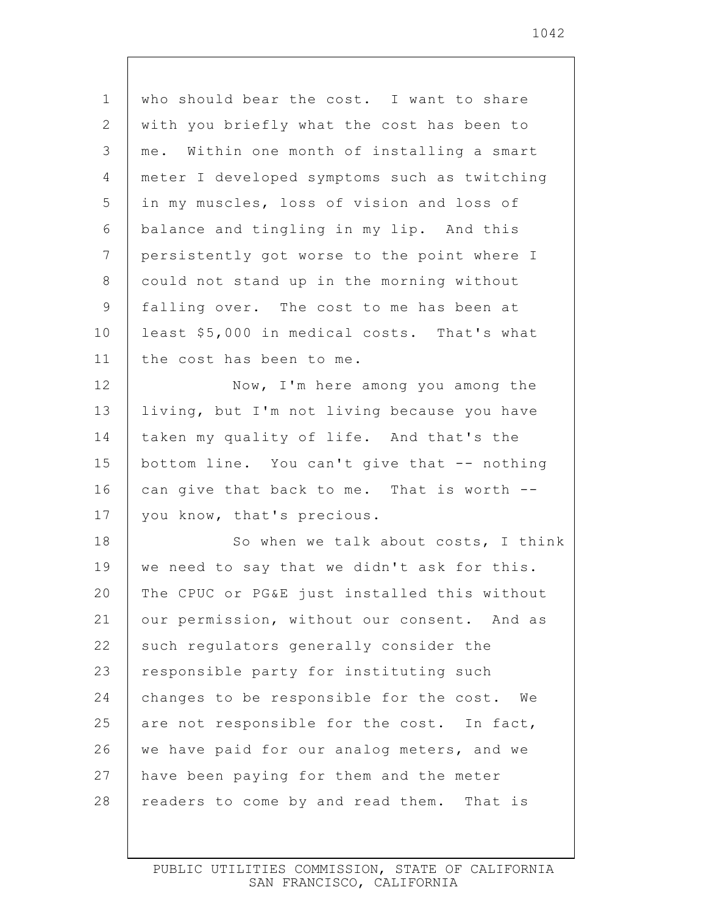who should bear the cost. I want to share with you briefly what the cost has been to me. Within one month of installing a smart meter I developed symptoms such as twitching in my muscles, loss of vision and loss of balance and tingling in my lip. And this persistently got worse to the point where I could not stand up in the morning without falling over. The cost to me has been at least $5,000 in medical costs. That's what the cost has been to me.

Now, I'm here among you among the living, but I'm not living because you have taken my quality of life. And that's the bottom line. You can't give that -- nothing can give that back to me. That is worth -- you know, that's precious.

So when we talk about costs, I think we need to say that we didn't ask for this. The CPUC or PG&E just installed this without our permission, without our consent. And as such regulators generally consider the responsible party for instituting such changes to be responsible for the cost. We are not responsible for the cost. In fact, we have paid for our analog meters, and we have been paying for them and the meter readers to come by and read them. That is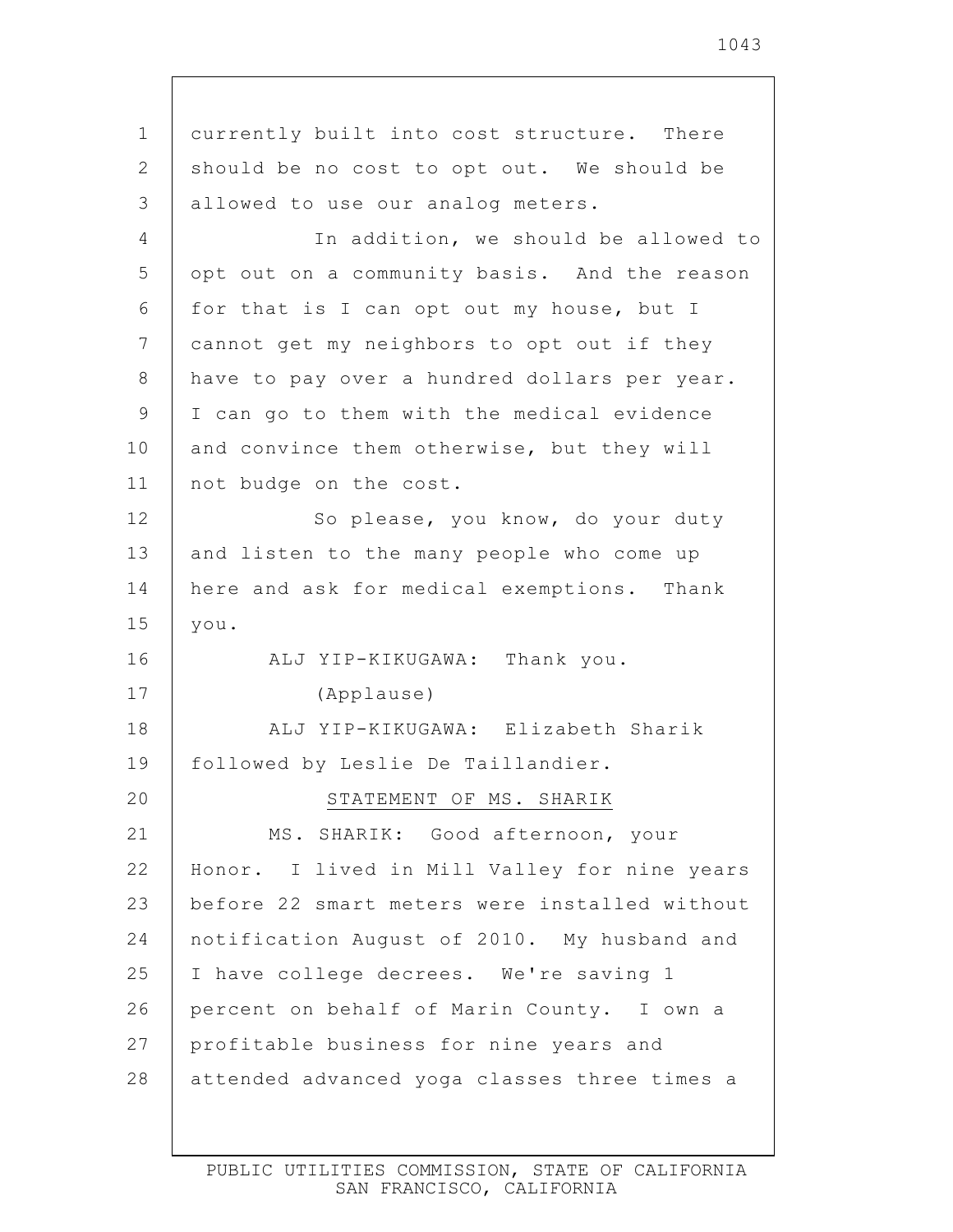currently built into cost structure. There should be no cost to opt out. We should be allowed to use our analog meters.

In addition, we should be allowed to opt out on a community basis. And the reason for that is I can opt out my house, but I cannot get my neighbors to opt out if they have to pay over a hundred dollars per year. I can go to them with the medical evidence and convince them otherwise, but they will not budge on the cost.

So please, you know, do your duty and listen to the many people who come up here and ask for medical exemptions. Thank you.

ALJ YIP-KIKUGAWA: Thank you.

(Applause)

ALJ YIP-KIKUGAWA: Elizabeth Sharik followed by Leslie De Taillandier.

STATEMENT OF MS. SHARIK

MS. SHARIK: Good afternoon, your Honor. I lived in Mill Valley for nine years before 22 smart meters were installed without notification August of 2010. My husband and I have college decrees. We're saving 1 percent on behalf of Marin County. I own a profitable business for nine years and attended advanced yoga classes three times a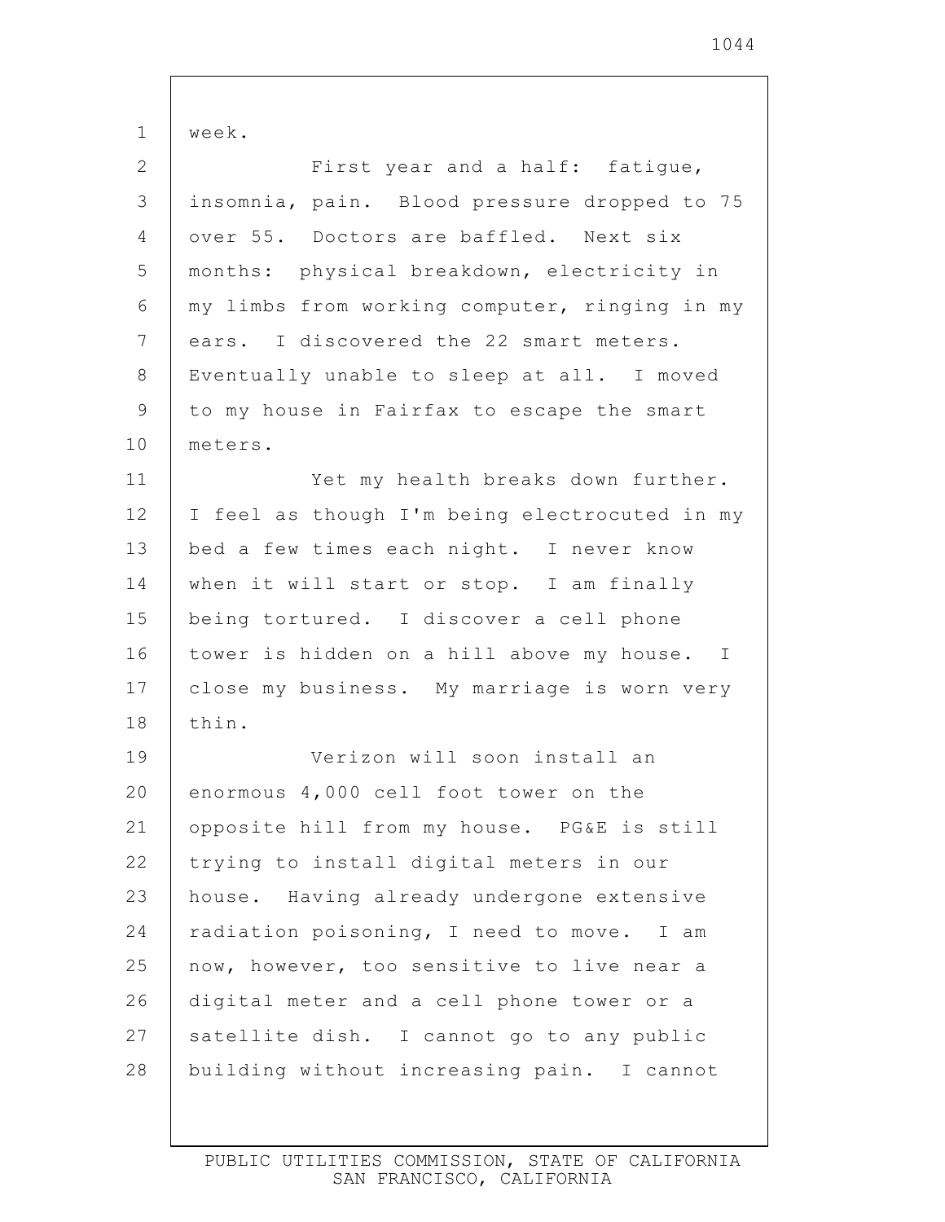week.

First year and a half: fatigue, insomnia, pain. Blood pressure dropped to 75 over 55. Doctors are baffled. Next six months: physical breakdown, electricity in my limbs from working computer, ringing in my ears. I discovered the 22 smart meters. Eventually unable to sleep at all. I moved to my house in Fairfax to escape the smart meters.

Yet my health breaks down further. I feel as though I'm being electrocuted in my bed a few times each night. I never know when it will start or stop. I am finally being tortured. I discover a cell phone tower is hidden on a hill above my house. I close my business. My marriage is worn very thin.

Verizon will soon install an enormous 4,000 cell foot tower on the opposite hill from my house. PG&E is still trying to install digital meters in our house. Having already undergone extensive radiation poisoning, I need to move. I am now, however, too sensitive to live near a digital meter and a cell phone tower or a satellite dish. I cannot go to any public building without increasing pain. I cannot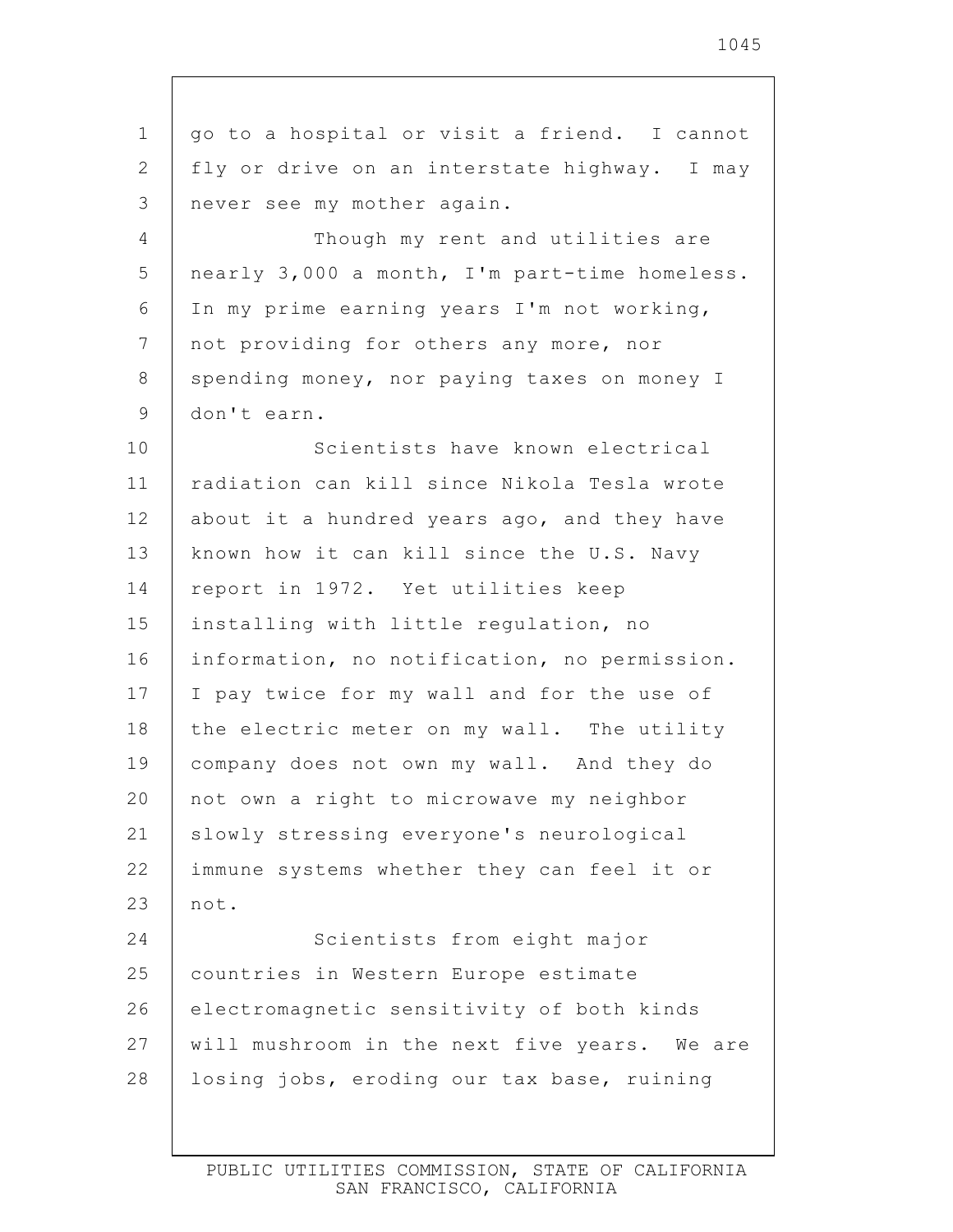go to a hospital or visit a friend. I cannot fly or drive on an interstate highway. I may never see my mother again.

Though my rent and utilities are nearly 3,000 a month, I'm part-time homeless. In my prime earning years I'm not working, not providing for others any more, nor spending money, nor paying taxes on money I don't earn.

Scientists have known electrical radiation can kill since Nikola Tesla wrote about it a hundred years ago, and they have known how it can kill since the U.S. Navy report in 1972. Yet utilities keep installing with little regulation, no information, no notification, no permission. I pay twice for my wall and for the use of the electric meter on my wall. The utility company does not own my wall. And they do not own a right to microwave my neighbor slowly stressing everyone's neurological immune systems whether they can feel it or not.

Scientists from eight major countries in Western Europe estimate electromagnetic sensitivity of both kinds will mushroom in the next five years. We are losing jobs, eroding our tax base, ruining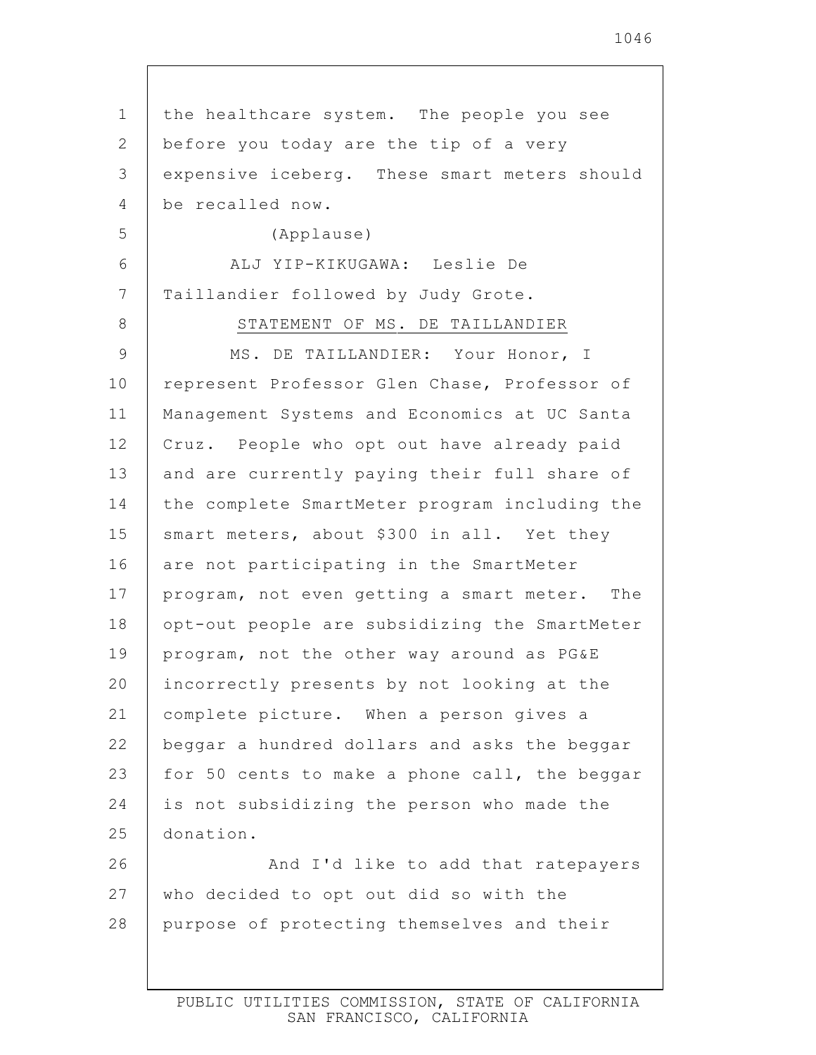the healthcare system. The people you see before you today are the tip of a very expensive iceberg. These smart meters should be recalled now.

(Applause)

ALJ YIP-KIKUGAWA: Leslie De Taillandier followed by Judy Grote.

STATEMENT OF MS. DE TAILLANDIER

MS. DE TAILLANDIER: Your Honor, I represent Professor Glen Chase, Professor of Management Systems and Economics at UC Santa Cruz. People who opt out have already paid and are currently paying their full share of the complete SmartMeter program including the smart meters, about $300 in all. Yet they are not participating in the SmartMeter program, not even getting a smart meter. The opt-out people are subsidizing the SmartMeter program, not the other way around as PG&E incorrectly presents by not looking at the complete picture. When a person gives a beggar a hundred dollars and asks the beggar for 50 cents to make a phone call, the beggar is not subsidizing the person who made the donation.

And I'd like to add that ratepayers who decided to opt out did so with the purpose of protecting themselves and their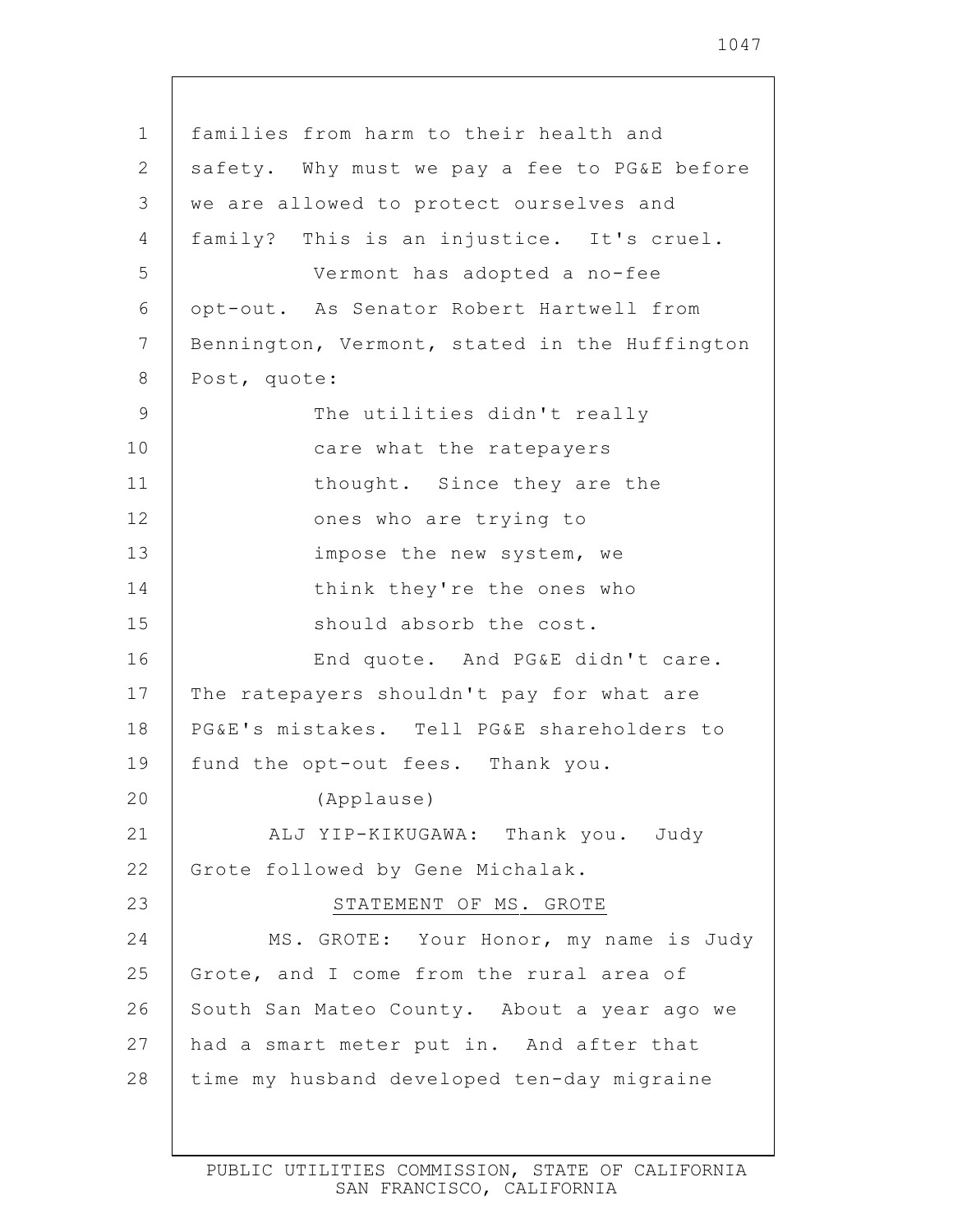families from harm to their health and safety. Why must we pay a fee to PG&E before we are allowed to protect ourselves and family? This is an injustice. It's cruel.

Vermont has adopted a no-fee opt-out. As Senator Robert Hartwell from Bennington, Vermont, stated in the Huffington Post, quote:

> The utilities didn't really care what the ratepayers thought. Since they are the ones who are trying to impose the new system, we think they're the ones who should absorb the cost.

End quote. And PG&E didn't care. The ratepayers shouldn't pay for what are PG&E's mistakes. Tell PG&E shareholders to fund the opt-out fees. Thank you.

(Applause)

ALJ YIP-KIKUGAWA: Thank you. Judy Grote followed by Gene Michalak.

STATEMENT OF MS. GROTE

MS. GROTE: Your Honor, my name is Judy Grote, and I come from the rural area of South San Mateo County. About a year ago we had a smart meter put in. And after that time my husband developed ten-day migraine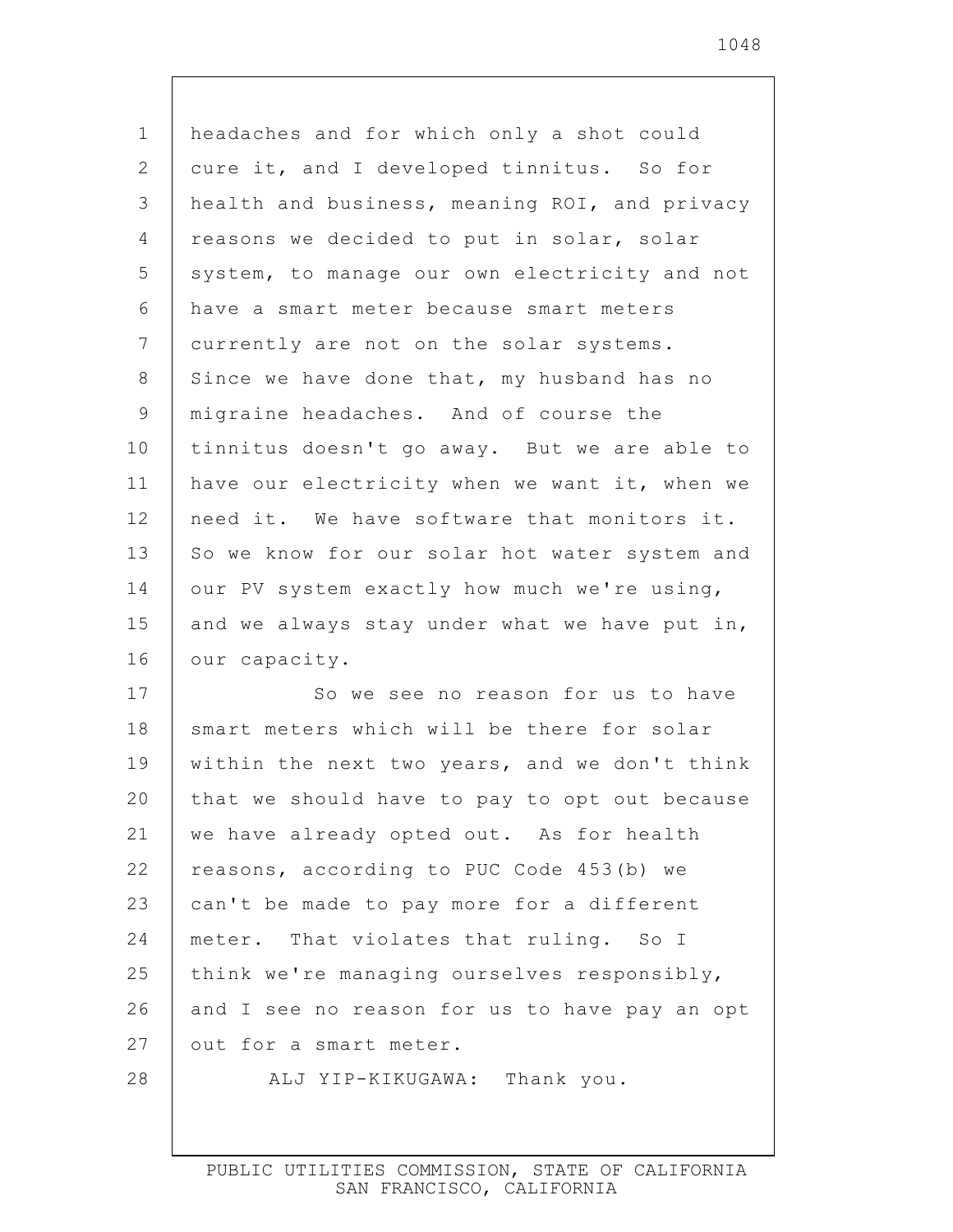headaches and for which only a shot could cure it, and I developed tinnitus. So for health and business, meaning ROI, and privacy reasons we decided to put in solar, solar system, to manage our own electricity and not have a smart meter because smart meters currently are not on the solar systems. Since we have done that, my husband has no migraine headaches. And of course the tinnitus doesn't go away. But we are able to have our electricity when we want it, when we need it. We have software that monitors it. So we know for our solar hot water system and our PV system exactly how much we're using, and we always stay under what we have put in, our capacity.

So we see no reason for us to have smart meters which will be there for solar within the next two years, and we don't think that we should have to pay to opt out because we have already opted out. As for health reasons, according to PUC Code 453(b) we can't be made to pay more for a different meter. That violates that ruling. So I think we're managing ourselves responsibly, and I see no reason for us to have pay an opt out for a smart meter.

ALJ YIP-KIKUGAWA: Thank you.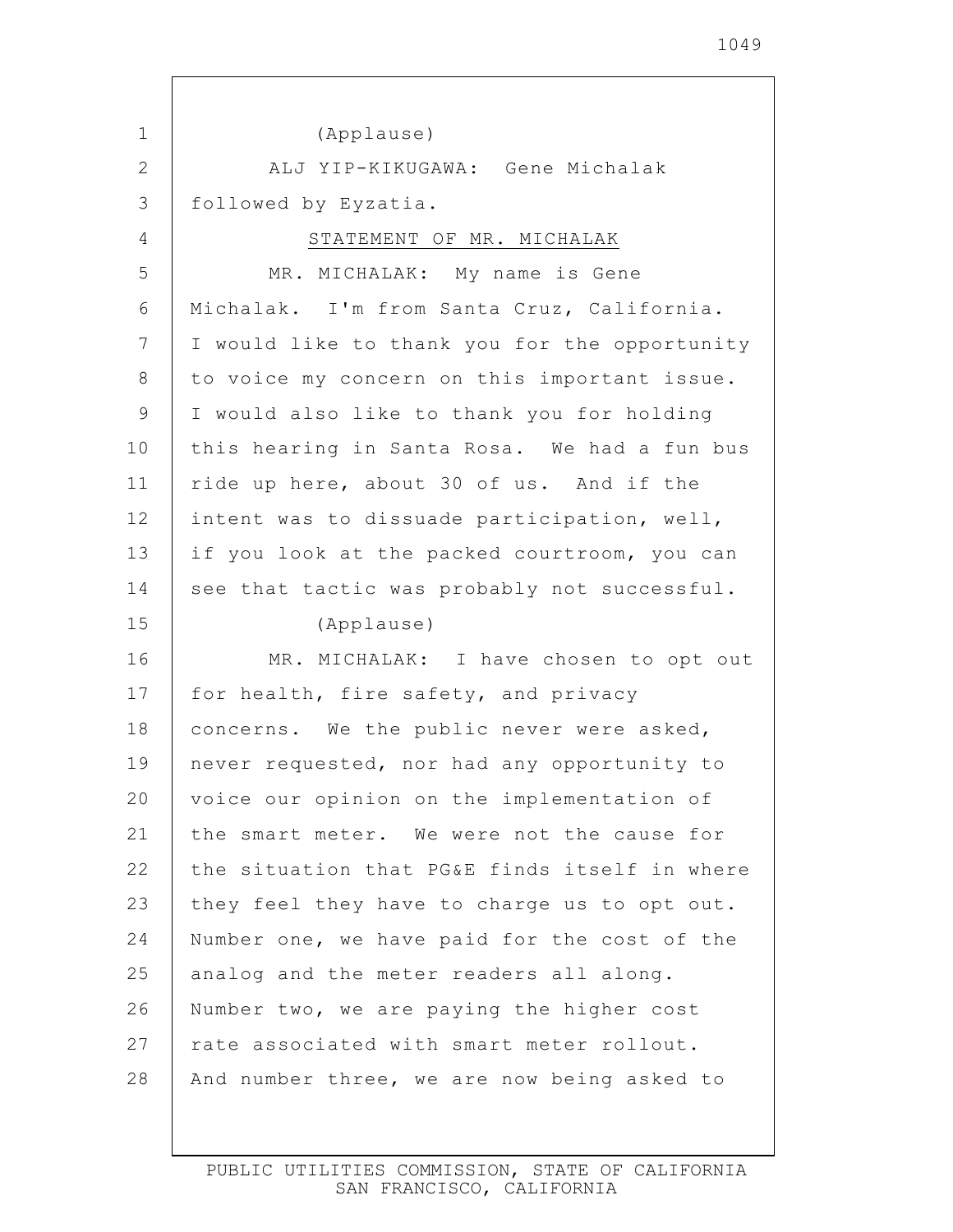(Applause)

ALJ YIP-KIKUGAWA: Gene Michalak followed by Eyzatia.

STATEMENT OF MR. MICHALAK

MR. MICHALAK: My name is Gene Michalak. I'm from Santa Cruz, California. I would like to thank you for the opportunity to voice my concern on this important issue. I would also like to thank you for holding this hearing in Santa Rosa. We had a fun bus ride up here, about 30 of us. And if the intent was to dissuade participation, well, if you look at the packed courtroom, you can see that tactic was probably not successful.

(Applause)

MR. MICHALAK: I have chosen to opt out for health, fire safety, and privacy concerns. We the public never were asked, never requested, nor had any opportunity to voice our opinion on the implementation of the smart meter. We were not the cause for the situation that PG&E finds itself in where they feel they have to charge us to opt out. Number one, we have paid for the cost of the analog and the meter readers all along. Number two, we are paying the higher cost rate associated with smart meter rollout. And number three, we are now being asked to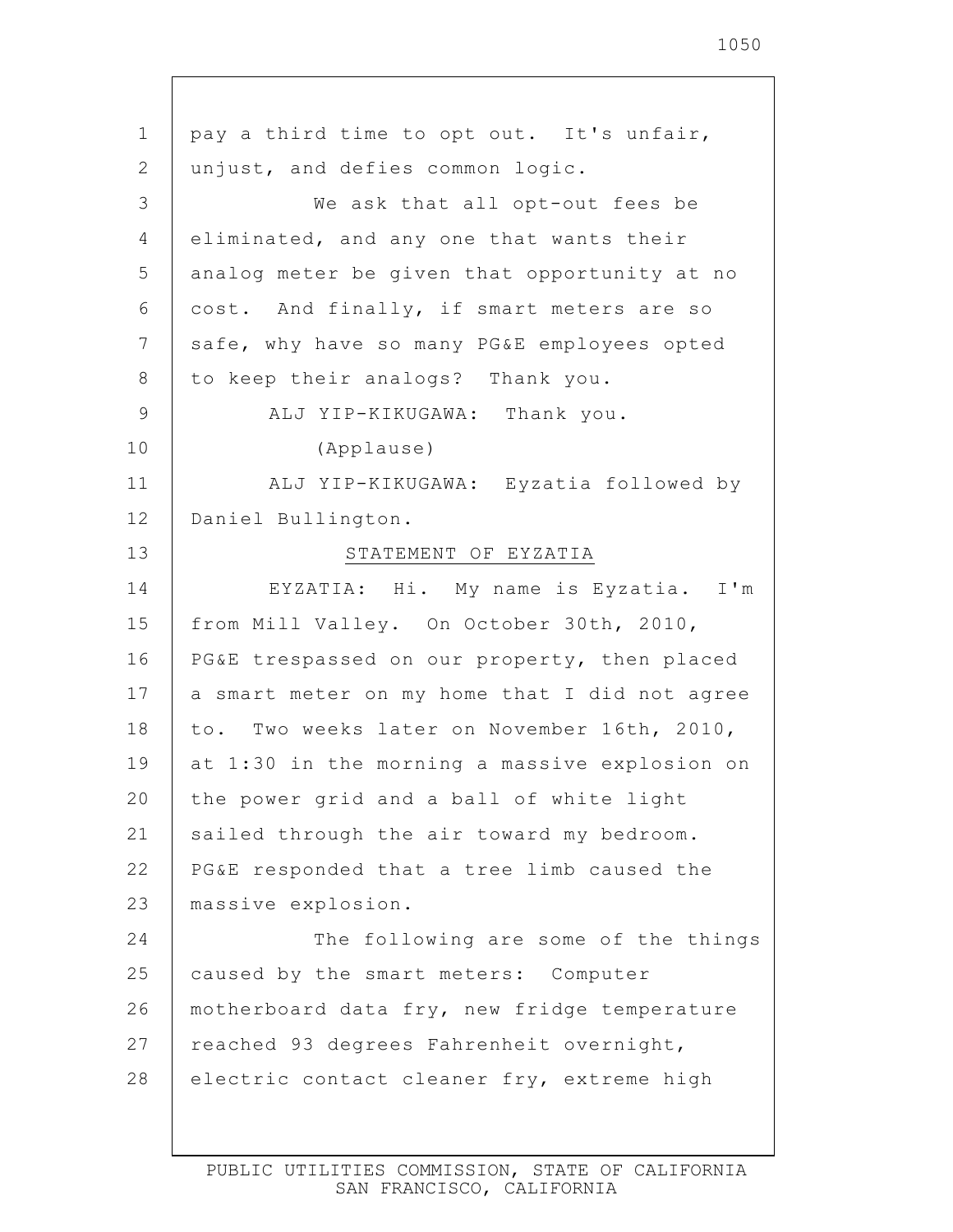pay a third time to opt out. It's unfair, unjust, and defies common logic.

We ask that all opt-out fees be eliminated, and any one that wants their analog meter be given that opportunity at no cost. And finally, if smart meters are so safe, why have so many PG&E employees opted to keep their analogs? Thank you.

ALJ YIP-KIKUGAWA: Thank you.

(Applause)

ALJ YIP-KIKUGAWA: Eyzatia followed by Daniel Bullington.

## STATEMENT OF EYZATIA

EYZATIA: Hi. My name is Eyzatia. I'm from Mill Valley. On October 30th, 2010, PG&E trespassed on our property, then placed a smart meter on my home that I did not agree to. Two weeks later on November 16th, 2010, at 1:30 in the morning a massive explosion on the power grid and a ball of white light sailed through the air toward my bedroom. PG&E responded that a tree limb caused the massive explosion.

The following are some of the things caused by the smart meters: Computer motherboard data fry, new fridge temperature reached 93 degrees Fahrenheit overnight, electric contact cleaner fry, extreme high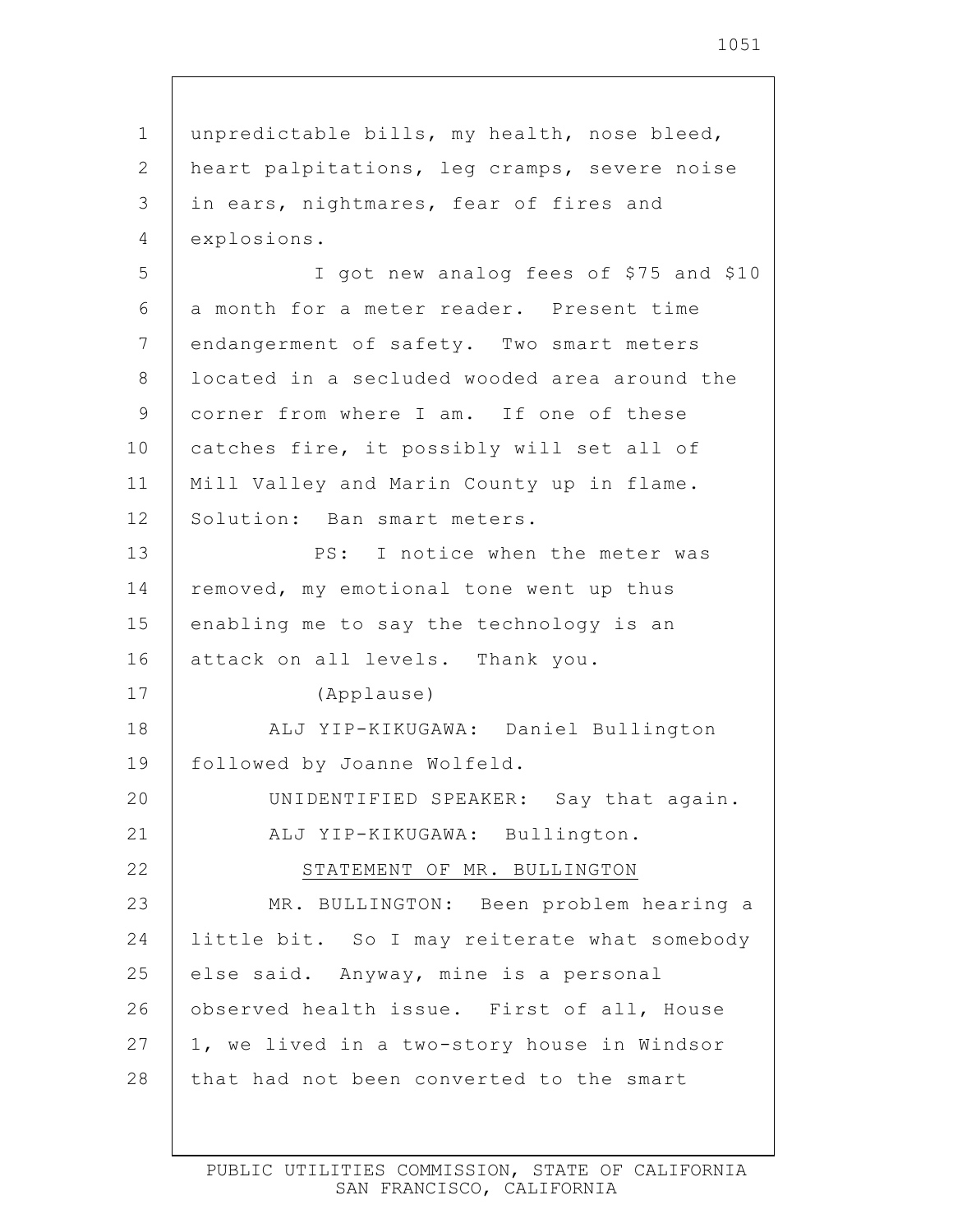unpredictable bills, my health, nose bleed, heart palpitations, leg cramps, severe noise in ears, nightmares, fear of fires and explosions.

I got new analog fees of $75 and $10 a month for a meter reader. Present time endangerment of safety. Two smart meters located in a secluded wooded area around the corner from where I am. If one of these catches fire, it possibly will set all of Mill Valley and Marin County up in flame. Solution: Ban smart meters.

PS: I notice when the meter was removed, my emotional tone went up thus enabling me to say the technology is an attack on all levels. Thank you.

(Applause)

ALJ YIP-KIKUGAWA: Daniel Bullington followed by Joanne Wolfeld.

UNIDENTIFIED SPEAKER: Say that again.

ALJ YIP-KIKUGAWA: Bullington.

STATEMENT OF MR. BULLINGTON

MR. BULLINGTON: Been problem hearing a little bit. So I may reiterate what somebody else said. Anyway, mine is a personal observed health issue. First of all, House 1, we lived in a two-story house in Windsor that had not been converted to the smart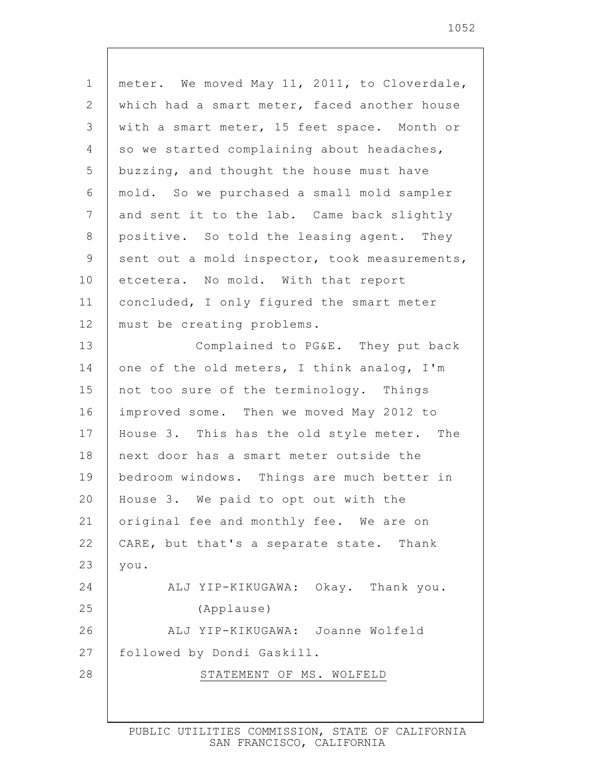meter. We moved May 11, 2011, to Cloverdale, which had a smart meter, faced another house with a smart meter, 15 feet space. Month or so we started complaining about headaches, buzzing, and thought the house must have mold. So we purchased a small mold sampler and sent it to the lab. Came back slightly positive. So told the leasing agent. They sent out a mold inspector, took measurements, etcetera. No mold. With that report concluded, I only figured the smart meter must be creating problems.

Complained to PG&E. They put back one of the old meters, I think analog, I'm not too sure of the terminology. Things improved some. Then we moved May 2012 to House 3. This has the old style meter. The next door has a smart meter outside the bedroom windows. Things are much better in House 3. We paid to opt out with the original fee and monthly fee. We are on CARE, but that's a separate state. Thank you.

ALJ YIP-KIKUGAWA: Okay. Thank you.

(Applause)

ALJ YIP-KIKUGAWA: Joanne Wolfeld followed by Dondi Gaskill.

STATEMENT OF MS. WOLFELD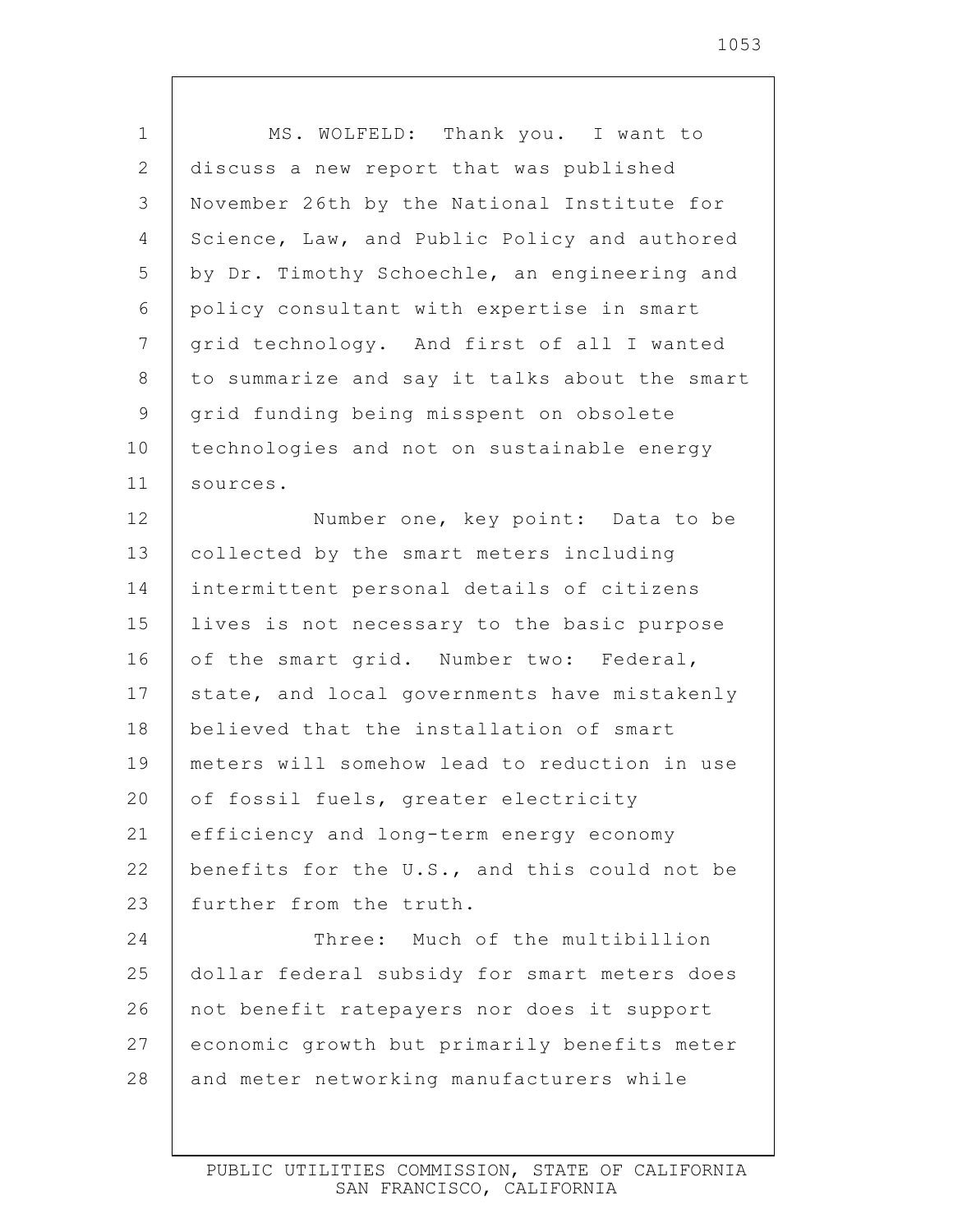MS. WOLFELD: Thank you. I want to discuss a new report that was published November 26th by the National Institute for Science, Law, and Public Policy and authored by Dr. Timothy Schoechle, an engineering and policy consultant with expertise in smart grid technology. And first of all I wanted to summarize and say it talks about the smart grid funding being misspent on obsolete technologies and not on sustainable energy sources.

Number one, key point: Data to be collected by the smart meters including intermittent personal details of citizens lives is not necessary to the basic purpose of the smart grid. Number two: Federal, state, and local governments have mistakenly believed that the installation of smart meters will somehow lead to reduction in use of fossil fuels, greater electricity efficiency and long-term energy economy benefits for the U.S., and this could not be further from the truth.

Three: Much of the multibillion dollar federal subsidy for smart meters does not benefit ratepayers nor does it support economic growth but primarily benefits meter and meter networking manufacturers while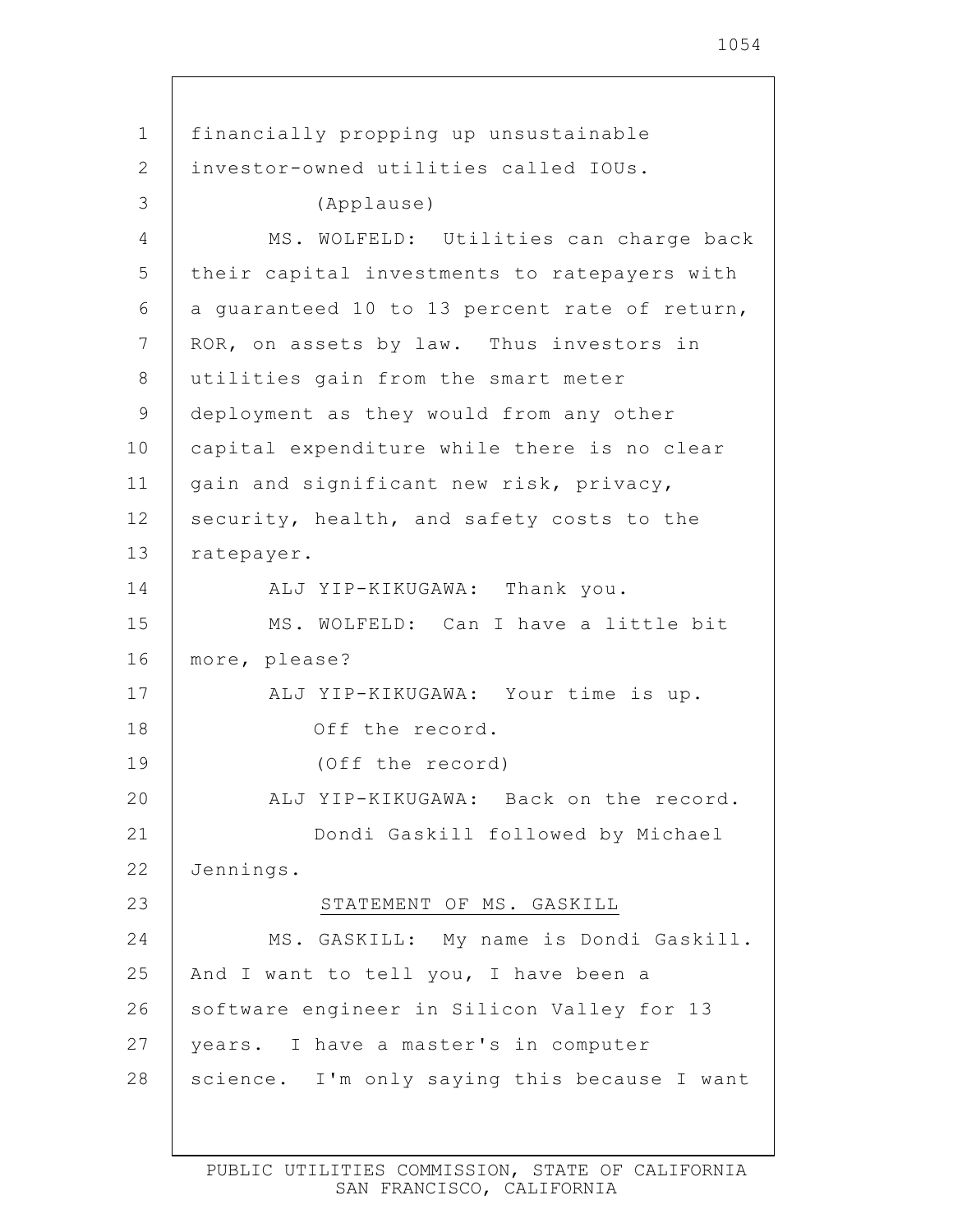financially propping up unsustainable investor-owned utilities called IOUs.

(Applause)

MS. WOLFELD: Utilities can charge back their capital investments to ratepayers with a guaranteed 10 to 13 percent rate of return, ROR, on assets by law. Thus investors in utilities gain from the smart meter deployment as they would from any other capital expenditure while there is no clear gain and significant new risk, privacy, security, health, and safety costs to the ratepayer.

ALJ YIP-KIKUGAWA: Thank you.

MS. WOLFELD: Can I have a little bit more, please?

ALJ YIP-KIKUGAWA: Your time is up. Off the record.

(Off the record)

ALJ YIP-KIKUGAWA: Back on the record. Dondi Gaskill followed by Michael Jennings.

STATEMENT OF MS. GASKILL

MS. GASKILL: My name is Dondi Gaskill. And I want to tell you, I have been a software engineer in Silicon Valley for 13 years. I have a master's in computer science. I'm only saying this because I want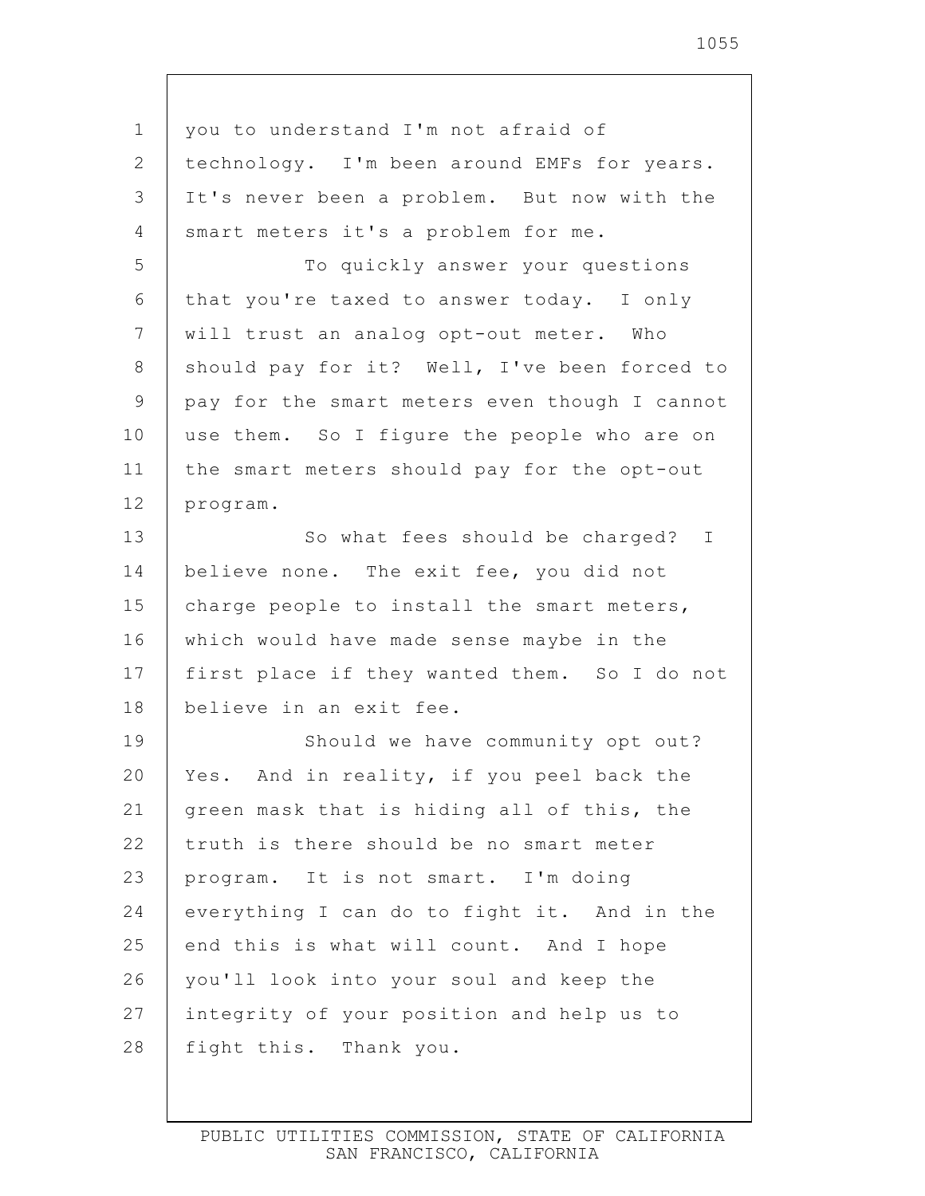you to understand I'm not afraid of technology. I'm been around EMFs for years. It's never been a problem. But now with the smart meters it's a problem for me.

To quickly answer your questions that you're taxed to answer today. I only will trust an analog opt-out meter. Who should pay for it? Well, I've been forced to pay for the smart meters even though I cannot use them. So I figure the people who are on the smart meters should pay for the opt-out program.

So what fees should be charged? I believe none. The exit fee, you did not charge people to install the smart meters, which would have made sense maybe in the first place if they wanted them. So I do not believe in an exit fee.

Should we have community opt out? Yes. And in reality, if you peel back the green mask that is hiding all of this, the truth is there should be no smart meter program. It is not smart. I'm doing everything I can do to fight it. And in the end this is what will count. And I hope you'll look into your soul and keep the integrity of your position and help us to fight this. Thank you.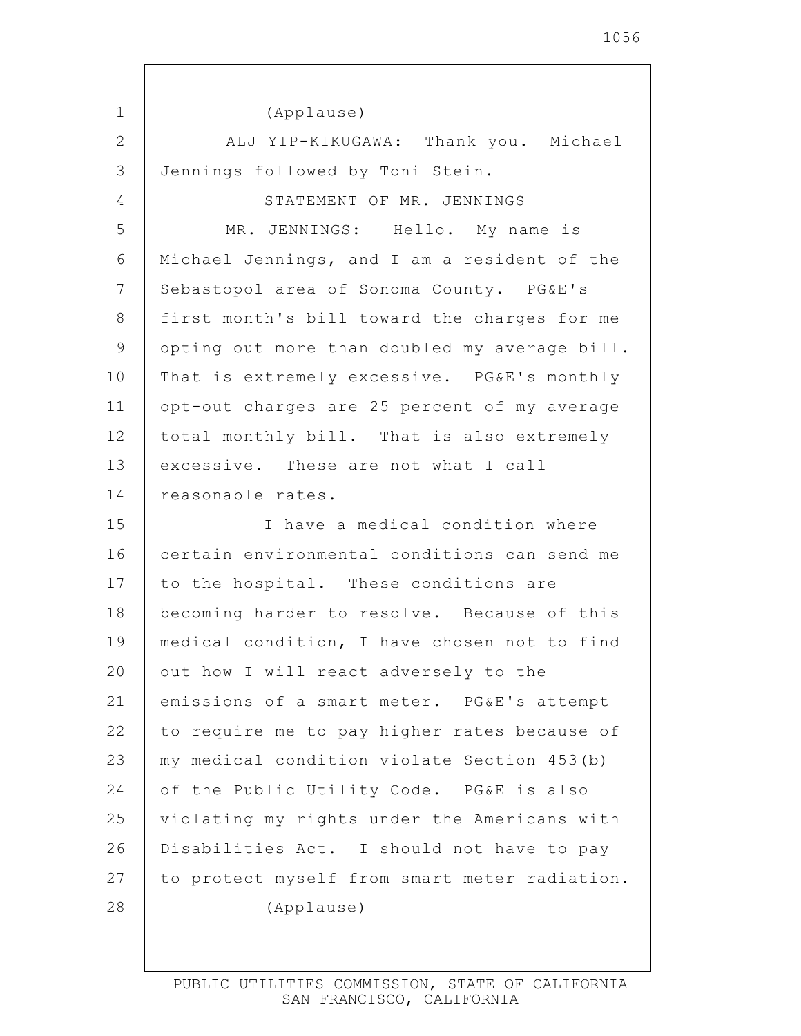(Applause)

ALJ YIP-KIKUGAWA: Thank you. Michael Jennings followed by Toni Stein.

STATEMENT OF MR. JENNINGS

MR. JENNINGS: Hello. My name is Michael Jennings, and I am a resident of the Sebastopol area of Sonoma County. PG&E's first month's bill toward the charges for me opting out more than doubled my average bill. That is extremely excessive. PG&E's monthly opt-out charges are 25 percent of my average total monthly bill. That is also extremely excessive. These are not what I call reasonable rates.

I have a medical condition where certain environmental conditions can send me to the hospital. These conditions are becoming harder to resolve. Because of this medical condition, I have chosen not to find out how I will react adversely to the emissions of a smart meter. PG&E's attempt to require me to pay higher rates because of my medical condition violate Section 453(b) of the Public Utility Code. PG&E is also violating my rights under the Americans with Disabilities Act. I should not have to pay to protect myself from smart meter radiation.

(Applause)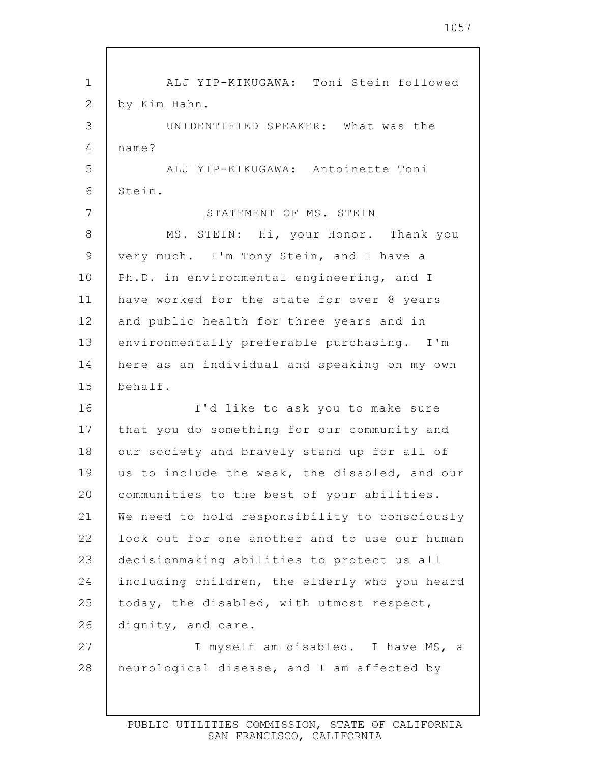ALJ YIP-KIKUGAWA: Toni Stein followed by Kim Hahn.

UNIDENTIFIED SPEAKER: What was the name?

ALJ YIP-KIKUGAWA: Antoinette Toni Stein.

STATEMENT OF MS. STEIN

MS. STEIN: Hi, your Honor. Thank you very much. I'm Tony Stein, and I have a Ph.D. in environmental engineering, and I have worked for the state for over 8 years and public health for three years and in environmentally preferable purchasing. I'm here as an individual and speaking on my own behalf.

I'd like to ask you to make sure that you do something for our community and our society and bravely stand up for all of us to include the weak, the disabled, and our communities to the best of your abilities. We need to hold responsibility to consciously look out for one another and to use our human decisionmaking abilities to protect us all including children, the elderly who you heard today, the disabled, with utmost respect, dignity, and care.

I myself am disabled. I have MS, a neurological disease, and I am affected by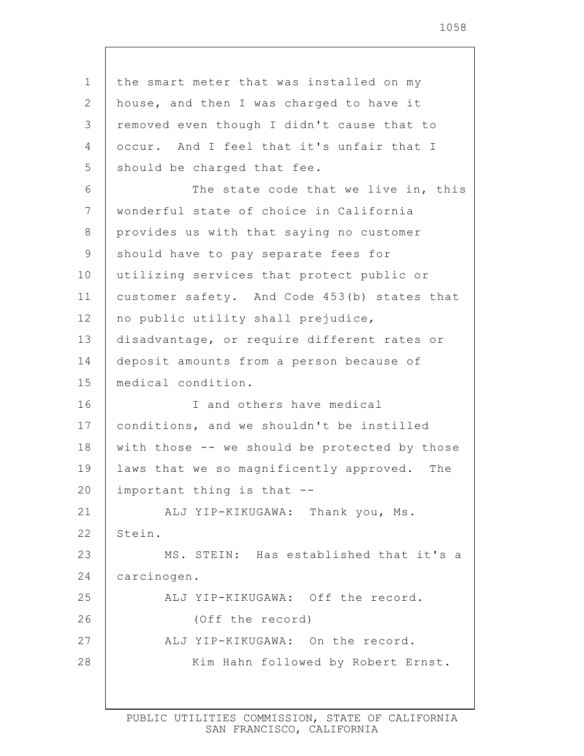the smart meter that was installed on my house, and then I was charged to have it removed even though I didn't cause that to occur. And I feel that it's unfair that I should be charged that fee.

The state code that we live in, this wonderful state of choice in California provides us with that saying no customer should have to pay separate fees for utilizing services that protect public or customer safety. And Code 453(b) states that no public utility shall prejudice, disadvantage, or require different rates or deposit amounts from a person because of medical condition.

I and others have medical conditions, and we shouldn't be instilled with those -- we should be protected by those laws that we so magnificently approved. The important thing is that --

ALJ YIP-KIKUGAWA: Thank you, Ms. Stein.

MS. STEIN: Has established that it's a carcinogen.

ALJ YIP-KIKUGAWA: Off the record.

(Off the record)

ALJ YIP-KIKUGAWA: On the record.

Kim Hahn followed by Robert Ernst.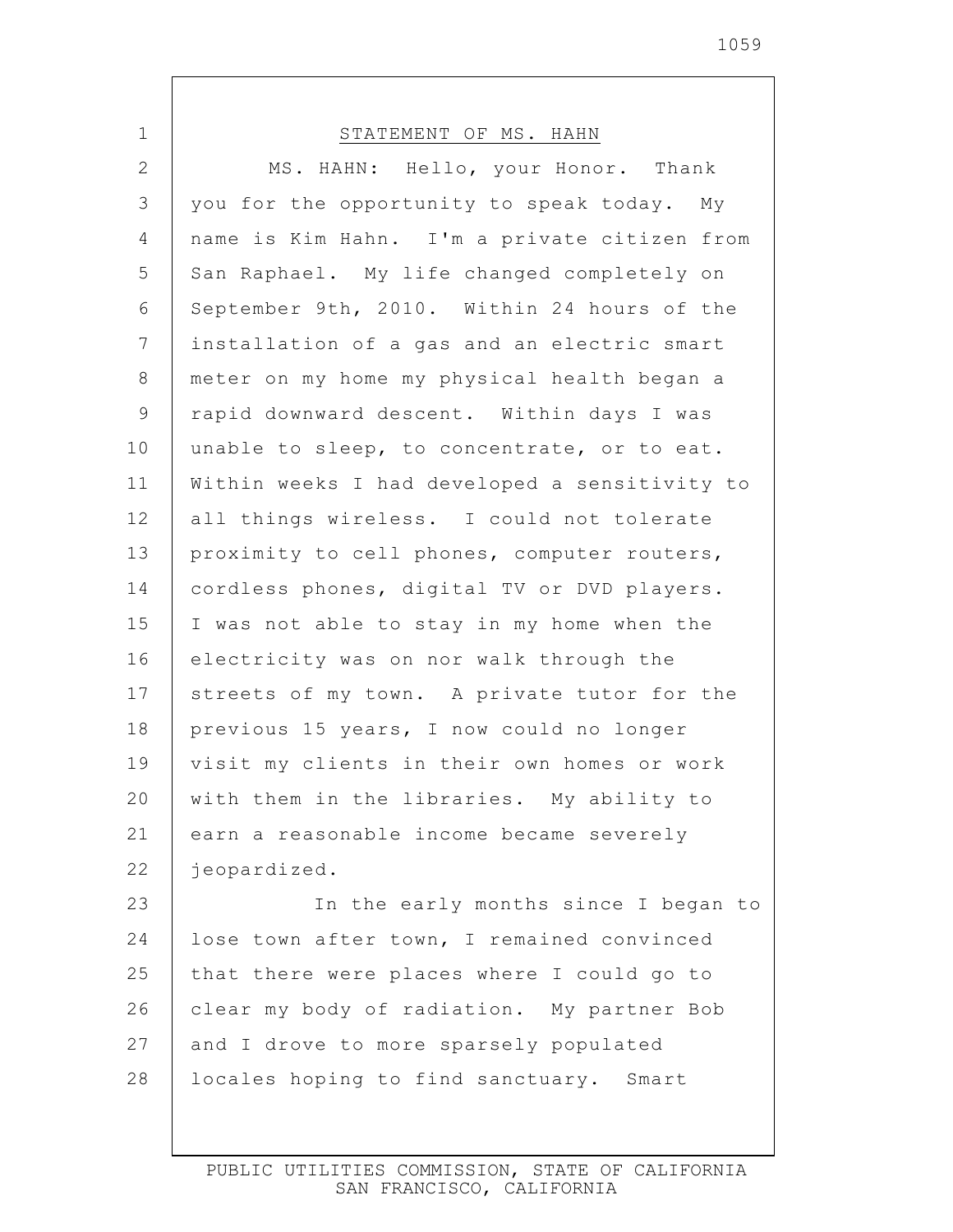STATEMENT OF MS. HAHN

MS. HAHN: Hello, your Honor. Thank you for the opportunity to speak today. My name is Kim Hahn. I'm a private citizen from San Raphael. My life changed completely on September 9th, 2010. Within 24 hours of the installation of a gas and an electric smart meter on my home my physical health began a rapid downward descent. Within days I was unable to sleep, to concentrate, or to eat. Within weeks I had developed a sensitivity to all things wireless. I could not tolerate proximity to cell phones, computer routers, cordless phones, digital TV or DVD players. I was not able to stay in my home when the electricity was on nor walk through the streets of my town. A private tutor for the previous 15 years, I now could no longer visit my clients in their own homes or work with them in the libraries. My ability to earn a reasonable income became severely jeopardized.

In the early months since I began to lose town after town, I remained convinced that there were places where I could go to clear my body of radiation. My partner Bob and I drove to more sparsely populated locales hoping to find sanctuary. Smart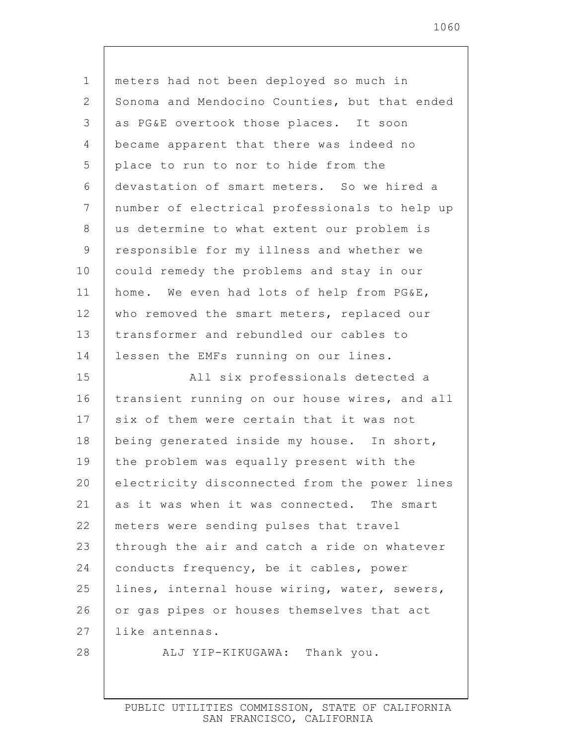meters had not been deployed so much in Sonoma and Mendocino Counties, but that ended as PG&E overtook those places. It soon became apparent that there was indeed no place to run to nor to hide from the devastation of smart meters. So we hired a number of electrical professionals to help up us determine to what extent our problem is responsible for my illness and whether we could remedy the problems and stay in our home. We even had lots of help from PG&E, who removed the smart meters, replaced our transformer and rebundled our cables to lessen the EMFs running on our lines.

All six professionals detected a transient running on our house wires, and all six of them were certain that it was not being generated inside my house. In short, the problem was equally present with the electricity disconnected from the power lines as it was when it was connected. The smart meters were sending pulses that travel through the air and catch a ride on whatever conducts frequency, be it cables, power lines, internal house wiring, water, sewers, or gas pipes or houses themselves that act like antennas.

ALJ YIP-KIKUGAWA: Thank you.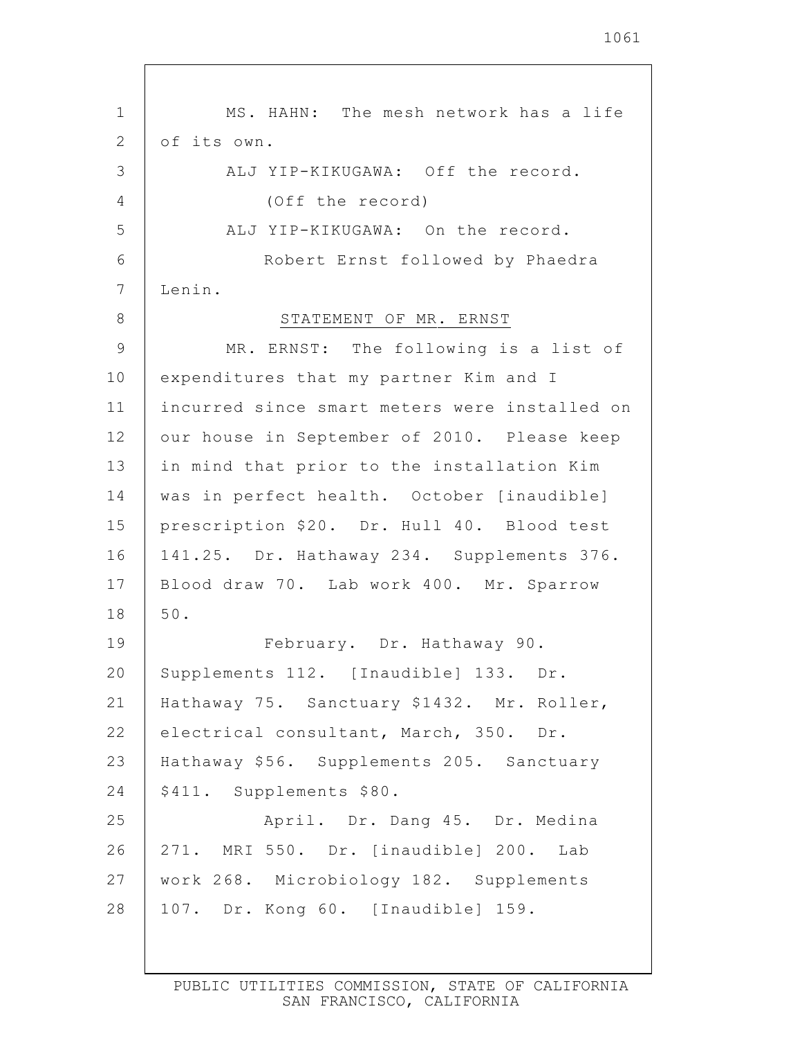MS. HAHN: The mesh network has a life of its own.

ALJ YIP-KIKUGAWA: Off the record.

(Off the record)

ALJ YIP-KIKUGAWA: On the record.

Robert Ernst followed by Phaedra Lenin.

STATEMENT OF MR. ERNST

MR. ERNST: The following is a list of expenditures that my partner Kim and I incurred since smart meters were installed on our house in September of 2010. Please keep in mind that prior to the installation Kim was in perfect health. October [inaudible] prescription $20. Dr. Hull 40. Blood test 141.25. Dr. Hathaway 234. Supplements 376. Blood draw 70. Lab work 400. Mr. Sparrow 50.

February. Dr. Hathaway 90. Supplements 112. [Inaudible] 133. Dr. Hathaway 75. Sanctuary $1432. Mr. Roller, electrical consultant, March, 350. Dr. Hathaway $56. Supplements 205. Sanctuary $411. Supplements $80.

April. Dr. Dang 45. Dr. Medina 271. MRI 550. Dr. [inaudible] 200. Lab work 268. Microbiology 182. Supplements 107. Dr. Kong 60. [Inaudible] 159.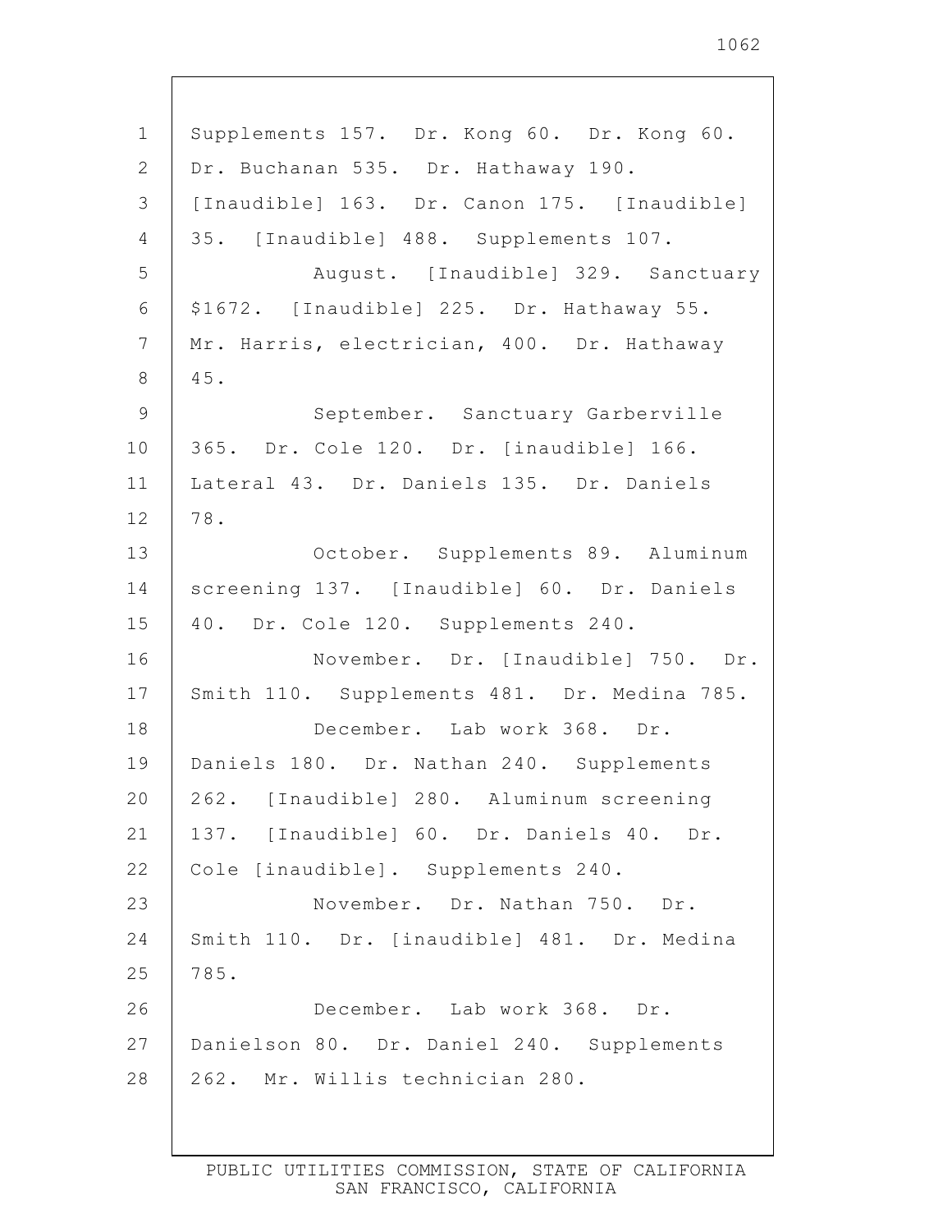Supplements 157. Dr. Kong 60. Dr. Kong 60. Dr. Buchanan 535. Dr. Hathaway 190. [Inaudible] 163. Dr. Canon 175. [Inaudible] 35. [Inaudible] 488. Supplements 107.

August. [Inaudible] 329. Sanctuary $1672. [Inaudible] 225. Dr. Hathaway 55. Mr. Harris, electrician, 400. Dr. Hathaway 45.

September. Sanctuary Garberville 365. Dr. Cole 120. Dr. [inaudible] 166. Lateral 43. Dr. Daniels 135. Dr. Daniels 78.

October. Supplements 89. Aluminum screening 137. [Inaudible] 60. Dr. Daniels 40. Dr. Cole 120. Supplements 240.

November. Dr. [Inaudible] 750. Dr. Smith 110. Supplements 481. Dr. Medina 785.

December. Lab work 368. Dr. Daniels 180. Dr. Nathan 240. Supplements 262. [Inaudible] 280. Aluminum screening 137. [Inaudible] 60. Dr. Daniels 40. Dr. Cole [inaudible]. Supplements 240.

November. Dr. Nathan 750. Dr. Smith 110. Dr. [inaudible] 481. Dr. Medina 785.

December. Lab work 368. Dr. Danielson 80. Dr. Daniel 240. Supplements 262. Mr. Willis technician 280.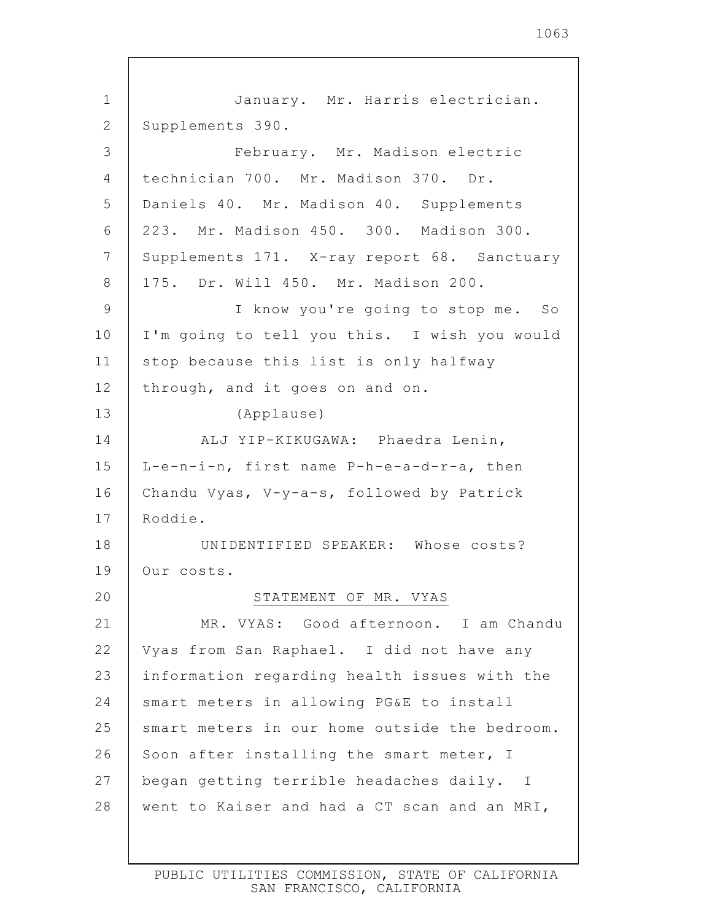January. Mr. Harris electrician. Supplements 390.

February. Mr. Madison electric technician 700. Mr. Madison 370. Dr. Daniels 40. Mr. Madison 40. Supplements 223. Mr. Madison 450. 300. Madison 300. Supplements 171. X-ray report 68. Sanctuary 175. Dr. Will 450. Mr. Madison 200.

I know you're going to stop me. So I'm going to tell you this. I wish you would stop because this list is only halfway through, and it goes on and on.

(Applause)

ALJ YIP-KIKUGAWA: Phaedra Lenin, L-e-n-i-n, first name P-h-e-a-d-r-a, then Chandu Vyas, V-y-a-s, followed by Patrick Roddie.

UNIDENTIFIED SPEAKER: Whose costs? Our costs.

## STATEMENT OF MR. VYAS

MR. VYAS: Good afternoon. I am Chandu Vyas from San Raphael. I did not have any information regarding health issues with the smart meters in allowing PG&E to install smart meters in our home outside the bedroom. Soon after installing the smart meter, I began getting terrible headaches daily. I went to Kaiser and had a CT scan and an MRI,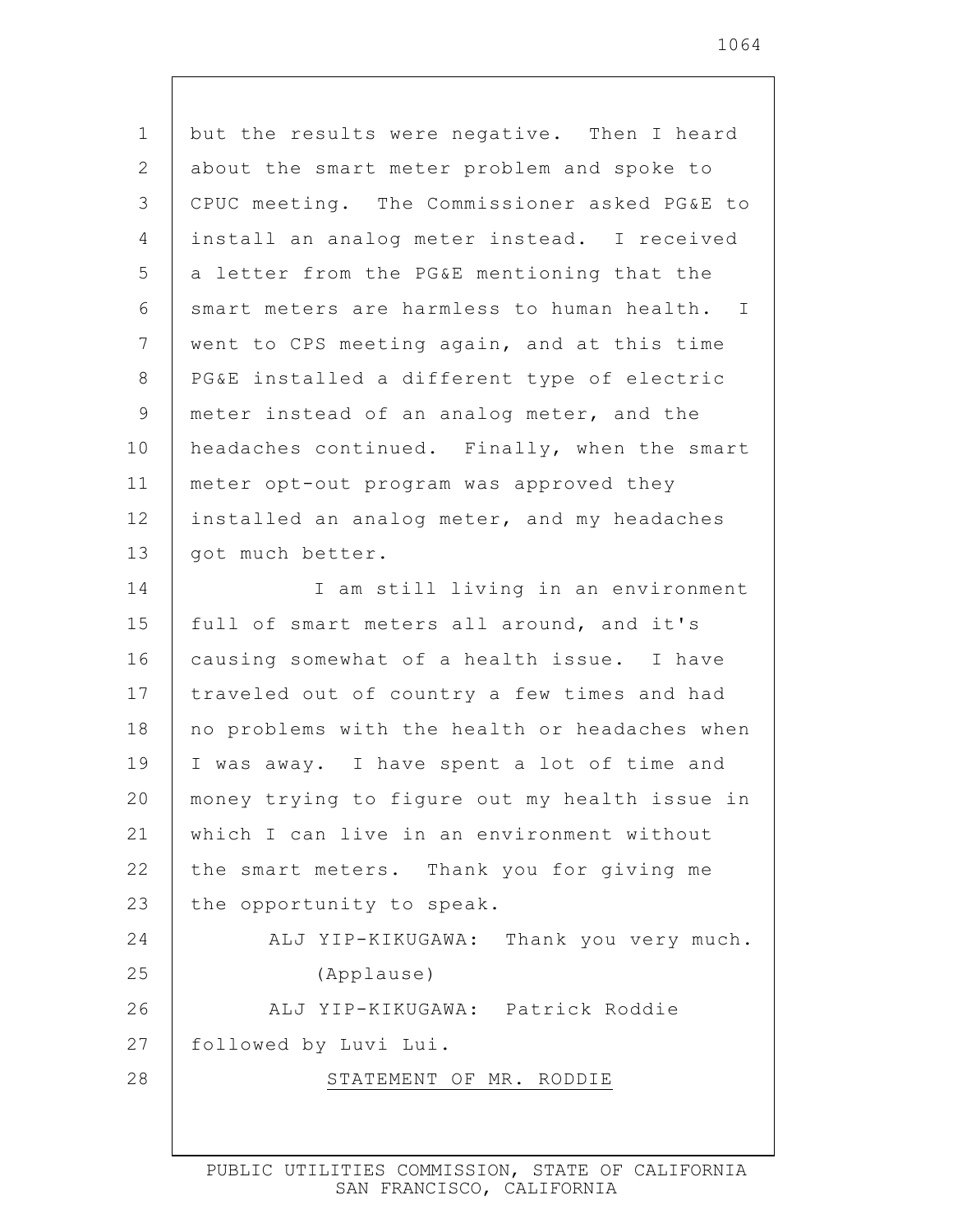but the results were negative. Then I heard about the smart meter problem and spoke to CPUC meeting. The Commissioner asked PG&E to install an analog meter instead. I received a letter from the PG&E mentioning that the smart meters are harmless to human health. I went to CPS meeting again, and at this time PG&E installed a different type of electric meter instead of an analog meter, and the headaches continued. Finally, when the smart meter opt-out program was approved they installed an analog meter, and my headaches got much better.

I am still living in an environment full of smart meters all around, and it's causing somewhat of a health issue. I have traveled out of country a few times and had no problems with the health or headaches when I was away. I have spent a lot of time and money trying to figure out my health issue in which I can live in an environment without the smart meters. Thank you for giving me the opportunity to speak.

ALJ YIP-KIKUGAWA: Thank you very much.

(Applause)

ALJ YIP-KIKUGAWA: Patrick Roddie followed by Luvi Lui.

STATEMENT OF MR. RODDIE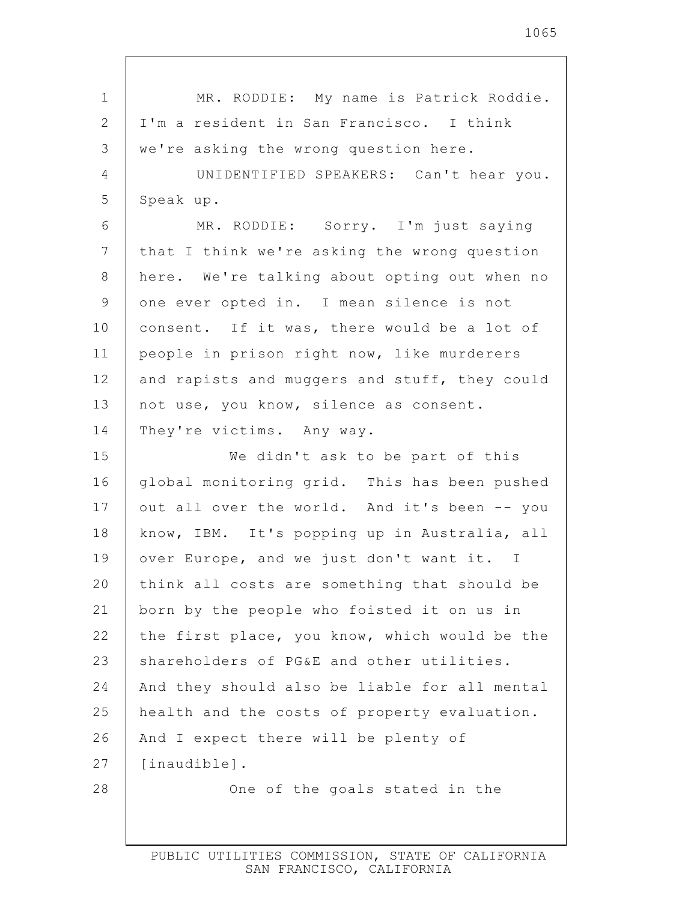MR. RODDIE: My name is Patrick Roddie. I'm a resident in San Francisco. I think we're asking the wrong question here.

UNIDENTIFIED SPEAKERS: Can't hear you. Speak up.

MR. RODDIE: Sorry. I'm just saying that I think we're asking the wrong question here. We're talking about opting out when no one ever opted in. I mean silence is not consent. If it was, there would be a lot of people in prison right now, like murderers and rapists and muggers and stuff, they could not use, you know, silence as consent. They're victims. Any way.

We didn't ask to be part of this global monitoring grid. This has been pushed out all over the world. And it's been -- you know, IBM. It's popping up in Australia, all over Europe, and we just don't want it. I think all costs are something that should be born by the people who foisted it on us in the first place, you know, which would be the shareholders of PG&E and other utilities. And they should also be liable for all mental health and the costs of property evaluation. And I expect there will be plenty of [inaudible].

One of the goals stated in the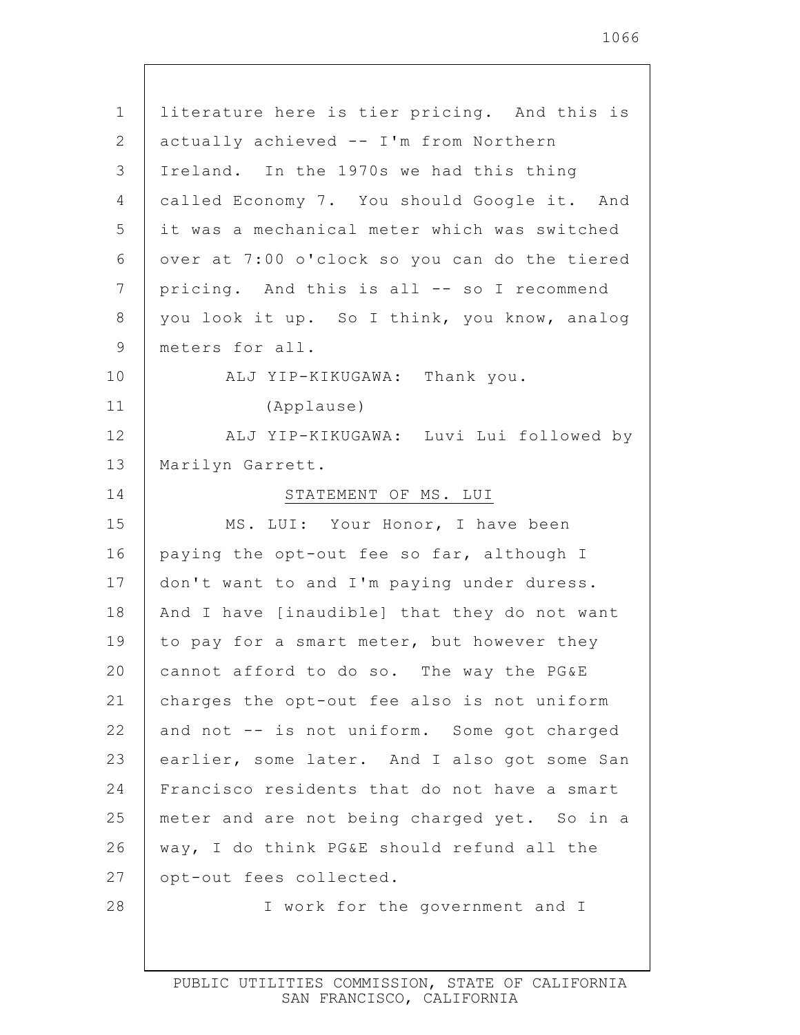literature here is tier pricing. And this is actually achieved -- I'm from Northern Ireland. In the 1970s we had this thing called Economy 7. You should Google it. And it was a mechanical meter which was switched over at 7:00 o'clock so you can do the tiered pricing. And this is all -- so I recommend you look it up. So I think, you know, analog meters for all.

ALJ YIP-KIKUGAWA: Thank you.

(Applause)

ALJ YIP-KIKUGAWA: Luvi Lui followed by Marilyn Garrett.

STATEMENT OF MS. LUI

MS. LUI: Your Honor, I have been paying the opt-out fee so far, although I don't want to and I'm paying under duress. And I have [inaudible] that they do not want to pay for a smart meter, but however they cannot afford to do so. The way the PG&E charges the opt-out fee also is not uniform and not -- is not uniform. Some got charged earlier, some later. And I also got some San Francisco residents that do not have a smart meter and are not being charged yet. So in a way, I do think PG&E should refund all the opt-out fees collected.

I work for the government and I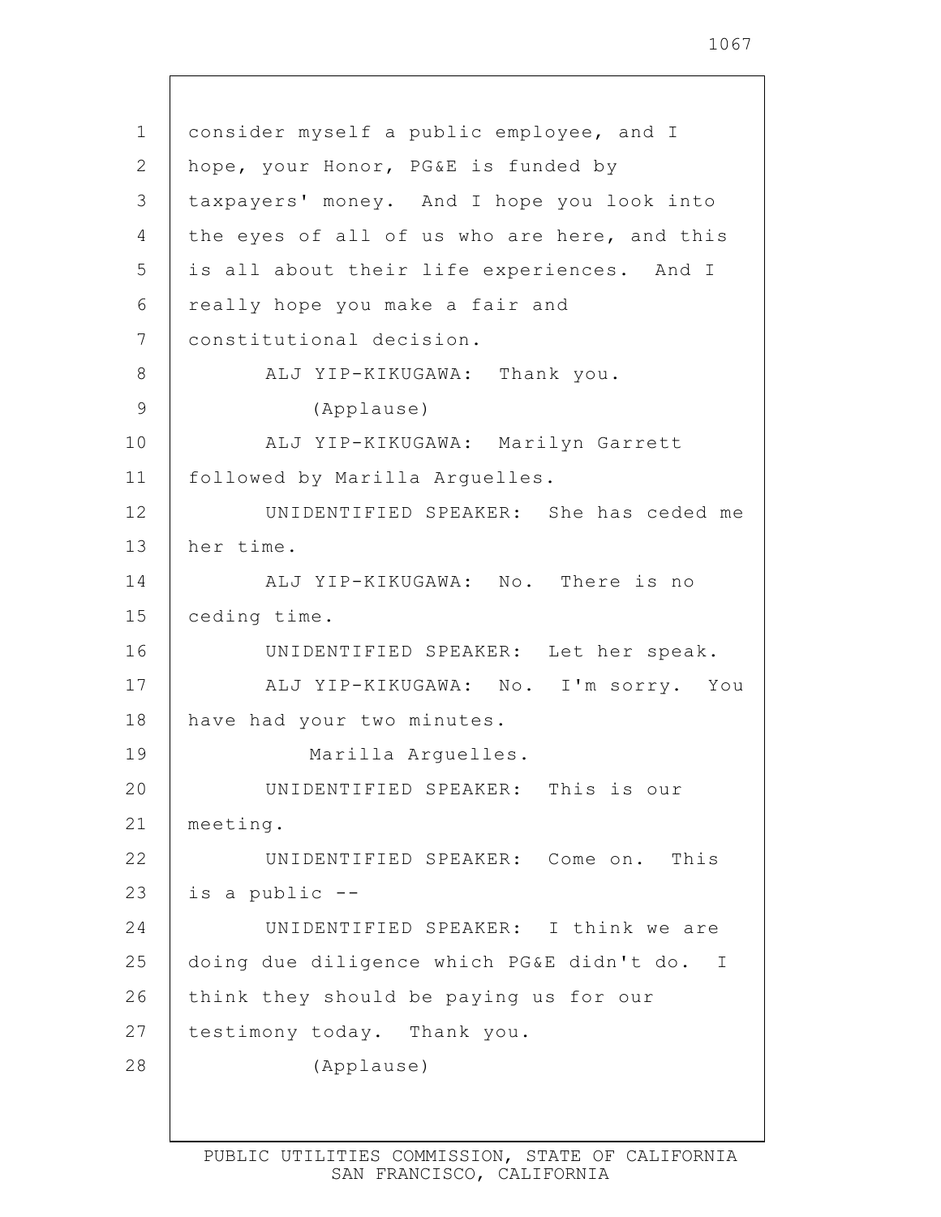consider myself a public employee, and I hope, your Honor, PG&E is funded by taxpayers' money. And I hope you look into the eyes of all of us who are here, and this is all about their life experiences. And I really hope you make a fair and constitutional decision.

ALJ YIP-KIKUGAWA: Thank you.

(Applause)

ALJ YIP-KIKUGAWA: Marilyn Garrett followed by Marilla Arguelles.

UNIDENTIFIED SPEAKER: She has ceded me her time.

ALJ YIP-KIKUGAWA: No. There is no ceding time.

UNIDENTIFIED SPEAKER: Let her speak.

ALJ YIP-KIKUGAWA: No. I'm sorry. You have had your two minutes.

Marilla Arguelles.

UNIDENTIFIED SPEAKER: This is our meeting.

UNIDENTIFIED SPEAKER: Come on. This is a public --

UNIDENTIFIED SPEAKER: I think we are doing due diligence which PG&E didn't do. I think they should be paying us for our testimony today. Thank you.

(Applause)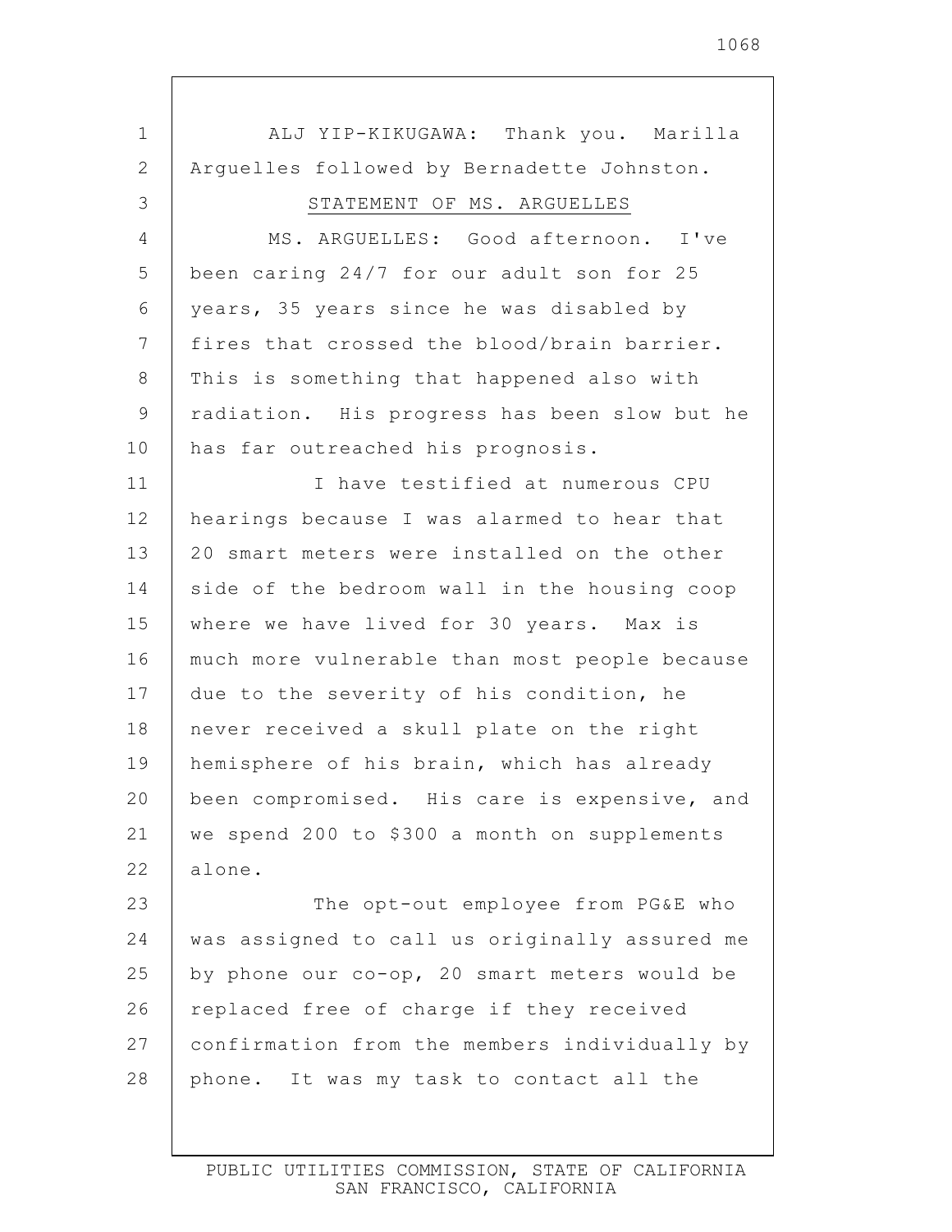ALJ YIP-KIKUGAWA: Thank you. Marilla Arguelles followed by Bernadette Johnston.

STATEMENT OF MS. ARGUELLES

MS. ARGUELLES: Good afternoon. I've been caring 24/7 for our adult son for 25 years, 35 years since he was disabled by fires that crossed the blood/brain barrier. This is something that happened also with radiation. His progress has been slow but he has far outreached his prognosis.

I have testified at numerous CPU hearings because I was alarmed to hear that 20 smart meters were installed on the other side of the bedroom wall in the housing coop where we have lived for 30 years. Max is much more vulnerable than most people because due to the severity of his condition, he never received a skull plate on the right hemisphere of his brain, which has already been compromised. His care is expensive, and we spend 200 to $300 a month on supplements alone.

The opt-out employee from PG&E who was assigned to call us originally assured me by phone our co-op, 20 smart meters would be replaced free of charge if they received confirmation from the members individually by phone. It was my task to contact all the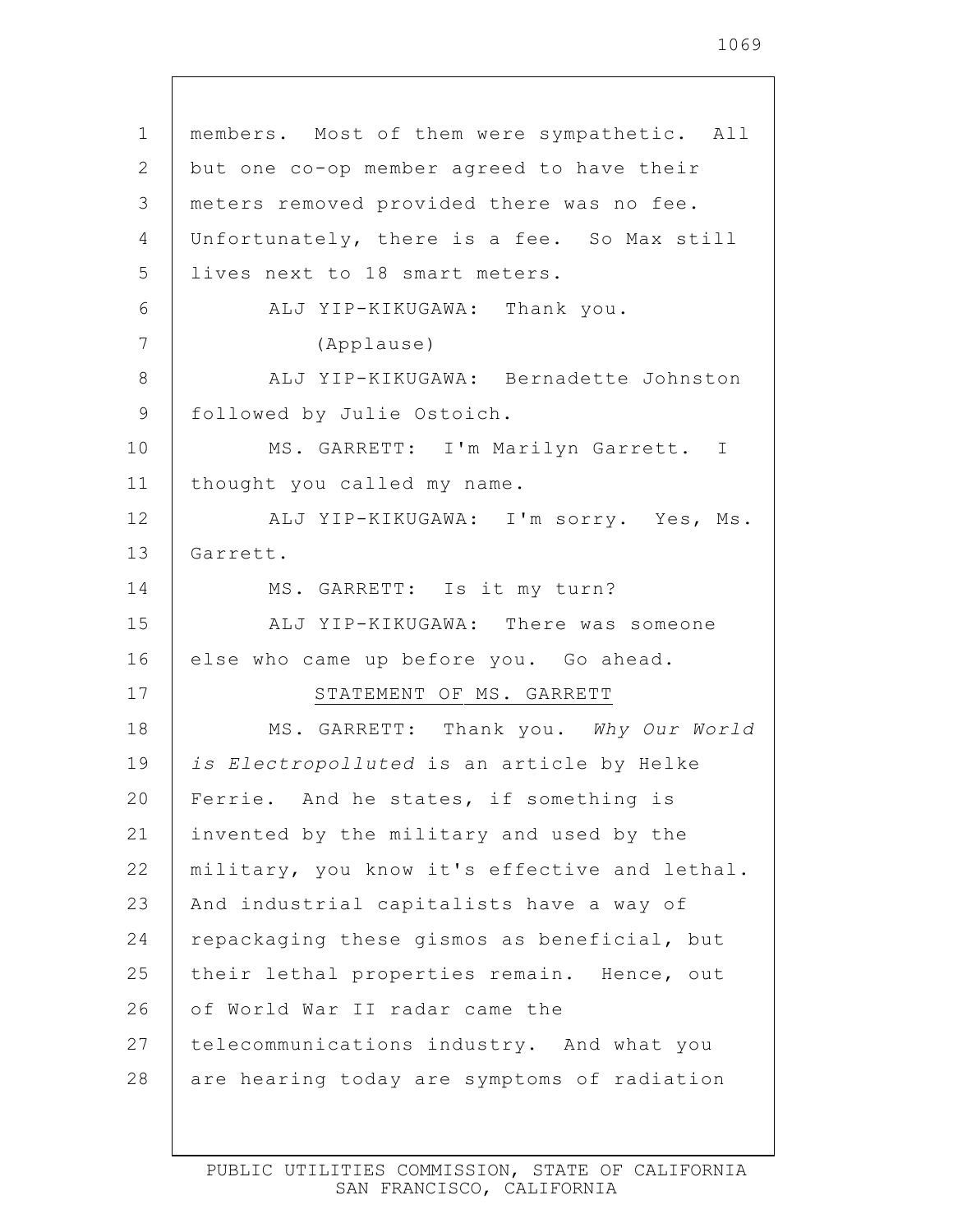members. Most of them were sympathetic. All but one co-op member agreed to have their meters removed provided there was no fee. Unfortunately, there is a fee. So Max still lives next to 18 smart meters.

ALJ YIP-KIKUGAWA: Thank you.

(Applause)

ALJ YIP-KIKUGAWA: Bernadette Johnston followed by Julie Ostoich.

MS. GARRETT: I'm Marilyn Garrett. I thought you called my name.

ALJ YIP-KIKUGAWA: I'm sorry. Yes, Ms. Garrett.

MS. GARRETT: Is it my turn?

ALJ YIP-KIKUGAWA: There was someone else who came up before you. Go ahead.

STATEMENT OF MS. GARRETT

MS. GARRETT: Thank you. *Why Our World is Electropolluted* is an article by Helke Ferrie. And he states, if something is invented by the military and used by the military, you know it's effective and lethal. And industrial capitalists have a way of repackaging these gismos as beneficial, but their lethal properties remain. Hence, out of World War II radar came the telecommunications industry. And what you are hearing today are symptoms of radiation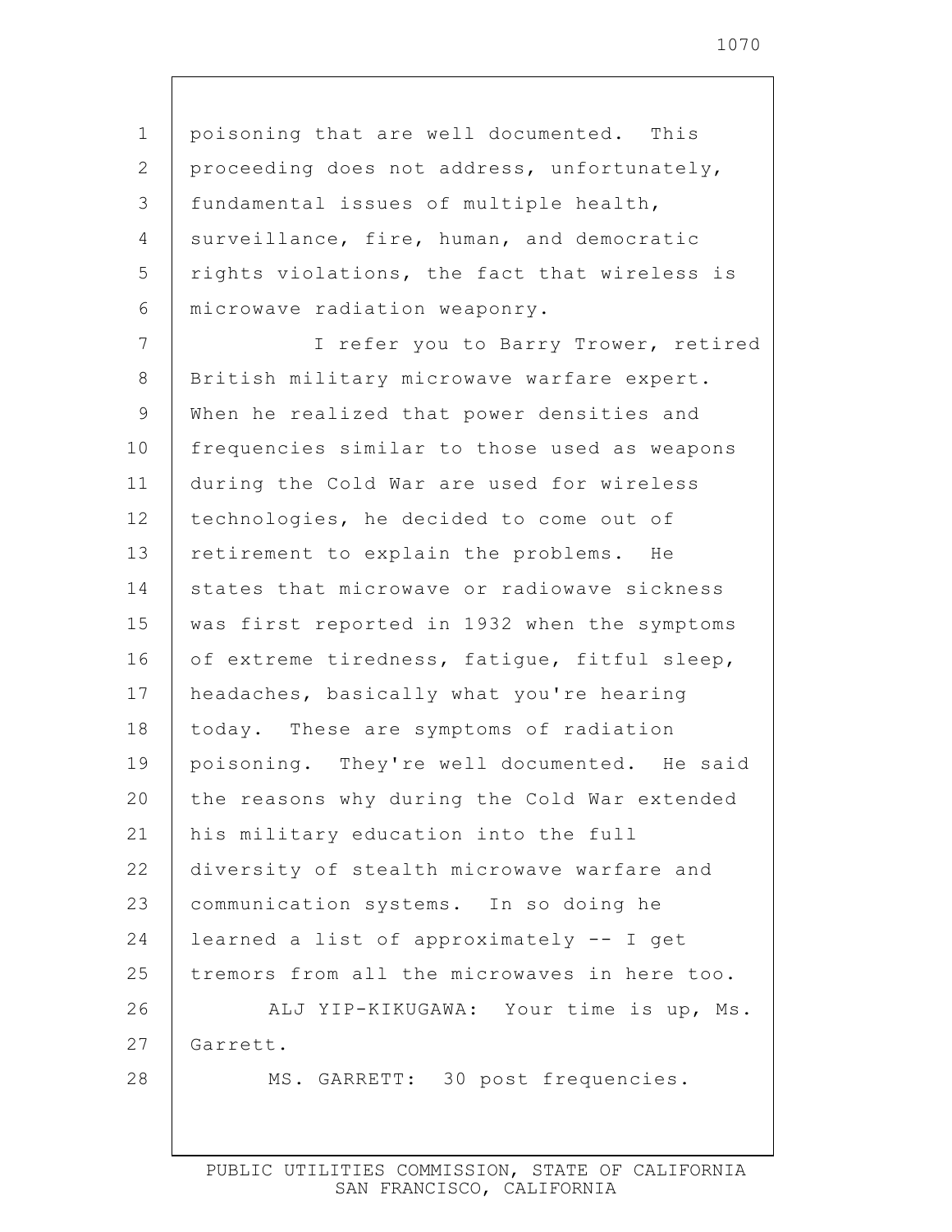poisoning that are well documented. This proceeding does not address, unfortunately, fundamental issues of multiple health, surveillance, fire, human, and democratic rights violations, the fact that wireless is microwave radiation weaponry.

I refer you to Barry Trower, retired British military microwave warfare expert. When he realized that power densities and frequencies similar to those used as weapons during the Cold War are used for wireless technologies, he decided to come out of retirement to explain the problems. He states that microwave or radiowave sickness was first reported in 1932 when the symptoms of extreme tiredness, fatigue, fitful sleep, headaches, basically what you're hearing today. These are symptoms of radiation poisoning. They're well documented. He said the reasons why during the Cold War extended his military education into the full diversity of stealth microwave warfare and communication systems. In so doing he learned a list of approximately -- I get tremors from all the microwaves in here too.

ALJ YIP-KIKUGAWA: Your time is up, Ms. Garrett.

MS. GARRETT: 30 post frequencies.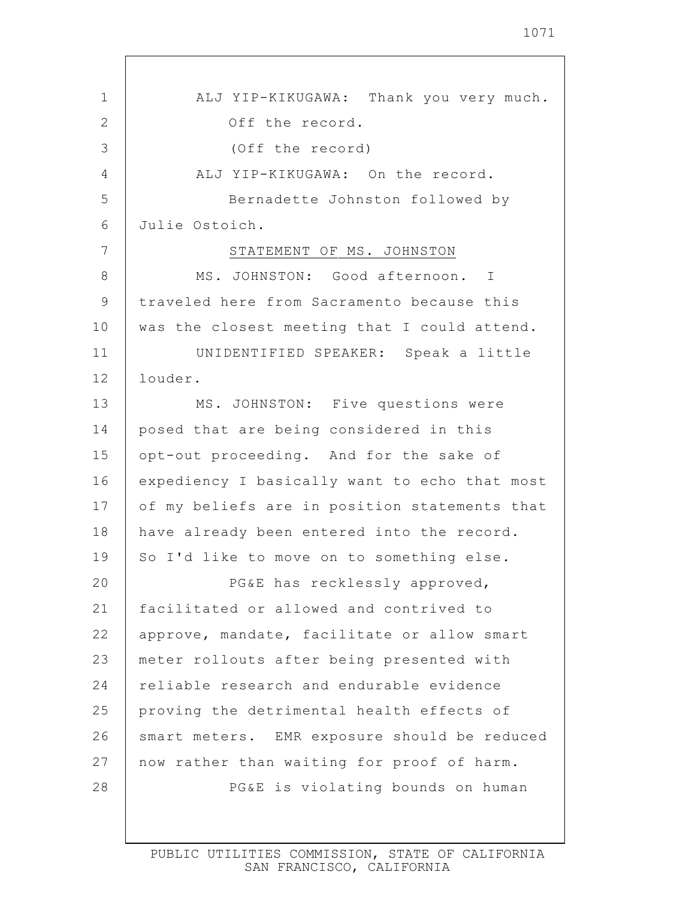ALJ YIP-KIKUGAWA: Thank you very much. Off the record.

(Off the record)

ALJ YIP-KIKUGAWA: On the record.

Bernadette Johnston followed by Julie Ostoich.

STATEMENT OF MS. JOHNSTON

MS. JOHNSTON: Good afternoon. I traveled here from Sacramento because this was the closest meeting that I could attend.

UNIDENTIFIED SPEAKER: Speak a little louder.

MS. JOHNSTON: Five questions were posed that are being considered in this opt-out proceeding. And for the sake of expediency I basically want to echo that most of my beliefs are in position statements that have already been entered into the record. So I'd like to move on to something else.

PG&E has recklessly approved, facilitated or allowed and contrived to approve, mandate, facilitate or allow smart meter rollouts after being presented with reliable research and endurable evidence proving the detrimental health effects of smart meters. EMR exposure should be reduced now rather than waiting for proof of harm.

PG&E is violating bounds on human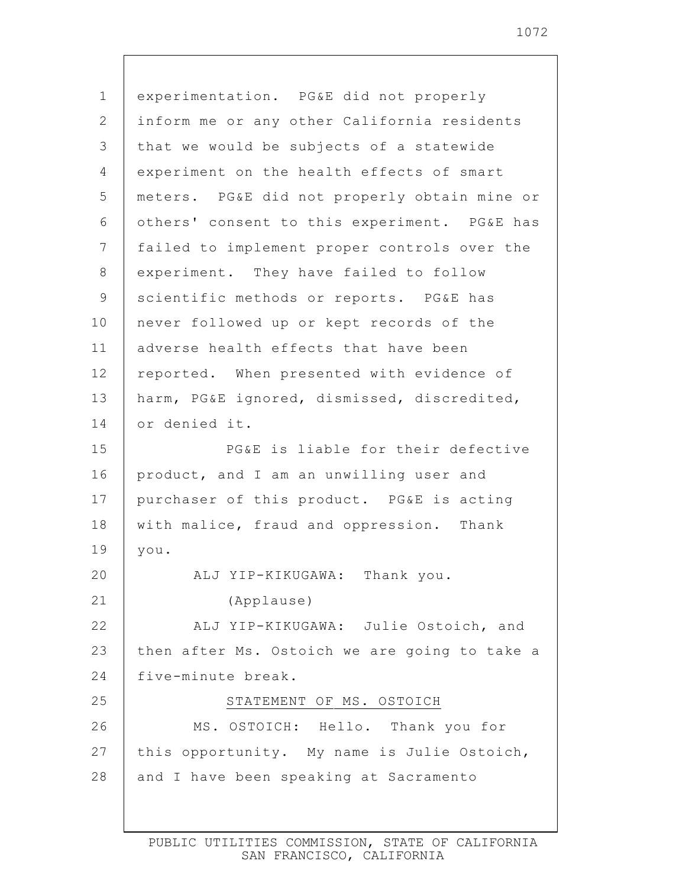experimentation. PG&E did not properly inform me or any other California residents that we would be subjects of a statewide experiment on the health effects of smart meters. PG&E did not properly obtain mine or others' consent to this experiment. PG&E has failed to implement proper controls over the experiment. They have failed to follow scientific methods or reports. PG&E has never followed up or kept records of the adverse health effects that have been reported. When presented with evidence of harm, PG&E ignored, dismissed, discredited, or denied it.

PG&E is liable for their defective product, and I am an unwilling user and purchaser of this product. PG&E is acting with malice, fraud and oppression. Thank you.

ALJ YIP-KIKUGAWA: Thank you.

(Applause)

ALJ YIP-KIKUGAWA: Julie Ostoich, and then after Ms. Ostoich we are going to take a five-minute break.

STATEMENT OF MS. OSTOICH

MS. OSTOICH: Hello. Thank you for this opportunity. My name is Julie Ostoich, and I have been speaking at Sacramento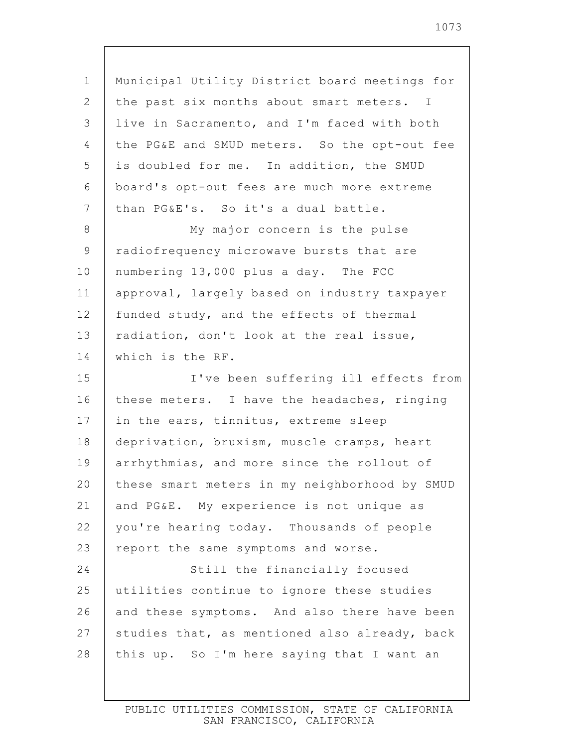Municipal Utility District board meetings for the past six months about smart meters. I live in Sacramento, and I'm faced with both the PG&E and SMUD meters. So the opt-out fee is doubled for me. In addition, the SMUD board's opt-out fees are much more extreme than PG&E's. So it's a dual battle.

My major concern is the pulse radiofrequency microwave bursts that are numbering 13,000 plus a day. The FCC approval, largely based on industry taxpayer funded study, and the effects of thermal radiation, don't look at the real issue, which is the RF.

I've been suffering ill effects from these meters. I have the headaches, ringing in the ears, tinnitus, extreme sleep deprivation, bruxism, muscle cramps, heart arrhythmias, and more since the rollout of these smart meters in my neighborhood by SMUD and PG&E. My experience is not unique as you're hearing today. Thousands of people report the same symptoms and worse.

Still the financially focused utilities continue to ignore these studies and these symptoms. And also there have been studies that, as mentioned also already, back this up. So I'm here saying that I want an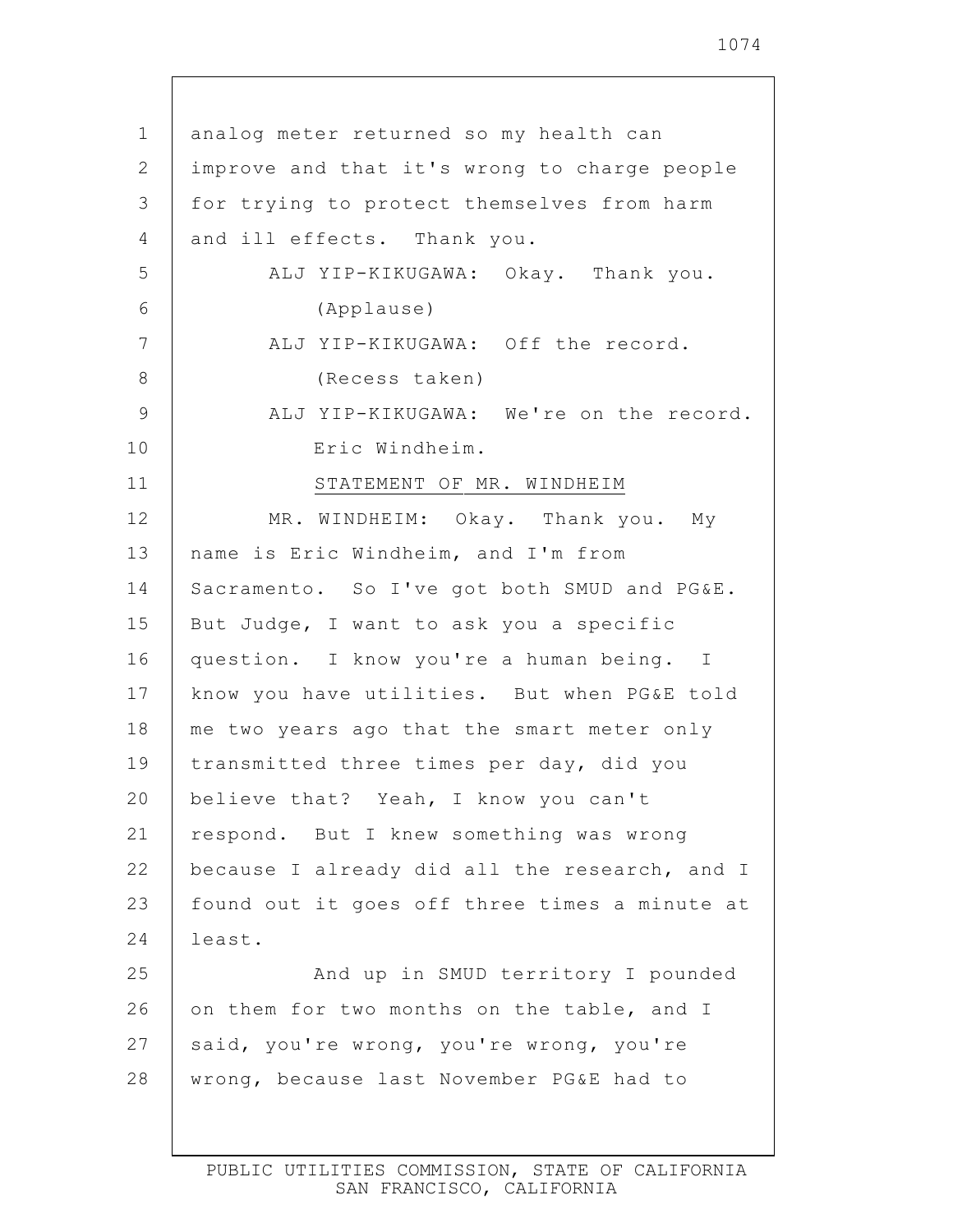analog meter returned so my health can improve and that it's wrong to charge people for trying to protect themselves from harm and ill effects. Thank you.

ALJ YIP-KIKUGAWA: Okay. Thank you.

(Applause)

ALJ YIP-KIKUGAWA: Off the record.

(Recess taken)

ALJ YIP-KIKUGAWA: We're on the record. Eric Windheim.

STATEMENT OF MR. WINDHEIM

MR. WINDHEIM: Okay. Thank you. My name is Eric Windheim, and I'm from Sacramento. So I've got both SMUD and PG&E. But Judge, I want to ask you a specific question. I know you're a human being. I know you have utilities. But when PG&E told me two years ago that the smart meter only transmitted three times per day, did you believe that? Yeah, I know you can't respond. But I knew something was wrong because I already did all the research, and I found out it goes off three times a minute at least.

And up in SMUD territory I pounded on them for two months on the table, and I said, you're wrong, you're wrong, you're wrong, because last November PG&E had to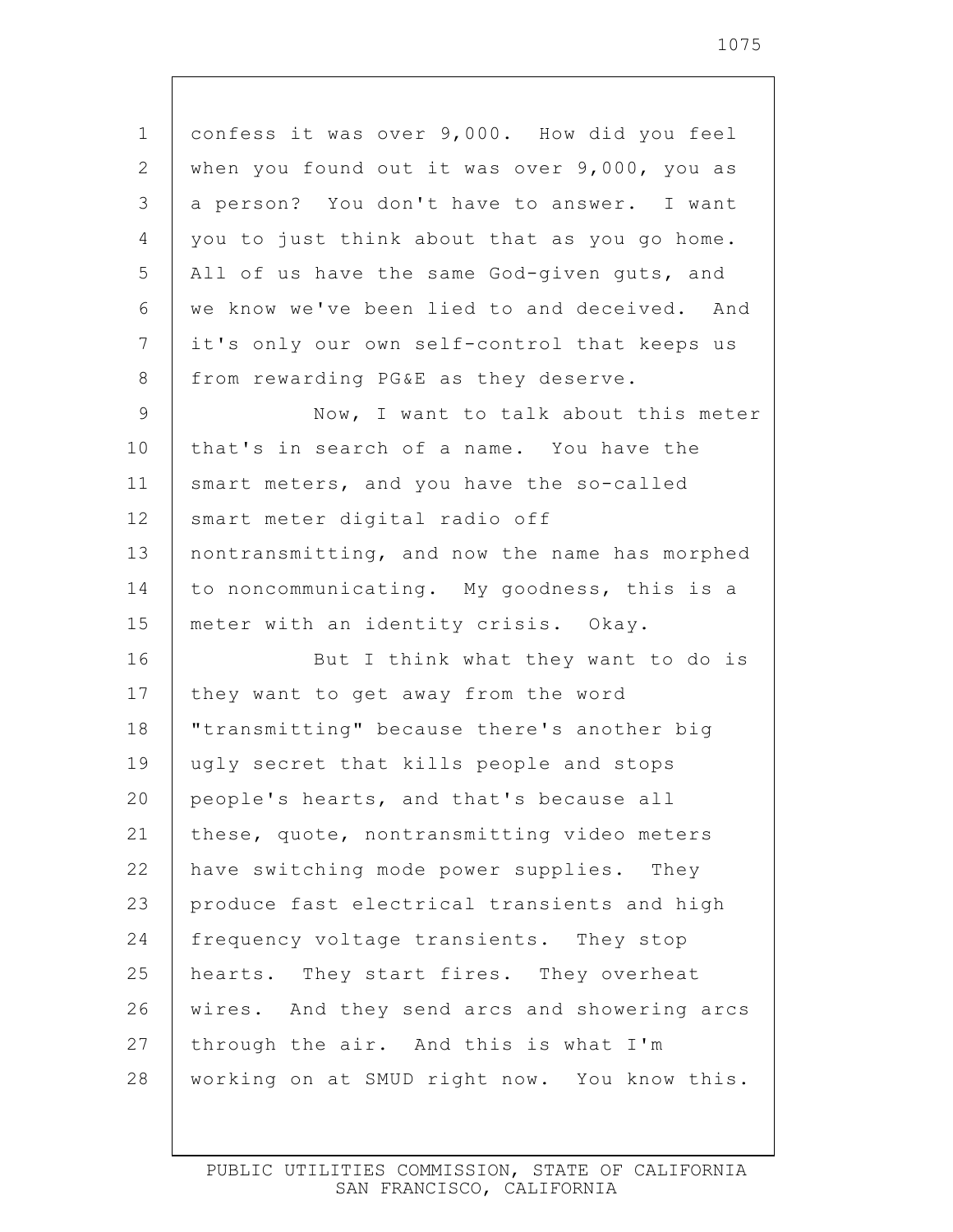confess it was over 9,000. How did you feel when you found out it was over 9,000, you as a person? You don't have to answer. I want you to just think about that as you go home. All of us have the same God-given guts, and we know we've been lied to and deceived. And it's only our own self-control that keeps us from rewarding PG&E as they deserve.

Now, I want to talk about this meter that's in search of a name. You have the smart meters, and you have the so-called smart meter digital radio off nontransmitting, and now the name has morphed to noncommunicating. My goodness, this is a meter with an identity crisis. Okay.

But I think what they want to do is they want to get away from the word "transmitting" because there's another big ugly secret that kills people and stops people's hearts, and that's because all these, quote, nontransmitting video meters have switching mode power supplies. They produce fast electrical transients and high frequency voltage transients. They stop hearts. They start fires. They overheat wires. And they send arcs and showering arcs through the air. And this is what I'm working on at SMUD right now. You know this.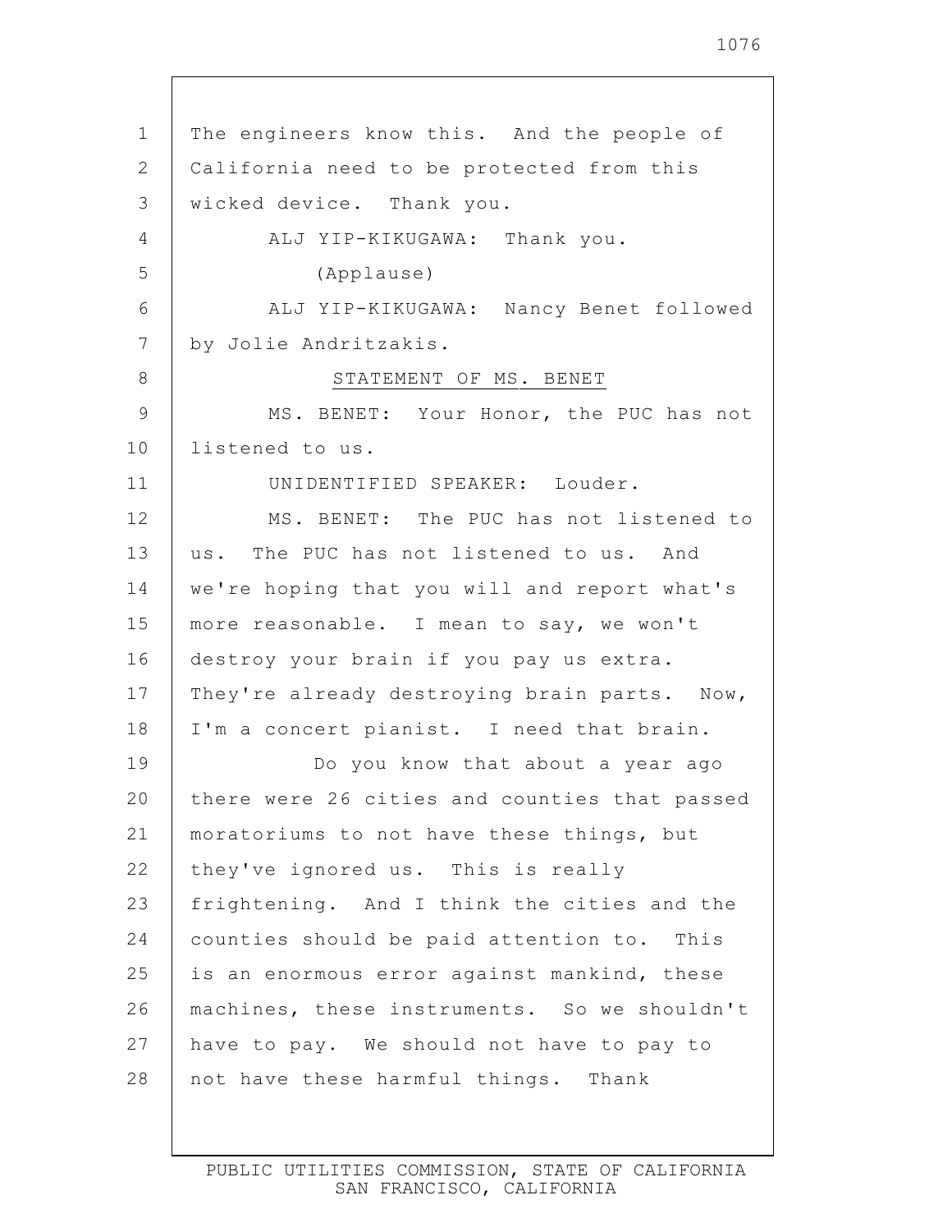The engineers know this. And the people of California need to be protected from this wicked device. Thank you.

ALJ YIP-KIKUGAWA: Thank you.

(Applause)

ALJ YIP-KIKUGAWA: Nancy Benet followed by Jolie Andritzakis.

STATEMENT OF MS. BENET

MS. BENET: Your Honor, the PUC has not listened to us.

UNIDENTIFIED SPEAKER: Louder.

MS. BENET: The PUC has not listened to us. The PUC has not listened to us. And we're hoping that you will and report what's more reasonable. I mean to say, we won't destroy your brain if you pay us extra. They're already destroying brain parts. Now, I'm a concert pianist. I need that brain.

Do you know that about a year ago there were 26 cities and counties that passed moratoriums to not have these things, but they've ignored us. This is really frightening. And I think the cities and the counties should be paid attention to. This is an enormous error against mankind, these machines, these instruments. So we shouldn't have to pay. We should not have to pay to not have these harmful things. Thank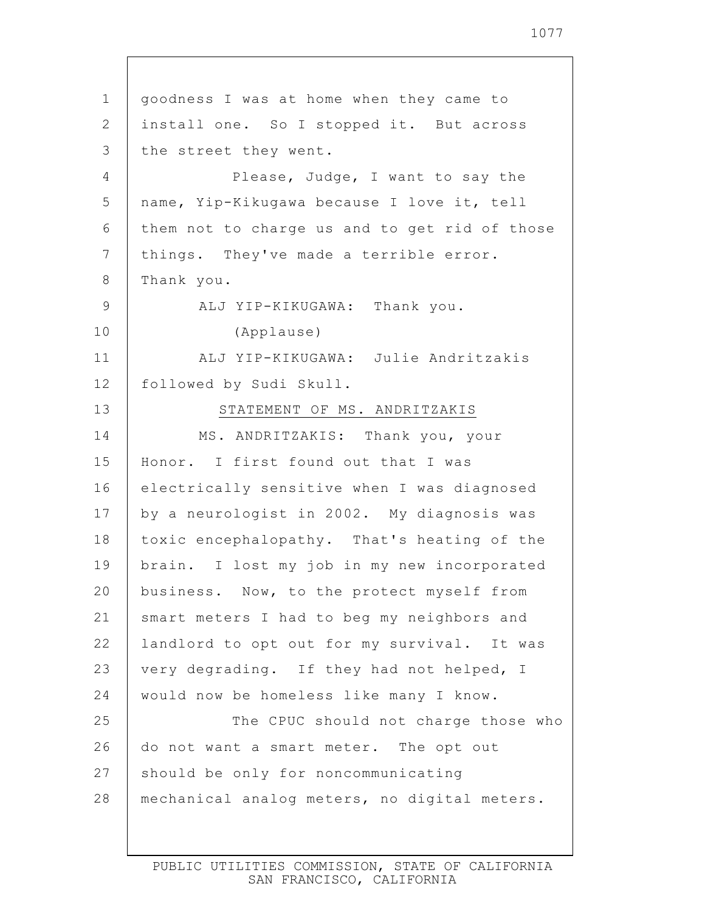goodness I was at home when they came to install one. So I stopped it. But across the street they went.

Please, Judge, I want to say the name, Yip-Kikugawa because I love it, tell them not to charge us and to get rid of those things. They've made a terrible error. Thank you.

ALJ YIP-KIKUGAWA: Thank you.

(Applause)

ALJ YIP-KIKUGAWA: Julie Andritzakis followed by Sudi Skull.

STATEMENT OF MS. ANDRITZAKIS

MS. ANDRITZAKIS: Thank you, your Honor. I first found out that I was electrically sensitive when I was diagnosed by a neurologist in 2002. My diagnosis was toxic encephalopathy. That's heating of the brain. I lost my job in my new incorporated business. Now, to the protect myself from smart meters I had to beg my neighbors and landlord to opt out for my survival. It was very degrading. If they had not helped, I would now be homeless like many I know.

The CPUC should not charge those who do not want a smart meter. The opt out should be only for noncommunicating mechanical analog meters, no digital meters.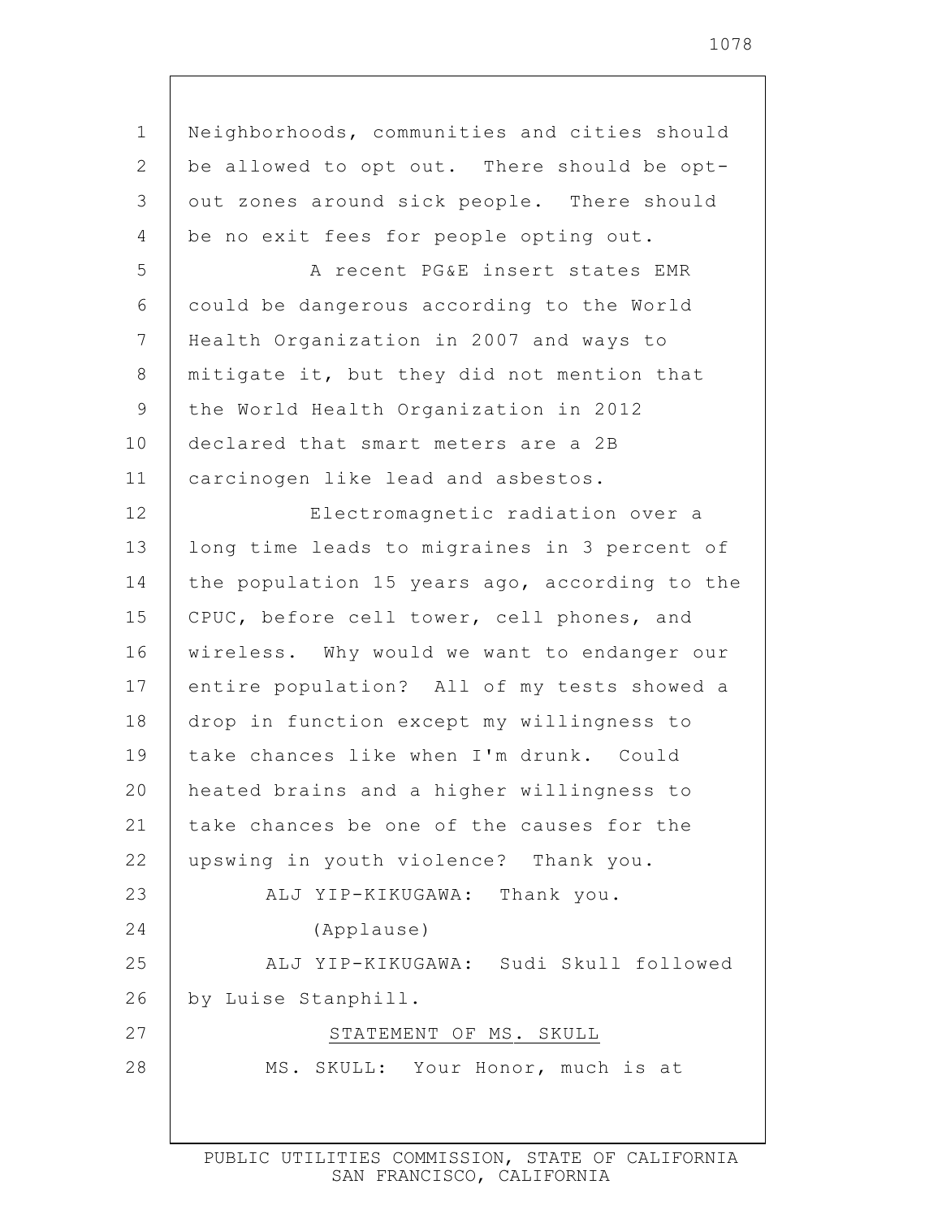Neighborhoods, communities and cities should be allowed to opt out. There should be opt-out zones around sick people. There should be no exit fees for people opting out.

A recent PG&E insert states EMR could be dangerous according to the World Health Organization in 2007 and ways to mitigate it, but they did not mention that the World Health Organization in 2012 declared that smart meters are a 2B carcinogen like lead and asbestos.

Electromagnetic radiation over a long time leads to migraines in 3 percent of the population 15 years ago, according to the CPUC, before cell tower, cell phones, and wireless. Why would we want to endanger our entire population? All of my tests showed a drop in function except my willingness to take chances like when I'm drunk. Could heated brains and a higher willingness to take chances be one of the causes for the upswing in youth violence? Thank you.

ALJ YIP-KIKUGAWA: Thank you.

(Applause)

ALJ YIP-KIKUGAWA: Sudi Skull followed by Luise Stanphill.

STATEMENT OF MS. SKULL

MS. SKULL: Your Honor, much is at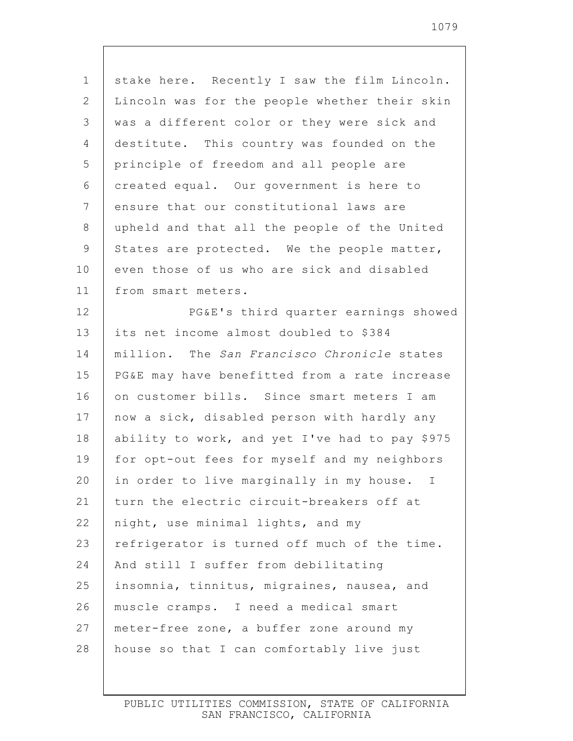stake here. Recently I saw the film Lincoln. Lincoln was for the people whether their skin was a different color or they were sick and destitute. This country was founded on the principle of freedom and all people are created equal. Our government is here to ensure that our constitutional laws are upheld and that all the people of the United States are protected. We the people matter, even those of us who are sick and disabled from smart meters.

PG&E's third quarter earnings showed its net income almost doubled to $384 million. The *San Francisco Chronicle* states PG&E may have benefitted from a rate increase on customer bills. Since smart meters I am now a sick, disabled person with hardly any ability to work, and yet I've had to pay $975 for opt-out fees for myself and my neighbors in order to live marginally in my house. I turn the electric circuit-breakers off at night, use minimal lights, and my refrigerator is turned off much of the time. And still I suffer from debilitating insomnia, tinnitus, migraines, nausea, and muscle cramps. I need a medical smart meter-free zone, a buffer zone around my house so that I can comfortably live just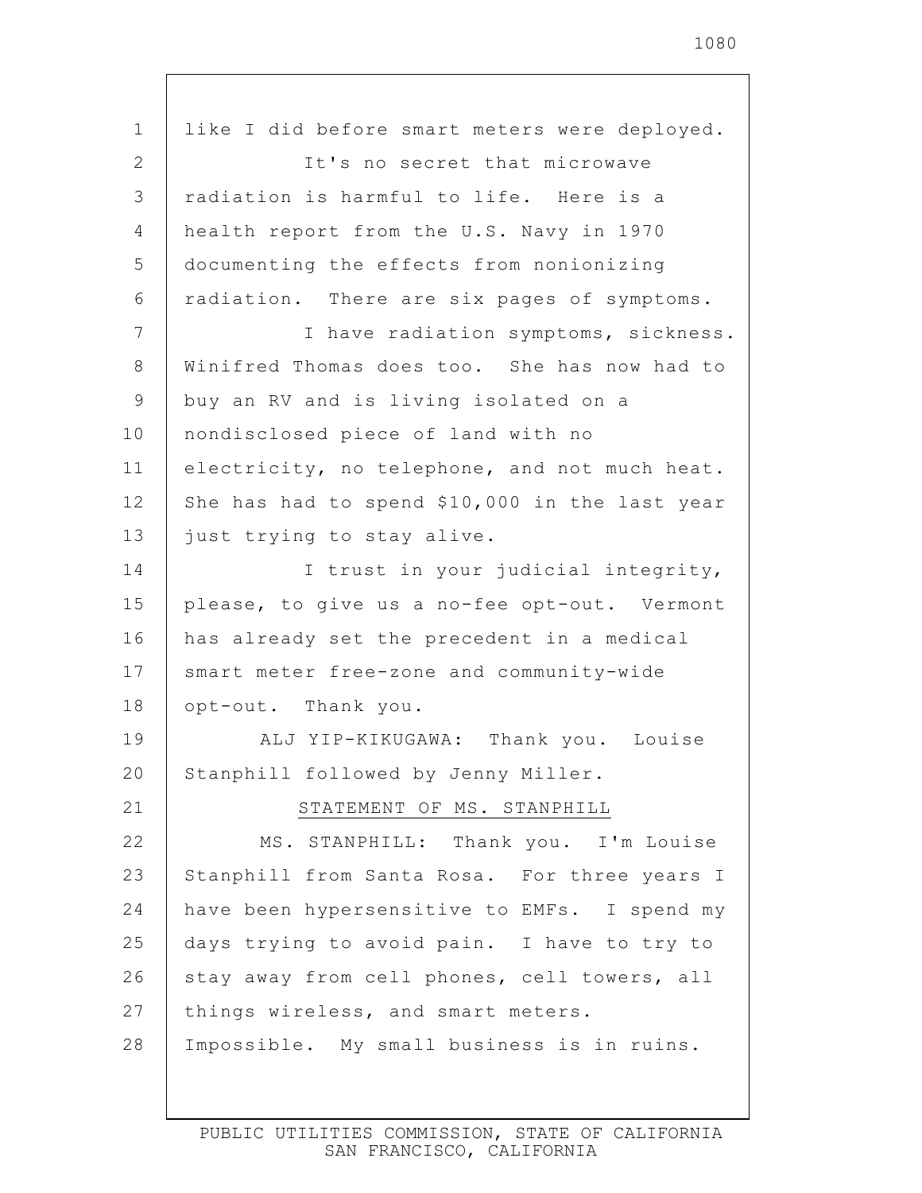like I did before smart meters were deployed.

It's no secret that microwave radiation is harmful to life. Here is a health report from the U.S. Navy in 1970 documenting the effects from nonionizing radiation. There are six pages of symptoms.

I have radiation symptoms, sickness. Winifred Thomas does too. She has now had to buy an RV and is living isolated on a nondisclosed piece of land with no electricity, no telephone, and not much heat. She has had to spend $10,000 in the last year just trying to stay alive.

I trust in your judicial integrity, please, to give us a no-fee opt-out. Vermont has already set the precedent in a medical smart meter free-zone and community-wide opt-out. Thank you.

ALJ YIP-KIKUGAWA: Thank you. Louise Stanphill followed by Jenny Miller.

STATEMENT OF MS. STANPHILL

MS. STANPHILL: Thank you. I'm Louise Stanphill from Santa Rosa. For three years I have been hypersensitive to EMFs. I spend my days trying to avoid pain. I have to try to stay away from cell phones, cell towers, all things wireless, and smart meters. Impossible. My small business is in ruins.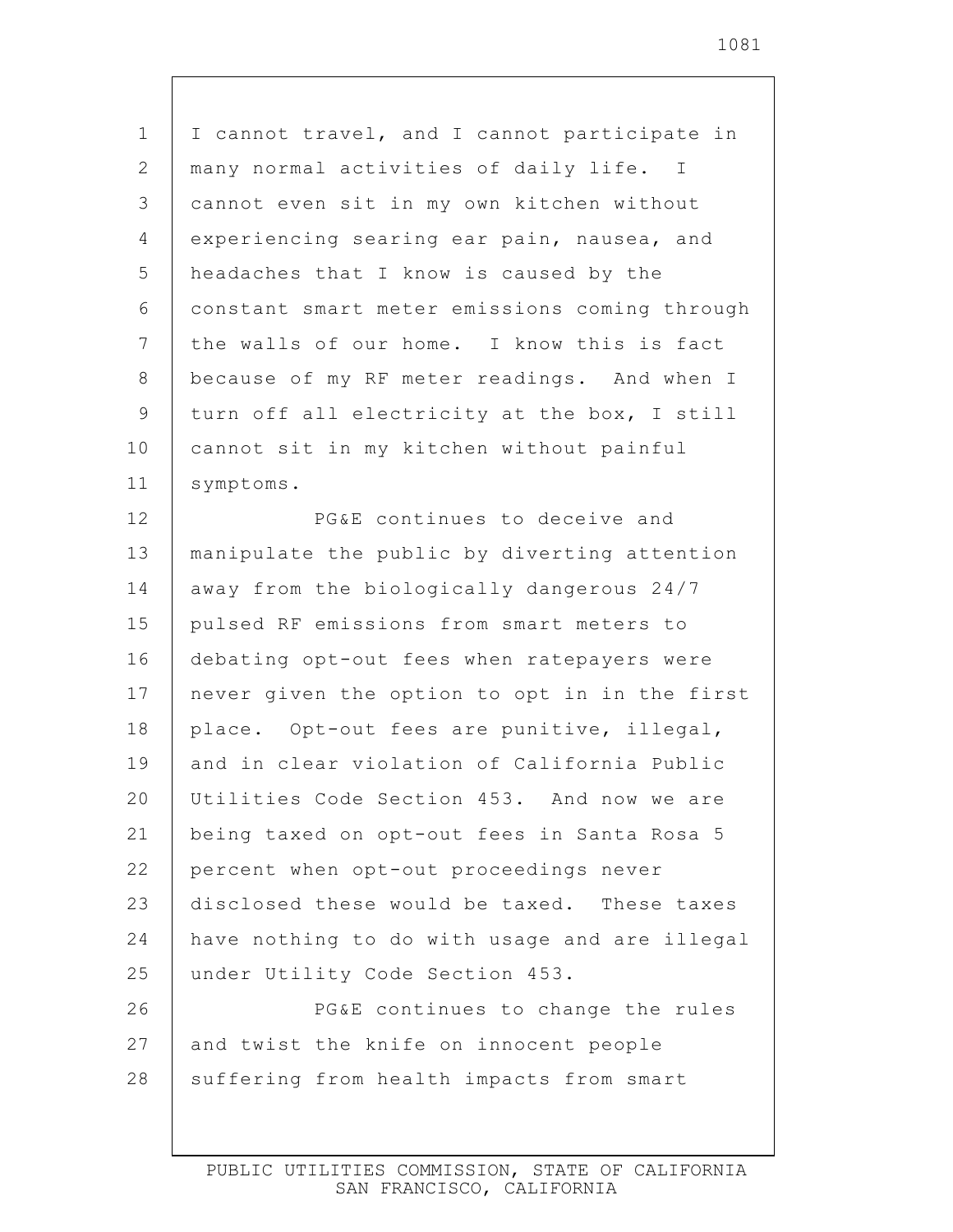I cannot travel, and I cannot participate in many normal activities of daily life. I cannot even sit in my own kitchen without experiencing searing ear pain, nausea, and headaches that I know is caused by the constant smart meter emissions coming through the walls of our home. I know this is fact because of my RF meter readings. And when I turn off all electricity at the box, I still cannot sit in my kitchen without painful symptoms.

PG&E continues to deceive and manipulate the public by diverting attention away from the biologically dangerous 24/7 pulsed RF emissions from smart meters to debating opt-out fees when ratepayers were never given the option to opt in in the first place. Opt-out fees are punitive, illegal, and in clear violation of California Public Utilities Code Section 453. And now we are being taxed on opt-out fees in Santa Rosa 5 percent when opt-out proceedings never disclosed these would be taxed. These taxes have nothing to do with usage and are illegal under Utility Code Section 453.

PG&E continues to change the rules and twist the knife on innocent people suffering from health impacts from smart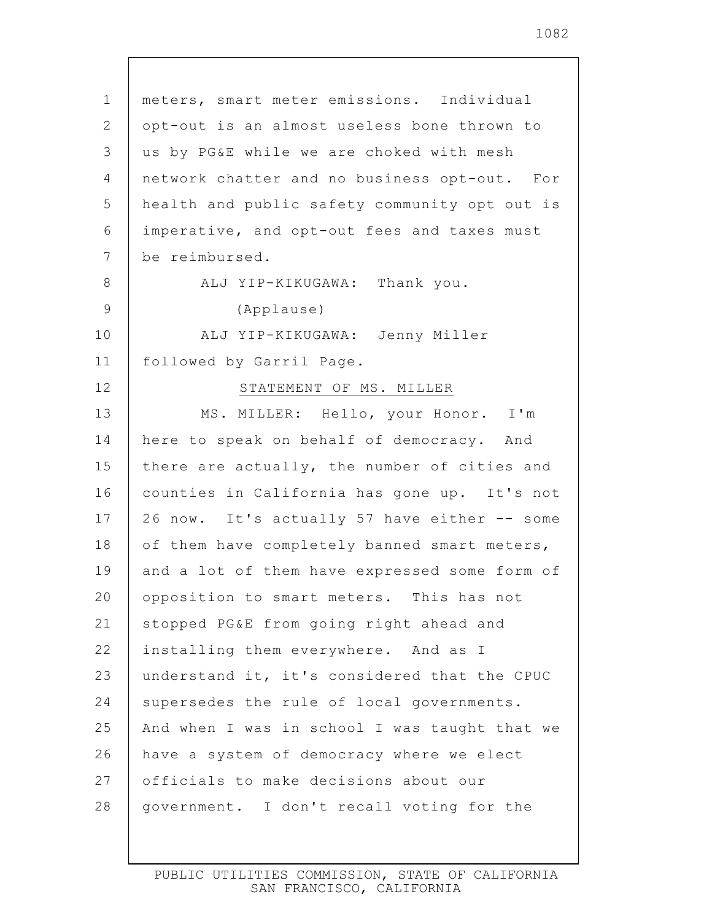meters, smart meter emissions. Individual opt-out is an almost useless bone thrown to us by PG&E while we are choked with mesh network chatter and no business opt-out. For health and public safety community opt out is imperative, and opt-out fees and taxes must be reimbursed.

ALJ YIP-KIKUGAWA: Thank you.

(Applause)

ALJ YIP-KIKUGAWA: Jenny Miller followed by Garril Page.

STATEMENT OF MS. MILLER

MS. MILLER: Hello, your Honor. I'm here to speak on behalf of democracy. And there are actually, the number of cities and counties in California has gone up. It's not 26 now. It's actually 57 have either -- some of them have completely banned smart meters, and a lot of them have expressed some form of opposition to smart meters. This has not stopped PG&E from going right ahead and installing them everywhere. And as I understand it, it's considered that the CPUC supersedes the rule of local governments. And when I was in school I was taught that we have a system of democracy where we elect officials to make decisions about our government. I don't recall voting for the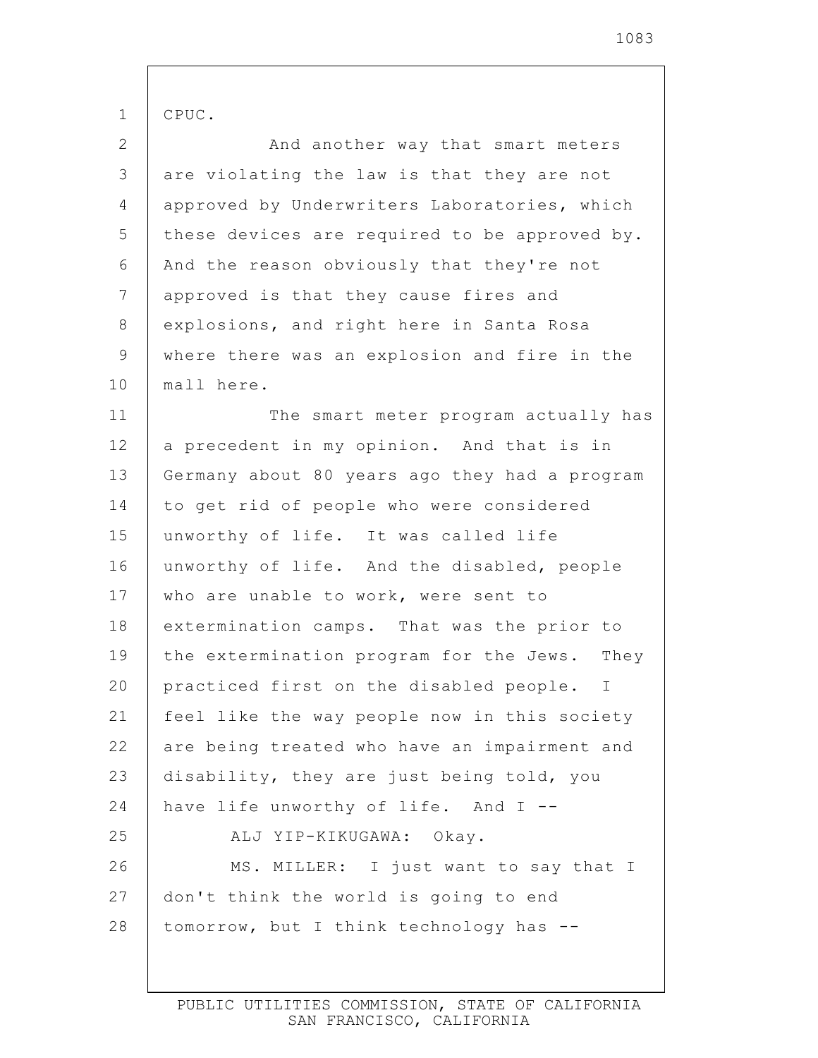CPUC.

And another way that smart meters are violating the law is that they are not approved by Underwriters Laboratories, which these devices are required to be approved by. And the reason obviously that they're not approved is that they cause fires and explosions, and right here in Santa Rosa where there was an explosion and fire in the mall here.

The smart meter program actually has a precedent in my opinion. And that is in Germany about 80 years ago they had a program to get rid of people who were considered unworthy of life. It was called life unworthy of life. And the disabled, people who are unable to work, were sent to extermination camps. That was the prior to the extermination program for the Jews. They practiced first on the disabled people. I feel like the way people now in this society are being treated who have an impairment and disability, they are just being told, you have life unworthy of life. And I --

ALJ YIP-KIKUGAWA: Okay.

MS. MILLER: I just want to say that I don't think the world is going to end tomorrow, but I think technology has --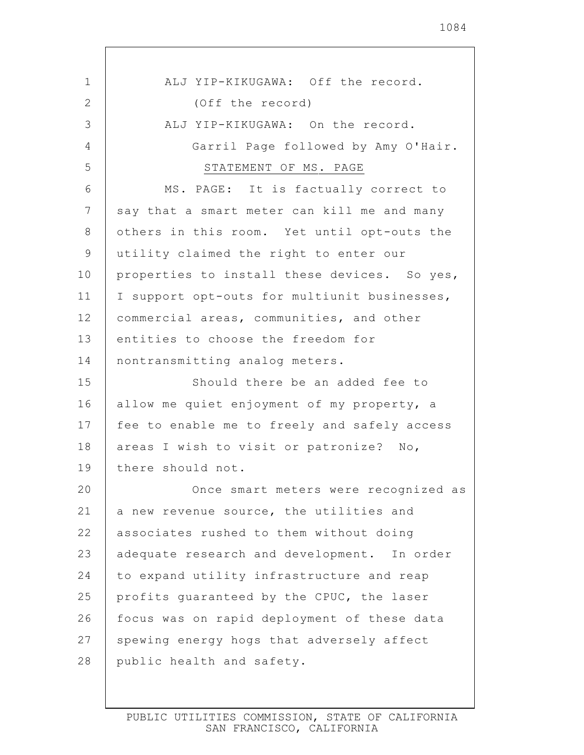ALJ YIP-KIKUGAWA: Off the record.

(Off the record)

ALJ YIP-KIKUGAWA: On the record.

Garril Page followed by Amy O'Hair.

STATEMENT OF MS. PAGE

MS. PAGE: It is factually correct to say that a smart meter can kill me and many others in this room. Yet until opt-outs the utility claimed the right to enter our properties to install these devices. So yes, I support opt-outs for multiunit businesses, commercial areas, communities, and other entities to choose the freedom for nontransmitting analog meters.

Should there be an added fee to allow me quiet enjoyment of my property, a fee to enable me to freely and safely access areas I wish to visit or patronize? No, there should not.

Once smart meters were recognized as a new revenue source, the utilities and associates rushed to them without doing adequate research and development. In order to expand utility infrastructure and reap profits guaranteed by the CPUC, the laser focus was on rapid deployment of these data spewing energy hogs that adversely affect public health and safety.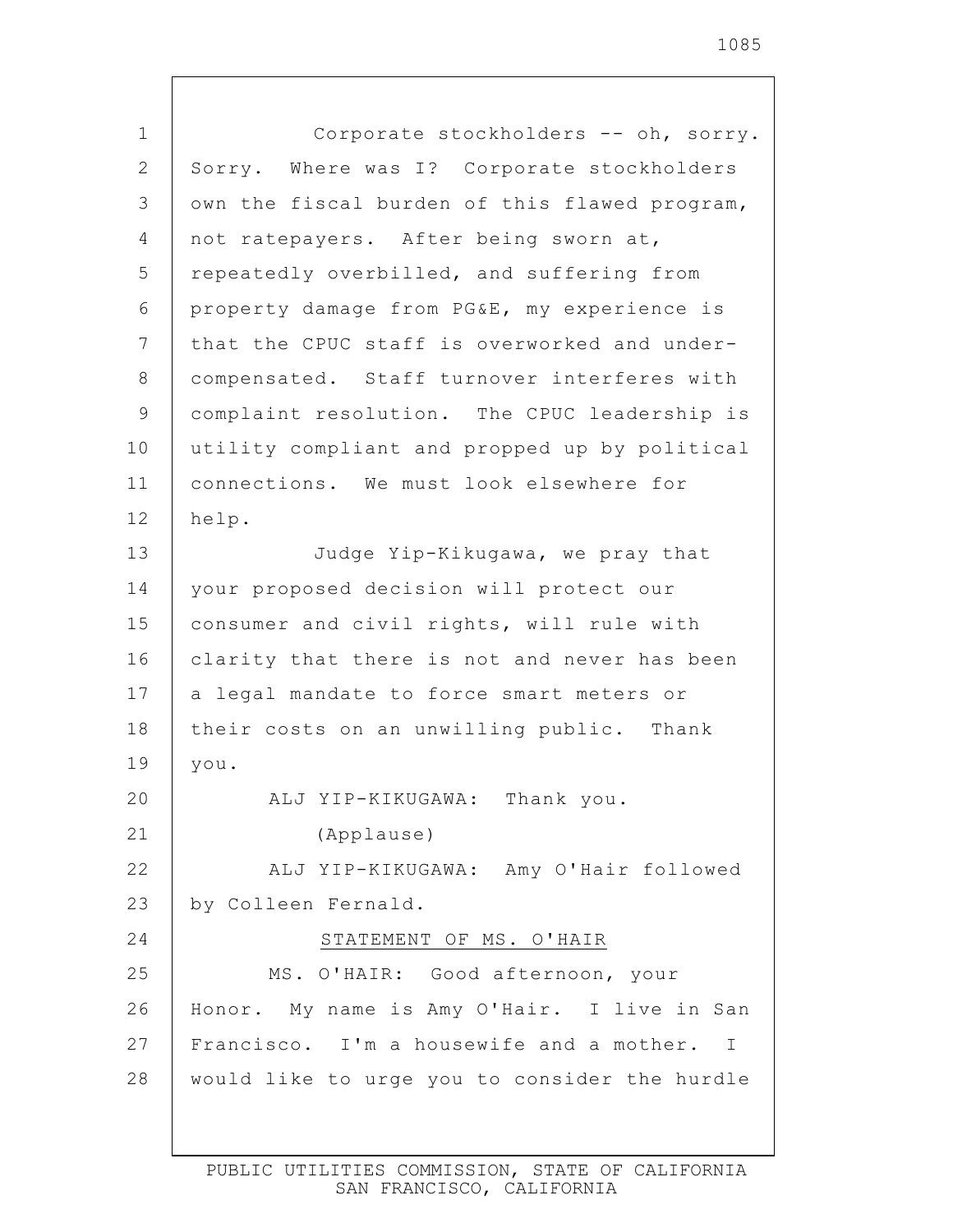Corporate stockholders -- oh, sorry. Sorry. Where was I? Corporate stockholders own the fiscal burden of this flawed program, not ratepayers. After being sworn at, repeatedly overbilled, and suffering from property damage from PG&E, my experience is that the CPUC staff is overworked and under-compensated. Staff turnover interferes with complaint resolution. The CPUC leadership is utility compliant and propped up by political connections. We must look elsewhere for help.

Judge Yip-Kikugawa, we pray that your proposed decision will protect our consumer and civil rights, will rule with clarity that there is not and never has been a legal mandate to force smart meters or their costs on an unwilling public. Thank you.

ALJ YIP-KIKUGAWA: Thank you.

(Applause)

ALJ YIP-KIKUGAWA: Amy O'Hair followed by Colleen Fernald.

STATEMENT OF MS. O'HAIR

MS. O'HAIR: Good afternoon, your Honor. My name is Amy O'Hair. I live in San Francisco. I'm a housewife and a mother. I would like to urge you to consider the hurdle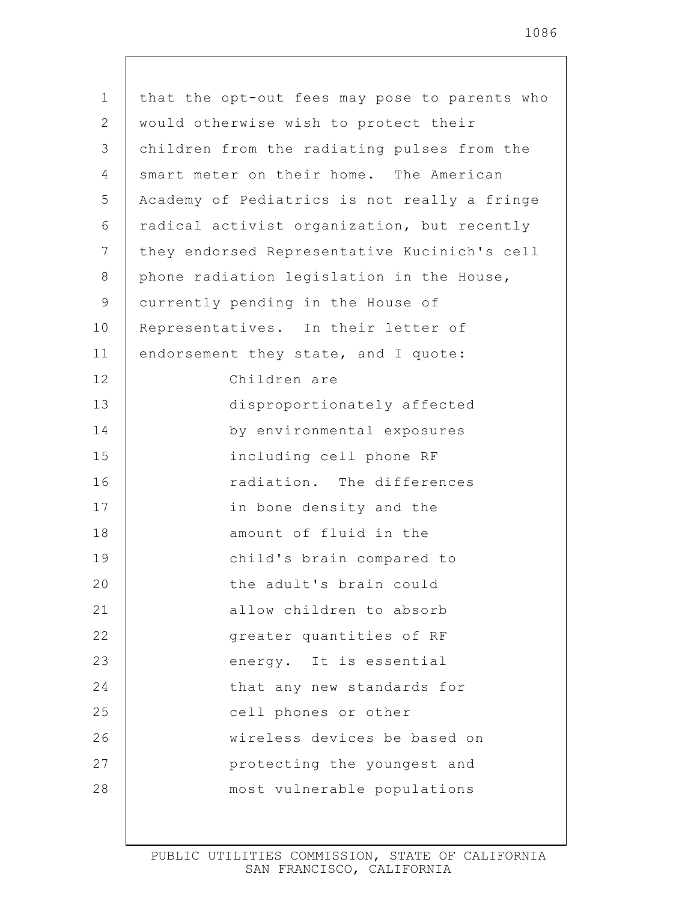that the opt-out fees may pose to parents who would otherwise wish to protect their children from the radiating pulses from the smart meter on their home. The American Academy of Pediatrics is not really a fringe radical activist organization, but recently they endorsed Representative Kucinich's cell phone radiation legislation in the House, currently pending in the House of Representatives. In their letter of endorsement they state, and I quote:

> Children are disproportionately affected by environmental exposures including cell phone RF radiation. The differences in bone density and the amount of fluid in the child's brain compared to the adult's brain could allow children to absorb greater quantities of RF energy. It is essential that any new standards for cell phones or other wireless devices be based on protecting the youngest and most vulnerable populations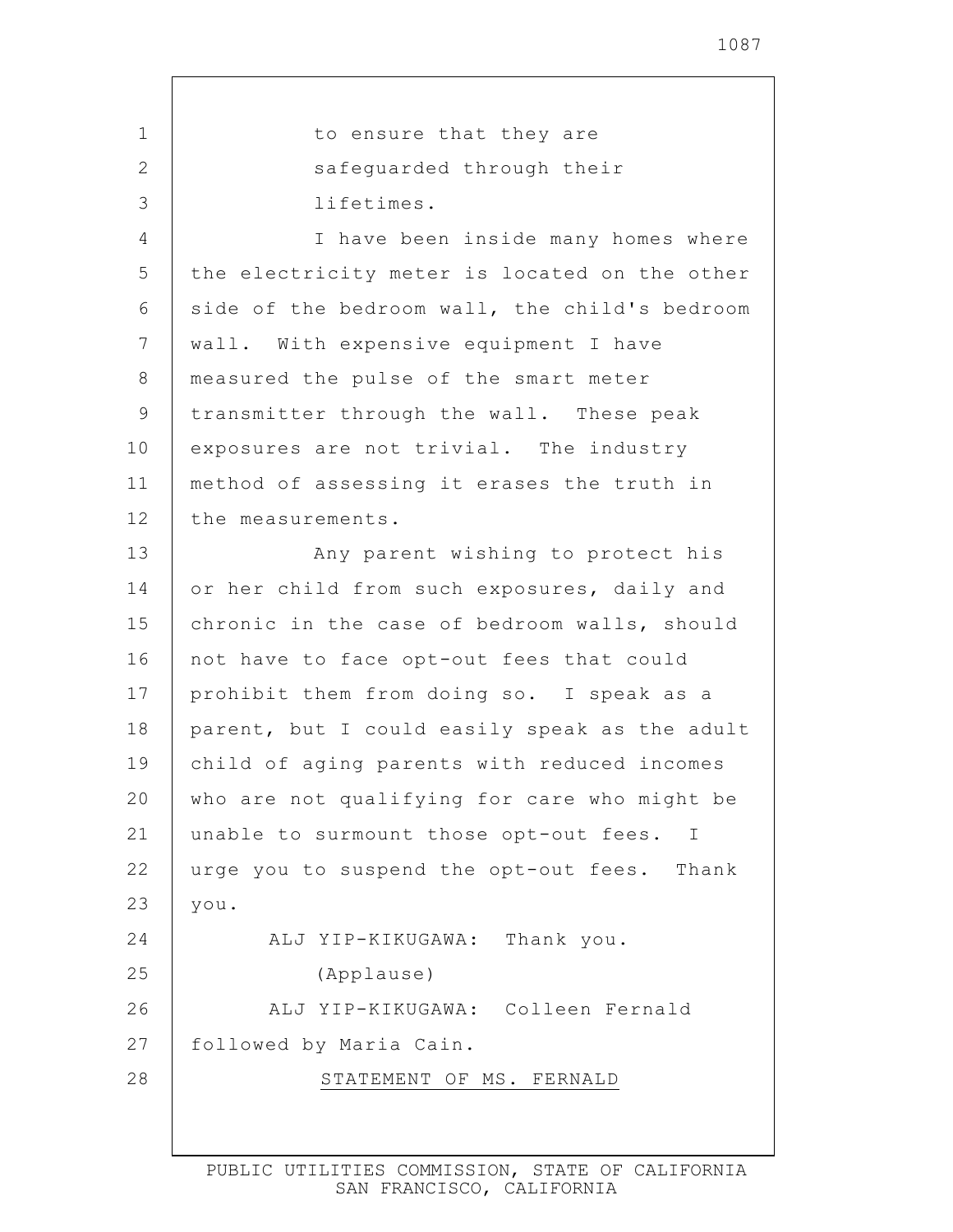to ensure that they are safeguarded through their lifetimes.

I have been inside many homes where the electricity meter is located on the other side of the bedroom wall, the child's bedroom wall. With expensive equipment I have measured the pulse of the smart meter transmitter through the wall. These peak exposures are not trivial. The industry method of assessing it erases the truth in the measurements.

Any parent wishing to protect his or her child from such exposures, daily and chronic in the case of bedroom walls, should not have to face opt-out fees that could prohibit them from doing so. I speak as a parent, but I could easily speak as the adult child of aging parents with reduced incomes who are not qualifying for care who might be unable to surmount those opt-out fees. I urge you to suspend the opt-out fees. Thank you.

ALJ YIP-KIKUGAWA: Thank you.

(Applause)

ALJ YIP-KIKUGAWA: Colleen Fernald followed by Maria Cain.

STATEMENT OF MS. FERNALD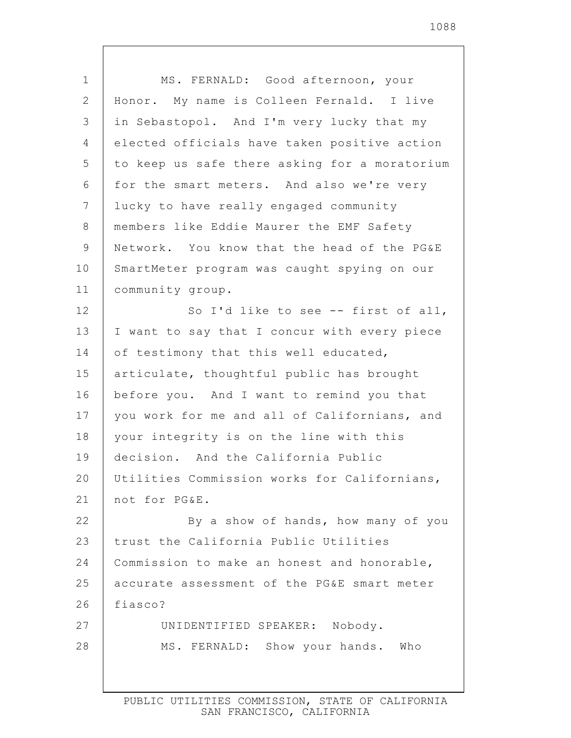MS. FERNALD: Good afternoon, your Honor. My name is Colleen Fernald. I live in Sebastopol. And I'm very lucky that my elected officials have taken positive action to keep us safe there asking for a moratorium for the smart meters. And also we're very lucky to have really engaged community members like Eddie Maurer the EMF Safety Network. You know that the head of the PG&E SmartMeter program was caught spying on our community group.

So I'd like to see -- first of all, I want to say that I concur with every piece of testimony that this well educated, articulate, thoughtful public has brought before you. And I want to remind you that you work for me and all of Californians, and your integrity is on the line with this decision. And the California Public Utilities Commission works for Californians, not for PG&E.

By a show of hands, how many of you trust the California Public Utilities Commission to make an honest and honorable, accurate assessment of the PG&E smart meter fiasco?

UNIDENTIFIED SPEAKER: Nobody.

MS. FERNALD: Show your hands. Who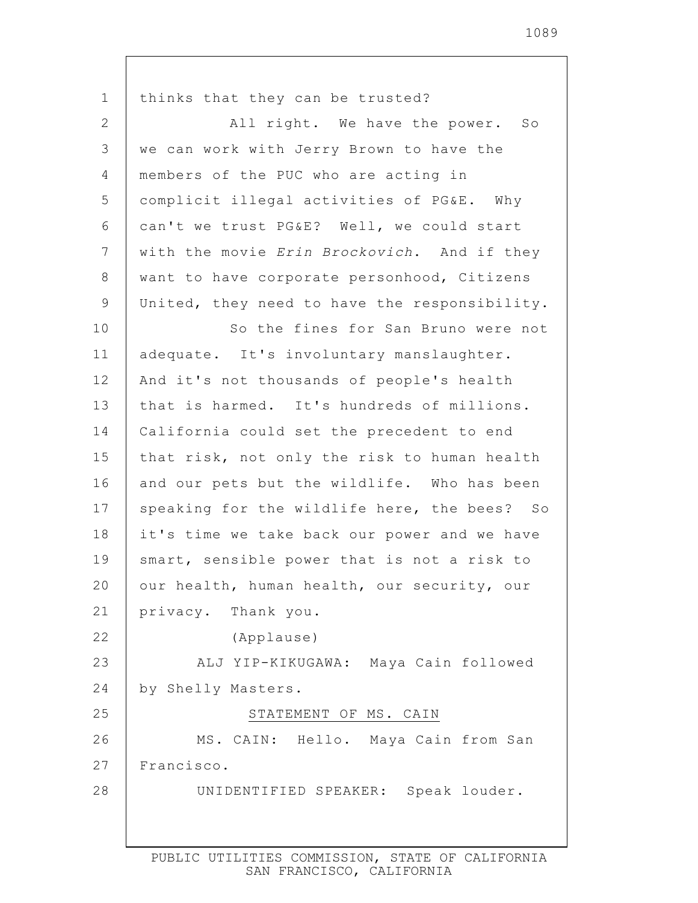thinks that they can be trusted?

All right. We have the power. So we can work with Jerry Brown to have the members of the PUC who are acting in complicit illegal activities of PG&E. Why can't we trust PG&E? Well, we could start with the movie *Erin Brockovich*. And if they want to have corporate personhood, Citizens United, they need to have the responsibility.

So the fines for San Bruno were not adequate. It's involuntary manslaughter. And it's not thousands of people's health that is harmed. It's hundreds of millions. California could set the precedent to end that risk, not only the risk to human health and our pets but the wildlife. Who has been speaking for the wildlife here, the bees? So it's time we take back our power and we have smart, sensible power that is not a risk to our health, human health, our security, our privacy. Thank you.

(Applause)

ALJ YIP-KIKUGAWA: Maya Cain followed by Shelly Masters.

STATEMENT OF MS. CAIN

MS. CAIN: Hello. Maya Cain from San Francisco.

UNIDENTIFIED SPEAKER: Speak louder.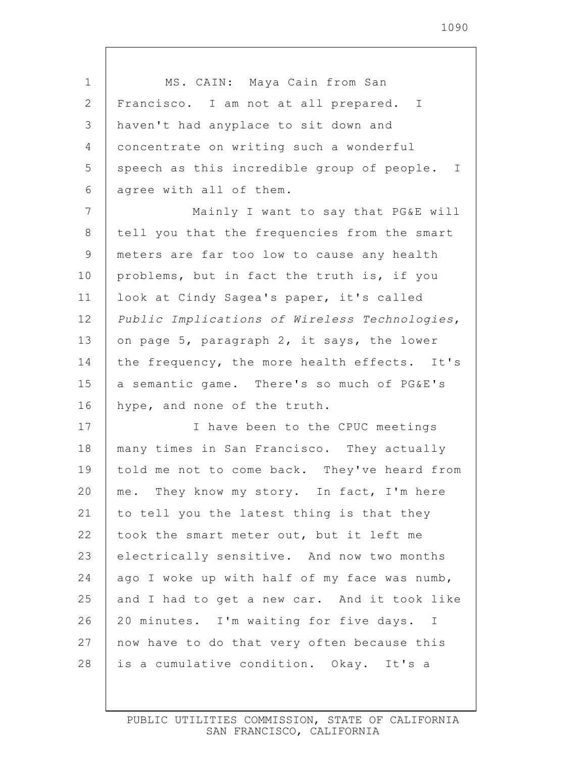MS. CAIN: Maya Cain from San Francisco. I am not at all prepared. I haven't had anyplace to sit down and concentrate on writing such a wonderful speech as this incredible group of people. I agree with all of them.

Mainly I want to say that PG&E will tell you that the frequencies from the smart meters are far too low to cause any health problems, but in fact the truth is, if you look at Cindy Sagea's paper, it's called *Public Implications of Wireless Technologies*, on page 5, paragraph 2, it says, the lower the frequency, the more health effects. It's a semantic game. There's so much of PG&E's hype, and none of the truth.

I have been to the CPUC meetings many times in San Francisco. They actually told me not to come back. They've heard from me. They know my story. In fact, I'm here to tell you the latest thing is that they took the smart meter out, but it left me electrically sensitive. And now two months ago I woke up with half of my face was numb, and I had to get a new car. And it took like 20 minutes. I'm waiting for five days. I now have to do that very often because this is a cumulative condition. Okay. It's a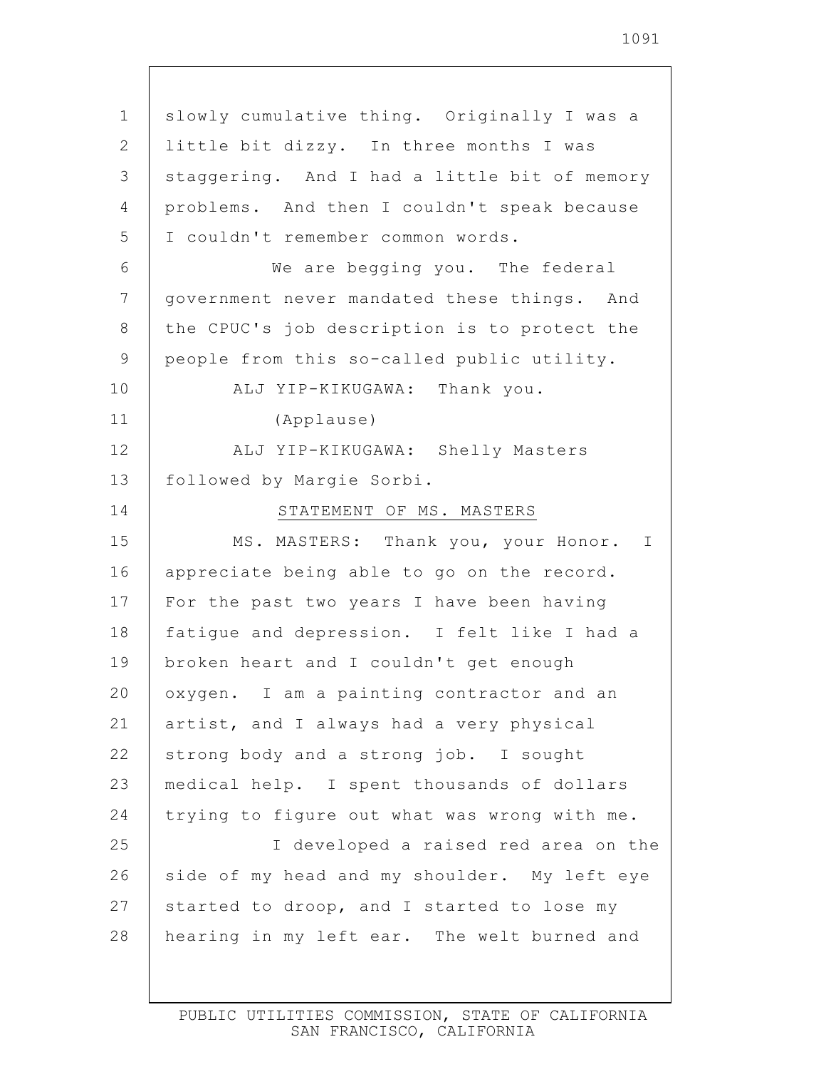slowly cumulative thing. Originally I was a little bit dizzy. In three months I was staggering. And I had a little bit of memory problems. And then I couldn't speak because I couldn't remember common words.

We are begging you. The federal government never mandated these things. And the CPUC's job description is to protect the people from this so-called public utility.

ALJ YIP-KIKUGAWA: Thank you.

(Applause)

ALJ YIP-KIKUGAWA: Shelly Masters followed by Margie Sorbi.

STATEMENT OF MS. MASTERS

MS. MASTERS: Thank you, your Honor. I appreciate being able to go on the record. For the past two years I have been having fatigue and depression. I felt like I had a broken heart and I couldn't get enough oxygen. I am a painting contractor and an artist, and I always had a very physical strong body and a strong job. I sought medical help. I spent thousands of dollars trying to figure out what was wrong with me.

I developed a raised red area on the side of my head and my shoulder. My left eye started to droop, and I started to lose my hearing in my left ear. The welt burned and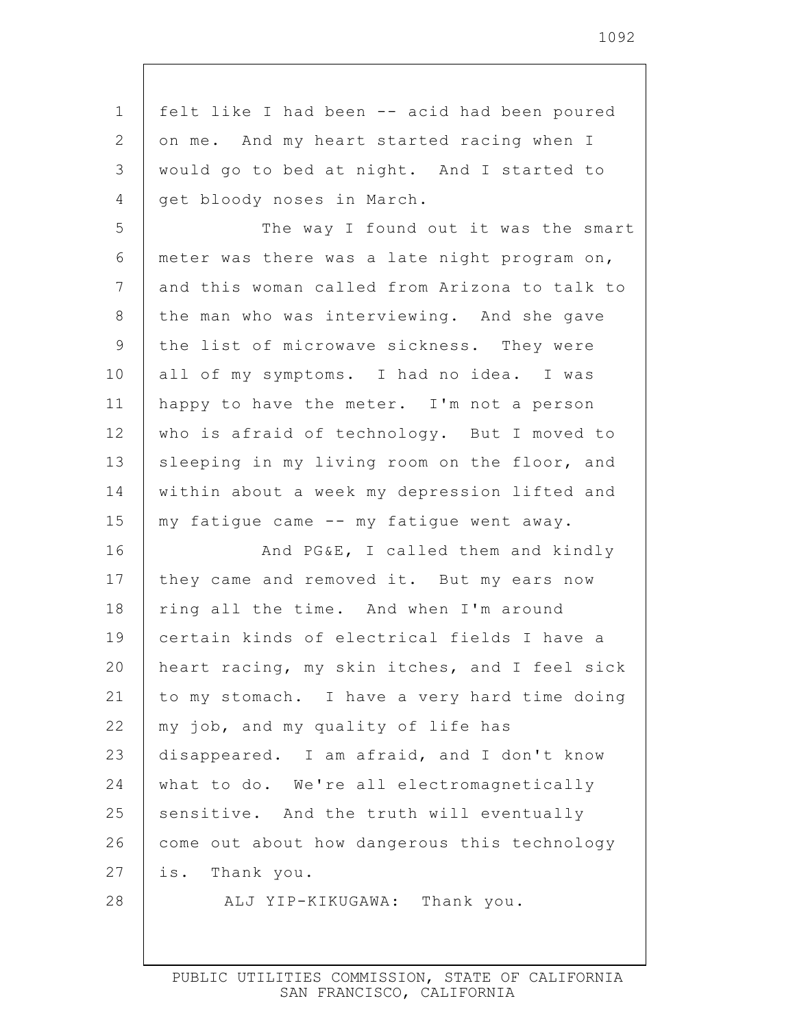felt like I had been -- acid had been poured on me. And my heart started racing when I would go to bed at night. And I started to get bloody noses in March.

The way I found out it was the smart meter was there was a late night program on, and this woman called from Arizona to talk to the man who was interviewing. And she gave the list of microwave sickness. They were all of my symptoms. I had no idea. I was happy to have the meter. I'm not a person who is afraid of technology. But I moved to sleeping in my living room on the floor, and within about a week my depression lifted and my fatigue came -- my fatigue went away.

And PG&E, I called them and kindly they came and removed it. But my ears now ring all the time. And when I'm around certain kinds of electrical fields I have a heart racing, my skin itches, and I feel sick to my stomach. I have a very hard time doing my job, and my quality of life has disappeared. I am afraid, and I don't know what to do. We're all electromagnetically sensitive. And the truth will eventually come out about how dangerous this technology is. Thank you.

ALJ YIP-KIKUGAWA: Thank you.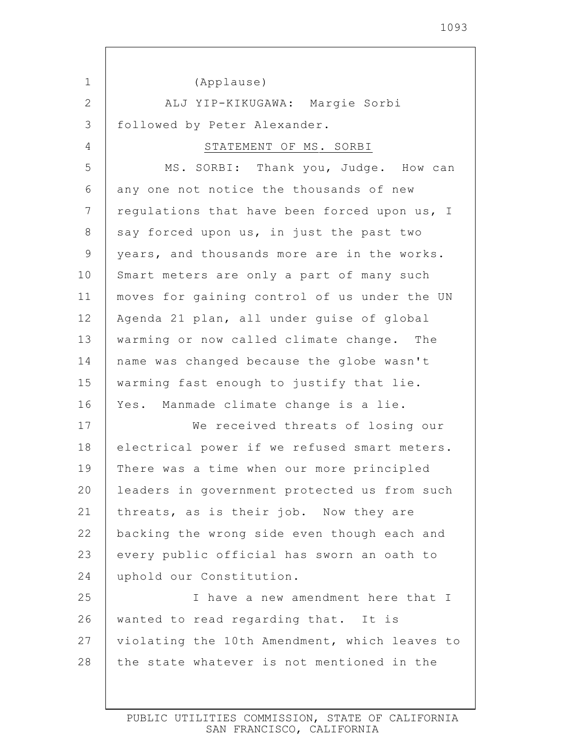(Applause)

ALJ YIP-KIKUGAWA: Margie Sorbi followed by Peter Alexander.

STATEMENT OF MS. SORBI

MS. SORBI: Thank you, Judge. How can any one not notice the thousands of new regulations that have been forced upon us, I say forced upon us, in just the past two years, and thousands more are in the works. Smart meters are only a part of many such moves for gaining control of us under the UN Agenda 21 plan, all under guise of global warming or now called climate change. The name was changed because the globe wasn't warming fast enough to justify that lie. Yes. Manmade climate change is a lie.

We received threats of losing our electrical power if we refused smart meters. There was a time when our more principled leaders in government protected us from such threats, as is their job. Now they are backing the wrong side even though each and every public official has sworn an oath to uphold our Constitution.

I have a new amendment here that I wanted to read regarding that. It is violating the 10th Amendment, which leaves to the state whatever is not mentioned in the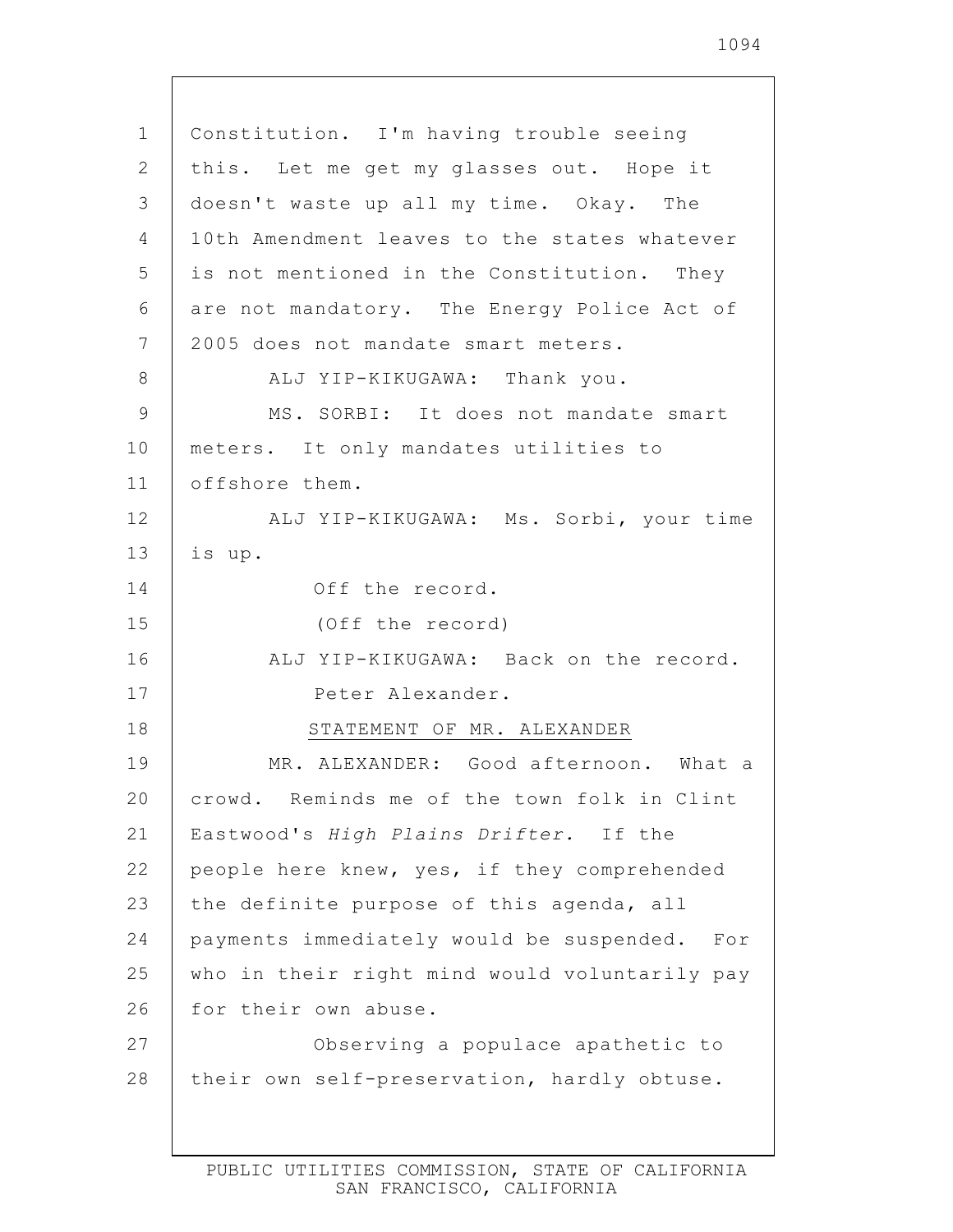Constitution. I'm having trouble seeing this. Let me get my glasses out. Hope it doesn't waste up all my time. Okay. The 10th Amendment leaves to the states whatever is not mentioned in the Constitution. They are not mandatory. The Energy Police Act of 2005 does not mandate smart meters.

ALJ YIP-KIKUGAWA: Thank you.

MS. SORBI: It does not mandate smart meters. It only mandates utilities to offshore them.

ALJ YIP-KIKUGAWA: Ms. Sorbi, your time is up.

Off the record.

(Off the record)

ALJ YIP-KIKUGAWA: Back on the record.

Peter Alexander.

STATEMENT OF MR. ALEXANDER

MR. ALEXANDER: Good afternoon. What a crowd. Reminds me of the town folk in Clint Eastwood's *High Plains Drifter.* If the people here knew, yes, if they comprehended the definite purpose of this agenda, all payments immediately would be suspended. For who in their right mind would voluntarily pay for their own abuse.

Observing a populace apathetic to their own self-preservation, hardly obtuse.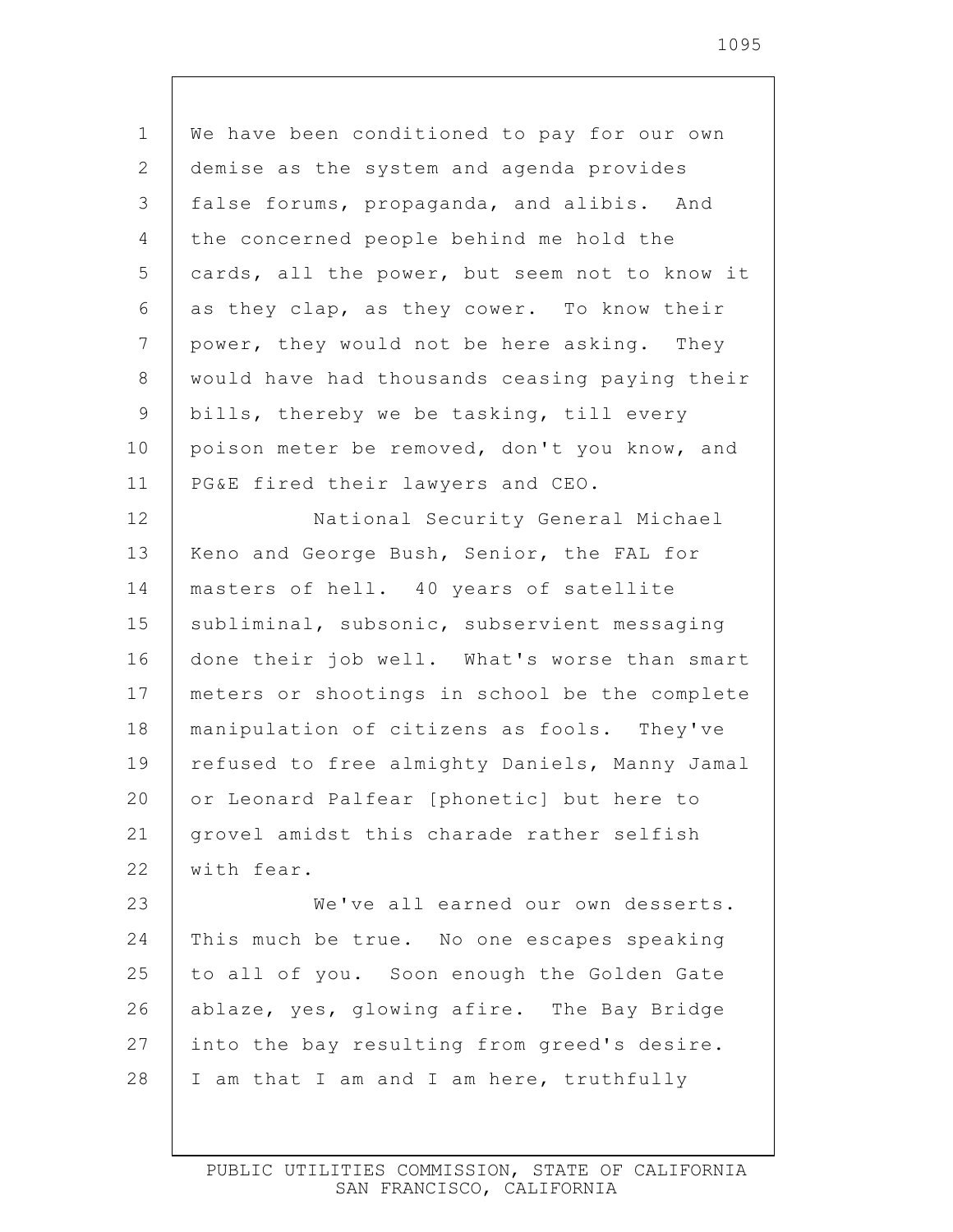We have been conditioned to pay for our own demise as the system and agenda provides false forums, propaganda, and alibis. And the concerned people behind me hold the cards, all the power, but seem not to know it as they clap, as they cower. To know their power, they would not be here asking. They would have had thousands ceasing paying their bills, thereby we be tasking, till every poison meter be removed, don't you know, and PG&E fired their lawyers and CEO.

National Security General Michael Keno and George Bush, Senior, the FAL for masters of hell. 40 years of satellite subliminal, subsonic, subservient messaging done their job well. What's worse than smart meters or shootings in school be the complete manipulation of citizens as fools. They've refused to free almighty Daniels, Manny Jamal or Leonard Palfear [phonetic] but here to grovel amidst this charade rather selfish with fear.

We've all earned our own desserts. This much be true. No one escapes speaking to all of you. Soon enough the Golden Gate ablaze, yes, glowing afire. The Bay Bridge into the bay resulting from greed's desire. I am that I am and I am here, truthfully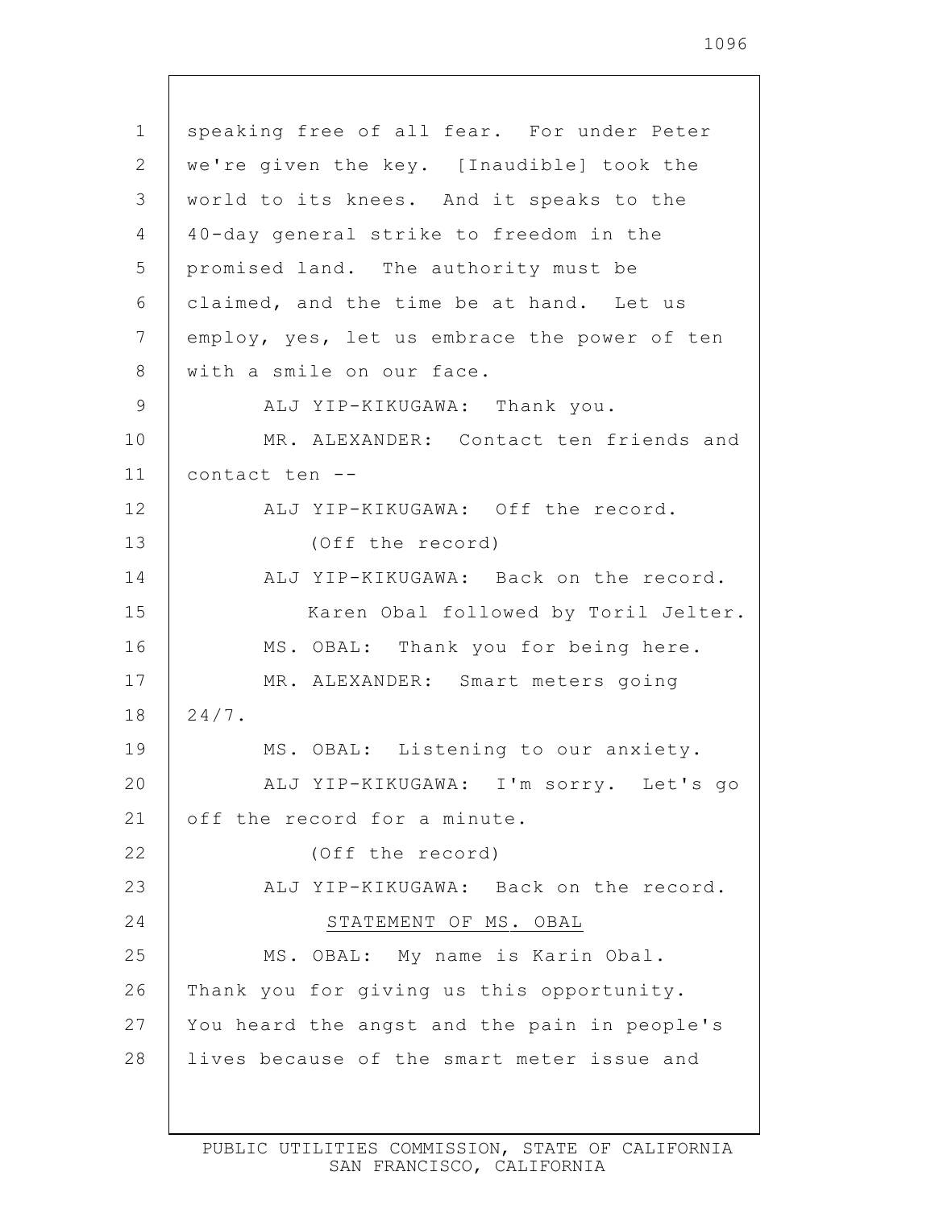speaking free of all fear. For under Peter we're given the key. [Inaudible] took the world to its knees. And it speaks to the 40-day general strike to freedom in the promised land. The authority must be claimed, and the time be at hand. Let us employ, yes, let us embrace the power of ten with a smile on our face.

ALJ YIP-KIKUGAWA: Thank you.

MR. ALEXANDER: Contact ten friends and contact ten --

ALJ YIP-KIKUGAWA: Off the record.

(Off the record)

ALJ YIP-KIKUGAWA: Back on the record.

Karen Obal followed by Toril Jelter.

MS. OBAL: Thank you for being here.

MR. ALEXANDER: Smart meters going 24/7.

MS. OBAL: Listening to our anxiety.

ALJ YIP-KIKUGAWA: I'm sorry. Let's go off the record for a minute.

(Off the record)

ALJ YIP-KIKUGAWA: Back on the record.

STATEMENT OF MS. OBAL

MS. OBAL: My name is Karin Obal. Thank you for giving us this opportunity. You heard the angst and the pain in people's lives because of the smart meter issue and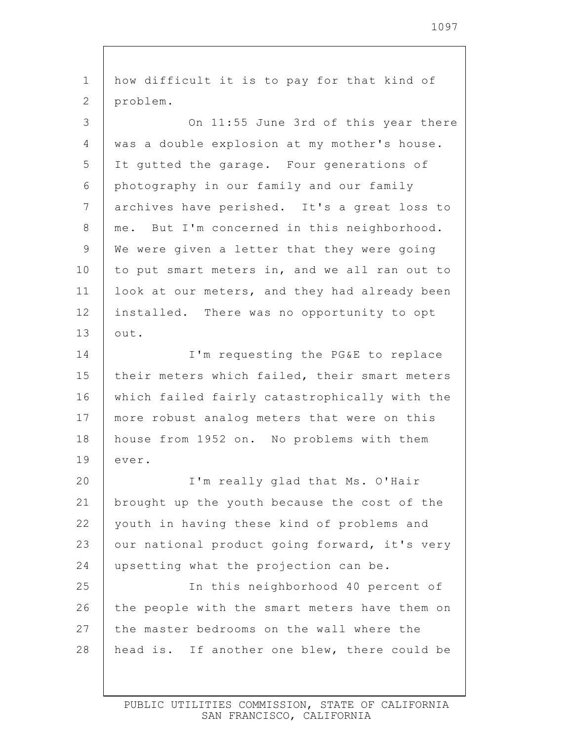how difficult it is to pay for that kind of problem.

On 11:55 June 3rd of this year there was a double explosion at my mother's house. It gutted the garage. Four generations of photography in our family and our family archives have perished. It's a great loss to me. But I'm concerned in this neighborhood. We were given a letter that they were going to put smart meters in, and we all ran out to look at our meters, and they had already been installed. There was no opportunity to opt out.

I'm requesting the PG&E to replace their meters which failed, their smart meters which failed fairly catastrophically with the more robust analog meters that were on this house from 1952 on. No problems with them ever.

I'm really glad that Ms. O'Hair brought up the youth because the cost of the youth in having these kind of problems and our national product going forward, it's very upsetting what the projection can be.

In this neighborhood 40 percent of the people with the smart meters have them on the master bedrooms on the wall where the head is. If another one blew, there could be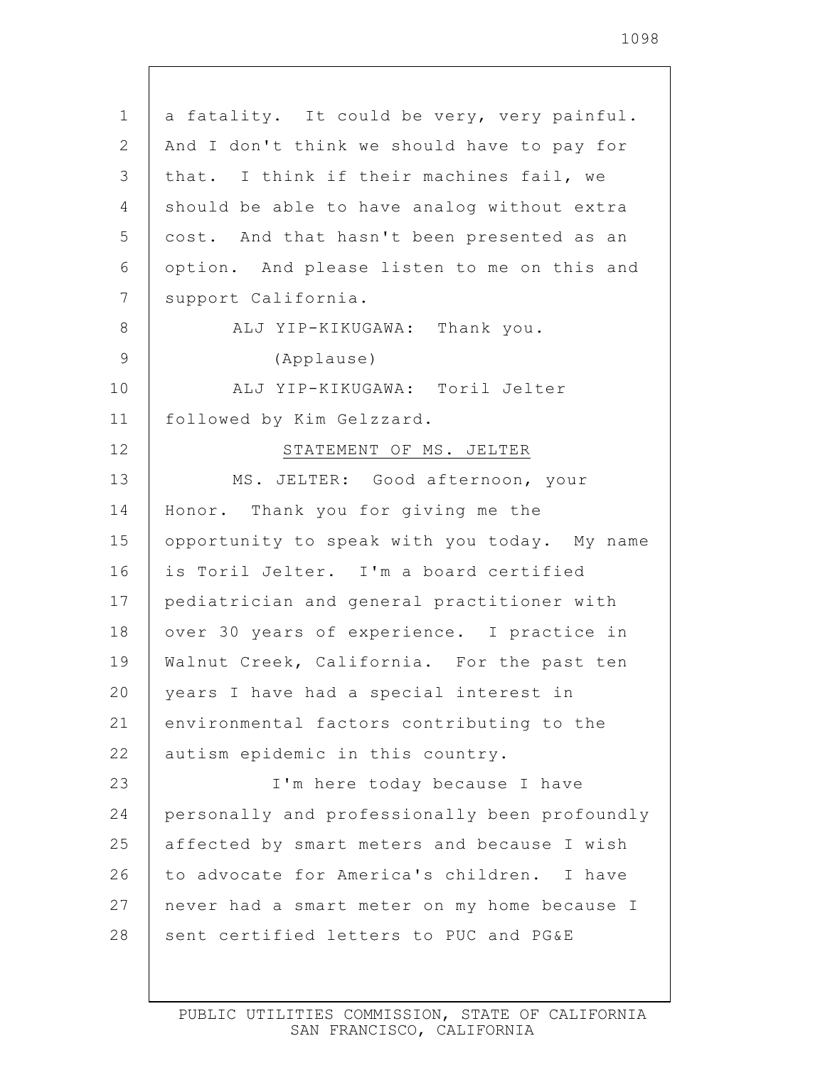a fatality. It could be very, very painful. And I don't think we should have to pay for that. I think if their machines fail, we should be able to have analog without extra cost. And that hasn't been presented as an option. And please listen to me on this and support California.

ALJ YIP-KIKUGAWA: Thank you.

(Applause)

ALJ YIP-KIKUGAWA: Toril Jelter followed by Kim Gelzzard.

STATEMENT OF MS. JELTER

MS. JELTER: Good afternoon, your Honor. Thank you for giving me the opportunity to speak with you today. My name is Toril Jelter. I'm a board certified pediatrician and general practitioner with over 30 years of experience. I practice in Walnut Creek, California. For the past ten years I have had a special interest in environmental factors contributing to the autism epidemic in this country.

I'm here today because I have personally and professionally been profoundly affected by smart meters and because I wish to advocate for America's children. I have never had a smart meter on my home because I sent certified letters to PUC and PG&E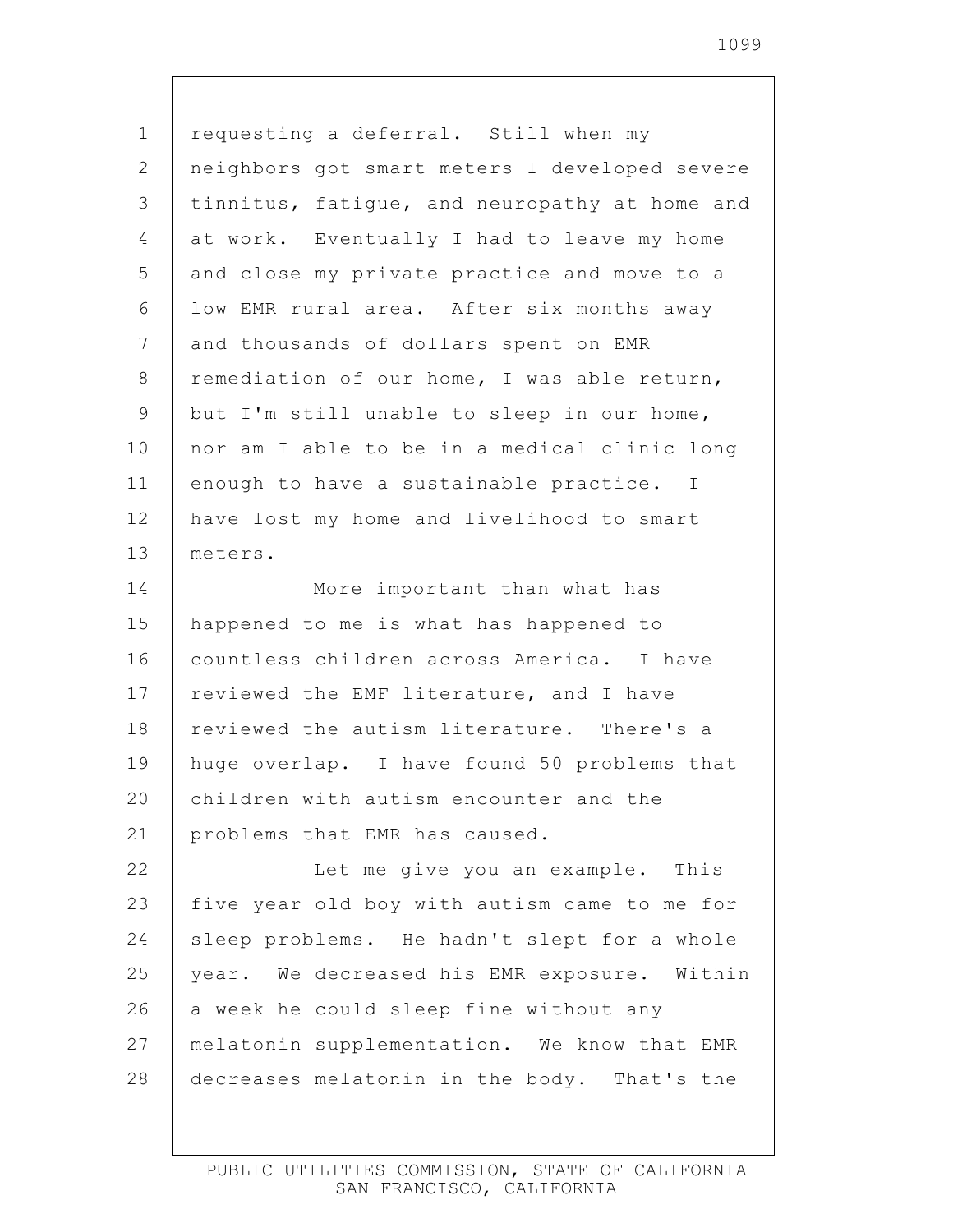requesting a deferral. Still when my neighbors got smart meters I developed severe tinnitus, fatigue, and neuropathy at home and at work. Eventually I had to leave my home and close my private practice and move to a low EMR rural area. After six months away and thousands of dollars spent on EMR remediation of our home, I was able return, but I'm still unable to sleep in our home, nor am I able to be in a medical clinic long enough to have a sustainable practice. I have lost my home and livelihood to smart meters.

More important than what has happened to me is what has happened to countless children across America. I have reviewed the EMF literature, and I have reviewed the autism literature. There's a huge overlap. I have found 50 problems that children with autism encounter and the problems that EMR has caused.

Let me give you an example. This five year old boy with autism came to me for sleep problems. He hadn't slept for a whole year. We decreased his EMR exposure. Within a week he could sleep fine without any melatonin supplementation. We know that EMR decreases melatonin in the body. That's the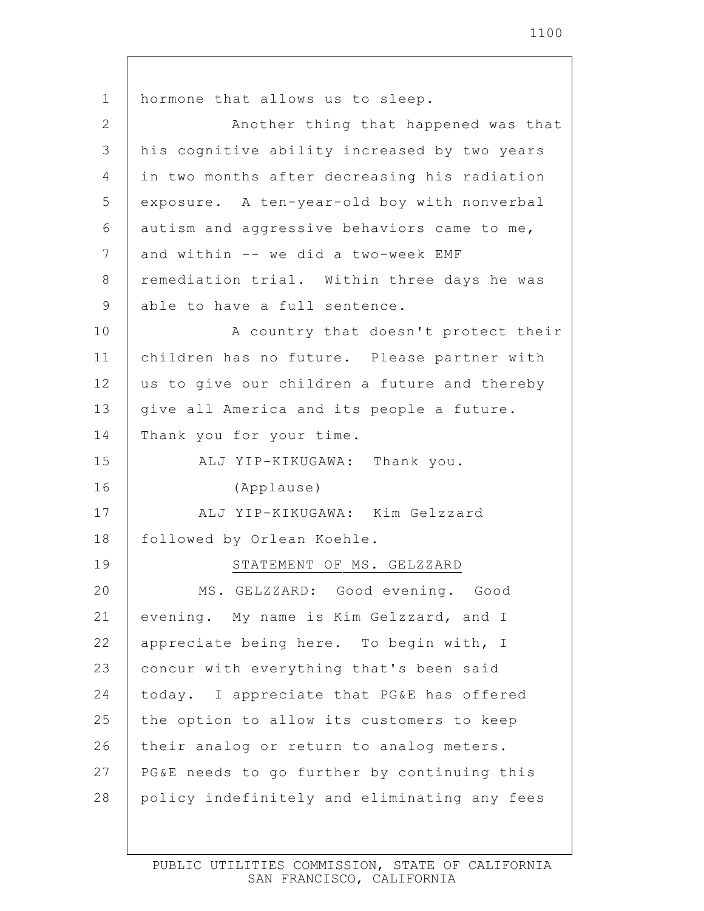hormone that allows us to sleep.

Another thing that happened was that his cognitive ability increased by two years in two months after decreasing his radiation exposure. A ten-year-old boy with nonverbal autism and aggressive behaviors came to me, and within -- we did a two-week EMF remediation trial. Within three days he was able to have a full sentence.

A country that doesn't protect their children has no future. Please partner with us to give our children a future and thereby give all America and its people a future. Thank you for your time.

ALJ YIP-KIKUGAWA: Thank you.

(Applause)

ALJ YIP-KIKUGAWA: Kim Gelzzard followed by Orlean Koehle.

STATEMENT OF MS. GELZZARD

MS. GELZZARD: Good evening. Good evening. My name is Kim Gelzzard, and I appreciate being here. To begin with, I concur with everything that's been said today. I appreciate that PG&E has offered the option to allow its customers to keep their analog or return to analog meters. PG&E needs to go further by continuing this policy indefinitely and eliminating any fees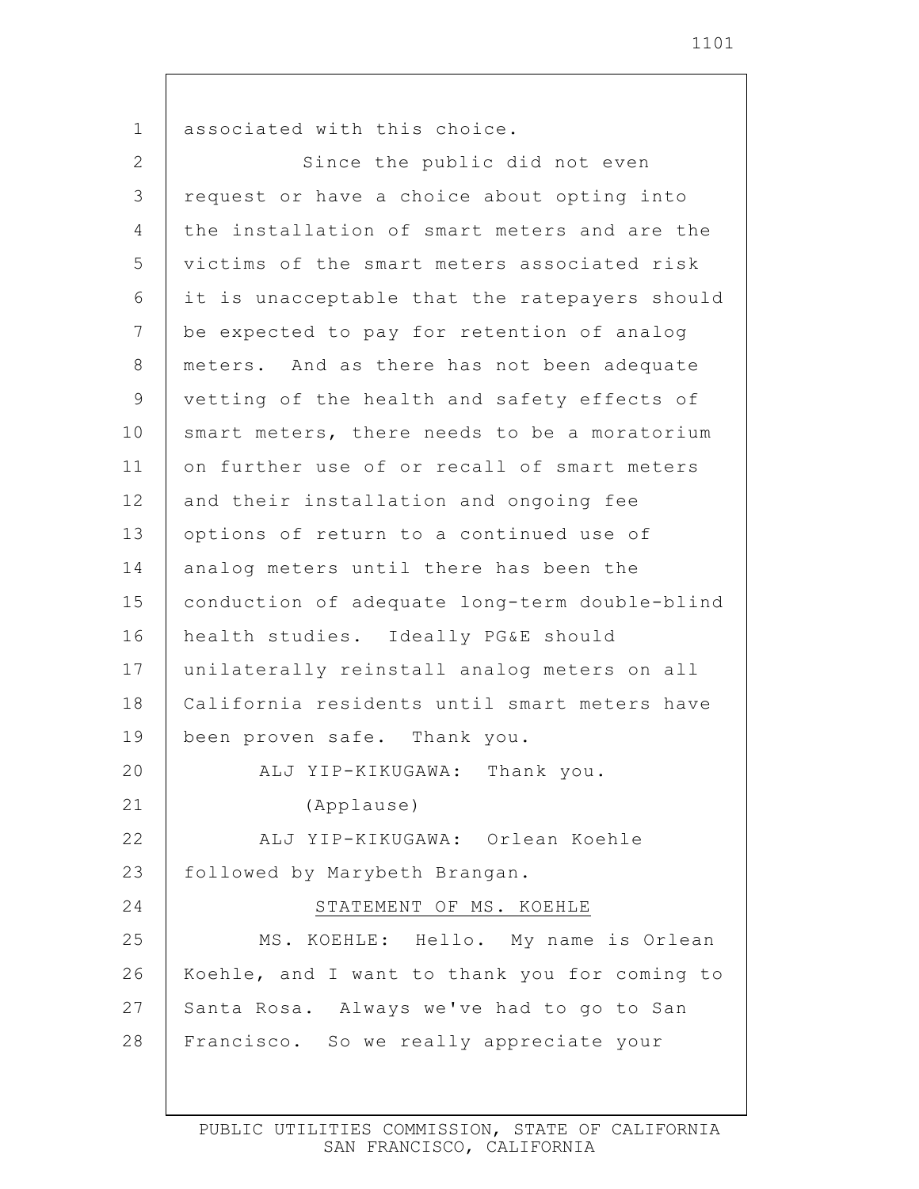associated with this choice.

Since the public did not even request or have a choice about opting into the installation of smart meters and are the victims of the smart meters associated risk it is unacceptable that the ratepayers should be expected to pay for retention of analog meters. And as there has not been adequate vetting of the health and safety effects of smart meters, there needs to be a moratorium on further use of or recall of smart meters and their installation and ongoing fee options of return to a continued use of analog meters until there has been the conduction of adequate long-term double-blind health studies. Ideally PG&E should unilaterally reinstall analog meters on all California residents until smart meters have been proven safe. Thank you.

ALJ YIP-KIKUGAWA: Thank you.

(Applause)

ALJ YIP-KIKUGAWA: Orlean Koehle followed by Marybeth Brangan.

STATEMENT OF MS. KOEHLE

MS. KOEHLE: Hello. My name is Orlean Koehle, and I want to thank you for coming to Santa Rosa. Always we've had to go to San Francisco. So we really appreciate your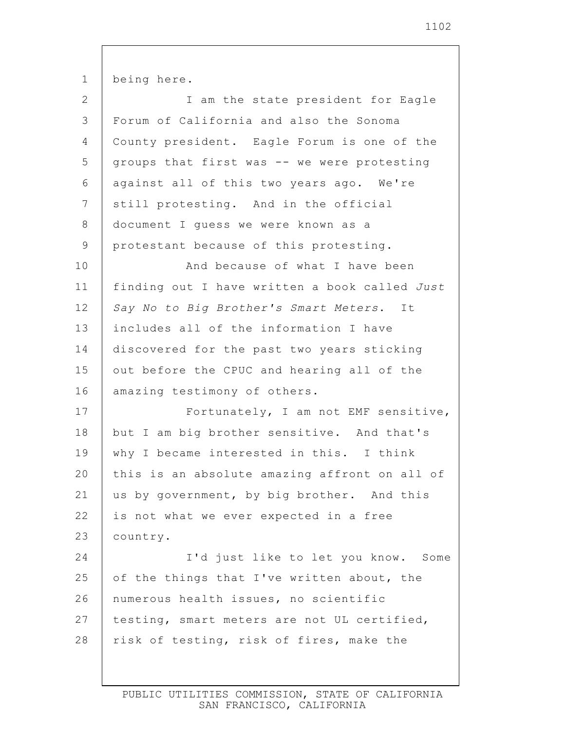being here.

I am the state president for Eagle Forum of California and also the Sonoma County president. Eagle Forum is one of the groups that first was -- we were protesting against all of this two years ago. We're still protesting. And in the official document I guess we were known as a protestant because of this protesting.

And because of what I have been finding out I have written a book called *Just Say No to Big Brother's Smart Meters*. It includes all of the information I have discovered for the past two years sticking out before the CPUC and hearing all of the amazing testimony of others.

Fortunately, I am not EMF sensitive, but I am big brother sensitive. And that's why I became interested in this. I think this is an absolute amazing affront on all of us by government, by big brother. And this is not what we ever expected in a free country.

I'd just like to let you know. Some of the things that I've written about, the numerous health issues, no scientific testing, smart meters are not UL certified, risk of testing, risk of fires, make the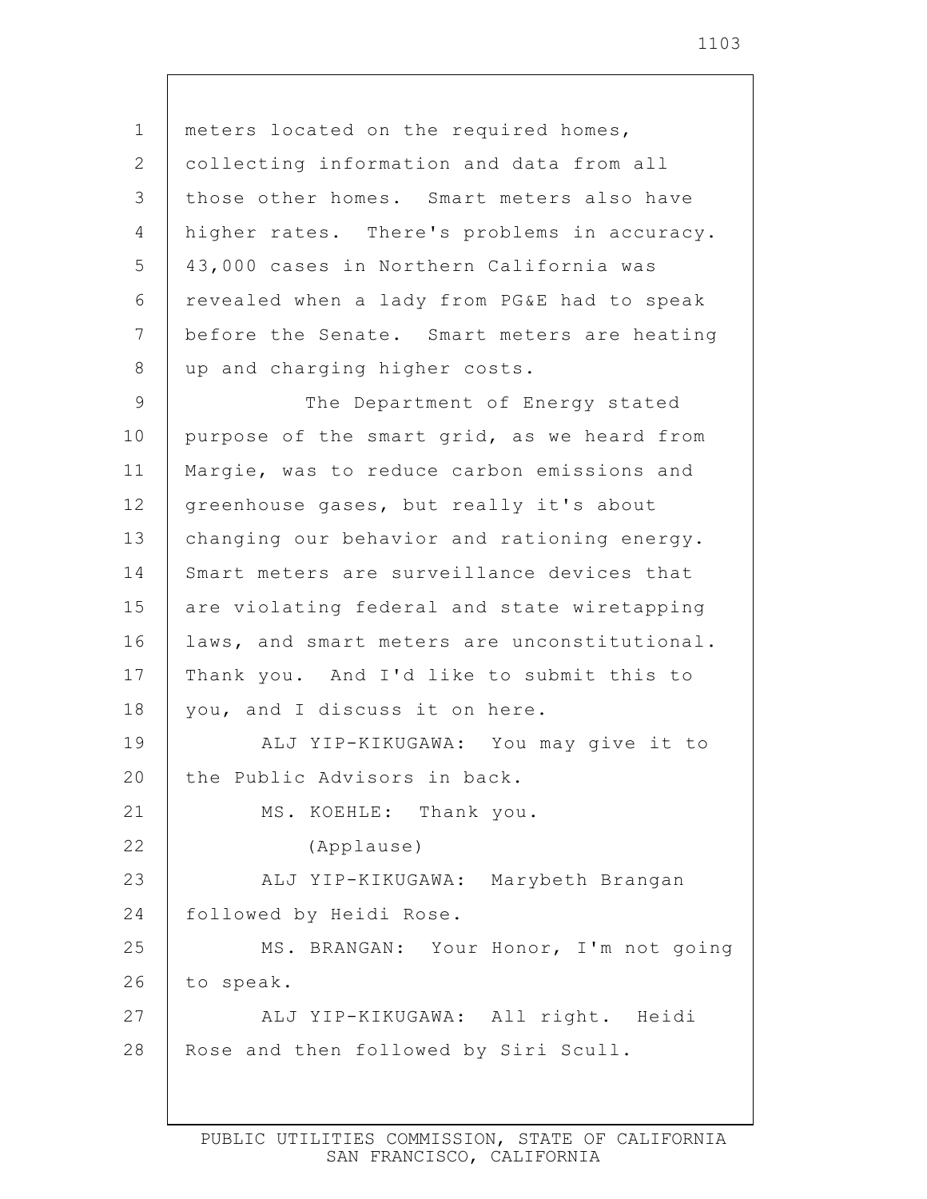meters located on the required homes, collecting information and data from all those other homes. Smart meters also have higher rates. There's problems in accuracy. 43,000 cases in Northern California was revealed when a lady from PG&E had to speak before the Senate. Smart meters are heating up and charging higher costs.

The Department of Energy stated purpose of the smart grid, as we heard from Margie, was to reduce carbon emissions and greenhouse gases, but really it's about changing our behavior and rationing energy. Smart meters are surveillance devices that are violating federal and state wiretapping laws, and smart meters are unconstitutional. Thank you. And I'd like to submit this to you, and I discuss it on here.

ALJ YIP-KIKUGAWA: You may give it to the Public Advisors in back.

MS. KOEHLE: Thank you.

(Applause)

ALJ YIP-KIKUGAWA: Marybeth Brangan followed by Heidi Rose.

MS. BRANGAN: Your Honor, I'm not going to speak.

ALJ YIP-KIKUGAWA: All right. Heidi Rose and then followed by Siri Scull.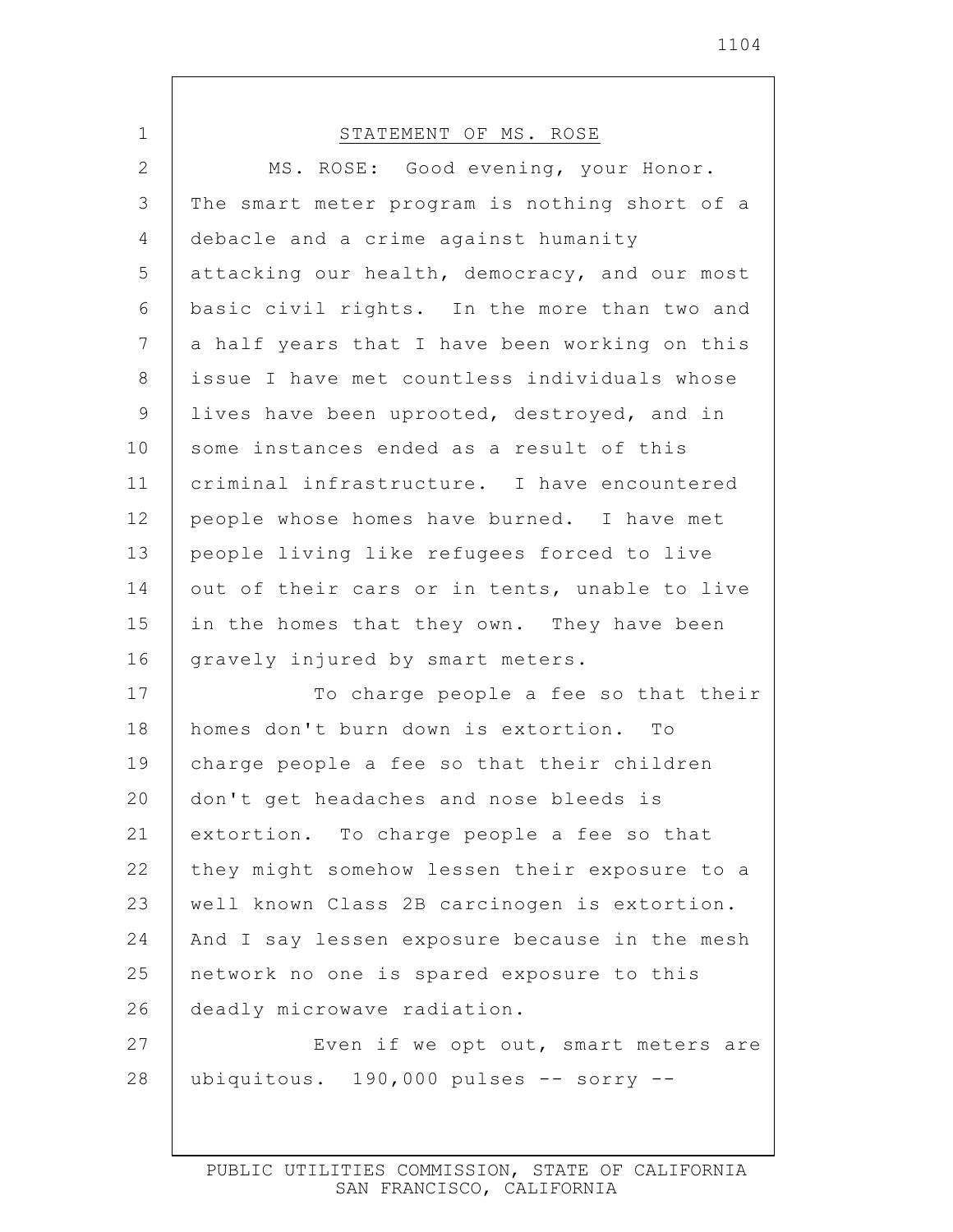STATEMENT OF MS. ROSE

MS. ROSE: Good evening, your Honor. The smart meter program is nothing short of a debacle and a crime against humanity attacking our health, democracy, and our most basic civil rights. In the more than two and a half years that I have been working on this issue I have met countless individuals whose lives have been uprooted, destroyed, and in some instances ended as a result of this criminal infrastructure. I have encountered people whose homes have burned. I have met people living like refugees forced to live out of their cars or in tents, unable to live in the homes that they own. They have been gravely injured by smart meters.

To charge people a fee so that their homes don't burn down is extortion. To charge people a fee so that their children don't get headaches and nose bleeds is extortion. To charge people a fee so that they might somehow lessen their exposure to a well known Class 2B carcinogen is extortion. And I say lessen exposure because in the mesh network no one is spared exposure to this deadly microwave radiation.

Even if we opt out, smart meters are ubiquitous. 190,000 pulses -- sorry --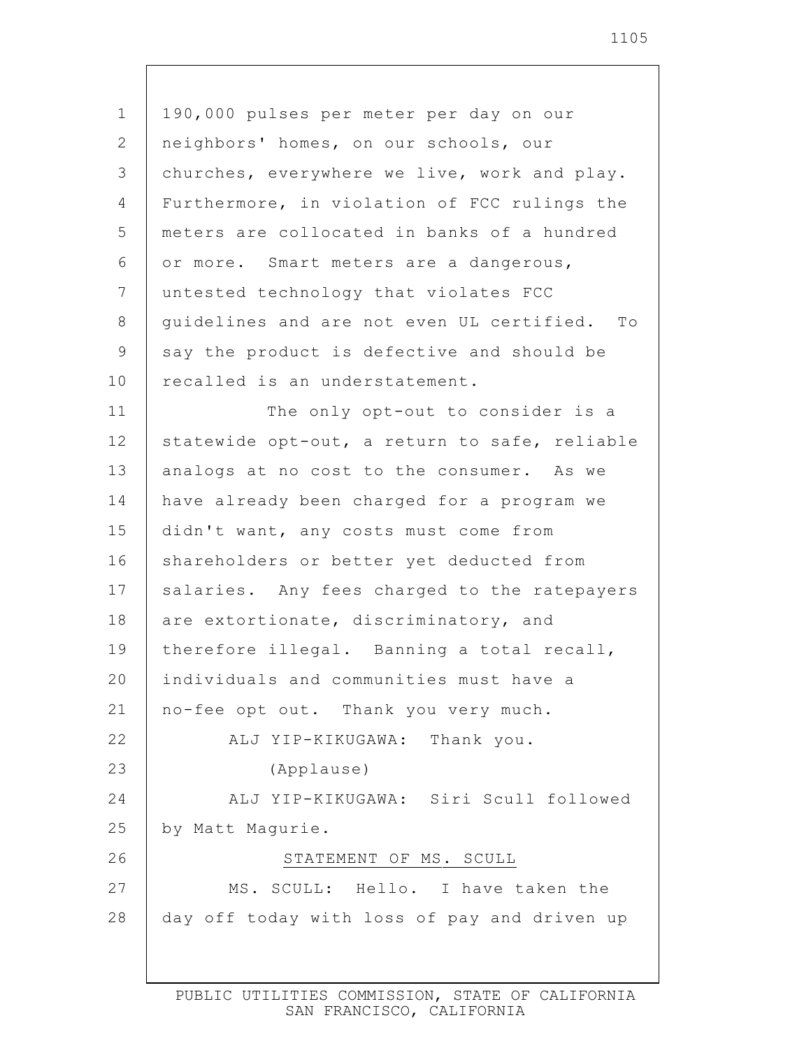190,000 pulses per meter per day on our neighbors' homes, on our schools, our churches, everywhere we live, work and play. Furthermore, in violation of FCC rulings the meters are collocated in banks of a hundred or more. Smart meters are a dangerous, untested technology that violates FCC guidelines and are not even UL certified. To say the product is defective and should be recalled is an understatement.

The only opt-out to consider is a statewide opt-out, a return to safe, reliable analogs at no cost to the consumer. As we have already been charged for a program we didn't want, any costs must come from shareholders or better yet deducted from salaries. Any fees charged to the ratepayers are extortionate, discriminatory, and therefore illegal. Banning a total recall, individuals and communities must have a no-fee opt out. Thank you very much.

ALJ YIP-KIKUGAWA: Thank you.

(Applause)

ALJ YIP-KIKUGAWA: Siri Scull followed by Matt Magurie.

STATEMENT OF MS. SCULL

MS. SCULL: Hello. I have taken the day off today with loss of pay and driven up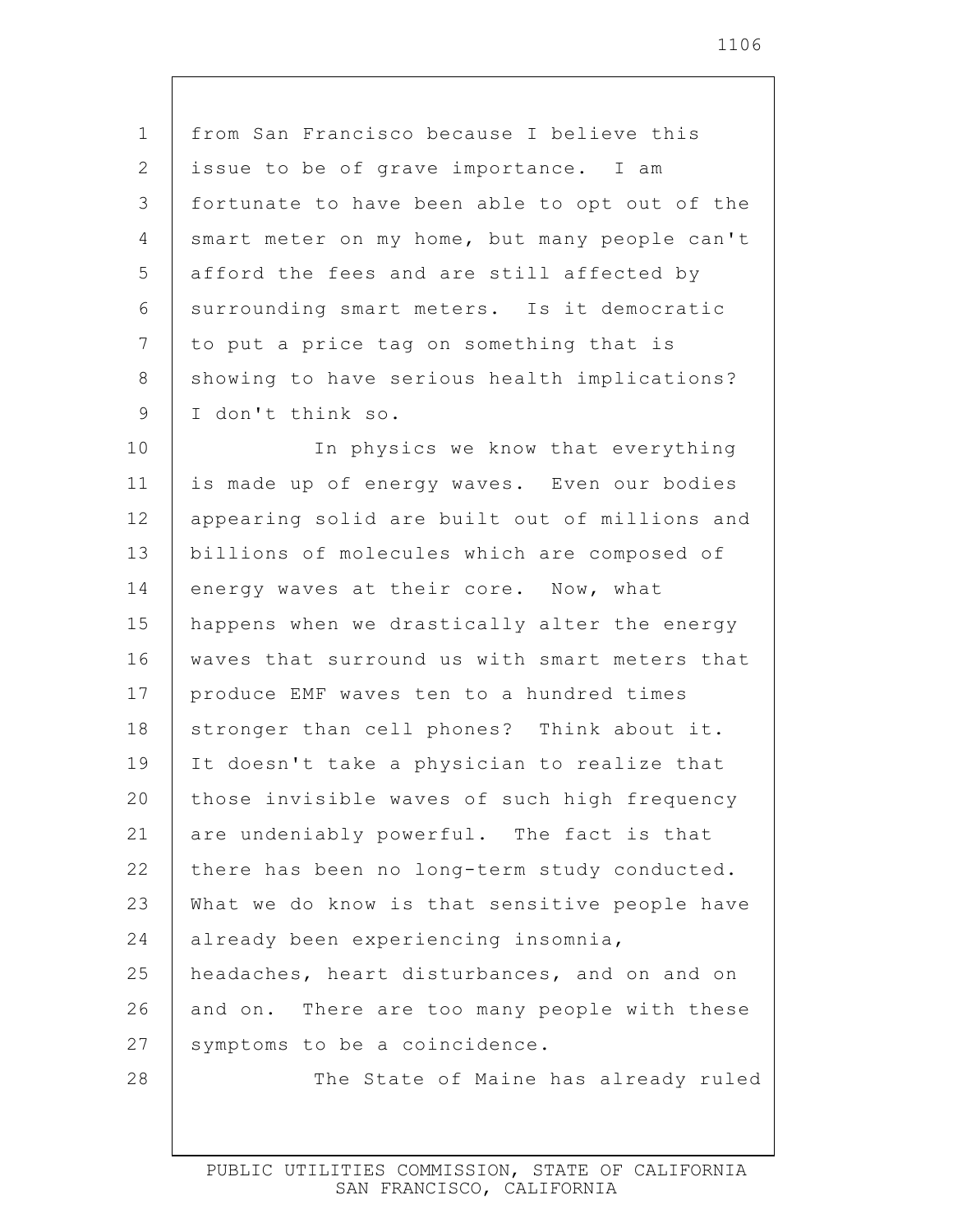from San Francisco because I believe this issue to be of grave importance. I am fortunate to have been able to opt out of the smart meter on my home, but many people can't afford the fees and are still affected by surrounding smart meters. Is it democratic to put a price tag on something that is showing to have serious health implications? I don't think so.

In physics we know that everything is made up of energy waves. Even our bodies appearing solid are built out of millions and billions of molecules which are composed of energy waves at their core. Now, what happens when we drastically alter the energy waves that surround us with smart meters that produce EMF waves ten to a hundred times stronger than cell phones? Think about it. It doesn't take a physician to realize that those invisible waves of such high frequency are undeniably powerful. The fact is that there has been no long-term study conducted. What we do know is that sensitive people have already been experiencing insomnia, headaches, heart disturbances, and on and on and on. There are too many people with these symptoms to be a coincidence.

The State of Maine has already ruled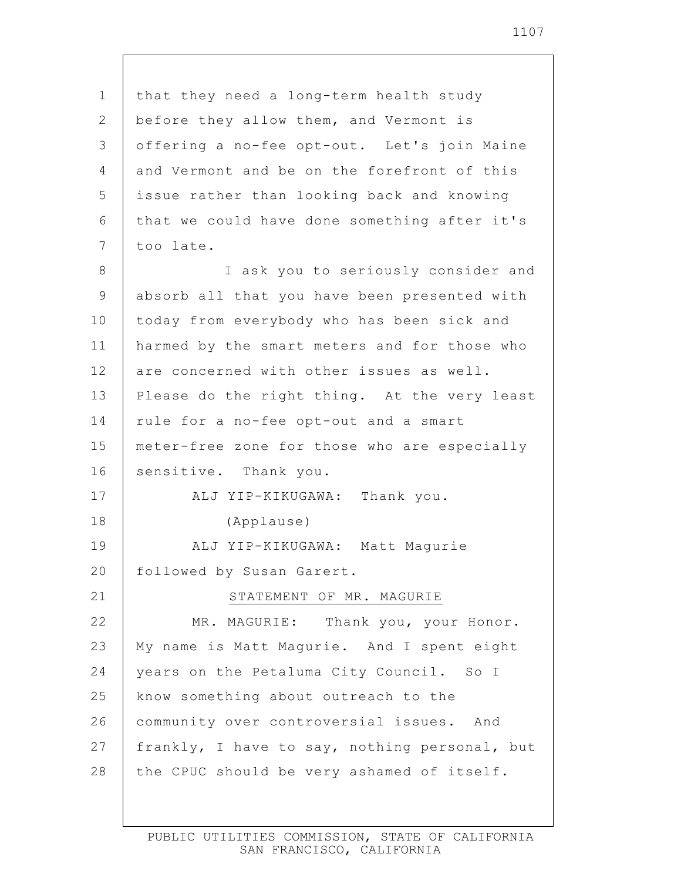that they need a long-term health study before they allow them, and Vermont is offering a no-fee opt-out. Let's join Maine and Vermont and be on the forefront of this issue rather than looking back and knowing that we could have done something after it's too late.

I ask you to seriously consider and absorb all that you have been presented with today from everybody who has been sick and harmed by the smart meters and for those who are concerned with other issues as well. Please do the right thing. At the very least rule for a no-fee opt-out and a smart meter-free zone for those who are especially sensitive. Thank you.

ALJ YIP-KIKUGAWA: Thank you.

(Applause)

ALJ YIP-KIKUGAWA: Matt Magurie followed by Susan Garert.

STATEMENT OF MR. MAGURIE

MR. MAGURIE: Thank you, your Honor. My name is Matt Magurie. And I spent eight years on the Petaluma City Council. So I know something about outreach to the community over controversial issues. And frankly, I have to say, nothing personal, but the CPUC should be very ashamed of itself.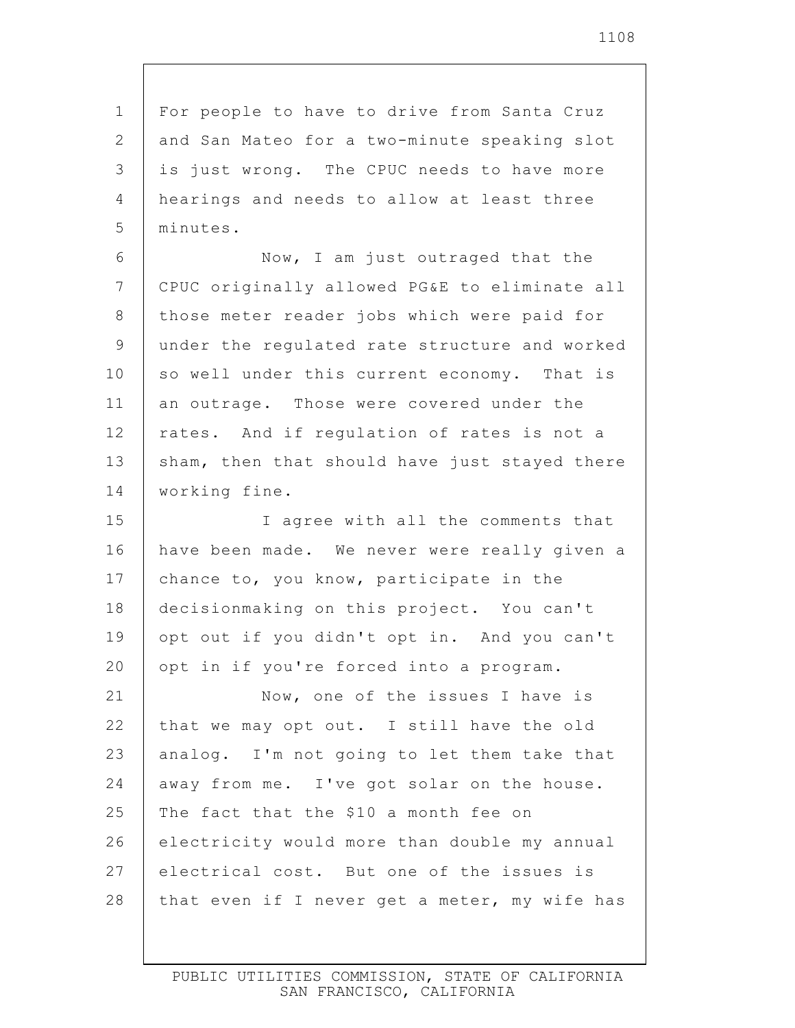For people to have to drive from Santa Cruz and San Mateo for a two-minute speaking slot is just wrong. The CPUC needs to have more hearings and needs to allow at least three minutes.

Now, I am just outraged that the CPUC originally allowed PG&E to eliminate all those meter reader jobs which were paid for under the regulated rate structure and worked so well under this current economy. That is an outrage. Those were covered under the rates. And if regulation of rates is not a sham, then that should have just stayed there working fine.

I agree with all the comments that have been made. We never were really given a chance to, you know, participate in the decisionmaking on this project. You can't opt out if you didn't opt in. And you can't opt in if you're forced into a program.

Now, one of the issues I have is that we may opt out. I still have the old analog. I'm not going to let them take that away from me. I've got solar on the house. The fact that the $10 a month fee on electricity would more than double my annual electrical cost. But one of the issues is that even if I never get a meter, my wife has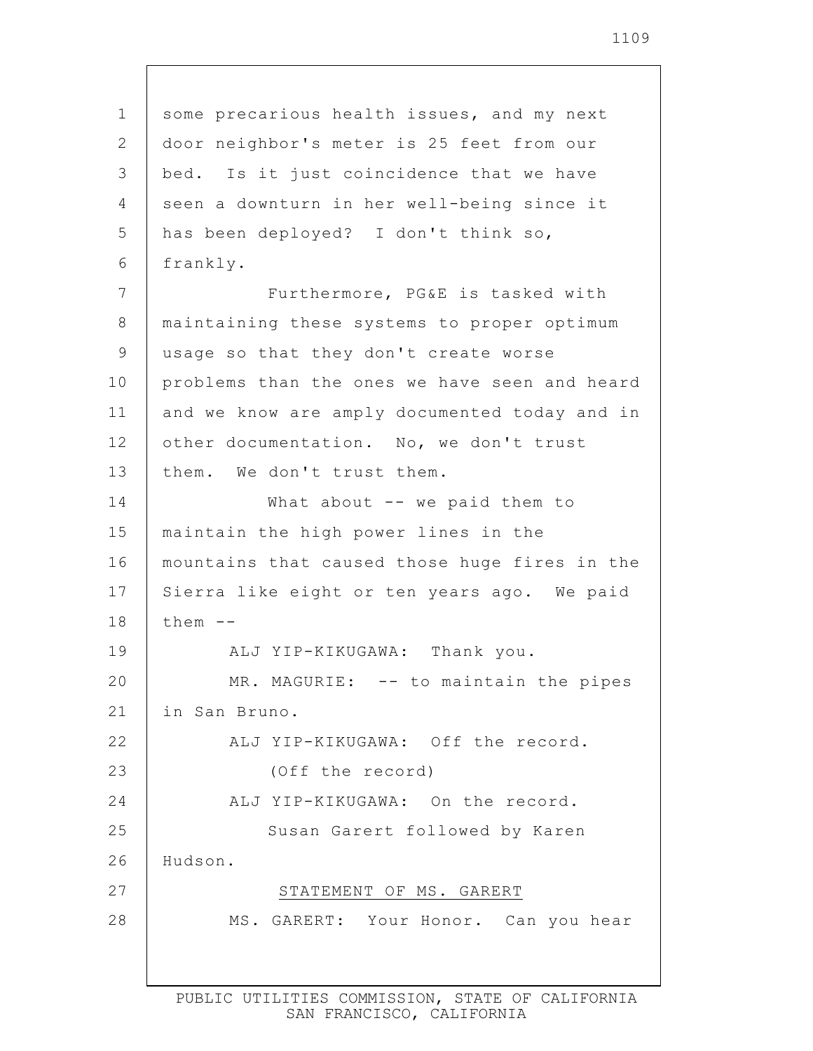some precarious health issues, and my next door neighbor's meter is 25 feet from our bed. Is it just coincidence that we have seen a downturn in her well-being since it has been deployed? I don't think so, frankly.

Furthermore, PG&E is tasked with maintaining these systems to proper optimum usage so that they don't create worse problems than the ones we have seen and heard and we know are amply documented today and in other documentation. No, we don't trust them. We don't trust them.

What about -- we paid them to maintain the high power lines in the mountains that caused those huge fires in the Sierra like eight or ten years ago. We paid them --

ALJ YIP-KIKUGAWA: Thank you.

MR. MAGURIE: -- to maintain the pipes in San Bruno.

ALJ YIP-KIKUGAWA: Off the record.

(Off the record)

ALJ YIP-KIKUGAWA: On the record.

Susan Garert followed by Karen Hudson.

STATEMENT OF MS. GARERT

MS. GARERT: Your Honor. Can you hear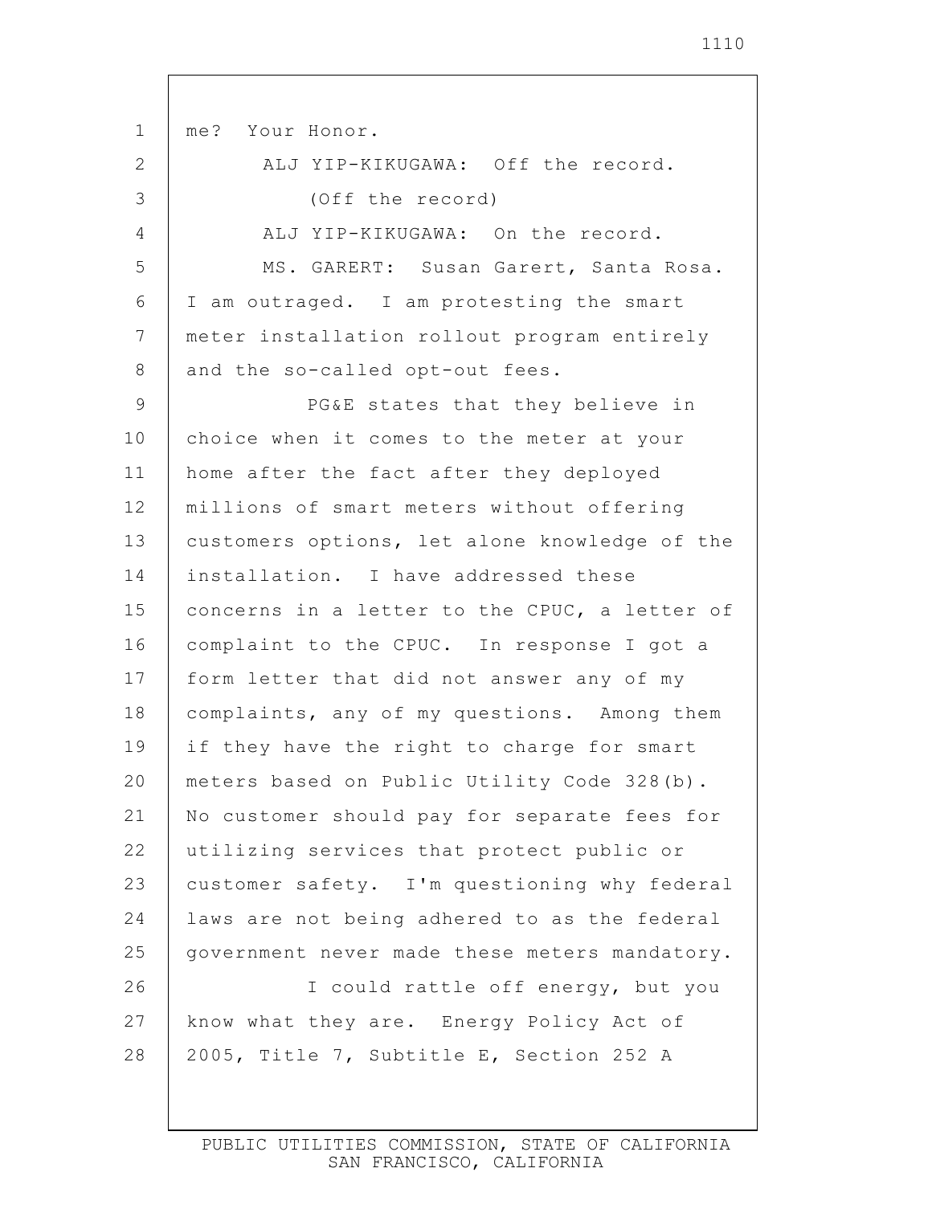me? Your Honor.

ALJ YIP-KIKUGAWA: Off the record.

(Off the record)

ALJ YIP-KIKUGAWA: On the record.

MS. GARERT: Susan Garert, Santa Rosa. I am outraged. I am protesting the smart meter installation rollout program entirely and the so-called opt-out fees.

PG&E states that they believe in choice when it comes to the meter at your home after the fact after they deployed millions of smart meters without offering customers options, let alone knowledge of the installation. I have addressed these concerns in a letter to the CPUC, a letter of complaint to the CPUC. In response I got a form letter that did not answer any of my complaints, any of my questions. Among them if they have the right to charge for smart meters based on Public Utility Code 328(b). No customer should pay for separate fees for utilizing services that protect public or customer safety. I'm questioning why federal laws are not being adhered to as the federal government never made these meters mandatory.

I could rattle off energy, but you know what they are. Energy Policy Act of 2005, Title 7, Subtitle E, Section 252 A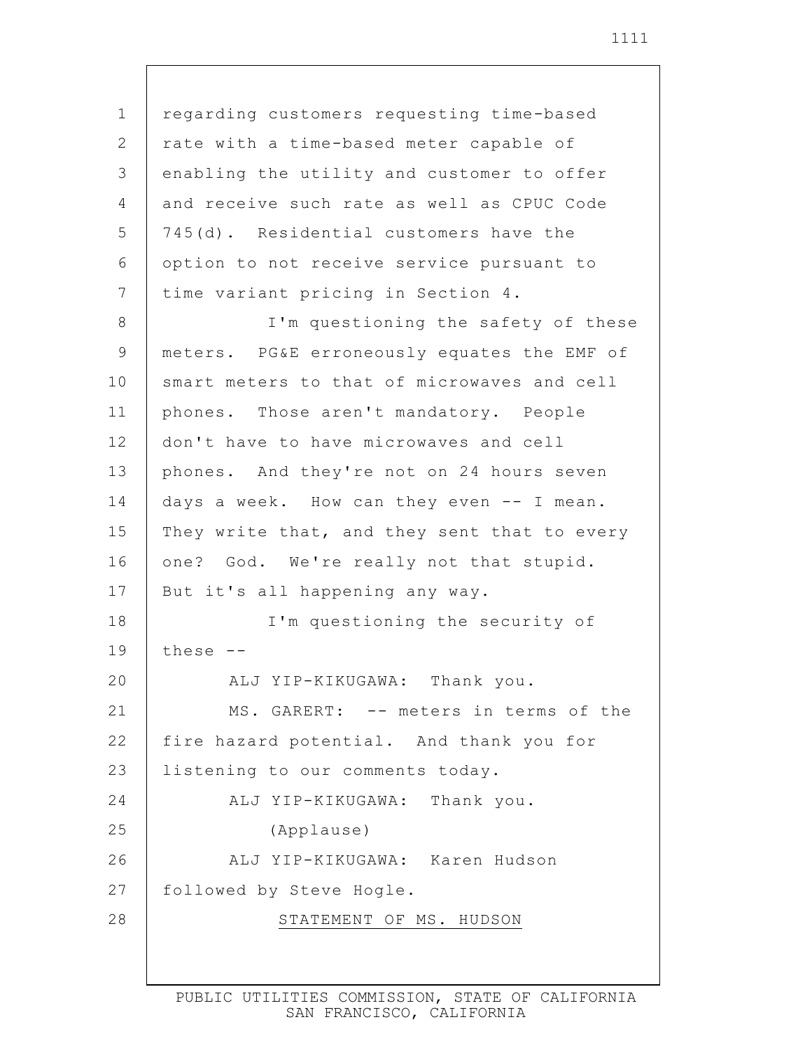regarding customers requesting time-based rate with a time-based meter capable of enabling the utility and customer to offer and receive such rate as well as CPUC Code 745(d). Residential customers have the option to not receive service pursuant to time variant pricing in Section 4.

I'm questioning the safety of these meters. PG&E erroneously equates the EMF of smart meters to that of microwaves and cell phones. Those aren't mandatory. People don't have to have microwaves and cell phones. And they're not on 24 hours seven days a week. How can they even -- I mean. They write that, and they sent that to every one? God. We're really not that stupid. But it's all happening any way.

I'm questioning the security of these --

ALJ YIP-KIKUGAWA: Thank you.

MS. GARERT: -- meters in terms of the fire hazard potential. And thank you for listening to our comments today.

ALJ YIP-KIKUGAWA: Thank you.

(Applause)

ALJ YIP-KIKUGAWA: Karen Hudson followed by Steve Hogle.

STATEMENT OF MS. HUDSON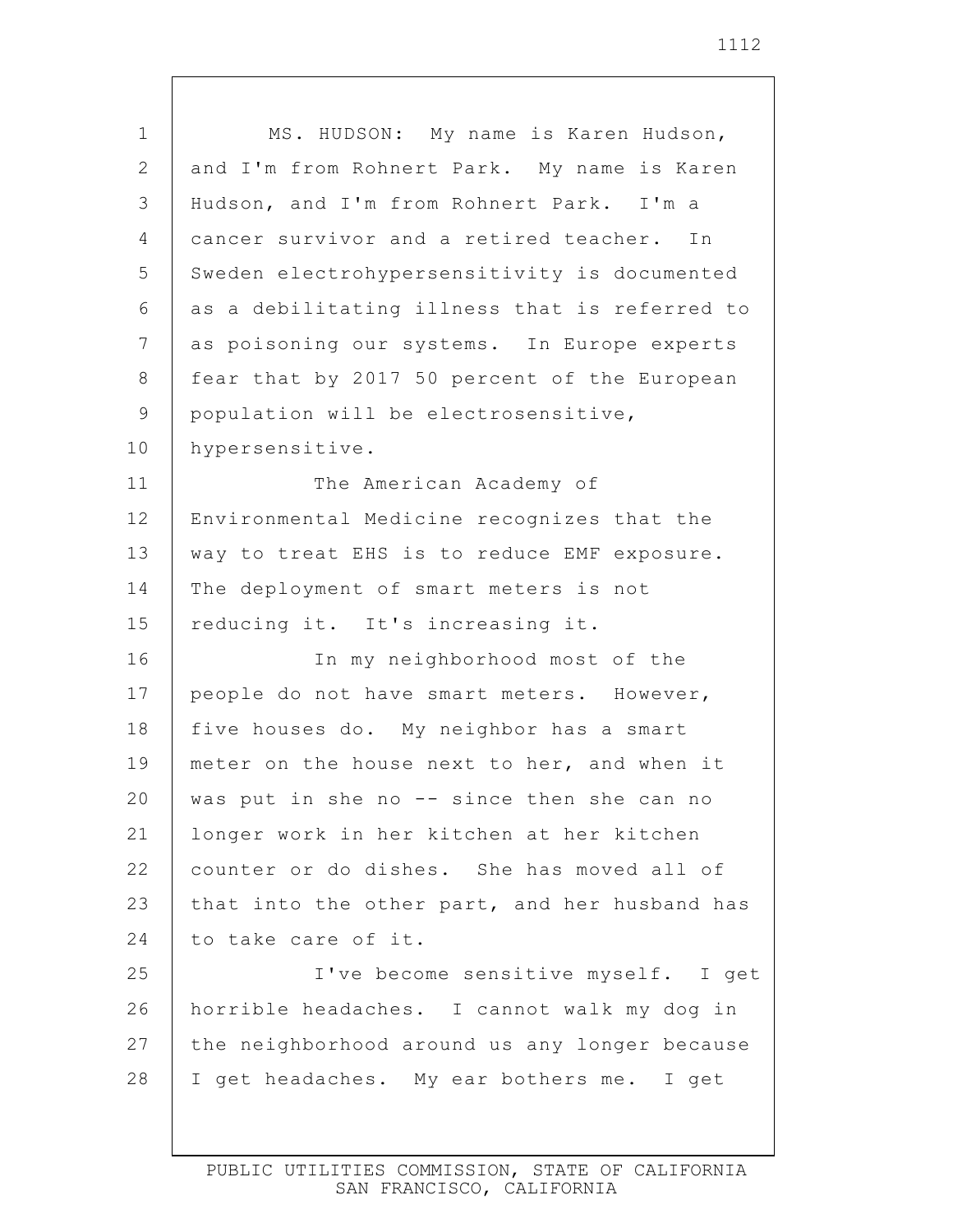MS. HUDSON: My name is Karen Hudson, and I'm from Rohnert Park. My name is Karen Hudson, and I'm from Rohnert Park. I'm a cancer survivor and a retired teacher. In Sweden electrohypersensitivity is documented as a debilitating illness that is referred to as poisoning our systems. In Europe experts fear that by 2017 50 percent of the European population will be electrosensitive, hypersensitive.

The American Academy of Environmental Medicine recognizes that the way to treat EHS is to reduce EMF exposure. The deployment of smart meters is not reducing it. It's increasing it.

In my neighborhood most of the people do not have smart meters. However, five houses do. My neighbor has a smart meter on the house next to her, and when it was put in she no -- since then she can no longer work in her kitchen at her kitchen counter or do dishes. She has moved all of that into the other part, and her husband has to take care of it.

I've become sensitive myself. I get horrible headaches. I cannot walk my dog in the neighborhood around us any longer because I get headaches. My ear bothers me. I get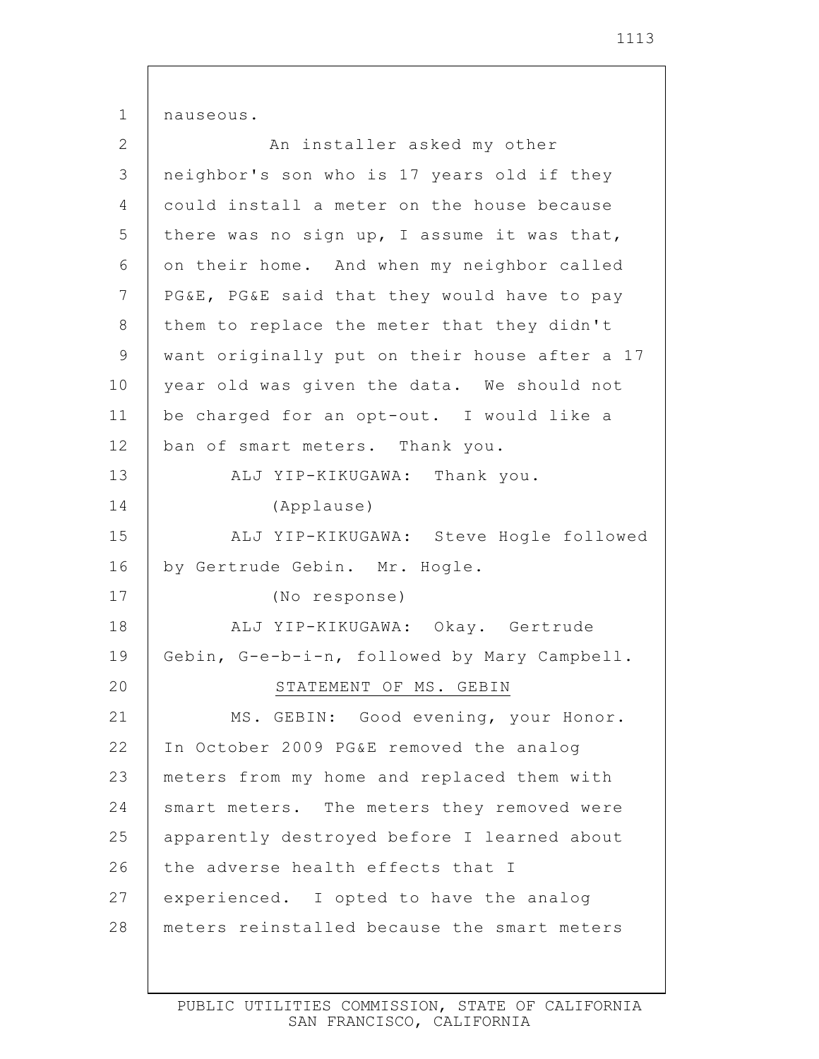nauseous.

An installer asked my other neighbor's son who is 17 years old if they could install a meter on the house because there was no sign up, I assume it was that, on their home. And when my neighbor called PG&E, PG&E said that they would have to pay them to replace the meter that they didn't want originally put on their house after a 17 year old was given the data. We should not be charged for an opt-out. I would like a ban of smart meters. Thank you.

ALJ YIP-KIKUGAWA: Thank you.

(Applause)

ALJ YIP-KIKUGAWA: Steve Hogle followed by Gertrude Gebin. Mr. Hogle.

(No response)

ALJ YIP-KIKUGAWA: Okay. Gertrude Gebin, G-e-b-i-n, followed by Mary Campbell.

STATEMENT OF MS. GEBIN

MS. GEBIN: Good evening, your Honor. In October 2009 PG&E removed the analog meters from my home and replaced them with smart meters. The meters they removed were apparently destroyed before I learned about the adverse health effects that I experienced. I opted to have the analog meters reinstalled because the smart meters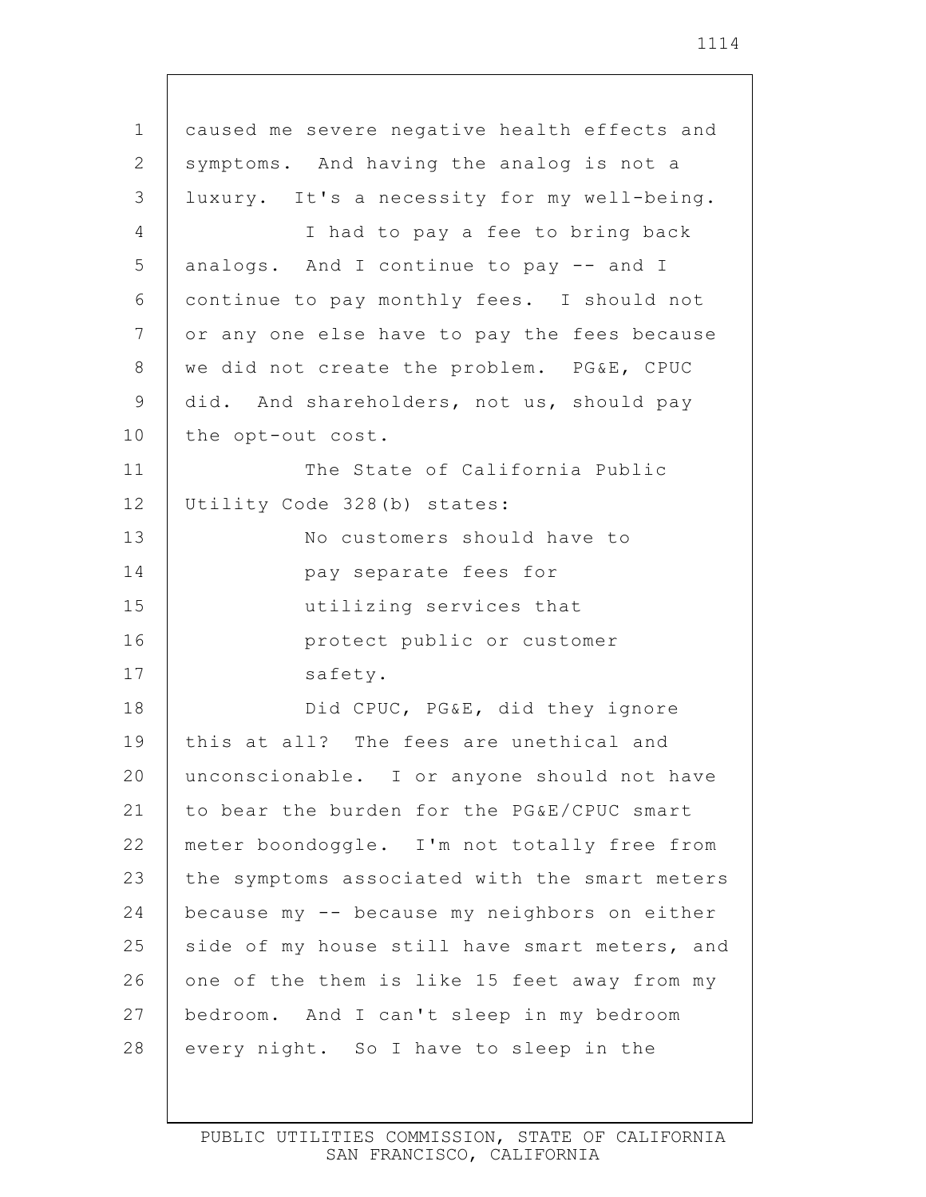caused me severe negative health effects and symptoms. And having the analog is not a luxury. It's a necessity for my well-being.

I had to pay a fee to bring back analogs. And I continue to pay -- and I continue to pay monthly fees. I should not or any one else have to pay the fees because we did not create the problem. PG&E, CPUC did. And shareholders, not us, should pay the opt-out cost.

The State of California Public Utility Code 328(b) states:

> No customers should have to pay separate fees for utilizing services that protect public or customer safety.

Did CPUC, PG&E, did they ignore this at all? The fees are unethical and unconscionable. I or anyone should not have to bear the burden for the PG&E/CPUC smart meter boondoggle. I'm not totally free from the symptoms associated with the smart meters because my -- because my neighbors on either side of my house still have smart meters, and one of the them is like 15 feet away from my bedroom. And I can't sleep in my bedroom every night. So I have to sleep in the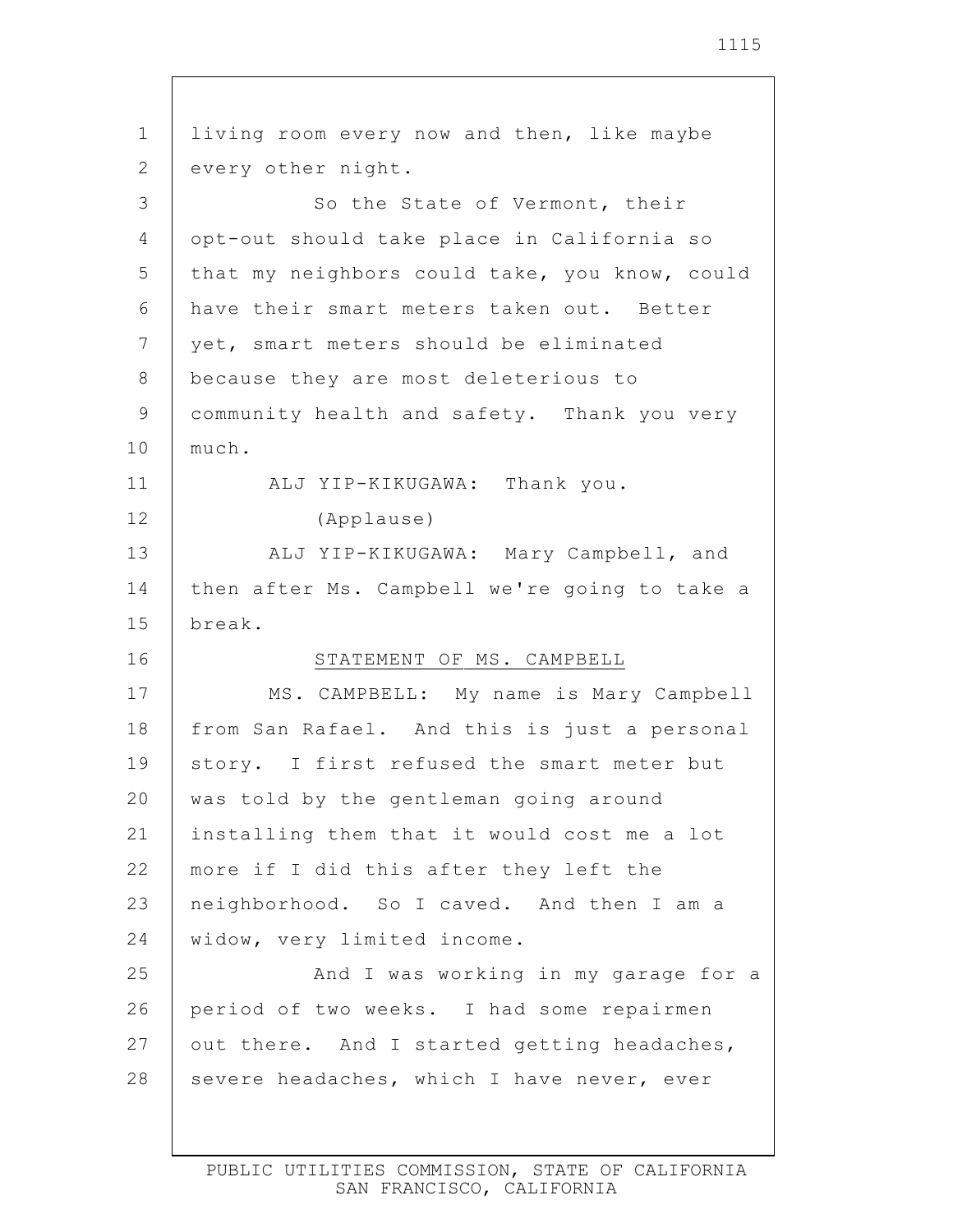living room every now and then, like maybe every other night.

So the State of Vermont, their opt-out should take place in California so that my neighbors could take, you know, could have their smart meters taken out. Better yet, smart meters should be eliminated because they are most deleterious to community health and safety. Thank you very much.

ALJ YIP-KIKUGAWA: Thank you.

(Applause)

ALJ YIP-KIKUGAWA: Mary Campbell, and then after Ms. Campbell we're going to take a break.

STATEMENT OF MS. CAMPBELL

MS. CAMPBELL: My name is Mary Campbell from San Rafael. And this is just a personal story. I first refused the smart meter but was told by the gentleman going around installing them that it would cost me a lot more if I did this after they left the neighborhood. So I caved. And then I am a widow, very limited income.

And I was working in my garage for a period of two weeks. I had some repairmen out there. And I started getting headaches, severe headaches, which I have never, ever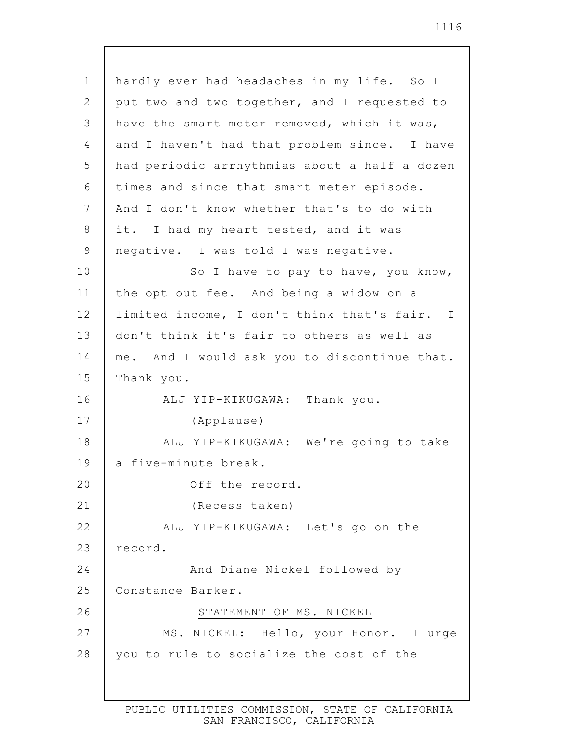hardly ever had headaches in my life. So I put two and two together, and I requested to have the smart meter removed, which it was, and I haven't had that problem since. I have had periodic arrhythmias about a half a dozen times and since that smart meter episode. And I don't know whether that's to do with it. I had my heart tested, and it was negative. I was told I was negative.

So I have to pay to have, you know, the opt out fee. And being a widow on a limited income, I don't think that's fair. I don't think it's fair to others as well as me. And I would ask you to discontinue that. Thank you.

ALJ YIP-KIKUGAWA: Thank you.

(Applause)

ALJ YIP-KIKUGAWA: We're going to take a five-minute break.

Off the record.

(Recess taken)

ALJ YIP-KIKUGAWA: Let's go on the record.

And Diane Nickel followed by Constance Barker.

STATEMENT OF MS. NICKEL

MS. NICKEL: Hello, your Honor. I urge you to rule to socialize the cost of the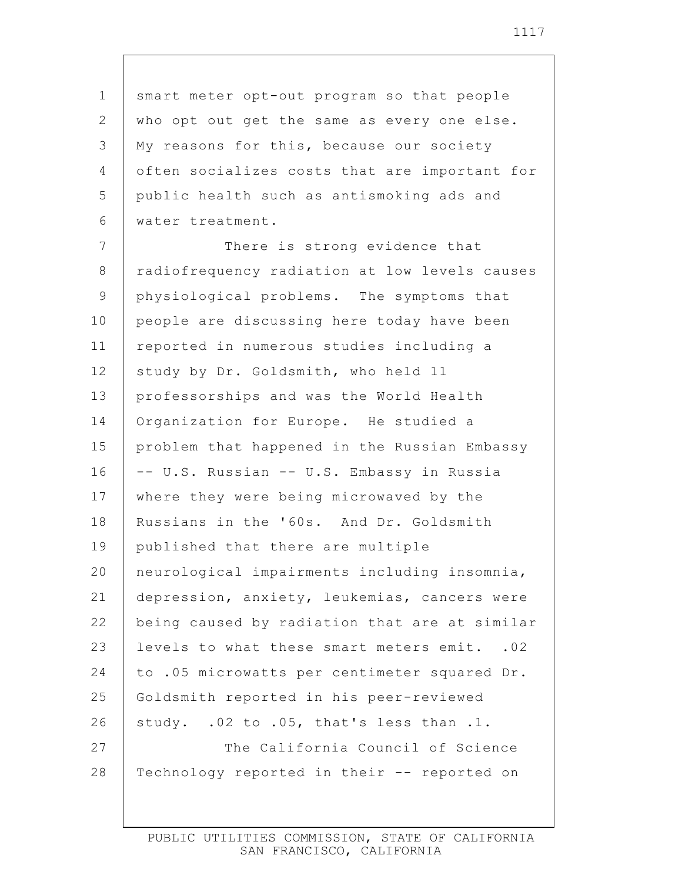smart meter opt-out program so that people who opt out get the same as every one else. My reasons for this, because our society often socializes costs that are important for public health such as antismoking ads and water treatment.

There is strong evidence that radiofrequency radiation at low levels causes physiological problems. The symptoms that people are discussing here today have been reported in numerous studies including a study by Dr. Goldsmith, who held 11 professorships and was the World Health Organization for Europe. He studied a problem that happened in the Russian Embassy -- U.S. Russian -- U.S. Embassy in Russia where they were being microwaved by the Russians in the '60s. And Dr. Goldsmith published that there are multiple neurological impairments including insomnia, depression, anxiety, leukemias, cancers were being caused by radiation that are at similar levels to what these smart meters emit. .02 to .05 microwatts per centimeter squared Dr. Goldsmith reported in his peer-reviewed study. .02 to .05, that's less than .1.

The California Council of Science Technology reported in their -- reported on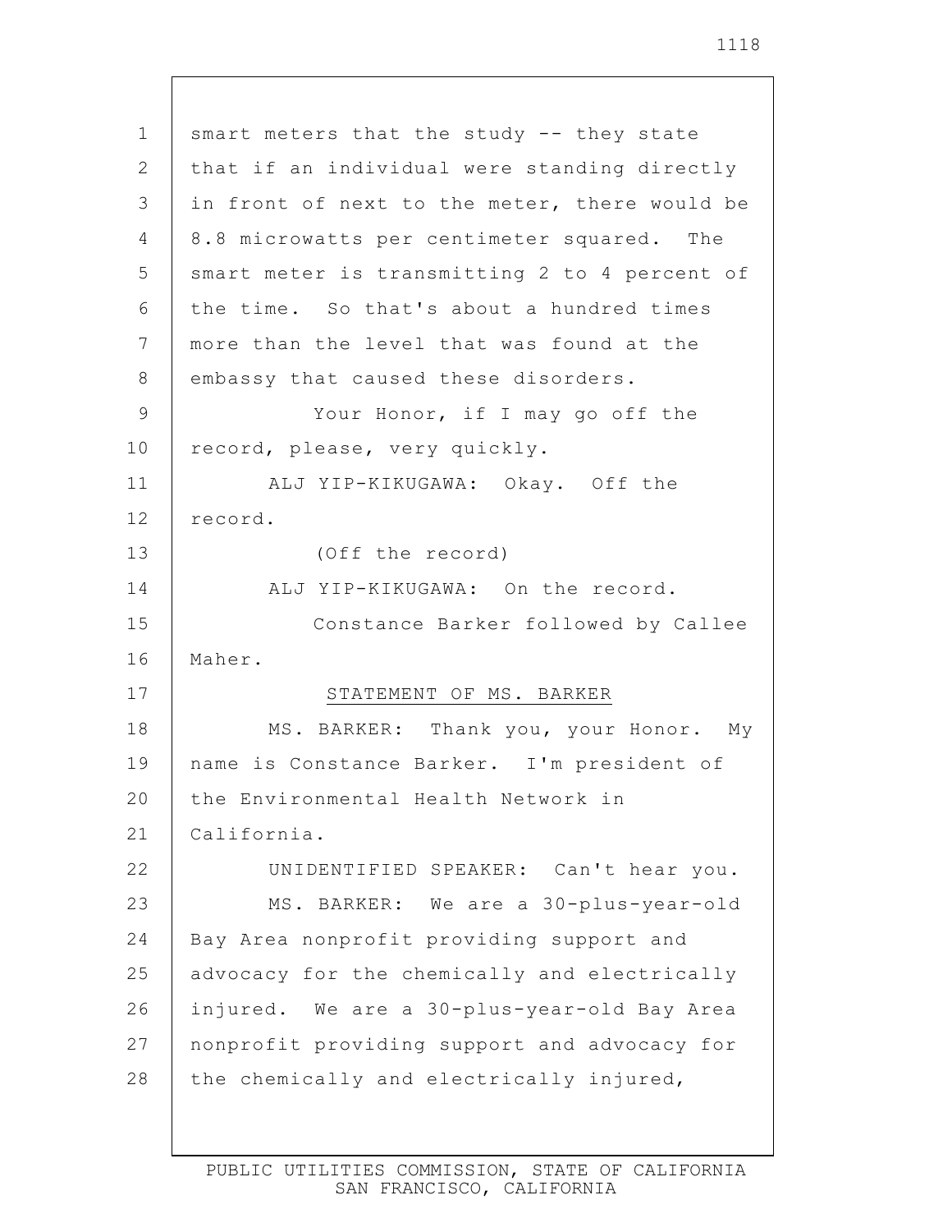smart meters that the study -- they state that if an individual were standing directly in front of next to the meter, there would be 8.8 microwatts per centimeter squared. The smart meter is transmitting 2 to 4 percent of the time. So that's about a hundred times more than the level that was found at the embassy that caused these disorders.

Your Honor, if I may go off the record, please, very quickly.

ALJ YIP-KIKUGAWA: Okay. Off the record.

(Off the record)

ALJ YIP-KIKUGAWA: On the record.

Constance Barker followed by Callee Maher.

STATEMENT OF MS. BARKER

MS. BARKER: Thank you, your Honor. My name is Constance Barker. I'm president of the Environmental Health Network in California.

UNIDENTIFIED SPEAKER: Can't hear you.

MS. BARKER: We are a 30-plus-year-old Bay Area nonprofit providing support and advocacy for the chemically and electrically injured. We are a 30-plus-year-old Bay Area nonprofit providing support and advocacy for the chemically and electrically injured,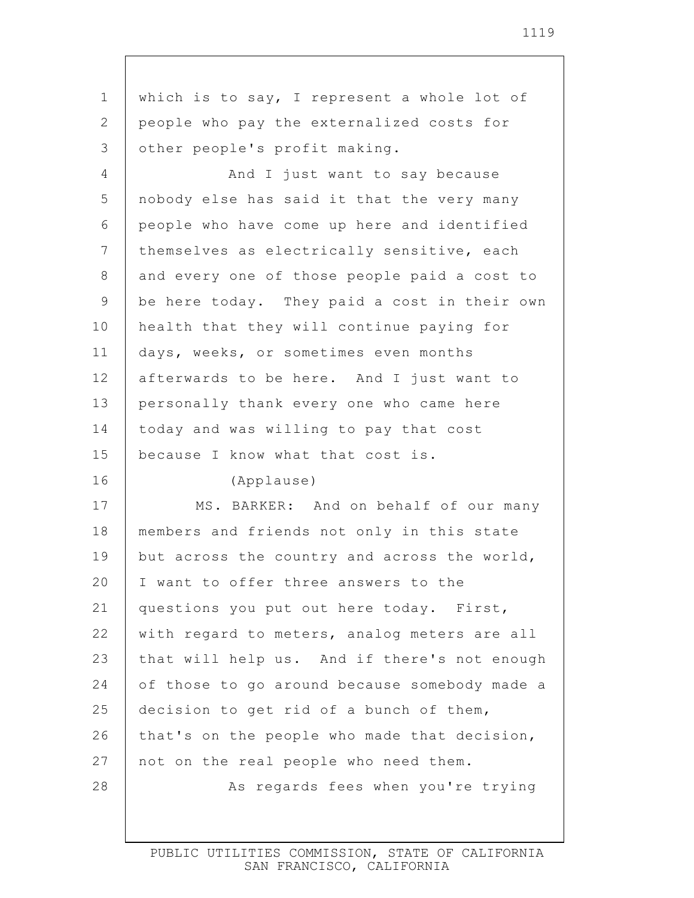which is to say, I represent a whole lot of people who pay the externalized costs for other people's profit making.

And I just want to say because nobody else has said it that the very many people who have come up here and identified themselves as electrically sensitive, each and every one of those people paid a cost to be here today. They paid a cost in their own health that they will continue paying for days, weeks, or sometimes even months afterwards to be here. And I just want to personally thank every one who came here today and was willing to pay that cost because I know what that cost is.

(Applause)

MS. BARKER: And on behalf of our many members and friends not only in this state but across the country and across the world, I want to offer three answers to the questions you put out here today. First, with regard to meters, analog meters are all that will help us. And if there's not enough of those to go around because somebody made a decision to get rid of a bunch of them, that's on the people who made that decision, not on the real people who need them.

As regards fees when you're trying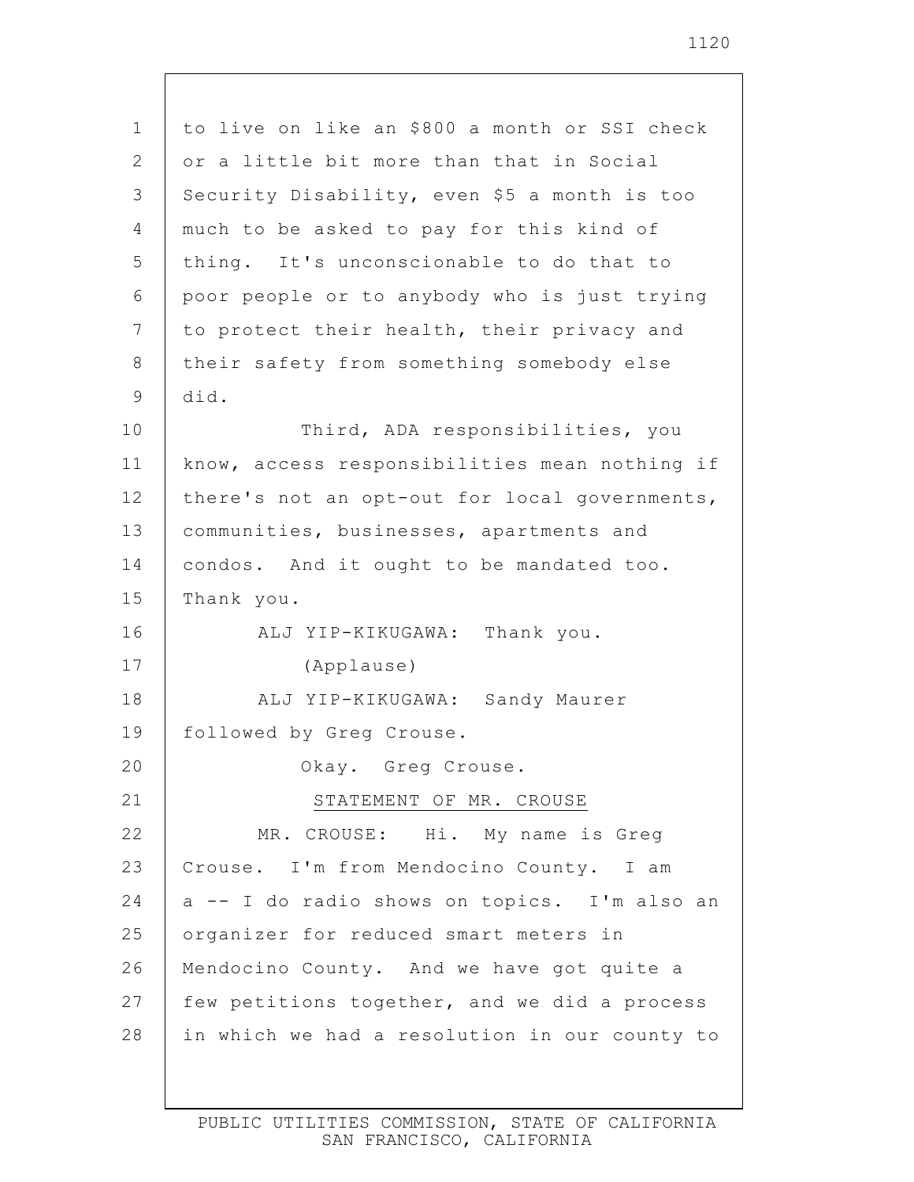to live on like an $800 a month or SSI check or a little bit more than that in Social Security Disability, even $5 a month is too much to be asked to pay for this kind of thing. It's unconscionable to do that to poor people or to anybody who is just trying to protect their health, their privacy and their safety from something somebody else did.

Third, ADA responsibilities, you know, access responsibilities mean nothing if there's not an opt-out for local governments, communities, businesses, apartments and condos. And it ought to be mandated too. Thank you.

ALJ YIP-KIKUGAWA: Thank you.

(Applause)

ALJ YIP-KIKUGAWA: Sandy Maurer followed by Greg Crouse.

Okay. Greg Crouse.

STATEMENT OF MR. CROUSE

MR. CROUSE: Hi. My name is Greg Crouse. I'm from Mendocino County. I am a -- I do radio shows on topics. I'm also an organizer for reduced smart meters in Mendocino County. And we have got quite a few petitions together, and we did a process in which we had a resolution in our county to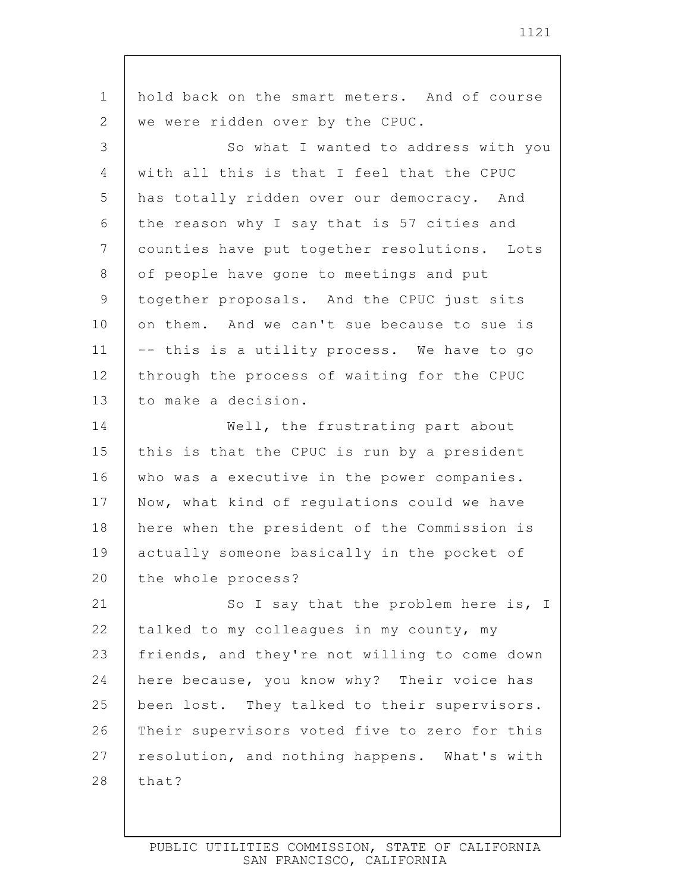hold back on the smart meters. And of course we were ridden over by the CPUC.

So what I wanted to address with you with all this is that I feel that the CPUC has totally ridden over our democracy. And the reason why I say that is 57 cities and counties have put together resolutions. Lots of people have gone to meetings and put together proposals. And the CPUC just sits on them. And we can't sue because to sue is -- this is a utility process. We have to go through the process of waiting for the CPUC to make a decision.

Well, the frustrating part about this is that the CPUC is run by a president who was a executive in the power companies. Now, what kind of regulations could we have here when the president of the Commission is actually someone basically in the pocket of the whole process?

So I say that the problem here is, I talked to my colleagues in my county, my friends, and they're not willing to come down here because, you know why? Their voice has been lost. They talked to their supervisors. Their supervisors voted five to zero for this resolution, and nothing happens. What's with that?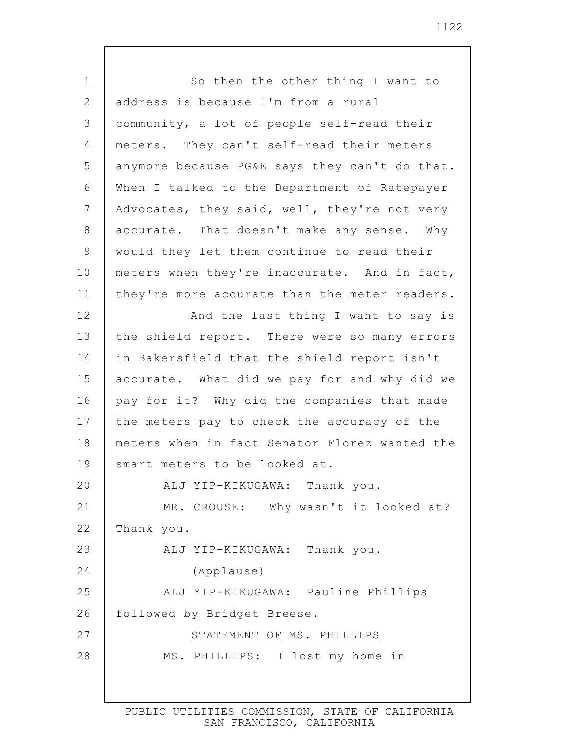So then the other thing I want to address is because I'm from a rural community, a lot of people self-read their meters. They can't self-read their meters anymore because PG&E says they can't do that. When I talked to the Department of Ratepayer Advocates, they said, well, they're not very accurate. That doesn't make any sense. Why would they let them continue to read their meters when they're inaccurate. And in fact, they're more accurate than the meter readers.

And the last thing I want to say is the shield report. There were so many errors in Bakersfield that the shield report isn't accurate. What did we pay for and why did we pay for it? Why did the companies that made the meters pay to check the accuracy of the meters when in fact Senator Florez wanted the smart meters to be looked at.

ALJ YIP-KIKUGAWA: Thank you.

MR. CROUSE: Why wasn't it looked at? Thank you.

ALJ YIP-KIKUGAWA: Thank you.

(Applause)

ALJ YIP-KIKUGAWA: Pauline Phillips followed by Bridget Breese.

STATEMENT OF MS. PHILLIPS

MS. PHILLIPS: I lost my home in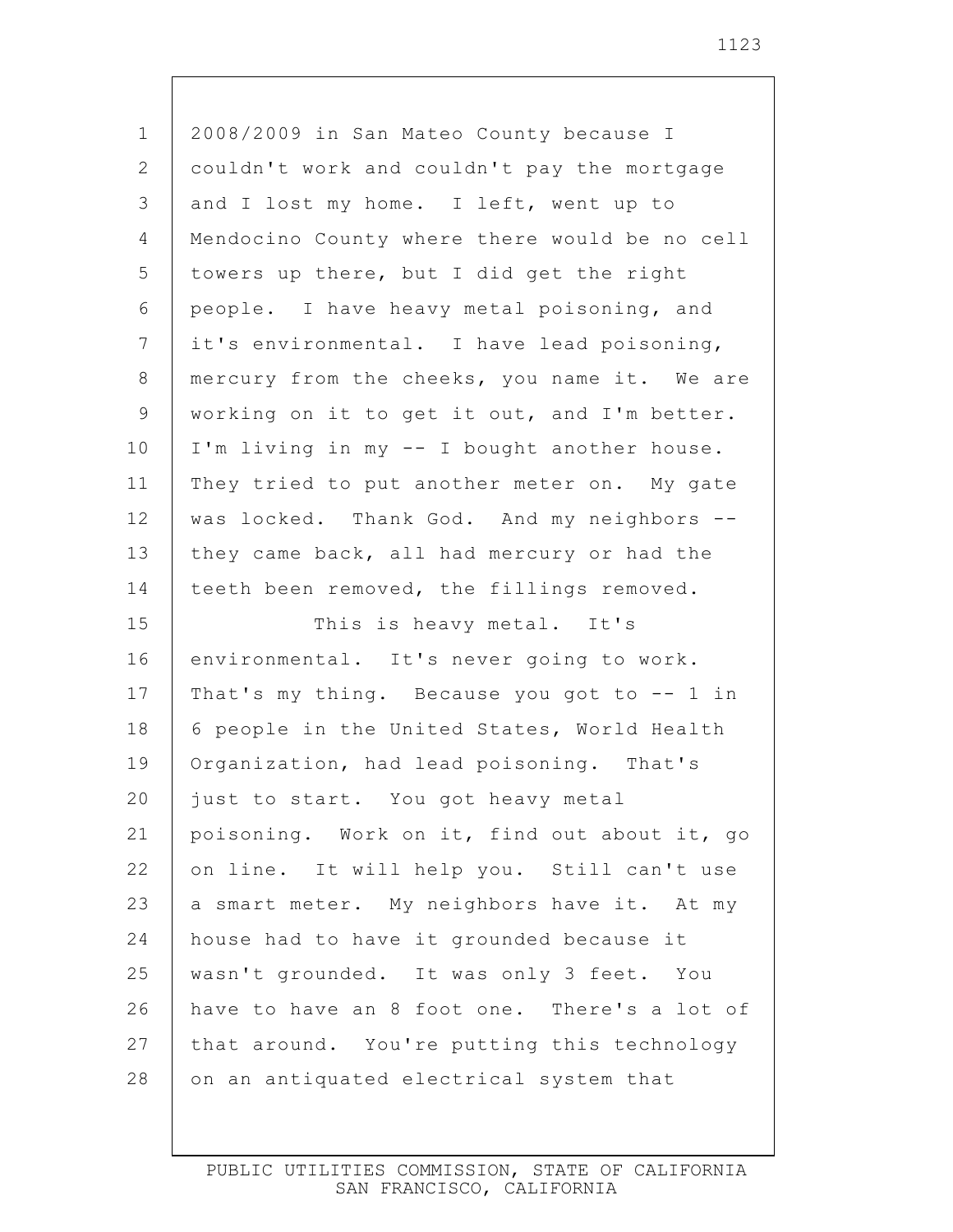2008/2009 in San Mateo County because I couldn't work and couldn't pay the mortgage and I lost my home. I left, went up to Mendocino County where there would be no cell towers up there, but I did get the right people. I have heavy metal poisoning, and it's environmental. I have lead poisoning, mercury from the cheeks, you name it. We are working on it to get it out, and I'm better. I'm living in my -- I bought another house. They tried to put another meter on. My gate was locked. Thank God. And my neighbors -- they came back, all had mercury or had the teeth been removed, the fillings removed.

This is heavy metal. It's environmental. It's never going to work. That's my thing. Because you got to -- 1 in 6 people in the United States, World Health Organization, had lead poisoning. That's just to start. You got heavy metal poisoning. Work on it, find out about it, go on line. It will help you. Still can't use a smart meter. My neighbors have it. At my house had to have it grounded because it wasn't grounded. It was only 3 feet. You have to have an 8 foot one. There's a lot of that around. You're putting this technology on an antiquated electrical system that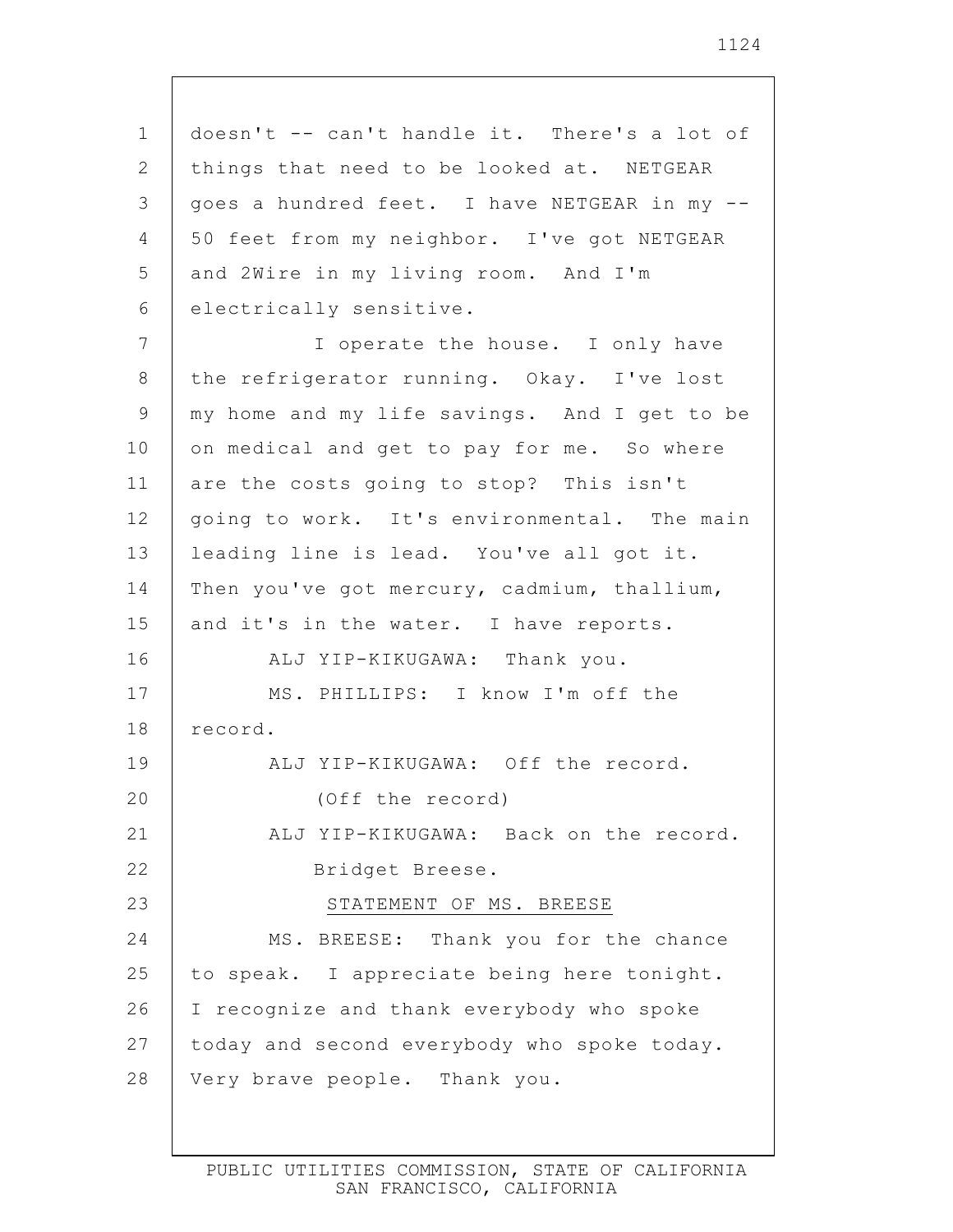doesn't -- can't handle it. There's a lot of things that need to be looked at. NETGEAR goes a hundred feet. I have NETGEAR in my -- 50 feet from my neighbor. I've got NETGEAR and 2Wire in my living room. And I'm electrically sensitive.

I operate the house. I only have the refrigerator running. Okay. I've lost my home and my life savings. And I get to be on medical and get to pay for me. So where are the costs going to stop? This isn't going to work. It's environmental. The main leading line is lead. You've all got it. Then you've got mercury, cadmium, thallium, and it's in the water. I have reports.

ALJ YIP-KIKUGAWA: Thank you.

MS. PHILLIPS: I know I'm off the record.

ALJ YIP-KIKUGAWA: Off the record.

(Off the record)

ALJ YIP-KIKUGAWA: Back on the record.

Bridget Breese.

STATEMENT OF MS. BREESE

MS. BREESE: Thank you for the chance to speak. I appreciate being here tonight. I recognize and thank everybody who spoke today and second everybody who spoke today. Very brave people. Thank you.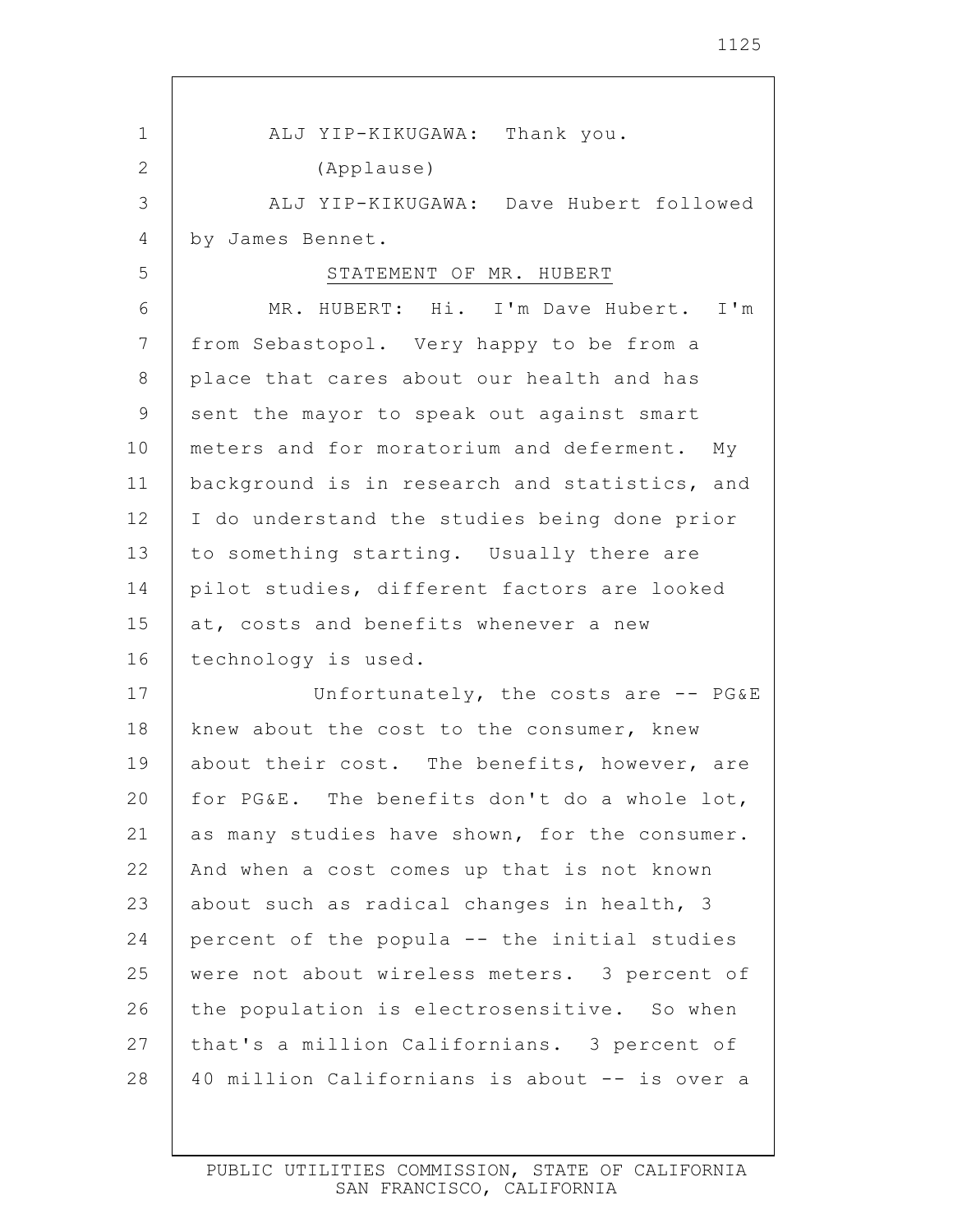ALJ YIP-KIKUGAWA: Thank you.

(Applause)

ALJ YIP-KIKUGAWA: Dave Hubert followed by James Bennet.

STATEMENT OF MR. HUBERT

MR. HUBERT: Hi. I'm Dave Hubert. I'm from Sebastopol. Very happy to be from a place that cares about our health and has sent the mayor to speak out against smart meters and for moratorium and deferment. My background is in research and statistics, and I do understand the studies being done prior to something starting. Usually there are pilot studies, different factors are looked at, costs and benefits whenever a new technology is used.

Unfortunately, the costs are -- PG&E knew about the cost to the consumer, knew about their cost. The benefits, however, are for PG&E. The benefits don't do a whole lot, as many studies have shown, for the consumer. And when a cost comes up that is not known about such as radical changes in health, 3 percent of the popula -- the initial studies were not about wireless meters. 3 percent of the population is electrosensitive. So when that's a million Californians. 3 percent of 40 million Californians is about -- is over a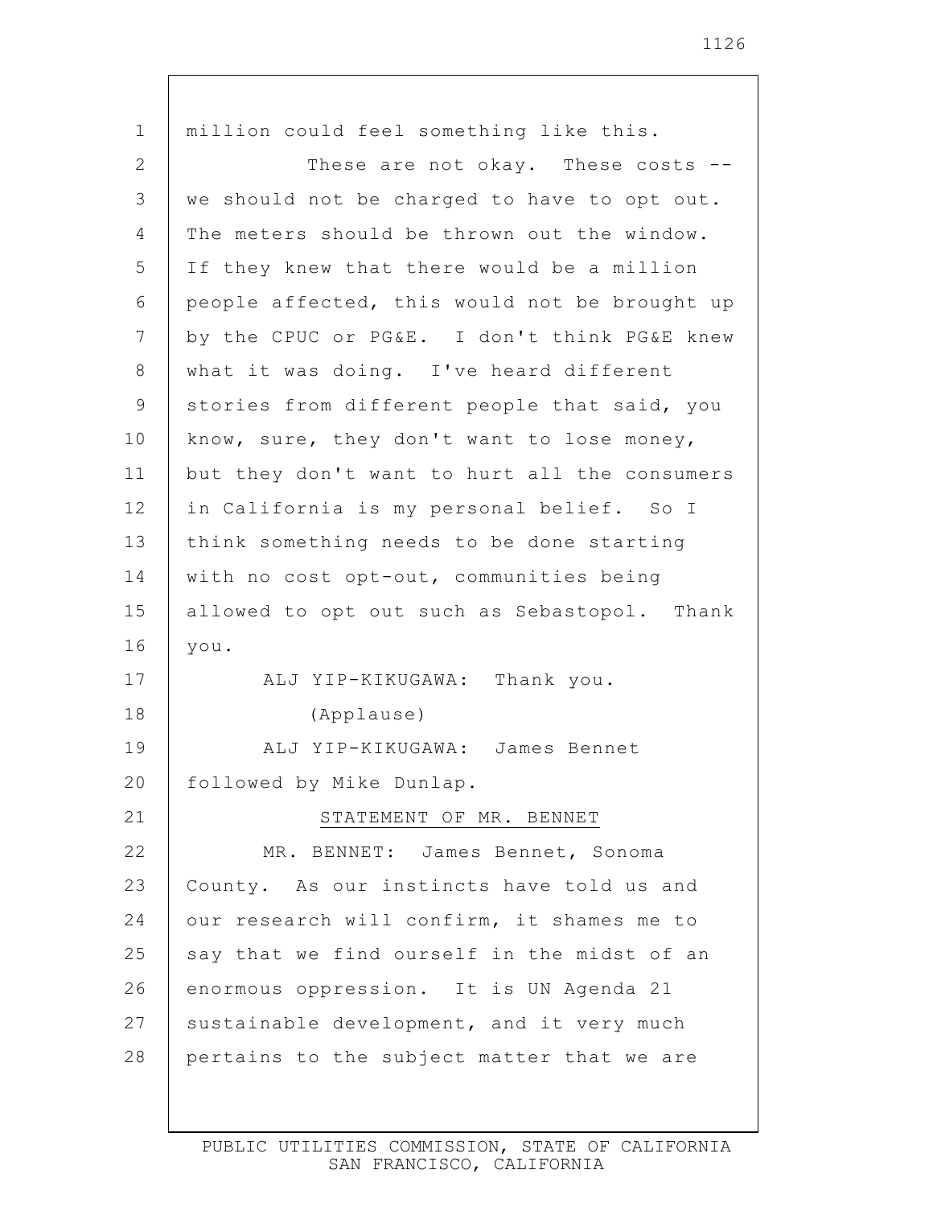million could feel something like this.

These are not okay. These costs -- we should not be charged to have to opt out. The meters should be thrown out the window. If they knew that there would be a million people affected, this would not be brought up by the CPUC or PG&E. I don't think PG&E knew what it was doing. I've heard different stories from different people that said, you know, sure, they don't want to lose money, but they don't want to hurt all the consumers in California is my personal belief. So I think something needs to be done starting with no cost opt-out, communities being allowed to opt out such as Sebastopol. Thank you.

ALJ YIP-KIKUGAWA: Thank you.

(Applause)

ALJ YIP-KIKUGAWA: James Bennet followed by Mike Dunlap.

STATEMENT OF MR. BENNET

MR. BENNET: James Bennet, Sonoma County. As our instincts have told us and our research will confirm, it shames me to say that we find ourself in the midst of an enormous oppression. It is UN Agenda 21 sustainable development, and it very much pertains to the subject matter that we are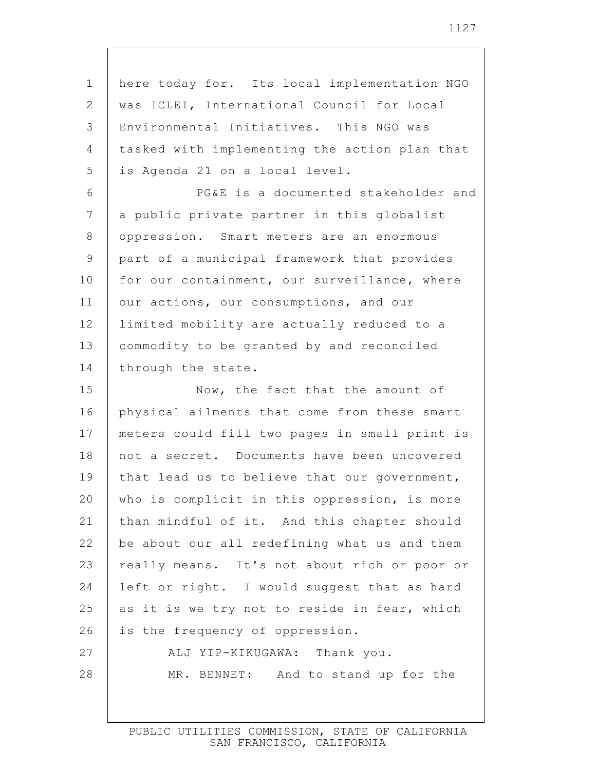here today for. Its local implementation NGO was ICLEI, International Council for Local Environmental Initiatives. This NGO was tasked with implementing the action plan that is Agenda 21 on a local level.

PG&E is a documented stakeholder and a public private partner in this globalist oppression. Smart meters are an enormous part of a municipal framework that provides for our containment, our surveillance, where our actions, our consumptions, and our limited mobility are actually reduced to a commodity to be granted by and reconciled through the state.

Now, the fact that the amount of physical ailments that come from these smart meters could fill two pages in small print is not a secret. Documents have been uncovered that lead us to believe that our government, who is complicit in this oppression, is more than mindful of it. And this chapter should be about our all redefining what us and them really means. It's not about rich or poor or left or right. I would suggest that as hard as it is we try not to reside in fear, which is the frequency of oppression.

ALJ YIP-KIKUGAWA: Thank you.

MR. BENNET: And to stand up for the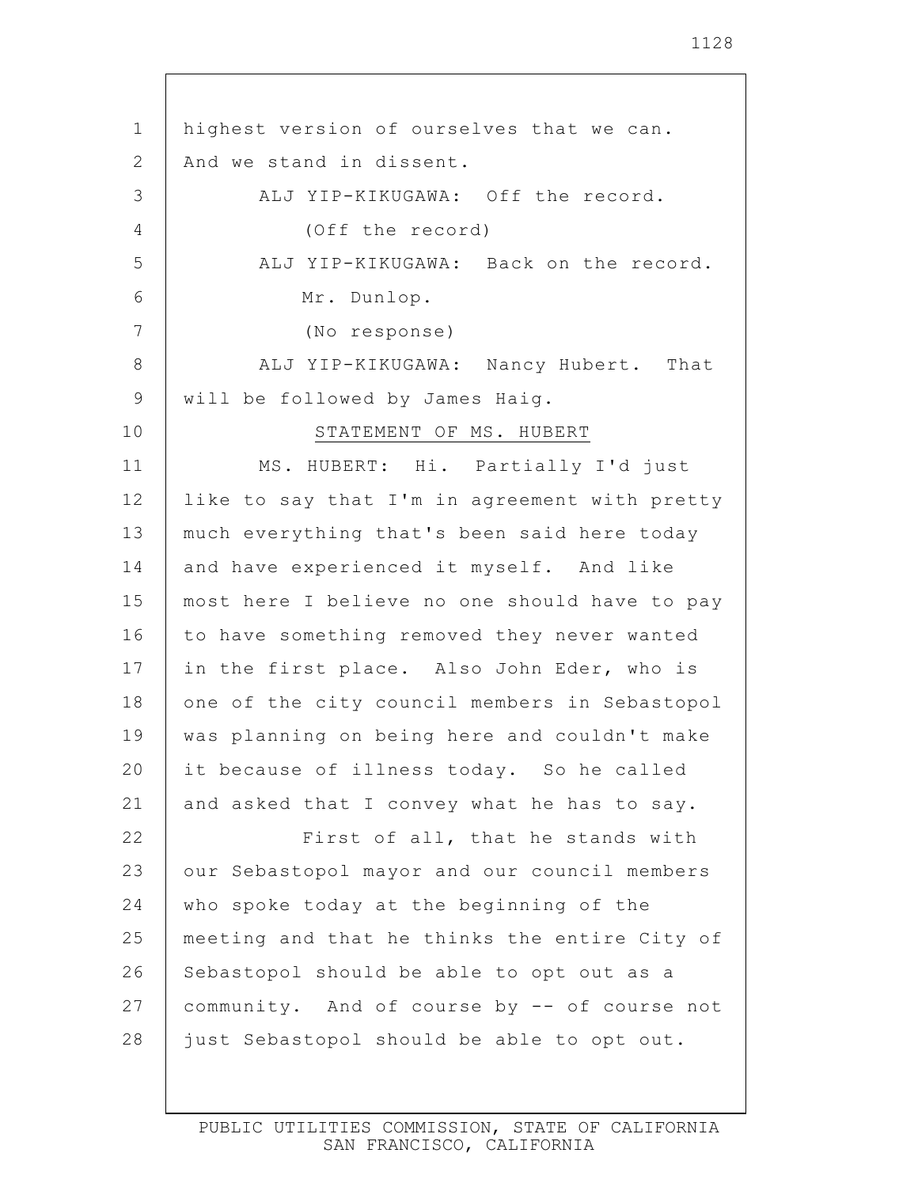highest version of ourselves that we can. And we stand in dissent.

ALJ YIP-KIKUGAWA: Off the record.

(Off the record)

ALJ YIP-KIKUGAWA: Back on the record.

Mr. Dunlop.

(No response)

ALJ YIP-KIKUGAWA: Nancy Hubert. That will be followed by James Haig.

STATEMENT OF MS. HUBERT

MS. HUBERT: Hi. Partially I'd just like to say that I'm in agreement with pretty much everything that's been said here today and have experienced it myself. And like most here I believe no one should have to pay to have something removed they never wanted in the first place. Also John Eder, who is one of the city council members in Sebastopol was planning on being here and couldn't make it because of illness today. So he called and asked that I convey what he has to say.

First of all, that he stands with our Sebastopol mayor and our council members who spoke today at the beginning of the meeting and that he thinks the entire City of Sebastopol should be able to opt out as a community. And of course by -- of course not just Sebastopol should be able to opt out.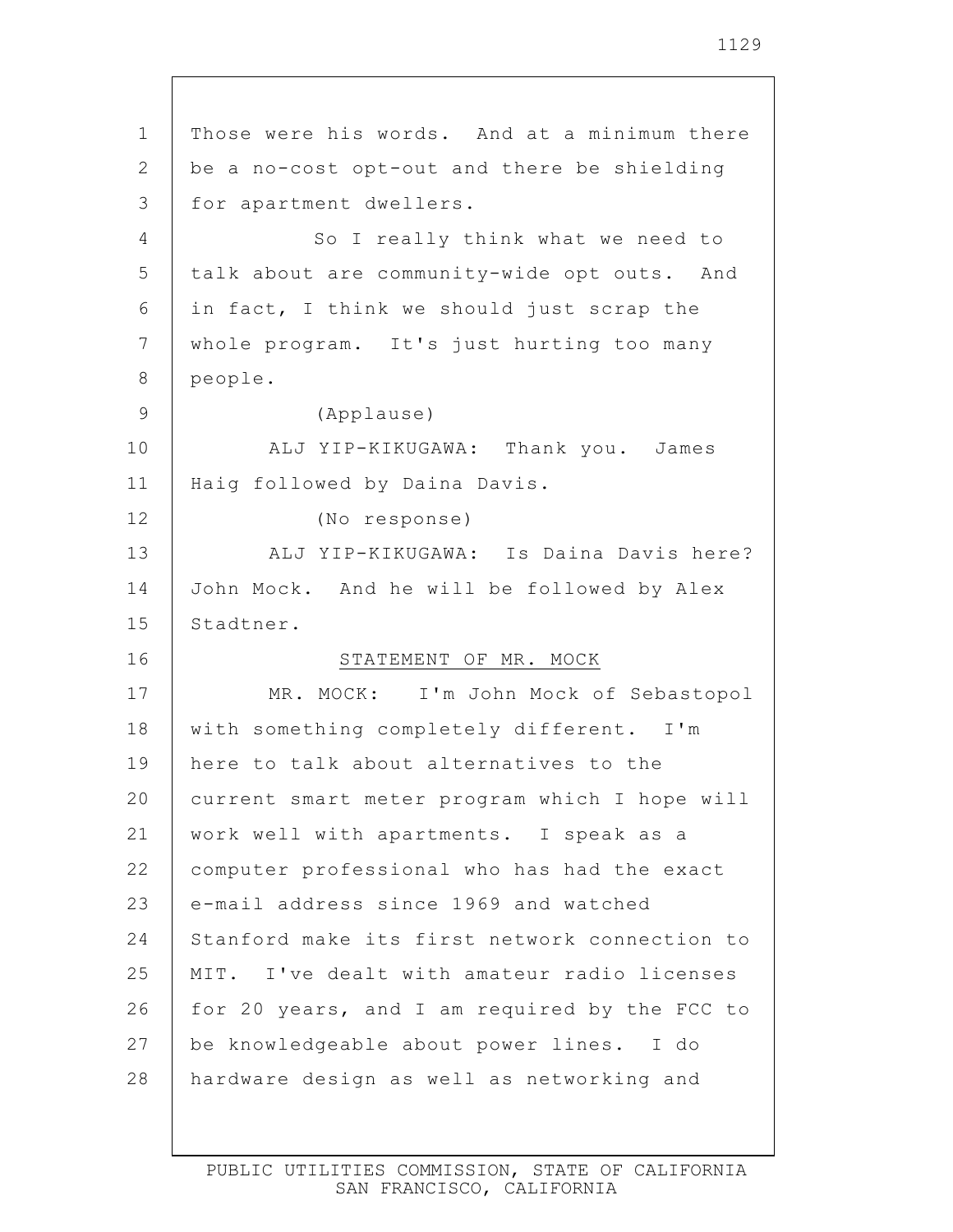Those were his words. And at a minimum there be a no-cost opt-out and there be shielding for apartment dwellers.

So I really think what we need to talk about are community-wide opt outs. And in fact, I think we should just scrap the whole program. It's just hurting too many people.

(Applause)

ALJ YIP-KIKUGAWA: Thank you. James Haig followed by Daina Davis.

(No response)

ALJ YIP-KIKUGAWA: Is Daina Davis here? John Mock. And he will be followed by Alex Stadtner.

STATEMENT OF MR. MOCK

MR. MOCK: I'm John Mock of Sebastopol with something completely different. I'm here to talk about alternatives to the current smart meter program which I hope will work well with apartments. I speak as a computer professional who has had the exact e-mail address since 1969 and watched Stanford make its first network connection to MIT. I've dealt with amateur radio licenses for 20 years, and I am required by the FCC to be knowledgeable about power lines. I do hardware design as well as networking and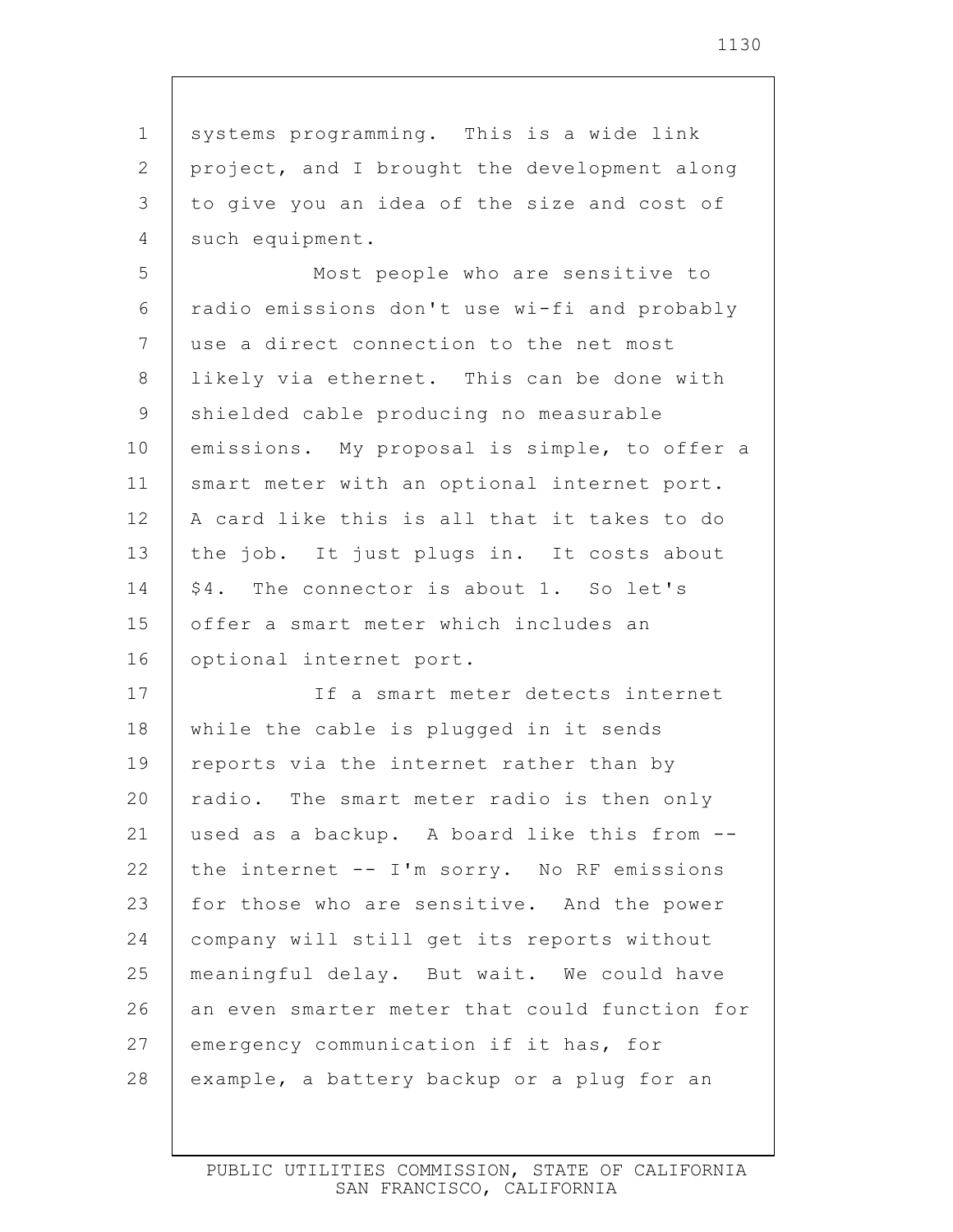systems programming. This is a wide link project, and I brought the development along to give you an idea of the size and cost of such equipment.

Most people who are sensitive to radio emissions don't use wi-fi and probably use a direct connection to the net most likely via ethernet. This can be done with shielded cable producing no measurable emissions. My proposal is simple, to offer a smart meter with an optional internet port. A card like this is all that it takes to do the job. It just plugs in. It costs about $4. The connector is about 1. So let's offer a smart meter which includes an optional internet port.

If a smart meter detects internet while the cable is plugged in it sends reports via the internet rather than by radio. The smart meter radio is then only used as a backup. A board like this from -- the internet -- I'm sorry. No RF emissions for those who are sensitive. And the power company will still get its reports without meaningful delay. But wait. We could have an even smarter meter that could function for emergency communication if it has, for example, a battery backup or a plug for an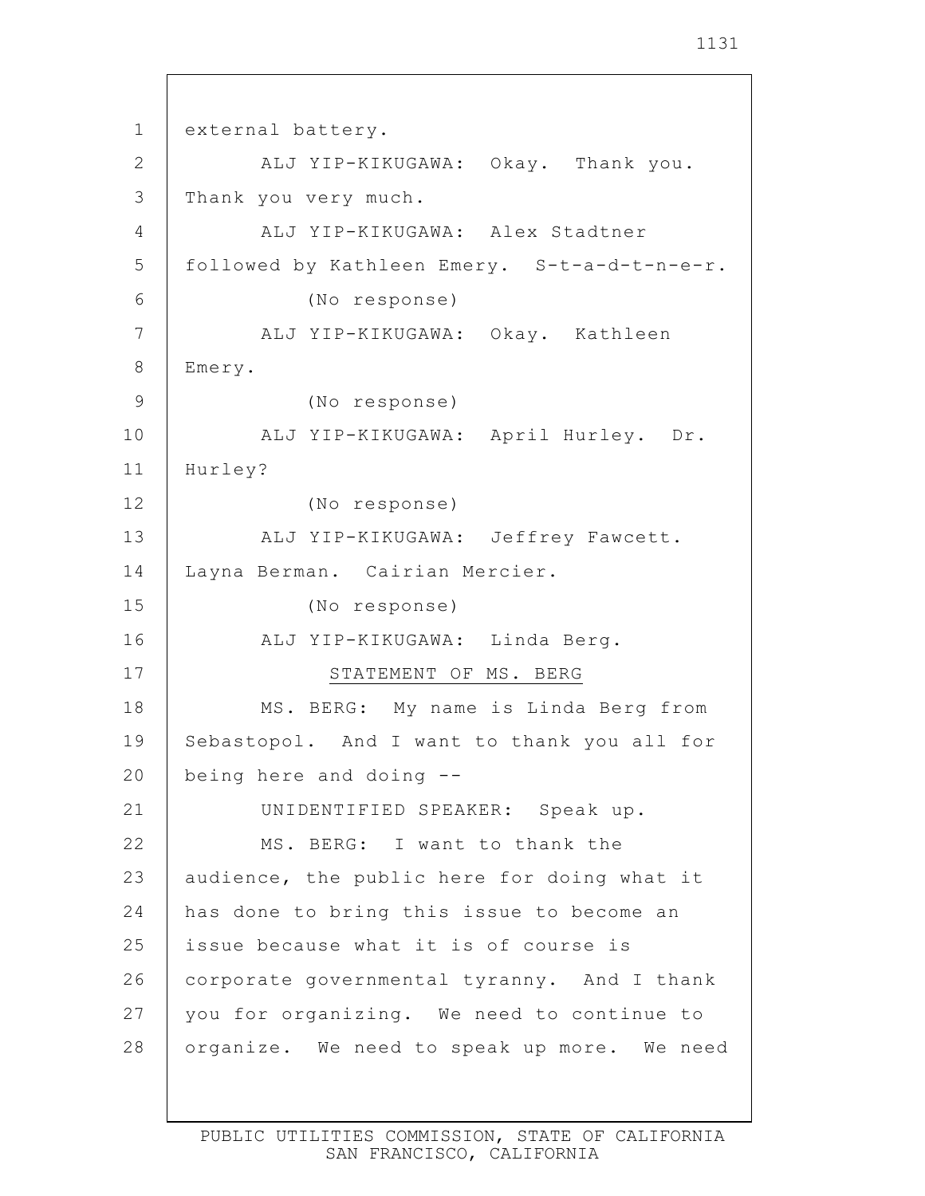external battery.

ALJ YIP-KIKUGAWA: Okay. Thank you. Thank you very much.

ALJ YIP-KIKUGAWA: Alex Stadtner followed by Kathleen Emery. S-t-a-d-t-n-e-r.

(No response)

ALJ YIP-KIKUGAWA: Okay. Kathleen Emery.

(No response)

ALJ YIP-KIKUGAWA: April Hurley. Dr. Hurley?

(No response)

ALJ YIP-KIKUGAWA: Jeffrey Fawcett. Layna Berman. Cairian Mercier.

(No response)

ALJ YIP-KIKUGAWA: Linda Berg.

STATEMENT OF MS. BERG

MS. BERG: My name is Linda Berg from Sebastopol. And I want to thank you all for being here and doing --

UNIDENTIFIED SPEAKER: Speak up.

MS. BERG: I want to thank the audience, the public here for doing what it has done to bring this issue to become an issue because what it is of course is corporate governmental tyranny. And I thank you for organizing. We need to continue to organize. We need to speak up more. We need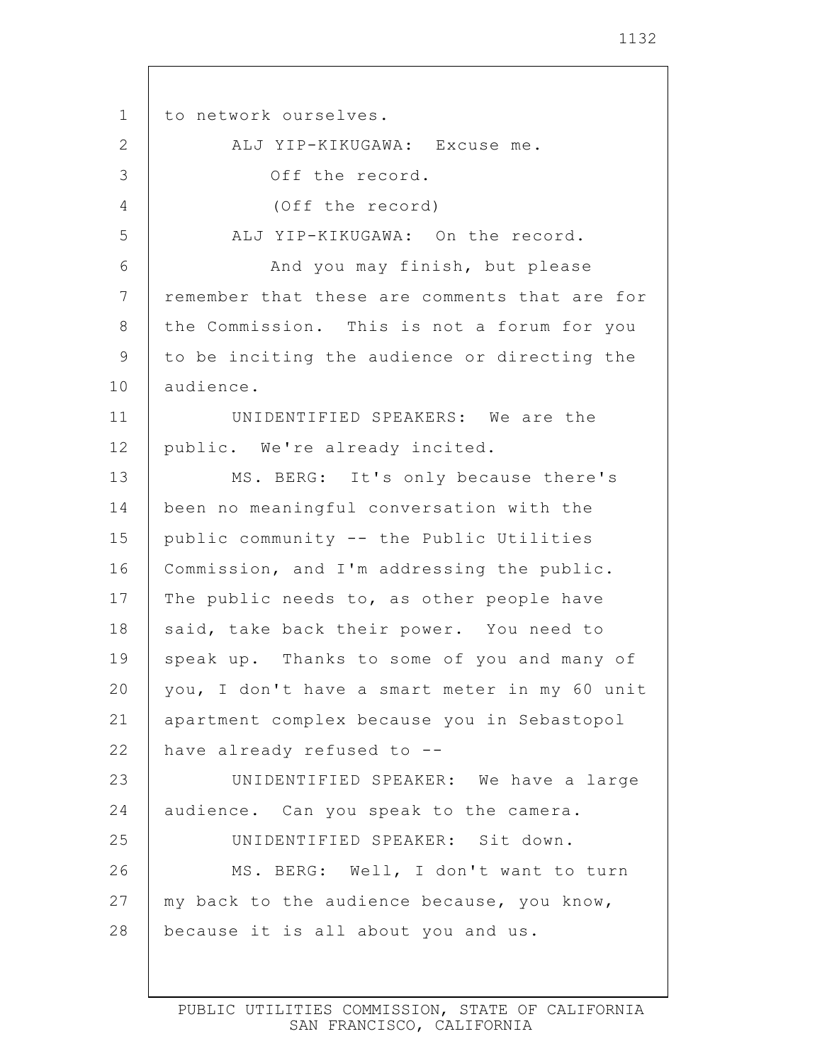to network ourselves.

ALJ YIP-KIKUGAWA: Excuse me.

Off the record.

(Off the record)

ALJ YIP-KIKUGAWA: On the record.

And you may finish, but please remember that these are comments that are for the Commission. This is not a forum for you to be inciting the audience or directing the audience.

UNIDENTIFIED SPEAKERS: We are the public. We're already incited.

MS. BERG: It's only because there's been no meaningful conversation with the public community -- the Public Utilities Commission, and I'm addressing the public. The public needs to, as other people have said, take back their power. You need to speak up. Thanks to some of you and many of you, I don't have a smart meter in my 60 unit apartment complex because you in Sebastopol have already refused to --

UNIDENTIFIED SPEAKER: We have a large audience. Can you speak to the camera.

UNIDENTIFIED SPEAKER: Sit down.

MS. BERG: Well, I don't want to turn my back to the audience because, you know, because it is all about you and us.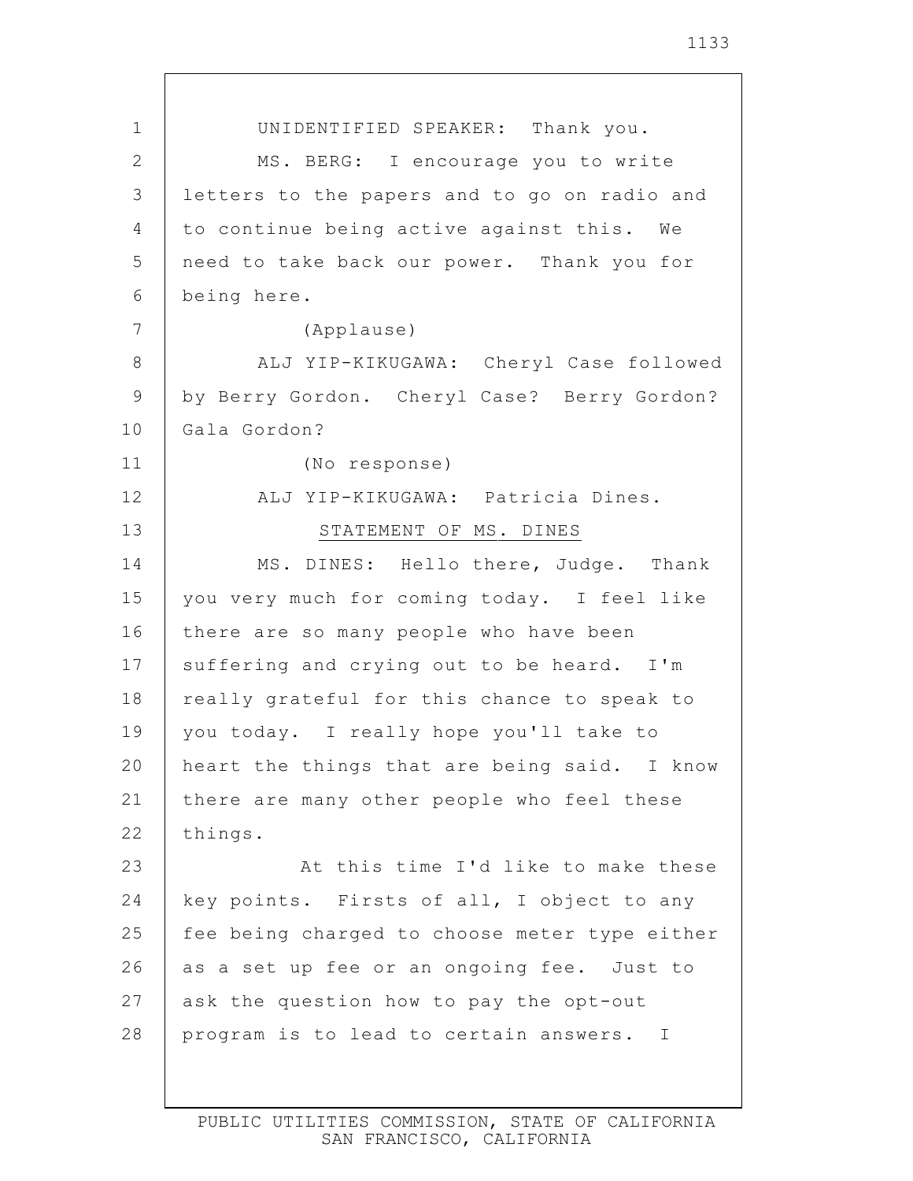UNIDENTIFIED SPEAKER: Thank you.

MS. BERG: I encourage you to write letters to the papers and to go on radio and to continue being active against this. We need to take back our power. Thank you for being here.

(Applause)

ALJ YIP-KIKUGAWA: Cheryl Case followed by Berry Gordon. Cheryl Case? Berry Gordon? Gala Gordon?

(No response)

ALJ YIP-KIKUGAWA: Patricia Dines.

STATEMENT OF MS. DINES

MS. DINES: Hello there, Judge. Thank you very much for coming today. I feel like there are so many people who have been suffering and crying out to be heard. I'm really grateful for this chance to speak to you today. I really hope you'll take to heart the things that are being said. I know there are many other people who feel these things.

At this time I'd like to make these key points. Firsts of all, I object to any fee being charged to choose meter type either as a set up fee or an ongoing fee. Just to ask the question how to pay the opt-out program is to lead to certain answers. I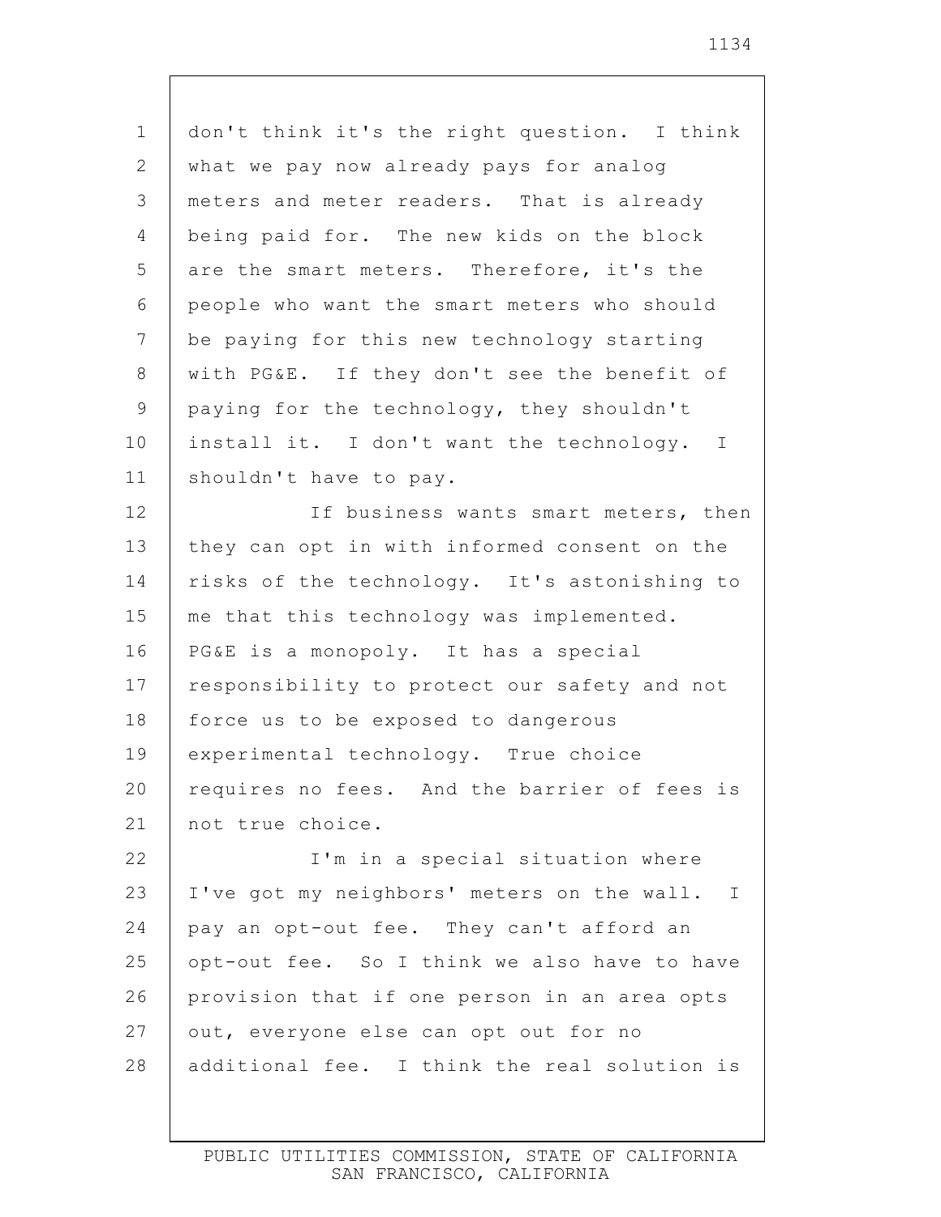don't think it's the right question. I think what we pay now already pays for analog meters and meter readers. That is already being paid for. The new kids on the block are the smart meters. Therefore, it's the people who want the smart meters who should be paying for this new technology starting with PG&E. If they don't see the benefit of paying for the technology, they shouldn't install it. I don't want the technology. I shouldn't have to pay.

If business wants smart meters, then they can opt in with informed consent on the risks of the technology. It's astonishing to me that this technology was implemented. PG&E is a monopoly. It has a special responsibility to protect our safety and not force us to be exposed to dangerous experimental technology. True choice requires no fees. And the barrier of fees is not true choice.

I'm in a special situation where I've got my neighbors' meters on the wall. I pay an opt-out fee. They can't afford an opt-out fee. So I think we also have to have provision that if one person in an area opts out, everyone else can opt out for no additional fee. I think the real solution is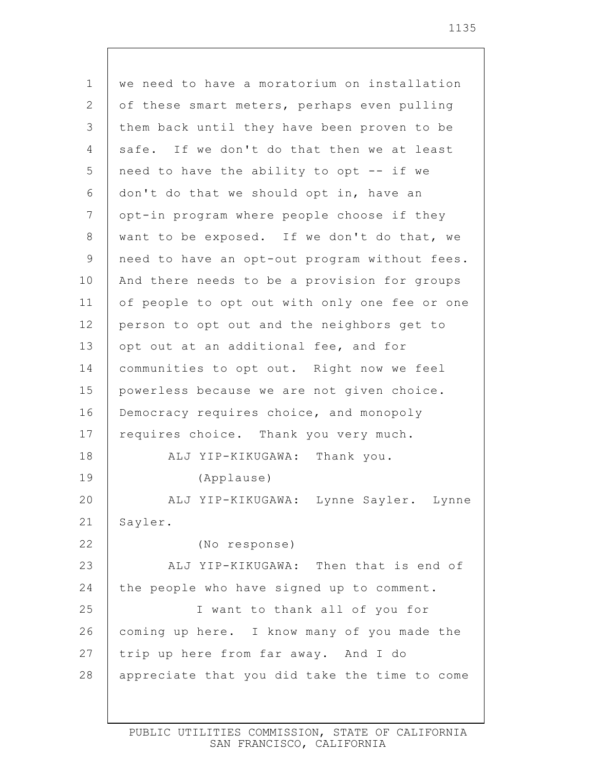we need to have a moratorium on installation of these smart meters, perhaps even pulling them back until they have been proven to be safe. If we don't do that then we at least need to have the ability to opt -- if we don't do that we should opt in, have an opt-in program where people choose if they want to be exposed. If we don't do that, we need to have an opt-out program without fees. And there needs to be a provision for groups of people to opt out with only one fee or one person to opt out and the neighbors get to opt out at an additional fee, and for communities to opt out. Right now we feel powerless because we are not given choice. Democracy requires choice, and monopoly requires choice. Thank you very much.

ALJ YIP-KIKUGAWA: Thank you.

(Applause)

ALJ YIP-KIKUGAWA: Lynne Sayler. Lynne Sayler.

(No response)

ALJ YIP-KIKUGAWA: Then that is end of the people who have signed up to comment.

I want to thank all of you for coming up here. I know many of you made the trip up here from far away. And I do appreciate that you did take the time to come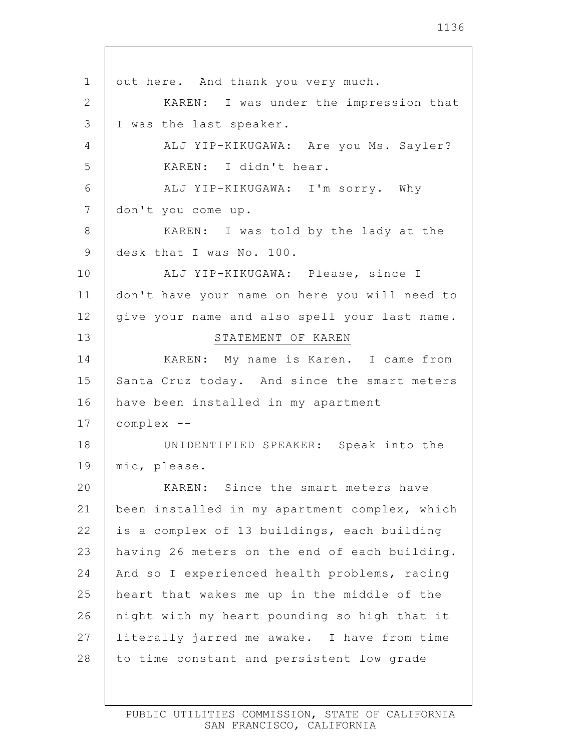out here. And thank you very much.

KAREN: I was under the impression that I was the last speaker.

ALJ YIP-KIKUGAWA: Are you Ms. Sayler?

KAREN: I didn't hear.

ALJ YIP-KIKUGAWA: I'm sorry. Why don't you come up.

KAREN: I was told by the lady at the desk that I was No. 100.

ALJ YIP-KIKUGAWA: Please, since I don't have your name on here you will need to give your name and also spell your last name.

## STATEMENT OF KAREN

KAREN: My name is Karen. I came from Santa Cruz today. And since the smart meters have been installed in my apartment complex --

UNIDENTIFIED SPEAKER: Speak into the mic, please.

KAREN: Since the smart meters have been installed in my apartment complex, which is a complex of 13 buildings, each building having 26 meters on the end of each building. And so I experienced health problems, racing heart that wakes me up in the middle of the night with my heart pounding so high that it literally jarred me awake. I have from time to time constant and persistent low grade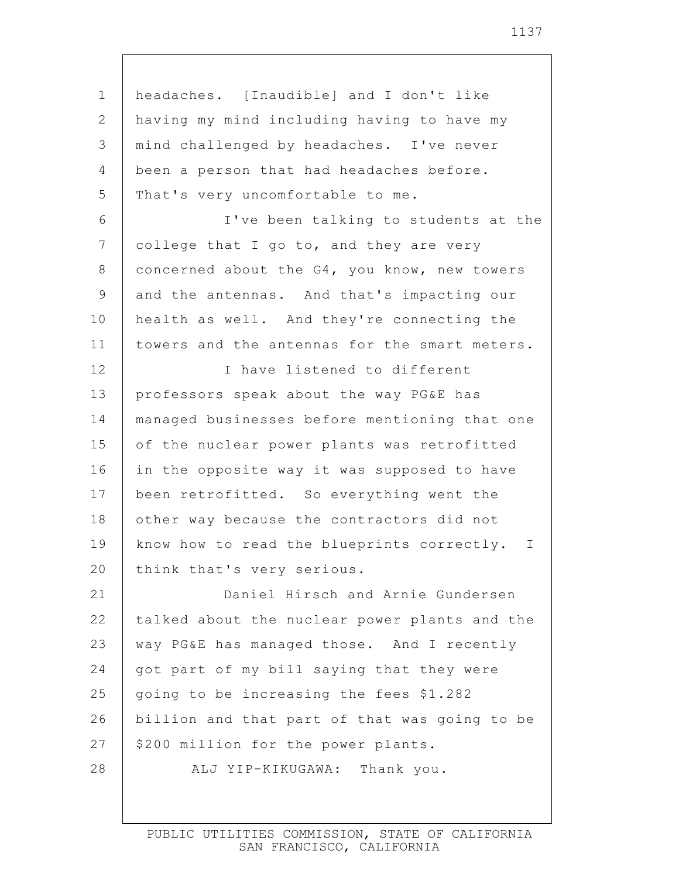headaches. [Inaudible] and I don't like having my mind including having to have my mind challenged by headaches. I've never been a person that had headaches before. That's very uncomfortable to me.

I've been talking to students at the college that I go to, and they are very concerned about the G4, you know, new towers and the antennas. And that's impacting our health as well. And they're connecting the towers and the antennas for the smart meters.

I have listened to different professors speak about the way PG&E has managed businesses before mentioning that one of the nuclear power plants was retrofitted in the opposite way it was supposed to have been retrofitted. So everything went the other way because the contractors did not know how to read the blueprints correctly. I think that's very serious.

Daniel Hirsch and Arnie Gundersen talked about the nuclear power plants and the way PG&E has managed those. And I recently got part of my bill saying that they were going to be increasing the fees $1.282 billion and that part of that was going to be $200 million for the power plants.

ALJ YIP-KIKUGAWA: Thank you.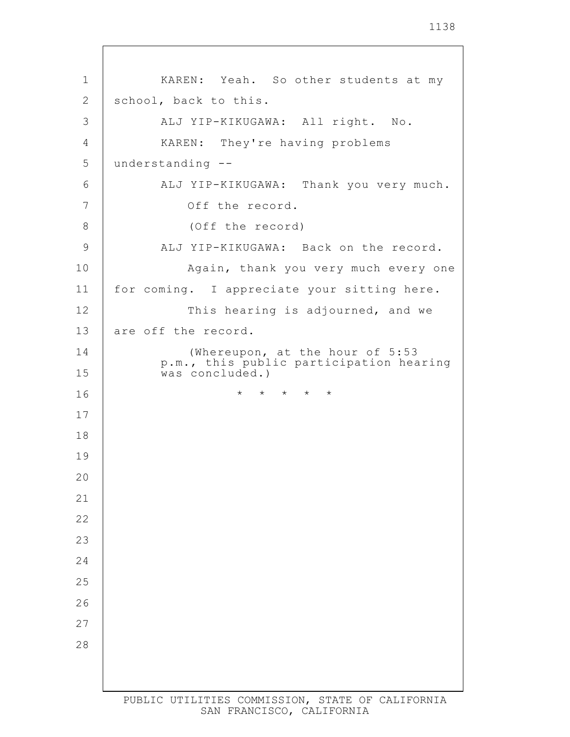KAREN: Yeah. So other students at my school, back to this.

ALJ YIP-KIKUGAWA: All right. No.

KAREN: They're having problems understanding --

ALJ YIP-KIKUGAWA: Thank you very much.

Off the record.

(Off the record)

ALJ YIP-KIKUGAWA: Back on the record.

Again, thank you very much every one for coming. I appreciate your sitting here.

This hearing is adjourned, and we are off the record.

(Whereupon, at the hour of 5:53 p.m., this public participation hearing was concluded.)

* * * * *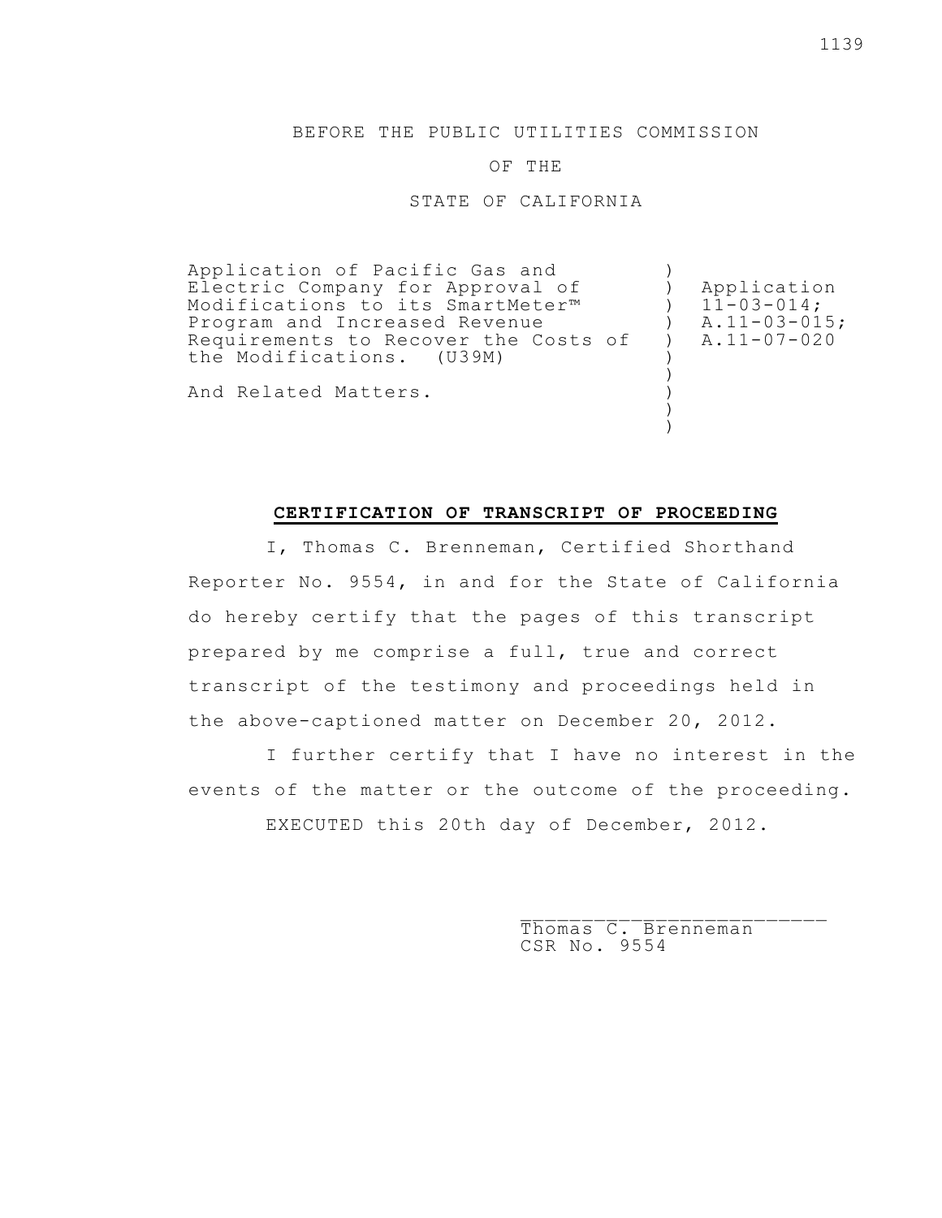BEFORE THE PUBLIC UTILITIES COMMISSION

OF THE

STATE OF CALIFORNIA

| | |
|---|---|
| Application of Pacific Gas and Electric Company for Approval of Modifications to its SmartMeter™ Program and Increased Revenue Requirements to Recover the Costs of the Modifications. (U39M)<br><br>And Related Matters. | Application 11-03-014;<br>A.11-03-015;<br>A.11-07-020 |

**CERTIFICATION OF TRANSCRIPT OF PROCEEDING**

I, Thomas C. Brenneman, Certified Shorthand Reporter No. 9554, in and for the State of California do hereby certify that the pages of this transcript prepared by me comprise a full, true and correct transcript of the testimony and proceedings held in the above-captioned matter on December 20, 2012.

I further certify that I have no interest in the events of the matter or the outcome of the proceeding.

EXECUTED this 20th day of December, 2012.

\_\_\_\_\_\_\_\_\_\_\_\_\_\_\_\_\_\_\_\_\_\_\_\_\_

Thomas C. Brenneman
CSR No. 9554